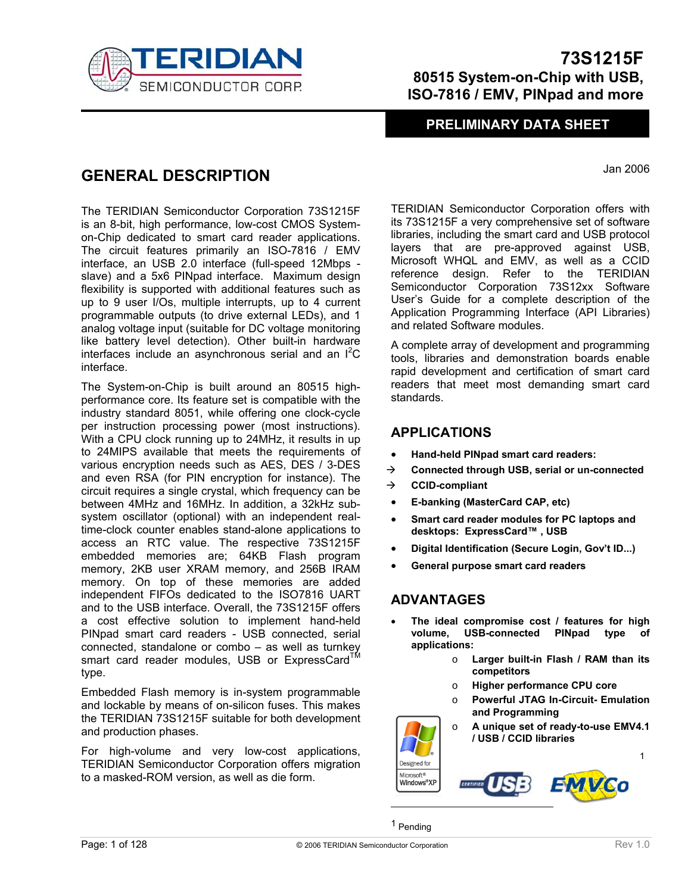# 73S1215F

## 80515 System-on-Chip with USB, ISO-7816 / EMV, PINpad and more

**PRELIMINARY DATA SHEET**

Jan 2006

## GENERAL DESCRIPTION

The TERIDIAN Semiconductor Corporation 73S1215F is an 8-bit, high performance, low-cost CMOS System-on-Chip dedicated to smart card reader applications. The circuit features primarily an ISO-7816 / EMV interface, an USB 2.0 interface (full-speed 12Mbps - slave) and a 5x6 PINpad interface. Maximum design flexibility is supported with additional features such as up to 9 user I/Os, multiple interrupts, up to 4 current programmable outputs (to drive external LEDs), and 1 analog voltage input (suitable for DC voltage monitoring like battery level detection). Other built-in hardware interfaces include an asynchronous serial and an $I^2C$ interface.

The System-on-Chip is built around an 80515 high-performance core. Its feature set is compatible with the industry standard 8051, while offering one clock-cycle per instruction processing power (most instructions). With a CPU clock running up to 24MHz, it results in up to 24MIPS available that meets the requirements of various encryption needs such as AES, DES / 3-DES and even RSA (for PIN encryption for instance). The circuit requires a single crystal, which frequency can be between 4MHz and 16MHz. In addition, a 32kHz sub-system oscillator (optional) with an independent real-time-clock counter enables stand-alone applications to access an RTC value. The respective 73S1215F embedded memories are; 64KB Flash program memory, 2KB user XRAM memory, and 256B IRAM memory. On top of these memories are added independent FIFOs dedicated to the ISO7816 UART and to the USB interface. Overall, the 73S1215F offers a cost effective solution to implement hand-held PINpad smart card readers - USB connected, serial connected, standalone or combo – as well as turnkey smart card reader modules, USB or ExpressCard™ type.

Embedded Flash memory is in-system programmable and lockable by means of on-silicon fuses. This makes the TERIDIAN 73S1215F suitable for both development and production phases.

For high-volume and very low-cost applications, TERIDIAN Semiconductor Corporation offers migration to a masked-ROM version, as well as die form.

TERIDIAN Semiconductor Corporation offers with its 73S1215F a very comprehensive set of software libraries, including the smart card and USB protocol layers that are pre-approved against USB, Microsoft WHQL and EMV, as well as a CCID reference design. Refer to the TERIDIAN Semiconductor Corporation 73S12xx Software User's Guide for a complete description of the Application Programming Interface (API Libraries) and related Software modules.

A complete array of development and programming tools, libraries and demonstration boards enable rapid development and certification of smart card readers that meet most demanding smart card standards.

## APPLICATIONS

- **Hand-held PINpad smart card readers:**
  - → **Connected through USB, serial or un-connected**
  - → **CCID-compliant**
- **E-banking (MasterCard CAP, etc)**
- **Smart card reader modules for PC laptops and desktops: ExpressCard™ , USB**
- **Digital Identification (Secure Login, Gov't ID...)**
- **General purpose smart card readers**

## ADVANTAGES

- **The ideal compromise cost / features for high volume, USB-connected PINpad type of applications:**
  - **Larger built-in Flash / RAM than its competitors**
  - **Higher performance CPU core**
  - **Powerful JTAG In-Circuit- Emulation and Programming**
  - **A unique set of ready-to-use EMV4.1 / USB / CCID libraries**

Designed for Microsoft® Windows® XP — CERTIFIED USB — EMVCo[1]

[1] Pending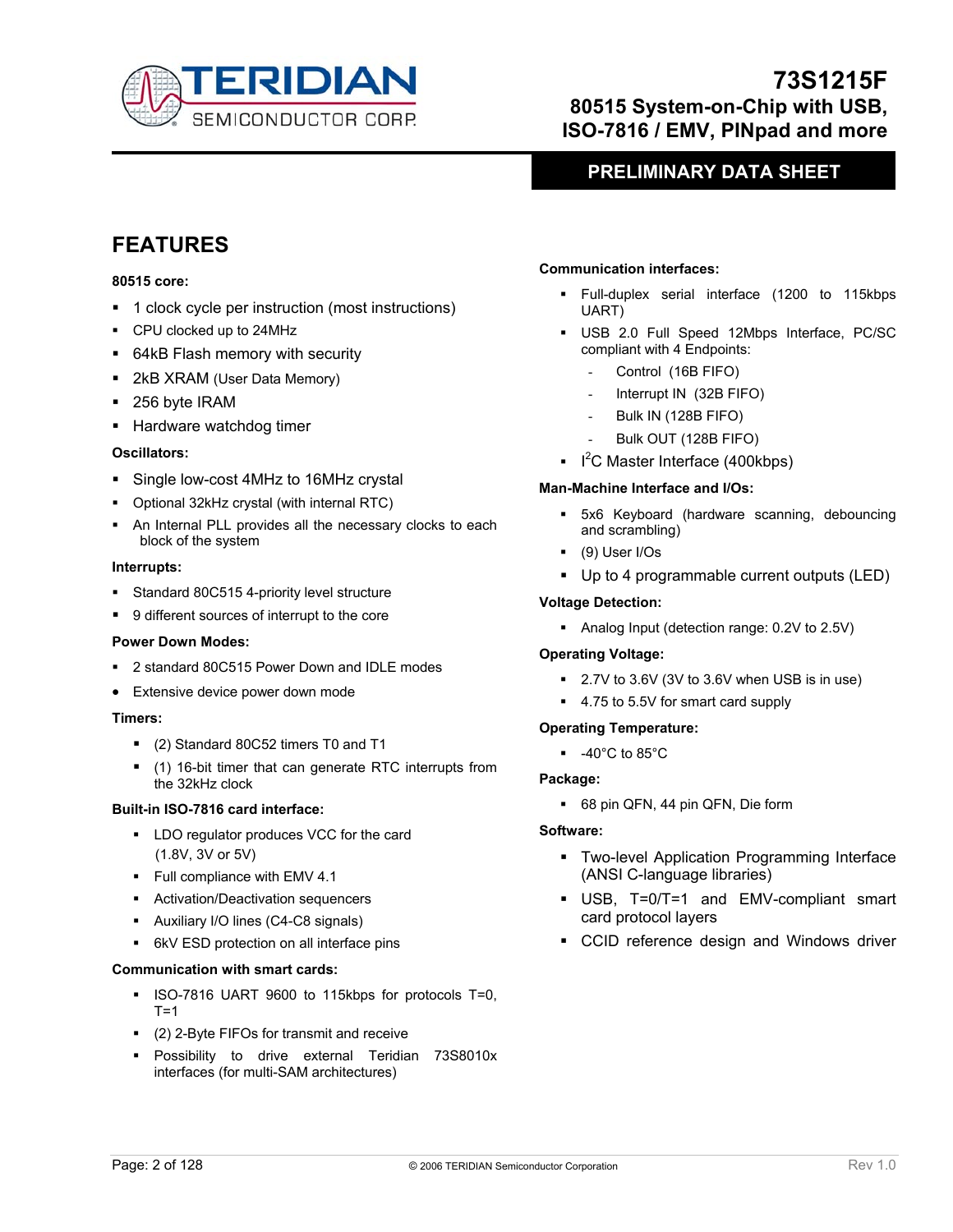# 73S1215F

## 80515 System-on-Chip with USB, ISO-7816 / EMV, PINpad and more

**PRELIMINARY DATA SHEET**

## FEATURES

**80515 core:**

- 1 clock cycle per instruction (most instructions)
- CPU clocked up to 24MHz
- 64kB Flash memory with security
- 2kB XRAM (User Data Memory)
- 256 byte IRAM
- Hardware watchdog timer

**Oscillators:**

- Single low-cost 4MHz to 16MHz crystal
- Optional 32kHz crystal (with internal RTC)
- An Internal PLL provides all the necessary clocks to each block of the system

**Interrupts:**

- Standard 80C515 4-priority level structure
- 9 different sources of interrupt to the core

**Power Down Modes:**

- 2 standard 80C515 Power Down and IDLE modes
- Extensive device power down mode

**Timers:**

- (2) Standard 80C52 timers T0 and T1
- (1) 16-bit timer that can generate RTC interrupts from the 32kHz clock

**Built-in ISO-7816 card interface:**

- LDO regulator produces VCC for the card (1.8V, 3V or 5V)
- Full compliance with EMV 4.1
- Activation/Deactivation sequencers
- Auxiliary I/O lines (C4-C8 signals)
- 6kV ESD protection on all interface pins

**Communication with smart cards:**

- ISO-7816 UART 9600 to 115kbps for protocols T=0, T=1
- (2) 2-Byte FIFOs for transmit and receive
- Possibility to drive external Teridian 73S8010x interfaces (for multi-SAM architectures)

**Communication interfaces:**

- Full-duplex serial interface (1200 to 115kbps UART)
- USB 2.0 Full Speed 12Mbps Interface, PC/SC compliant with 4 Endpoints:
  - Control (16B FIFO)
  - Interrupt IN (32B FIFO)
  - Bulk IN (128B FIFO)
  - Bulk OUT (128B FIFO)
- $I^2C$ Master Interface (400kbps)

**Man-Machine Interface and I/Os:**

- 5x6 Keyboard (hardware scanning, debouncing and scrambling)
- (9) User I/Os
- Up to 4 programmable current outputs (LED)

**Voltage Detection:**

- Analog Input (detection range: 0.2V to 2.5V)

**Operating Voltage:**

- 2.7V to 3.6V (3V to 3.6V when USB is in use)
- 4.75 to 5.5V for smart card supply

**Operating Temperature:**

- -40°C to 85°C

**Package:**

- 68 pin QFN, 44 pin QFN, Die form

**Software:**

- Two-level Application Programming Interface (ANSI C-language libraries)
- USB, T=0/T=1 and EMV-compliant smart card protocol layers
- CCID reference design and Windows driver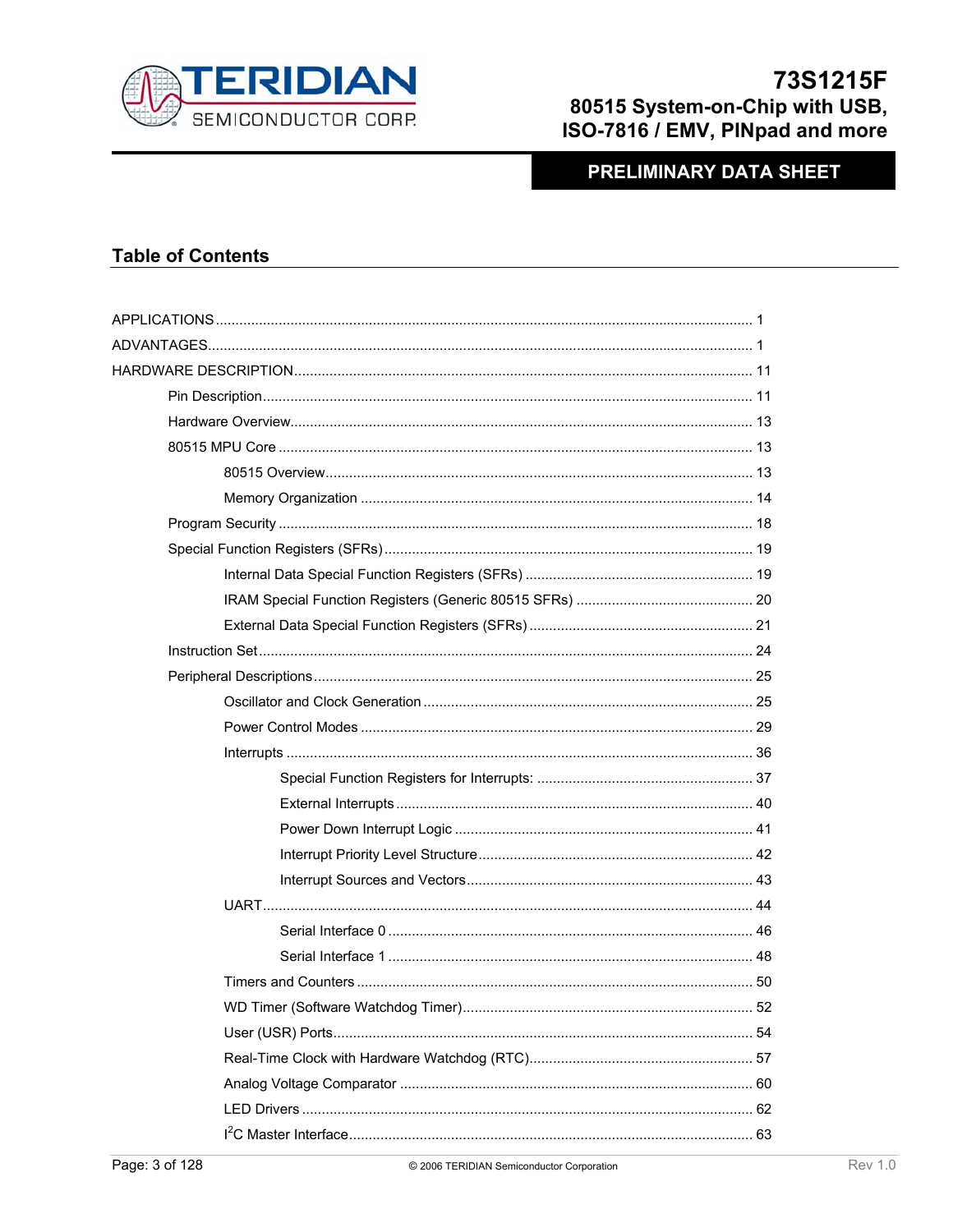## Table of Contents

APPLICATIONS ........................................................................................................................ 1

ADVANTAGES.......................................................................................................................... 1

HARDWARE DESCRIPTION.................................................................................................... 11

- Pin Description........................................................................................................... 11
- Hardware Overview.................................................................................................... 13
- 80515 MPU Core ....................................................................................................... 13
  - 80515 Overview........................................................................................... 13
  - Memory Organization .................................................................................. 14
- Program Security ....................................................................................................... 18
- Special Function Registers (SFRs)............................................................................. 19
  - Internal Data Special Function Registers (SFRs) ......................................... 19
  - IRAM Special Function Registers (Generic 80515 SFRs) ............................ 20
  - External Data Special Function Registers (SFRs) ........................................ 21
- Instruction Set............................................................................................................ 24
- Peripheral Descriptions.............................................................................................. 25
  - Oscillator and Clock Generation .................................................................. 25
  - Power Control Modes .................................................................................. 29
  - Interrupts ..................................................................................................... 36
    - Special Function Registers for Interrupts: ....................................... 37
    - External Interrupts.......................................................................... 40
    - Power Down Interrupt Logic ........................................................... 41
    - Interrupt Priority Level Structure..................................................... 42
    - Interrupt Sources and Vectors........................................................ 43
  - UART........................................................................................................... 44
    - Serial Interface 0 ............................................................................ 46
    - Serial Interface 1 ............................................................................ 48
  - Timers and Counters ................................................................................... 50
  - WD Timer (Software Watchdog Timer)......................................................... 52
  - User (USR) Ports......................................................................................... 54
  - Real-Time Clock with Hardware Watchdog (RTC)........................................ 57
  - Analog Voltage Comparator ........................................................................ 60
  - LED Drivers ................................................................................................. 62
  - I²C Master Interface..................................................................................... 63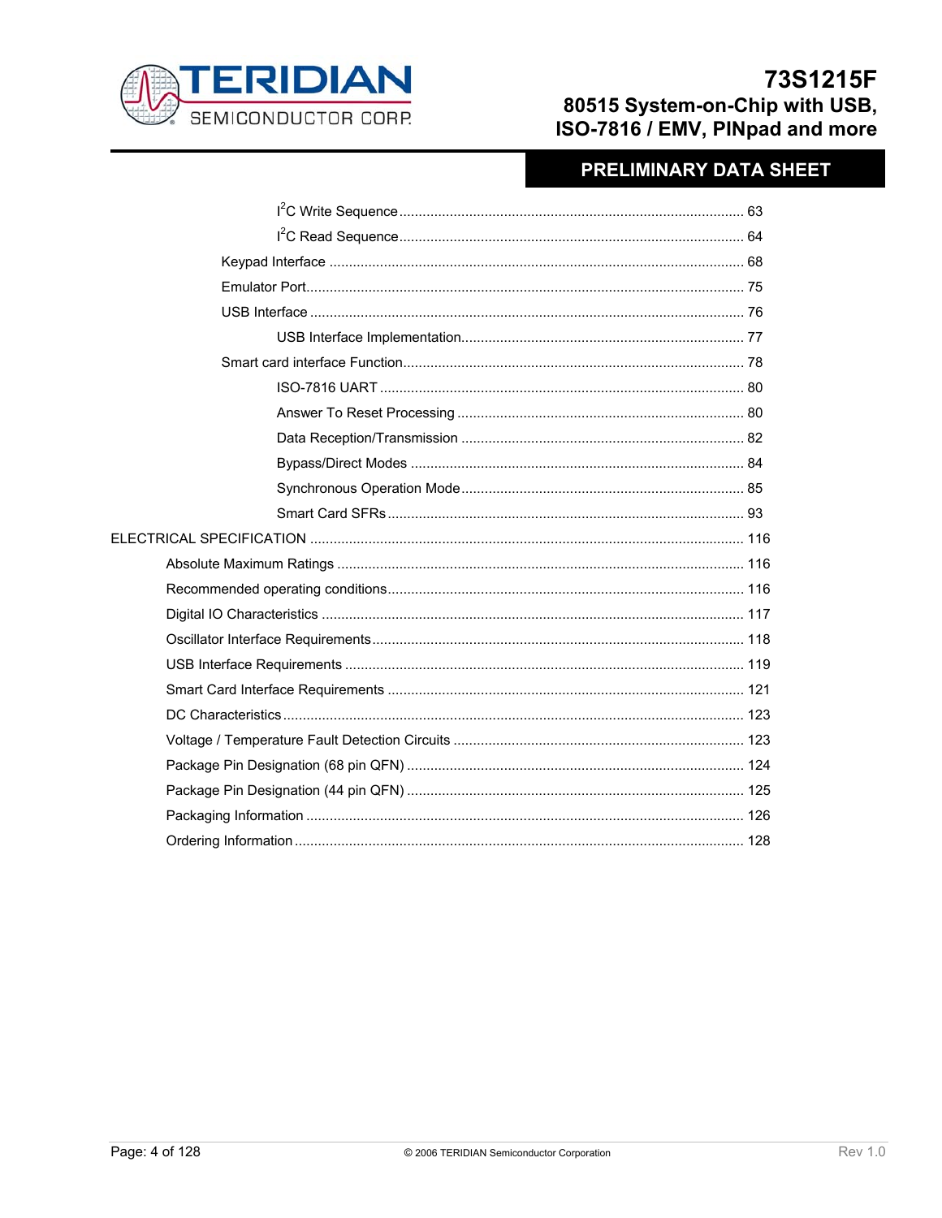- $I^2C$ Write Sequence ........................................ 63
- $I^2C$ Read Sequence ........................................ 64
- Keypad Interface ........................................ 68
- Emulator Port ........................................ 75
- USB Interface ........................................ 76
  - USB Interface Implementation ........................................ 77
- Smart card interface Function ........................................ 78
  - ISO-7816 UART ........................................ 80
  - Answer To Reset Processing ........................................ 80
  - Data Reception/Transmission ........................................ 82
  - Bypass/Direct Modes ........................................ 84
  - Synchronous Operation Mode ........................................ 85
  - Smart Card SFRs ........................................ 93

ELECTRICAL SPECIFICATION ........................................ 116

- Absolute Maximum Ratings ........................................ 116
- Recommended operating conditions ........................................ 116
- Digital IO Characteristics ........................................ 117
- Oscillator Interface Requirements ........................................ 118
- USB Interface Requirements ........................................ 119
- Smart Card Interface Requirements ........................................ 121
- DC Characteristics ........................................ 123
- Voltage / Temperature Fault Detection Circuits ........................................ 123
- Package Pin Designation (68 pin QFN) ........................................ 124
- Package Pin Designation (44 pin QFN) ........................................ 125
- Packaging Information ........................................ 126
- Ordering Information ........................................ 128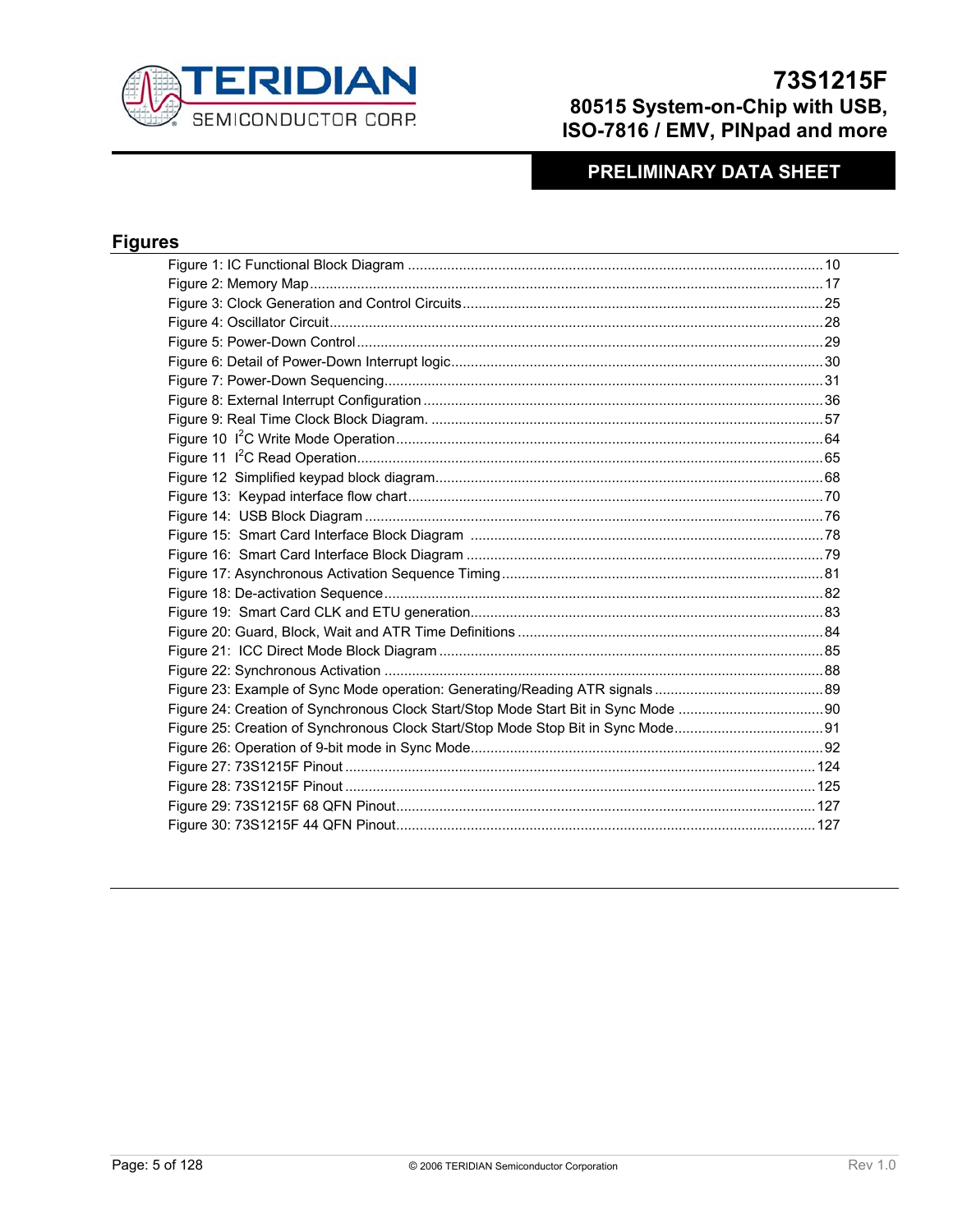## Figures

Figure 1: IC Functional Block Diagram ........................................................................................................ 10
Figure 2: Memory Map.................................................................................................................................. 17
Figure 3: Clock Generation and Control Circuits........................................................................................... 25
Figure 4: Oscillator Circuit............................................................................................................................. 28
Figure 5: Power-Down Control ...................................................................................................................... 29
Figure 6: Detail of Power-Down Interrupt logic.............................................................................................. 30
Figure 7: Power-Down Sequencing............................................................................................................... 31
Figure 8: External Interrupt Configuration ..................................................................................................... 36
Figure 9: Real Time Clock Block Diagram. ................................................................................................... 57
Figure 10 I$^2$C Write Mode Operation............................................................................................................ 64
Figure 11 I$^2$C Read Operation...................................................................................................................... 65
Figure 12 Simplified keypad block diagram.................................................................................................. 68
Figure 13: Keypad interface flow chart......................................................................................................... 70
Figure 14: USB Block Diagram .................................................................................................................... 76
Figure 15: Smart Card Interface Block Diagram .......................................................................................... 78
Figure 16: Smart Card Interface Block Diagram .......................................................................................... 79
Figure 17: Asynchronous Activation Sequence Timing................................................................................. 81
Figure 18: De-activation Sequence............................................................................................................... 82
Figure 19: Smart Card CLK and ETU generation......................................................................................... 83
Figure 20: Guard, Block, Wait and ATR Time Definitions ............................................................................. 84
Figure 21: ICC Direct Mode Block Diagram ................................................................................................. 85
Figure 22: Synchronous Activation ............................................................................................................... 88
Figure 23: Example of Sync Mode operation: Generating/Reading ATR signals ........................................... 89
Figure 24: Creation of Synchronous Clock Start/Stop Mode Start Bit in Sync Mode ..................................... 90
Figure 25: Creation of Synchronous Clock Start/Stop Mode Stop Bit in Sync Mode...................................... 91
Figure 26: Operation of 9-bit mode in Sync Mode......................................................................................... 92
Figure 27: 73S1215F Pinout ....................................................................................................................... 124
Figure 28: 73S1215F Pinout ....................................................................................................................... 125
Figure 29: 73S1215F 68 QFN Pinout.......................................................................................................... 127
Figure 30: 73S1215F 44 QFN Pinout.......................................................................................................... 127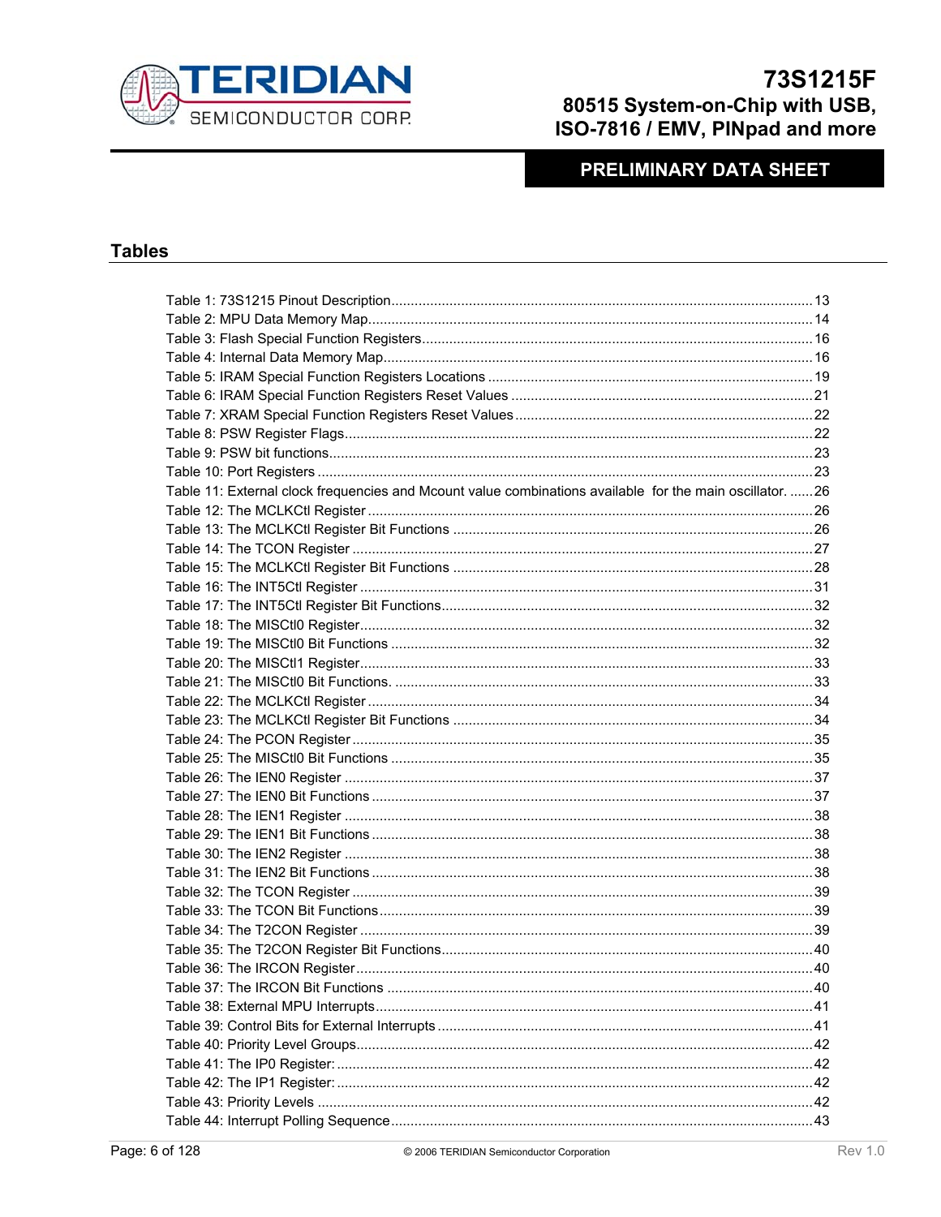## Tables

Table 1: 73S1215 Pinout Description ........ 13
Table 2: MPU Data Memory Map ........ 14
Table 3: Flash Special Function Registers ........ 16
Table 4: Internal Data Memory Map ........ 16
Table 5: IRAM Special Function Registers Locations ........ 19
Table 6: IRAM Special Function Registers Reset Values ........ 21
Table 7: XRAM Special Function Registers Reset Values ........ 22
Table 8: PSW Register Flags ........ 22
Table 9: PSW bit functions ........ 23
Table 10: Port Registers ........ 23
Table 11: External clock frequencies and Mcount value combinations available for the main oscillator. ........ 26
Table 12: The MCLKCtl Register ........ 26
Table 13: The MCLKCtl Register Bit Functions ........ 26
Table 14: The TCON Register ........ 27
Table 15: The MCLKCtl Register Bit Functions ........ 28
Table 16: The INT5Ctl Register ........ 31
Table 17: The INT5Ctl Register Bit Functions ........ 32
Table 18: The MISCtl0 Register ........ 32
Table 19: The MISCtl0 Bit Functions ........ 32
Table 20: The MISCtl1 Register ........ 33
Table 21: The MISCtl0 Bit Functions. ........ 33
Table 22: The MCLKCtl Register ........ 34
Table 23: The MCLKCtl Register Bit Functions ........ 34
Table 24: The PCON Register ........ 35
Table 25: The MISCtl0 Bit Functions ........ 35
Table 26: The IEN0 Register ........ 37
Table 27: The IEN0 Bit Functions ........ 37
Table 28: The IEN1 Register ........ 38
Table 29: The IEN1 Bit Functions ........ 38
Table 30: The IEN2 Register ........ 38
Table 31: The IEN2 Bit Functions ........ 38
Table 32: The TCON Register ........ 39
Table 33: The TCON Bit Functions ........ 39
Table 34: The T2CON Register ........ 39
Table 35: The T2CON Register Bit Functions ........ 40
Table 36: The IRCON Register ........ 40
Table 37: The IRCON Bit Functions ........ 40
Table 38: External MPU Interrupts ........ 41
Table 39: Control Bits for External Interrupts ........ 41
Table 40: Priority Level Groups ........ 42
Table 41: The IP0 Register: ........ 42
Table 42: The IP1 Register: ........ 42
Table 43: Priority Levels ........ 42
Table 44: Interrupt Polling Sequence ........ 43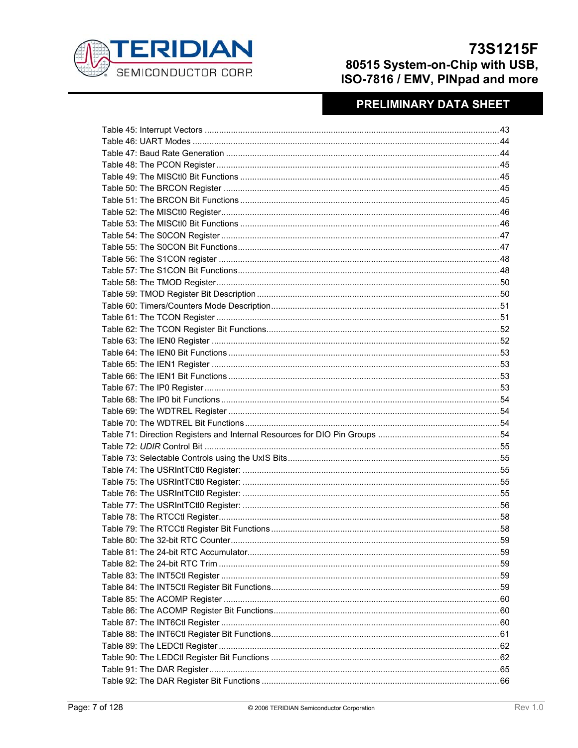Table 45: Interrupt Vectors ........................................................................................................... 43
Table 46: UART Modes ................................................................................................................. 44
Table 47: Baud Rate Generation ................................................................................................... 44
Table 48: The PCON Register ....................................................................................................... 45
Table 49: The MISCtl0 Bit Functions ............................................................................................. 45
Table 50: The BRCON Register .................................................................................................... 45
Table 51: The BRCON Bit Functions ............................................................................................. 45
Table 52: The MISCtl0 Register..................................................................................................... 46
Table 53: The MISCtl0 Bit Functions ............................................................................................. 46
Table 54: The S0CON Register ..................................................................................................... 47
Table 55: The S0CON Bit Functions.............................................................................................. 47
Table 56: The S1CON register ...................................................................................................... 48
Table 57: The S1CON Bit Functions.............................................................................................. 48
Table 58: The TMOD Register ....................................................................................................... 50
Table 59: TMOD Register Bit Description ...................................................................................... 50
Table 60: Timers/Counters Mode Description................................................................................ 51
Table 61: The TCON Register ....................................................................................................... 51
Table 62: The TCON Register Bit Functions.................................................................................. 52
Table 63: The IEN0 Register ......................................................................................................... 52
Table 64: The IEN0 Bit Functions .................................................................................................. 53
Table 65: The IEN1 Register ......................................................................................................... 53
Table 66: The IEN1 Bit Functions .................................................................................................. 53
Table 67: The IP0 Register ............................................................................................................ 53
Table 68: The IP0 bit Functions ..................................................................................................... 54
Table 69: The WDTREL Register .................................................................................................. 54
Table 70: The WDTREL Bit Functions ........................................................................................... 54
Table 71: Direction Registers and Internal Resources for DIO Pin Groups ................................... 54
Table 72: *UDIR* Control Bit ............................................................................................................ 55
Table 73: Selectable Controls using the UxIS Bits......................................................................... 55
Table 74: The USRIntTCtl0 Register: ............................................................................................ 55
Table 75: The USRIntTCtl0 Register: ............................................................................................ 55
Table 76: The USRIntTCtl0 Register: ............................................................................................ 55
Table 77: The USRIntTCtl0 Register: ............................................................................................ 56
Table 78: The RTCCtl Register...................................................................................................... 58
Table 79: The RTCCtl Register Bit Functions ................................................................................ 58
Table 80: The 32-bit RTC Counter................................................................................................. 59
Table 81: The 24-bit RTC Accumulator.......................................................................................... 59
Table 82: The 24-bit RTC Trim ...................................................................................................... 59
Table 83: The INT5Ctl Register ..................................................................................................... 59
Table 84: The INT5Ctl Register Bit Functions................................................................................ 59
Table 85: The ACOMP Register .................................................................................................... 60
Table 86: The ACOMP Register Bit Functions............................................................................... 60
Table 87: The INT6Ctl Register ..................................................................................................... 60
Table 88: The INT6Ctl Register Bit Functions................................................................................ 61
Table 89: The LEDCtl Register ...................................................................................................... 62
Table 90: The LEDCtl Register Bit Functions ................................................................................ 62
Table 91: The DAR Register.......................................................................................................... 65
Table 92: The DAR Register Bit Functions .................................................................................... 66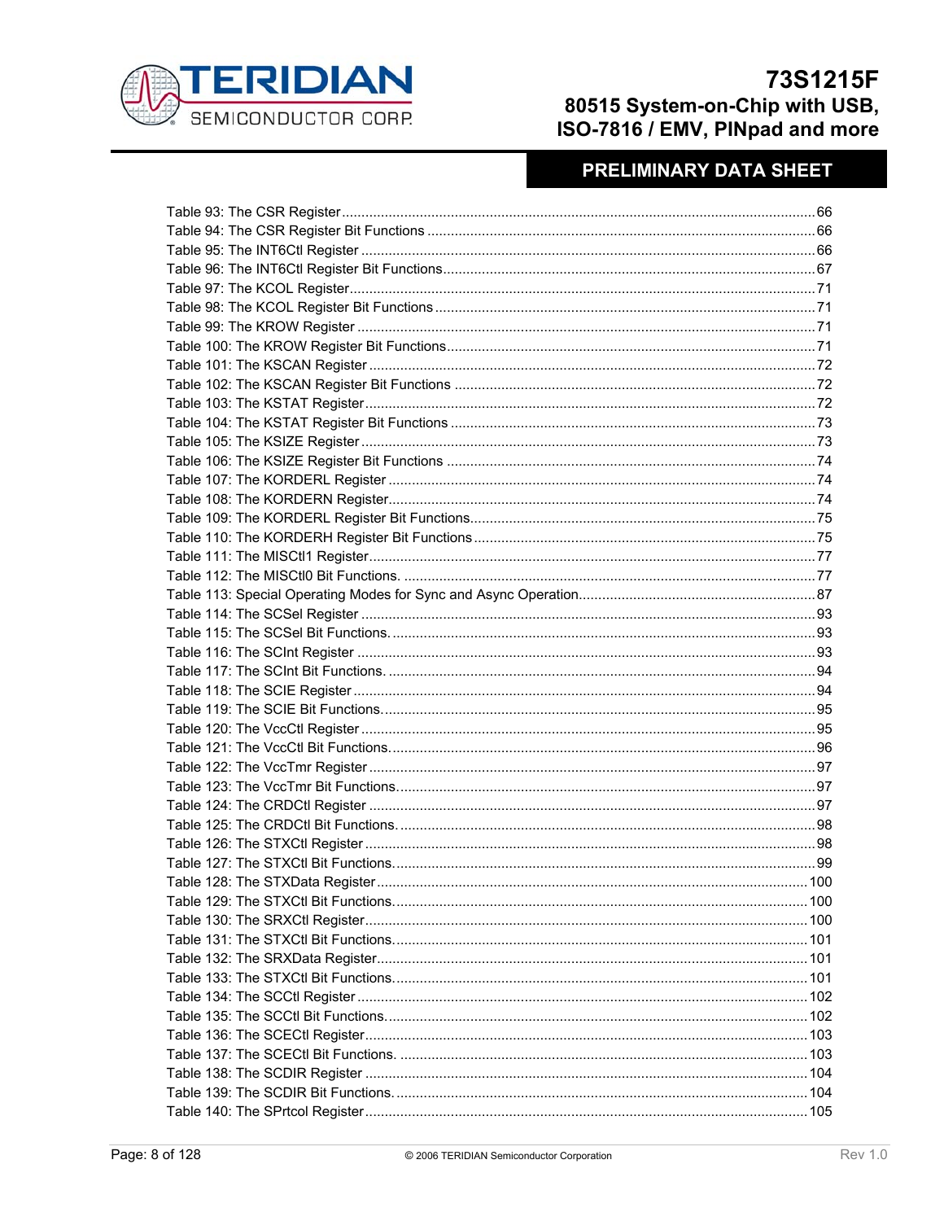Table 93: The CSR Register ........................................................................................................ 66
Table 94: The CSR Register Bit Functions ................................................................................... 66
Table 95: The INT6Ctl Register .................................................................................................... 66
Table 96: The INT6Ctl Register Bit Functions............................................................................... 67
Table 97: The KCOL Register....................................................................................................... 71
Table 98: The KCOL Register Bit Functions ................................................................................. 71
Table 99: The KROW Register ..................................................................................................... 71
Table 100: The KROW Register Bit Functions.............................................................................. 71
Table 101: The KSCAN Register .................................................................................................. 72
Table 102: The KSCAN Register Bit Functions ............................................................................ 72
Table 103: The KSTAT Register.................................................................................................... 72
Table 104: The KSTAT Register Bit Functions ............................................................................. 73
Table 105: The KSIZE Register .................................................................................................... 73
Table 106: The KSIZE Register Bit Functions .............................................................................. 74
Table 107: The KORDERL Register ............................................................................................. 74
Table 108: The KORDERN Register.............................................................................................. 74
Table 109: The KORDERL Register Bit Functions......................................................................... 75
Table 110: The KORDERH Register Bit Functions ....................................................................... 75
Table 111: The MISCtl1 Register.................................................................................................. 77
Table 112: The MISCtl0 Bit Functions. ......................................................................................... 77
Table 113: Special Operating Modes for Sync and Async Operation............................................ 87
Table 114: The SCSel Register .................................................................................................... 93
Table 115: The SCSel Bit Functions. ............................................................................................ 93
Table 116: The SCInt Register ..................................................................................................... 93
Table 117: The SCInt Bit Functions. ............................................................................................. 94
Table 118: The SCIE Register ...................................................................................................... 94
Table 119: The SCIE Bit Functions................................................................................................ 95
Table 120: The VccCtl Register .................................................................................................... 95
Table 121: The VccCtl Bit Functions............................................................................................. 96
Table 122: The VccTmr Register .................................................................................................. 97
Table 123: The VccTmr Bit Functions........................................................................................... 97
Table 124: The CRDCtl Register .................................................................................................. 97
Table 125: The CRDCtl Bit Functions. .......................................................................................... 98
Table 126: The STXCtl Register ................................................................................................... 98
Table 127: The STXCtl Bit Functions............................................................................................ 99
Table 128: The STXData Register .............................................................................................. 100
Table 129: The STXCtl Bit Functions.......................................................................................... 100
Table 130: The SRXCtl Register................................................................................................. 100
Table 131: The STXCtl Bit Functions.......................................................................................... 101
Table 132: The SRXData Register.............................................................................................. 101
Table 133: The STXCtl Bit Functions.......................................................................................... 101
Table 134: The SCCtl Register ................................................................................................... 102
Table 135: The SCCtl Bit Functions............................................................................................ 102
Table 136: The SCECtl Register................................................................................................. 103
Table 137: The SCECtl Bit Functions. ........................................................................................ 103
Table 138: The SCDIR Register ................................................................................................. 104
Table 139: The SCDIR Bit Functions. ......................................................................................... 104
Table 140: The SPrtcol Register................................................................................................. 105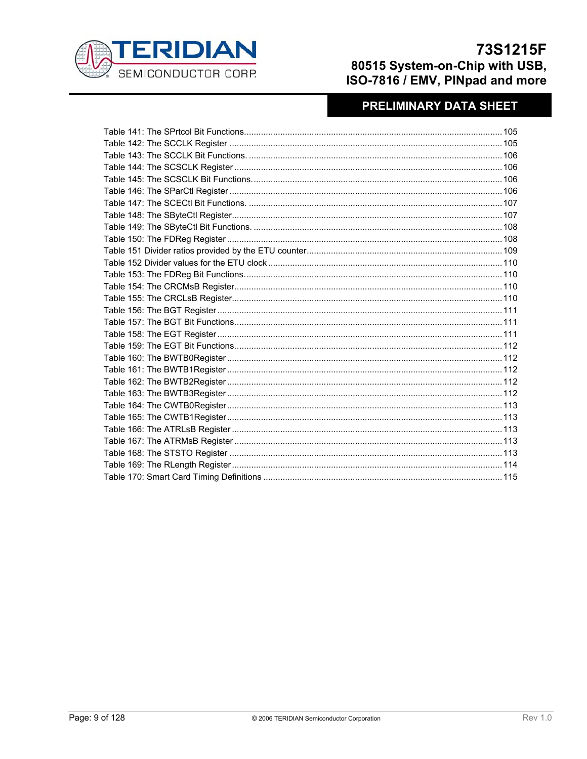Table 141: The SPrtcol Bit Functions.......................................................................................................105
Table 142: The SCCLK Register ...............................................................................................................105
Table 143: The SCCLK Bit Functions. ......................................................................................................106
Table 144: The SCSCLK Register .............................................................................................................106
Table 145: The SCSCLK Bit Functions......................................................................................................106
Table 146: The SParCtl Register ...............................................................................................................106
Table 147: The SCECtl Bit Functions. .......................................................................................................107
Table 148: The SByteCtl Register..............................................................................................................107
Table 149: The SByteCtl Bit Functions. .....................................................................................................108
Table 150: The FDReg Register ................................................................................................................108
Table 151 Divider ratios provided by the ETU counter................................................................................109
Table 152 Divider values for the ETU clock ...............................................................................................110
Table 153: The FDReg Bit Functions.........................................................................................................110
Table 154: The CRCMsB Register.............................................................................................................110
Table 155: The CRCLsB Register..............................................................................................................110
Table 156: The BGT Register ....................................................................................................................111
Table 157: The BGT Bit Functions.............................................................................................................111
Table 158: The EGT Register ....................................................................................................................111
Table 159: The EGT Bit Functions.............................................................................................................112
Table 160: The BWTB0Register ................................................................................................................112
Table 161: The BWTB1Register ................................................................................................................112
Table 162: The BWTB2Register ................................................................................................................112
Table 163: The BWTB3Register ................................................................................................................112
Table 164: The CWTB0Register ................................................................................................................113
Table 165: The CWTB1Register ................................................................................................................113
Table 166: The ATRLsB Register ..............................................................................................................113
Table 167: The ATRMsB Register .............................................................................................................113
Table 168: The STSTO Register ...............................................................................................................113
Table 169: The RLength Register ..............................................................................................................114
Table 170: Smart Card Timing Definitions ..................................................................................................115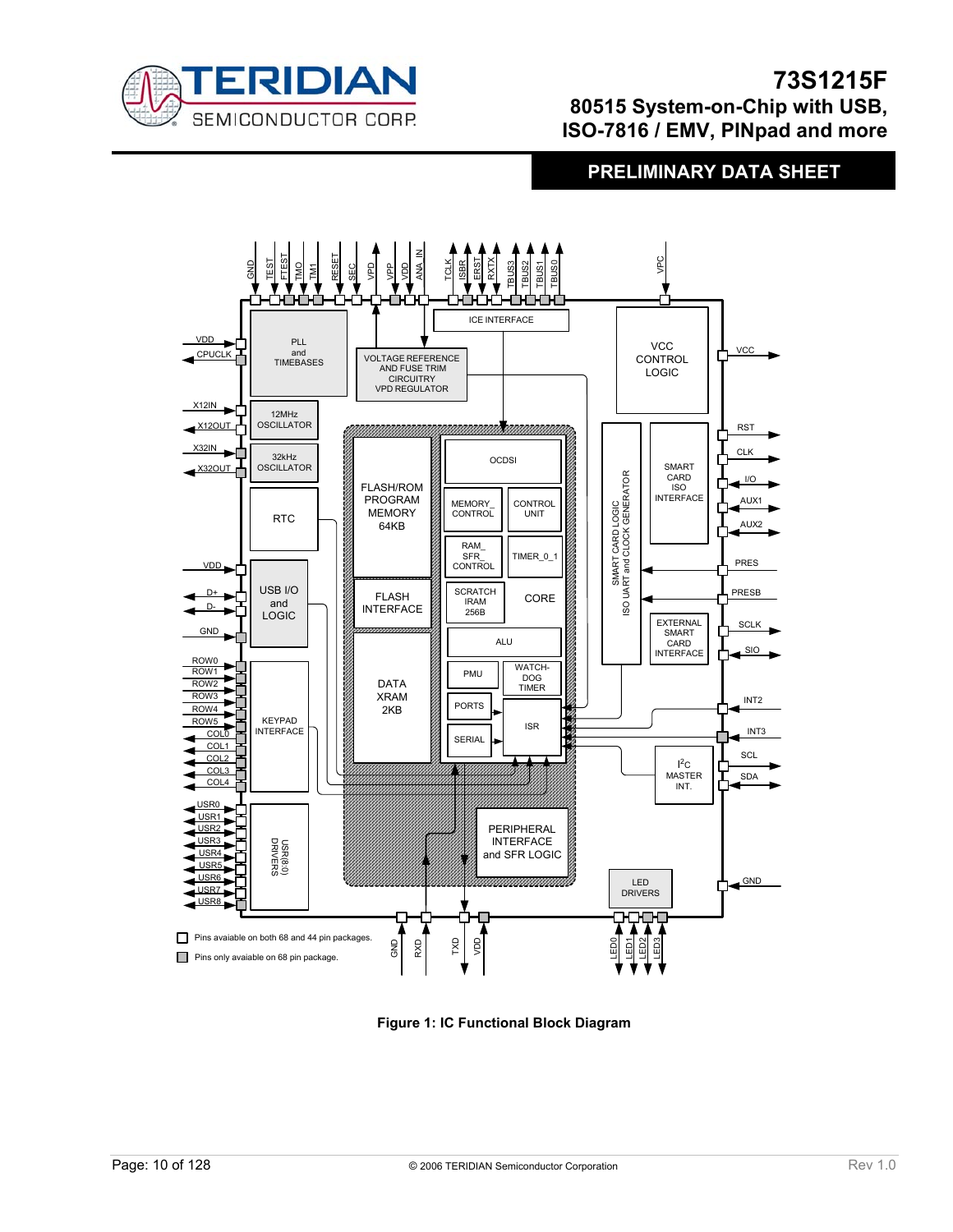Figure 1: IC Functional Block Diagram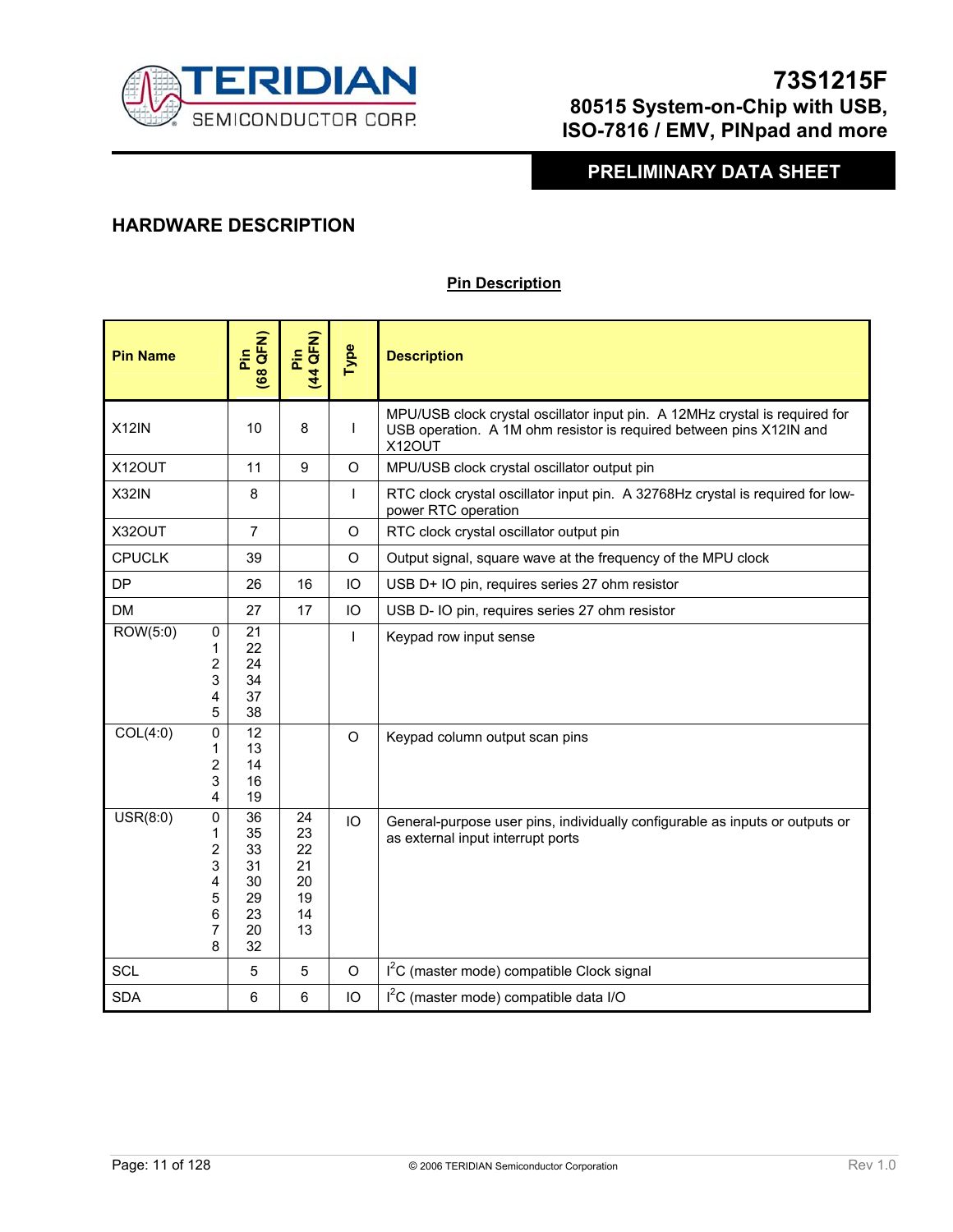## HARDWARE DESCRIPTION

**Pin Description**

| Pin Name | | Pin (68 QFN) | Pin (44 QFN) | Type | Description |
|---|---|---|---|---|---|
| X12IN | | 10 | 8 | I | MPU/USB clock crystal oscillator input pin. A 12MHz crystal is required for USB operation. A 1M ohm resistor is required between pins X12IN and X12OUT |
| X12OUT | | 11 | 9 | O | MPU/USB clock crystal oscillator output pin |
| X32IN | | 8 | | I | RTC clock crystal oscillator input pin. A 32768Hz crystal is required for low-power RTC operation |
| X32OUT | | 7 | | O | RTC clock crystal oscillator output pin |
| CPUCLK | | 39 | | O | Output signal, square wave at the frequency of the MPU clock |
| DP | | 26 | 16 | IO | USB D+ IO pin, requires series 27 ohm resistor |
| DM | | 27 | 17 | IO | USB D- IO pin, requires series 27 ohm resistor |
| ROW(5:0) | 0<br>1<br>2<br>3<br>4<br>5 | 21<br>22<br>24<br>34<br>37<br>38 | | I | Keypad row input sense |
| COL(4:0) | 0<br>1<br>2<br>3<br>4 | 12<br>13<br>14<br>16<br>19 | | O | Keypad column output scan pins |
| USR(8:0) | 0<br>1<br>2<br>3<br>4<br>5<br>6<br>7<br>8 | 36<br>35<br>33<br>31<br>30<br>29<br>23<br>20<br>32 | 24<br>23<br>22<br>21<br>20<br>19<br>14<br>13 | IO | General-purpose user pins, individually configurable as inputs or outputs or as external input interrupt ports |
| SCL | | 5 | 5 | O | $I^2C$ (master mode) compatible Clock signal |
| SDA | | 6 | 6 | IO | $I^2C$ (master mode) compatible data I/O |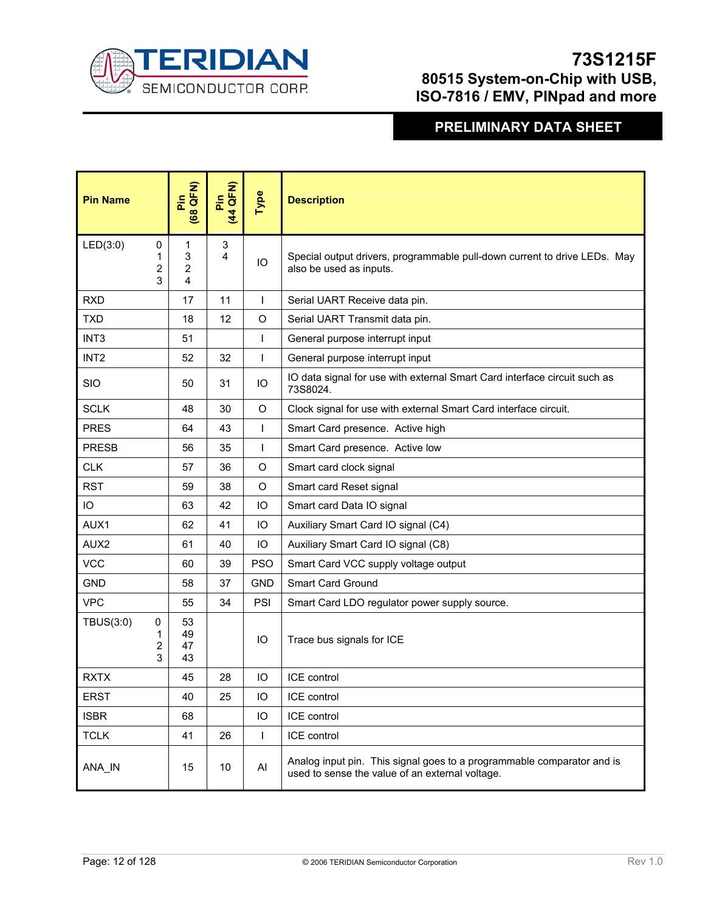| Pin Name | Pin (68 QFN) | Pin (44 QFN) | Type | Description |
|---|---|---|---|---|
| LED(3:0) 0<br>1<br>2<br>3 | 1<br>3<br>2<br>4 | 3<br>4 | IO | Special output drivers, programmable pull-down current to drive LEDs. May also be used as inputs. |
| RXD | 17 | 11 | I | Serial UART Receive data pin. |
| TXD | 18 | 12 | O | Serial UART Transmit data pin. |
| INT3 | 51 | | I | General purpose interrupt input |
| INT2 | 52 | 32 | I | General purpose interrupt input |
| SIO | 50 | 31 | IO | IO data signal for use with external Smart Card interface circuit such as 73S8024. |
| SCLK | 48 | 30 | O | Clock signal for use with external Smart Card interface circuit. |
| PRES | 64 | 43 | I | Smart Card presence. Active high |
| PRESB | 56 | 35 | I | Smart Card presence. Active low |
| CLK | 57 | 36 | O | Smart card clock signal |
| RST | 59 | 38 | O | Smart card Reset signal |
| IO | 63 | 42 | IO | Smart card Data IO signal |
| AUX1 | 62 | 41 | IO | Auxiliary Smart Card IO signal (C4) |
| AUX2 | 61 | 40 | IO | Auxiliary Smart Card IO signal (C8) |
| VCC | 60 | 39 | PSO | Smart Card VCC supply voltage output |
| GND | 58 | 37 | GND | Smart Card Ground |
| VPC | 55 | 34 | PSI | Smart Card LDO regulator power supply source. |
| TBUS(3:0) 0<br>1<br>2<br>3 | 53<br>49<br>47<br>43 | | IO | Trace bus signals for ICE |
| RXTX | 45 | 28 | IO | ICE control |
| ERST | 40 | 25 | IO | ICE control |
| ISBR | 68 | | IO | ICE control |
| TCLK | 41 | 26 | I | ICE control |
| ANA_IN | 15 | 10 | AI | Analog input pin. This signal goes to a programmable comparator and is used to sense the value of an external voltage. |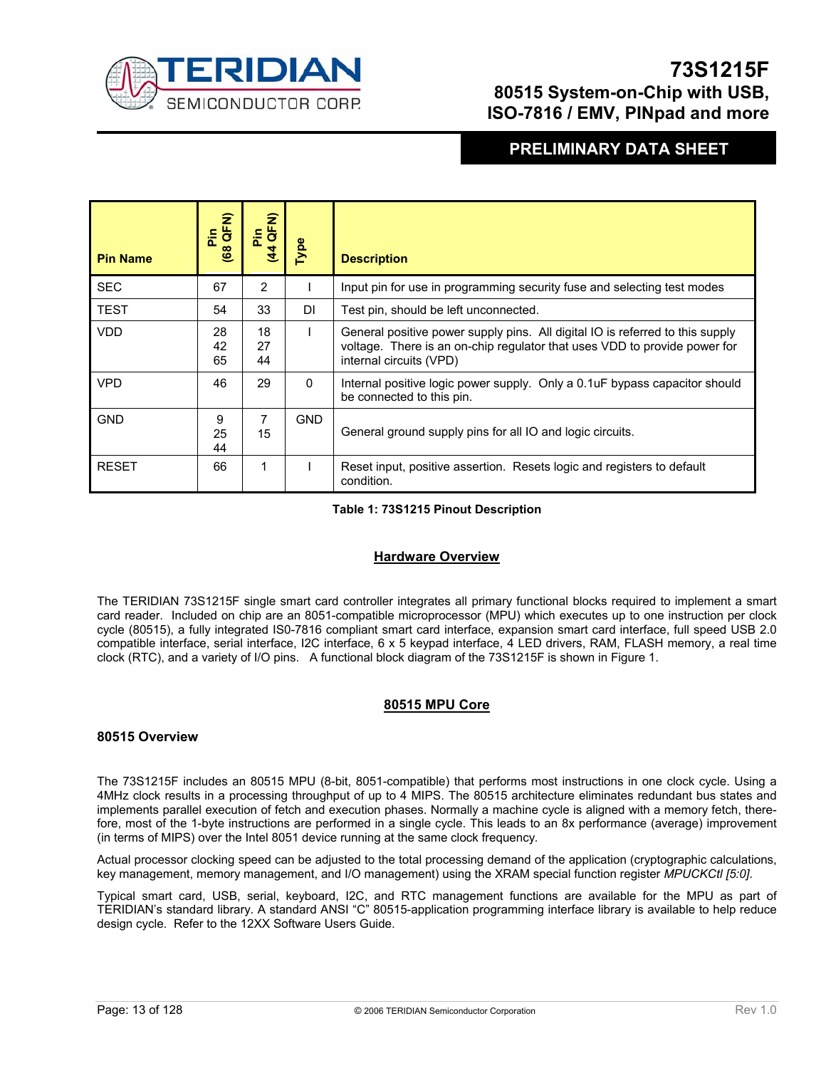| Pin Name | Pin (68 QFN) | Pin (44 QFN) | Type | Description |
|---|---|---|---|---|
| SEC | 67 | 2 | I | Input pin for use in programming security fuse and selecting test modes |
| TEST | 54 | 33 | DI | Test pin, should be left unconnected. |
| VDD | 28<br>42<br>65 | 18<br>27<br>44 | I | General positive power supply pins. All digital IO is referred to this supply voltage. There is an on-chip regulator that uses VDD to provide power for internal circuits (VPD) |
| VPD | 46 | 29 | 0 | Internal positive logic power supply. Only a 0.1uF bypass capacitor should be connected to this pin. |
| GND | 9<br>25<br>44 | 7<br>15 | GND | General ground supply pins for all IO and logic circuits. |
| RESET | 66 | 1 | I | Reset input, positive assertion. Resets logic and registers to default condition. |

**Table 1: 73S1215 Pinout Description**

## Hardware Overview

The TERIDIAN 73S1215F single smart card controller integrates all primary functional blocks required to implement a smart card reader. Included on chip are an 8051-compatible microprocessor (MPU) which executes up to one instruction per clock cycle (80515), a fully integrated IS0-7816 compliant smart card interface, expansion smart card interface, full speed USB 2.0 compatible interface, serial interface, I2C interface, 6 x 5 keypad interface, 4 LED drivers, RAM, FLASH memory, a real time clock (RTC), and a variety of I/O pins. A functional block diagram of the 73S1215F is shown in Figure 1.

## 80515 MPU Core

### 80515 Overview

The 73S1215F includes an 80515 MPU (8-bit, 8051-compatible) that performs most instructions in one clock cycle. Using a 4MHz clock results in a processing throughput of up to 4 MIPS. The 80515 architecture eliminates redundant bus states and implements parallel execution of fetch and execution phases. Normally a machine cycle is aligned with a memory fetch, therefore, most of the 1-byte instructions are performed in a single cycle. This leads to an 8x performance (average) improvement (in terms of MIPS) over the Intel 8051 device running at the same clock frequency.

Actual processor clocking speed can be adjusted to the total processing demand of the application (cryptographic calculations, key management, memory management, and I/O management) using the XRAM special function register *MPUCKCtl [5:0]*.

Typical smart card, USB, serial, keyboard, I2C, and RTC management functions are available for the MPU as part of TERIDIAN's standard library. A standard ANSI "C" 80515-application programming interface library is available to help reduce design cycle. Refer to the 12XX Software Users Guide.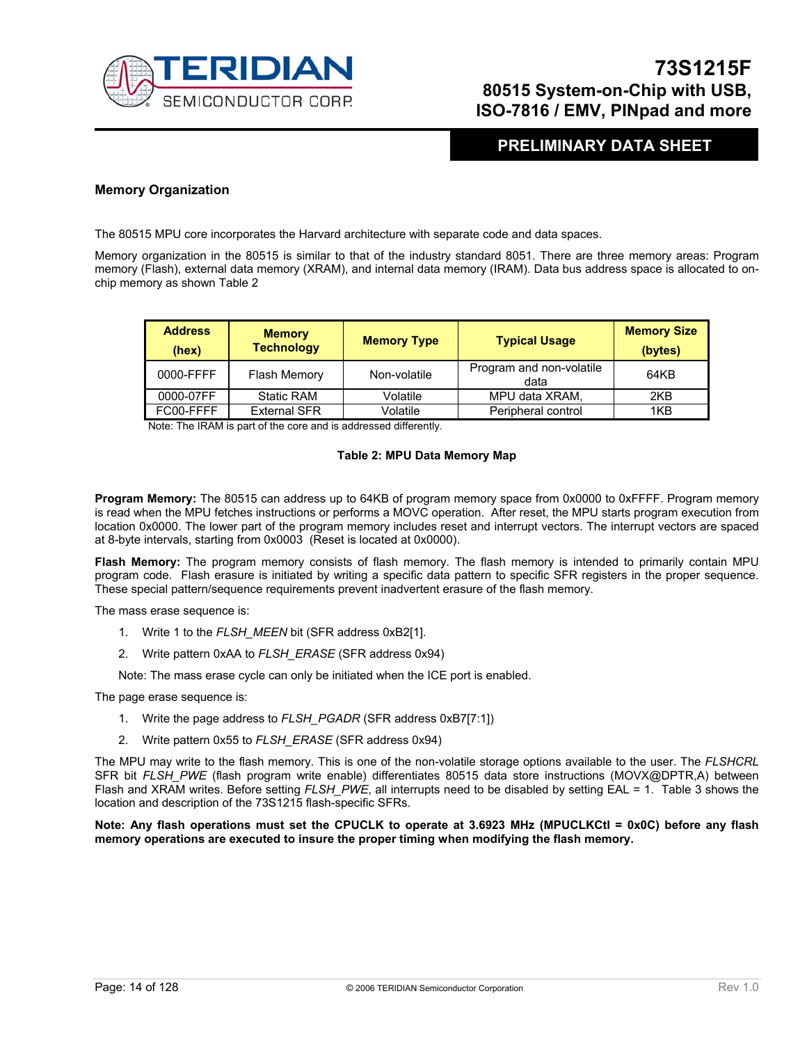## Memory Organization

The 80515 MPU core incorporates the Harvard architecture with separate code and data spaces.

Memory organization in the 80515 is similar to that of the industry standard 8051. There are three memory areas: Program memory (Flash), external data memory (XRAM), and internal data memory (IRAM). Data bus address space is allocated to on-chip memory as shown Table 2

| Address (hex) | Memory Technology | Memory Type | Typical Usage | Memory Size (bytes) |
|---|---|---|---|---|
| 0000-FFFF | Flash Memory | Non-volatile | Program and non-volatile data | 64KB |
| 0000-07FF | Static RAM | Volatile | MPU data XRAM, | 2KB |
| FC00-FFFF | External SFR | Volatile | Peripheral control | 1KB |

Note: The IRAM is part of the core and is addressed differently.

**Table 2: MPU Data Memory Map**

**Program Memory:** The 80515 can address up to 64KB of program memory space from 0x0000 to 0xFFFF. Program memory is read when the MPU fetches instructions or performs a MOVC operation. After reset, the MPU starts program execution from location 0x0000. The lower part of the program memory includes reset and interrupt vectors. The interrupt vectors are spaced at 8-byte intervals, starting from 0x0003 (Reset is located at 0x0000).

**Flash Memory:** The program memory consists of flash memory. The flash memory is intended to primarily contain MPU program code. Flash erasure is initiated by writing a specific data pattern to specific SFR registers in the proper sequence. These special pattern/sequence requirements prevent inadvertent erasure of the flash memory.

The mass erase sequence is:

1. Write 1 to the *FLSH_MEEN* bit (SFR address 0xB2[1].
2. Write pattern 0xAA to *FLSH_ERASE* (SFR address 0x94)

Note: The mass erase cycle can only be initiated when the ICE port is enabled.

The page erase sequence is:

1. Write the page address to *FLSH_PGADR* (SFR address 0xB7[7:1])
2. Write pattern 0x55 to *FLSH_ERASE* (SFR address 0x94)

The MPU may write to the flash memory. This is one of the non-volatile storage options available to the user. The *FLSHCRL* SFR bit *FLSH_PWE* (flash program write enable) differentiates 80515 data store instructions (MOVX@DPTR,A) between Flash and XRAM writes. Before setting *FLSH_PWE*, all interrupts need to be disabled by setting EAL = 1. Table 3 shows the location and description of the 73S1215 flash-specific SFRs.

**Note: Any flash operations must set the CPUCLK to operate at 3.6923 MHz (MPUCLKCtl = 0x0C) before any flash memory operations are executed to insure the proper timing when modifying the flash memory.**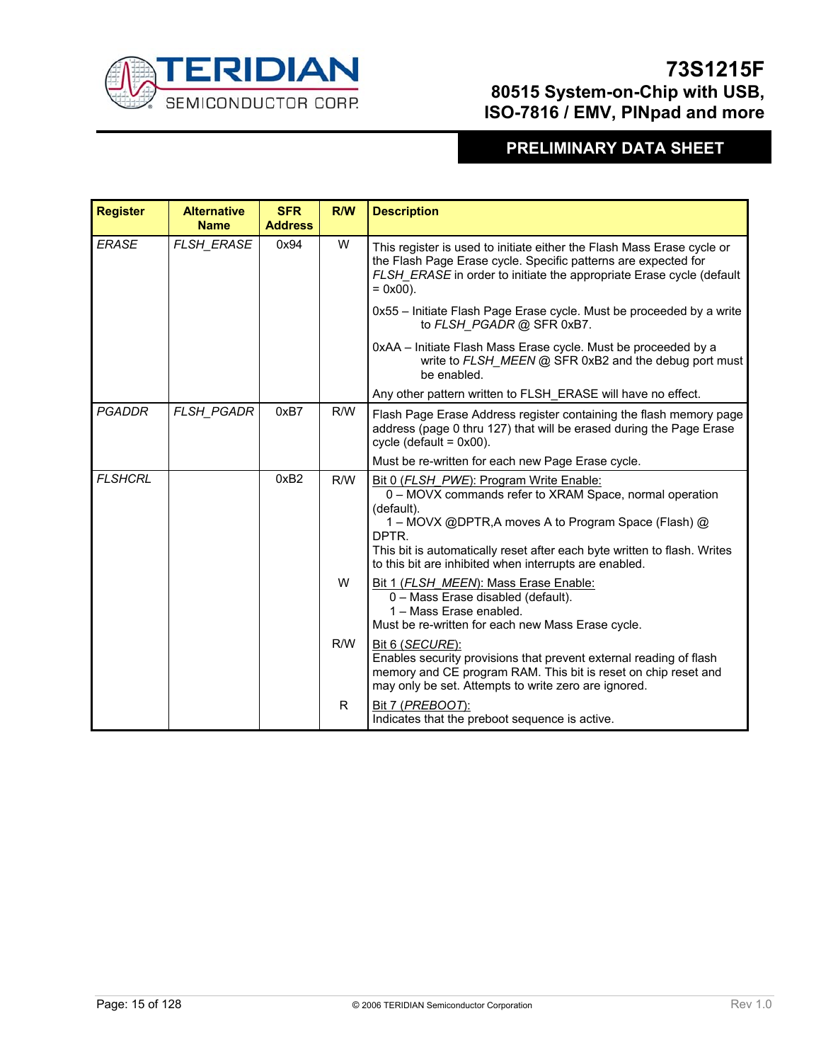| Register | Alternative Name | SFR Address | R/W | Description |
|---|---|---|---|---|
| *ERASE* | *FLSH_ERASE* | 0x94 | W | This register is used to initiate either the Flash Mass Erase cycle or the Flash Page Erase cycle. Specific patterns are expected for *FLSH_ERASE* in order to initiate the appropriate Erase cycle (default = 0x00).<br><br>0x55 – Initiate Flash Page Erase cycle. Must be proceeded by a write to *FLSH_PGADR* @ SFR 0xB7.<br><br>0xAA – Initiate Flash Mass Erase cycle. Must be proceeded by a write to *FLSH_MEEN* @ SFR 0xB2 and the debug port must be enabled.<br><br>Any other pattern written to FLSH_ERASE will have no effect. |
| *PGADDR* | *FLSH_PGADR* | 0xB7 | R/W | Flash Page Erase Address register containing the flash memory page address (page 0 thru 127) that will be erased during the Page Erase cycle (default = 0x00).<br><br>Must be re-written for each new Page Erase cycle. |
| *FLSHCRL* | | 0xB2 | R/W | Bit 0 (*FLSH_PWE*): Program Write Enable:<br>0 – MOVX commands refer to XRAM Space, normal operation (default).<br>1 – MOVX @DPTR,A moves A to Program Space (Flash) @ DPTR.<br>This bit is automatically reset after each byte written to flash. Writes to this bit are inhibited when interrupts are enabled. |
| | | | W | Bit 1 (*FLSH_MEEN*): Mass Erase Enable:<br>0 – Mass Erase disabled (default).<br>1 – Mass Erase enabled.<br>Must be re-written for each new Mass Erase cycle. |
| | | | R/W | Bit 6 (*SECURE*):<br>Enables security provisions that prevent external reading of flash memory and CE program RAM. This bit is reset on chip reset and may only be set. Attempts to write zero are ignored. |
| | | | R | Bit 7 (*PREBOOT*):<br>Indicates that the preboot sequence is active. |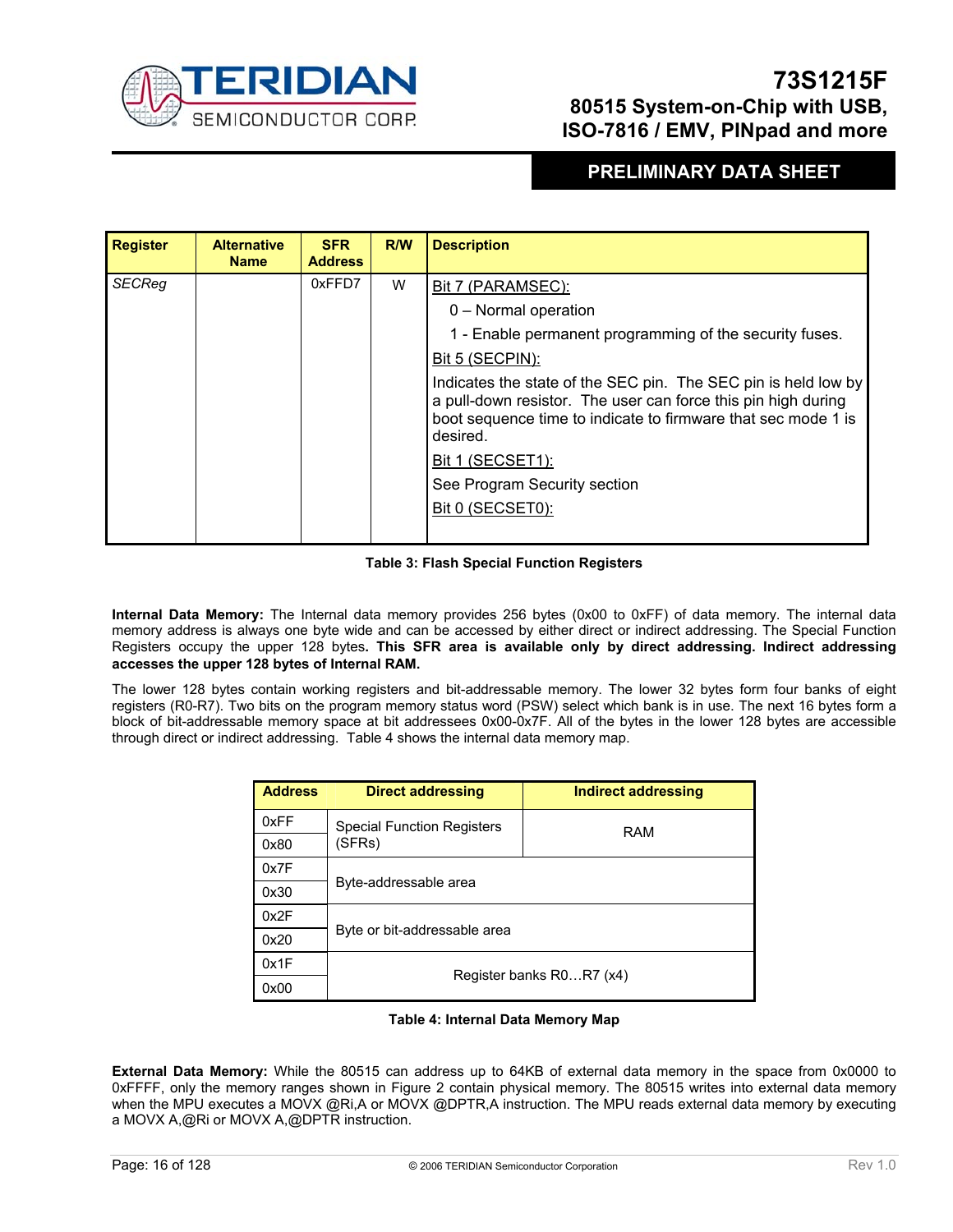| Register | Alternative Name | SFR Address | R/W | Description |
|---|---|---|---|---|
| *SECReg* | | 0xFFD7 | W | Bit 7 (PARAMSEC):<br>0 – Normal operation<br>1 - Enable permanent programming of the security fuses.<br>Bit 5 (SECPIN):<br>Indicates the state of the SEC pin. The SEC pin is held low by a pull-down resistor. The user can force this pin high during boot sequence time to indicate to firmware that sec mode 1 is desired.<br>Bit 1 (SECSET1):<br>See Program Security section<br>Bit 0 (SECSET0): |

**Table 3: Flash Special Function Registers**

**Internal Data Memory:** The Internal data memory provides 256 bytes (0x00 to 0xFF) of data memory. The internal data memory address is always one byte wide and can be accessed by either direct or indirect addressing. The Special Function Registers occupy the upper 128 bytes**. This SFR area is available only by direct addressing. Indirect addressing accesses the upper 128 bytes of Internal RAM.**

The lower 128 bytes contain working registers and bit-addressable memory. The lower 32 bytes form four banks of eight registers (R0-R7). Two bits on the program memory status word (PSW) select which bank is in use. The next 16 bytes form a block of bit-addressable memory space at bit addressees 0x00-0x7F. All of the bytes in the lower 128 bytes are accessible through direct or indirect addressing. Table 4 shows the internal data memory map.

| Address | Direct addressing | Indirect addressing |
|---|---|---|
| 0xFF<br>0x80 | Special Function Registers (SFRs) | RAM |
| 0x7F<br>0x30 | Byte-addressable area | |
| 0x2F<br>0x20 | Byte or bit-addressable area | |
| 0x1F<br>0x00 | Register banks R0…R7 (x4) | |

**Table 4: Internal Data Memory Map**

**External Data Memory:** While the 80515 can address up to 64KB of external data memory in the space from 0x0000 to 0xFFFF, only the memory ranges shown in Figure 2 contain physical memory. The 80515 writes into external data memory when the MPU executes a MOVX @Ri,A or MOVX @DPTR,A instruction. The MPU reads external data memory by executing a MOVX A,@Ri or MOVX A,@DPTR instruction.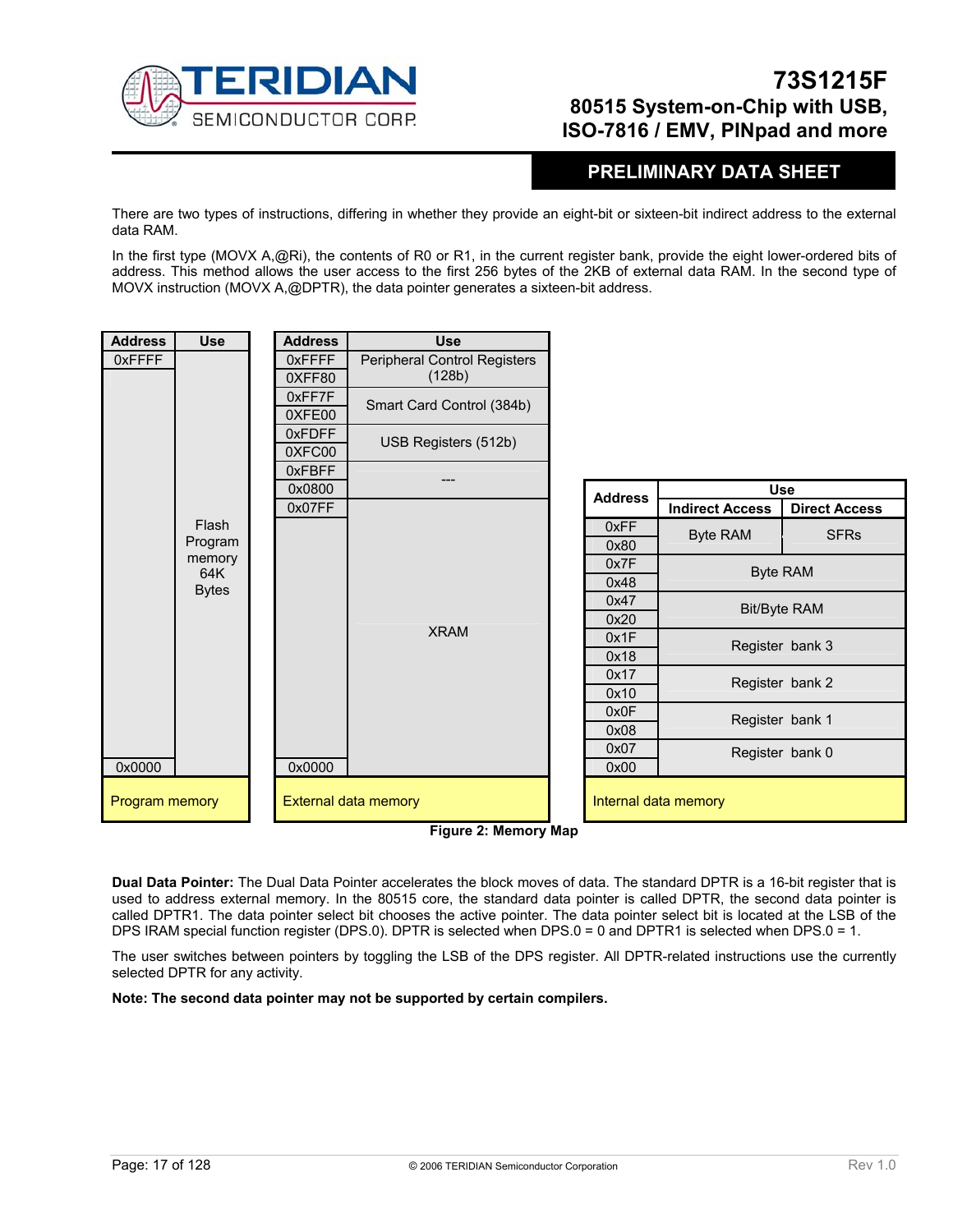There are two types of instructions, differing in whether they provide an eight-bit or sixteen-bit indirect address to the external data RAM.

In the first type (MOVX A,@Ri), the contents of R0 or R1, in the current register bank, provide the eight lower-ordered bits of address. This method allows the user access to the first 256 bytes of the 2KB of external data RAM. In the second type of MOVX instruction (MOVX A,@DPTR), the data pointer generates a sixteen-bit address.

**Program memory**

| Address | Use |
|---|---|
| 0xFFFF – 0x0000 | Flash Program memory 64K Bytes |

**External data memory**

| Address | Use |
|---|---|
| 0xFFFF – 0XFF80 | Peripheral Control Registers (128b) |
| 0xFF7F – 0XFE00 | Smart Card Control (384b) |
| 0xFDFF – 0XFC00 | USB Registers (512b) |
| 0xFBFF – 0x0800 | --- |
| 0x07FF – 0x0000 | XRAM |

**Internal data memory**

| Address | Use | |
|---|---|---|
| | Indirect Access | Direct Access |
| 0xFF – 0x80 | Byte RAM | SFRs |
| 0x7F – 0x48 | Byte RAM | |
| 0x47 – 0x20 | Bit/Byte RAM | |
| 0x1F – 0x18 | Register bank 3 | |
| 0x17 – 0x10 | Register bank 2 | |
| 0x0F – 0x08 | Register bank 1 | |
| 0x07 – 0x00 | Register bank 0 | |

**Figure 2: Memory Map**

**Dual Data Pointer:** The Dual Data Pointer accelerates the block moves of data. The standard DPTR is a 16-bit register that is used to address external memory. In the 80515 core, the standard data pointer is called DPTR, the second data pointer is called DPTR1. The data pointer select bit chooses the active pointer. The data pointer select bit is located at the LSB of the DPS IRAM special function register (DPS.0). DPTR is selected when DPS.0 = 0 and DPTR1 is selected when DPS.0 = 1.

The user switches between pointers by toggling the LSB of the DPS register. All DPTR-related instructions use the currently selected DPTR for any activity.

**Note: The second data pointer may not be supported by certain compilers.**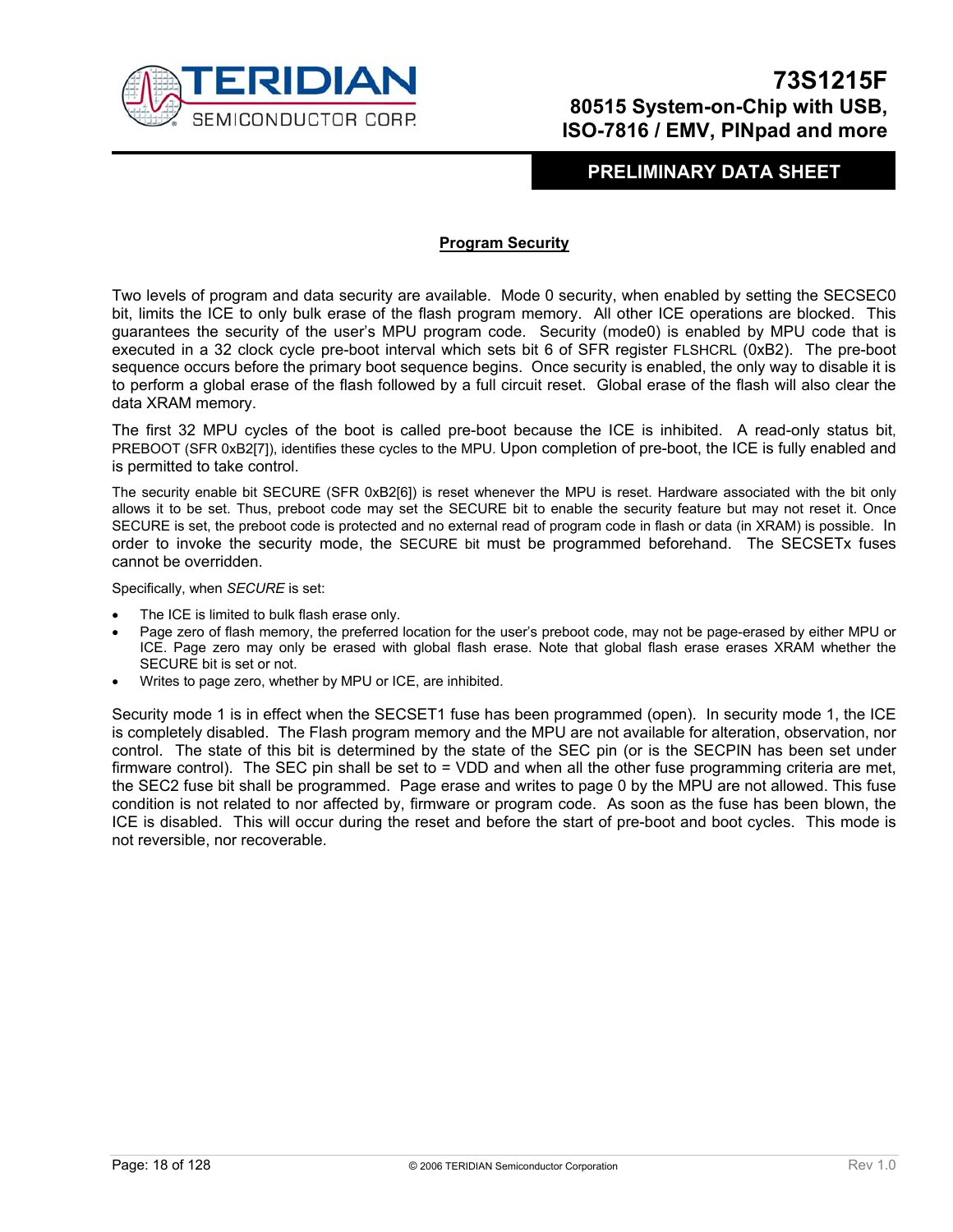## Program Security

Two levels of program and data security are available. Mode 0 security, when enabled by setting the SECSEC0 bit, limits the ICE to only bulk erase of the flash program memory. All other ICE operations are blocked. This guarantees the security of the user's MPU program code. Security (mode0) is enabled by MPU code that is executed in a 32 clock cycle pre-boot interval which sets bit 6 of SFR register FLSHCRL (0xB2). The pre-boot sequence occurs before the primary boot sequence begins. Once security is enabled, the only way to disable it is to perform a global erase of the flash followed by a full circuit reset. Global erase of the flash will also clear the data XRAM memory.

The first 32 MPU cycles of the boot is called pre-boot because the ICE is inhibited. A read-only status bit, PREBOOT (SFR 0xB2[7]), identifies these cycles to the MPU. Upon completion of pre-boot, the ICE is fully enabled and is permitted to take control.

The security enable bit SECURE (SFR 0xB2[6]) is reset whenever the MPU is reset. Hardware associated with the bit only allows it to be set. Thus, preboot code may set the SECURE bit to enable the security feature but may not reset it. Once SECURE is set, the preboot code is protected and no external read of program code in flash or data (in XRAM) is possible. In order to invoke the security mode, the SECURE bit must be programmed beforehand. The SECSETx fuses cannot be overridden.

Specifically, when *SECURE* is set:

- The ICE is limited to bulk flash erase only.
- Page zero of flash memory, the preferred location for the user's preboot code, may not be page-erased by either MPU or ICE. Page zero may only be erased with global flash erase. Note that global flash erase erases XRAM whether the SECURE bit is set or not.
- Writes to page zero, whether by MPU or ICE, are inhibited.

Security mode 1 is in effect when the SECSET1 fuse has been programmed (open). In security mode 1, the ICE is completely disabled. The Flash program memory and the MPU are not available for alteration, observation, nor control. The state of this bit is determined by the state of the SEC pin (or is the SECPIN has been set under firmware control). The SEC pin shall be set to = VDD and when all the other fuse programming criteria are met, the SEC2 fuse bit shall be programmed. Page erase and writes to page 0 by the MPU are not allowed. This fuse condition is not related to nor affected by, firmware or program code. As soon as the fuse has been blown, the ICE is disabled. This will occur during the reset and before the start of pre-boot and boot cycles. This mode is not reversible, nor recoverable.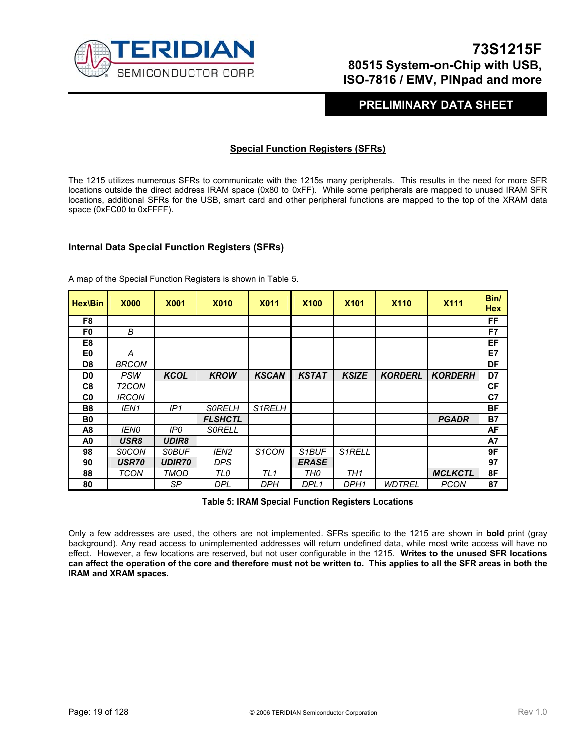## Special Function Registers (SFRs)

The 1215 utilizes numerous SFRs to communicate with the 1215s many peripherals. This results in the need for more SFR locations outside the direct address IRAM space (0x80 to 0xFF). While some peripherals are mapped to unused IRAM SFR locations, additional SFRs for the USB, smart card and other peripheral functions are mapped to the top of the XRAM data space (0xFC00 to 0xFFFF).

### Internal Data Special Function Registers (SFRs)

A map of the Special Function Registers is shown in Table 5.

| Hex\Bin | X000 | X001 | X010 | X011 | X100 | X101 | X110 | X111 | Bin/ Hex |
|---|---|---|---|---|---|---|---|---|---|
| F8 | | | | | | | | | FF |
| F0 | *B* | | | | | | | | F7 |
| E8 | | | | | | | | | EF |
| E0 | *A* | | | | | | | | E7 |
| D8 | *BRCON* | | | | | | | | DF |
| D0 | *PSW* | ***KCOL*** | ***KROW*** | ***KSCAN*** | ***KSTAT*** | ***KSIZE*** | ***KORDERL*** | ***KORDERH*** | D7 |
| C8 | *T2CON* | | | | | | | | CF |
| C0 | *IRCON* | | | | | | | | C7 |
| B8 | *IEN1* | *IP1* | *S0RELH* | *S1RELH* | | | | | BF |
| B0 | | | ***FLSHCTL*** | | | | | ***PGADR*** | B7 |
| A8 | *IEN0* | *IP0* | *S0RELL* | | | | | | AF |
| A0 | ***USR8*** | ***UDIR8*** | | | | | | | A7 |
| 98 | *S0CON* | *S0BUF* | *IEN2* | *S1CON* | *S1BUF* | *S1RELL* | | | 9F |
| 90 | ***USR70*** | ***UDIR70*** | *DPS* | | ***ERASE*** | | | | 97 |
| 88 | *TCON* | *TMOD* | *TL0* | *TL1* | *TH0* | *TH1* | | ***MCLKCTL*** | 8F |
| 80 | | *SP* | *DPL* | *DPH* | *DPL1* | *DPH1* | *WDTREL* | *PCON* | 87 |

**Table 5: IRAM Special Function Registers Locations**

Only a few addresses are used, the others are not implemented. SFRs specific to the 1215 are shown in **bold** print (gray background). Any read access to unimplemented addresses will return undefined data, while most write access will have no effect. However, a few locations are reserved, but not user configurable in the 1215. **Writes to the unused SFR locations can affect the operation of the core and therefore must not be written to. This applies to all the SFR areas in both the IRAM and XRAM spaces.**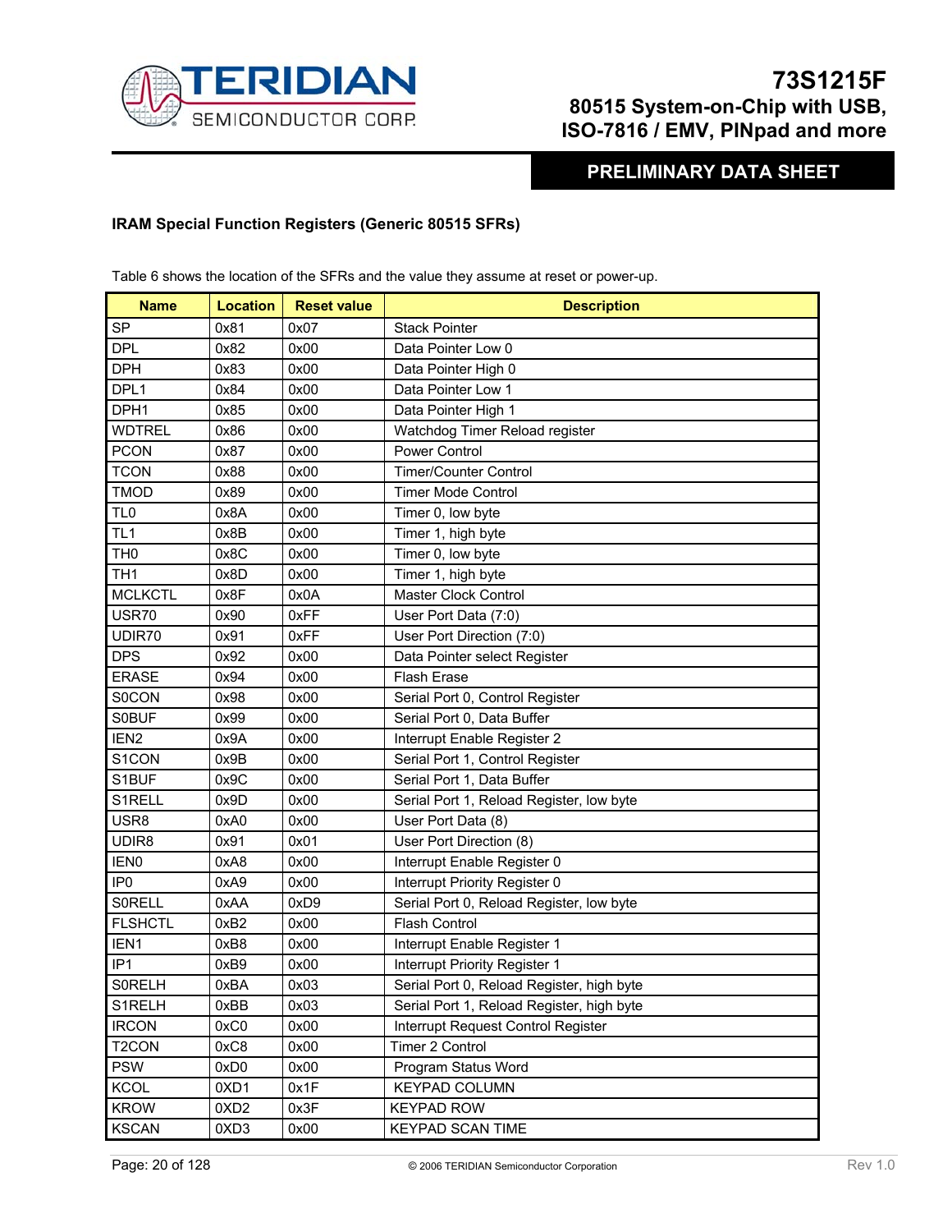### IRAM Special Function Registers (Generic 80515 SFRs)

Table 6 shows the location of the SFRs and the value they assume at reset or power-up.

| Name | Location | Reset value | Description |
|---|---|---|---|
| SP | 0x81 | 0x07 | Stack Pointer |
| DPL | 0x82 | 0x00 | Data Pointer Low 0 |
| DPH | 0x83 | 0x00 | Data Pointer High 0 |
| DPL1 | 0x84 | 0x00 | Data Pointer Low 1 |
| DPH1 | 0x85 | 0x00 | Data Pointer High 1 |
| WDTREL | 0x86 | 0x00 | Watchdog Timer Reload register |
| PCON | 0x87 | 0x00 | Power Control |
| TCON | 0x88 | 0x00 | Timer/Counter Control |
| TMOD | 0x89 | 0x00 | Timer Mode Control |
| TL0 | 0x8A | 0x00 | Timer 0, low byte |
| TL1 | 0x8B | 0x00 | Timer 1, high byte |
| TH0 | 0x8C | 0x00 | Timer 0, low byte |
| TH1 | 0x8D | 0x00 | Timer 1, high byte |
| MCLKCTL | 0x8F | 0x0A | Master Clock Control |
| USR70 | 0x90 | 0xFF | User Port Data (7:0) |
| UDIR70 | 0x91 | 0xFF | User Port Direction (7:0) |
| DPS | 0x92 | 0x00 | Data Pointer select Register |
| ERASE | 0x94 | 0x00 | Flash Erase |
| S0CON | 0x98 | 0x00 | Serial Port 0, Control Register |
| S0BUF | 0x99 | 0x00 | Serial Port 0, Data Buffer |
| IEN2 | 0x9A | 0x00 | Interrupt Enable Register 2 |
| S1CON | 0x9B | 0x00 | Serial Port 1, Control Register |
| S1BUF | 0x9C | 0x00 | Serial Port 1, Data Buffer |
| S1RELL | 0x9D | 0x00 | Serial Port 1, Reload Register, low byte |
| USR8 | 0xA0 | 0x00 | User Port Data (8) |
| UDIR8 | 0x91 | 0x01 | User Port Direction (8) |
| IEN0 | 0xA8 | 0x00 | Interrupt Enable Register 0 |
| IP0 | 0xA9 | 0x00 | Interrupt Priority Register 0 |
| S0RELL | 0xAA | 0xD9 | Serial Port 0, Reload Register, low byte |
| FLSHCTL | 0xB2 | 0x00 | Flash Control |
| IEN1 | 0xB8 | 0x00 | Interrupt Enable Register 1 |
| IP1 | 0xB9 | 0x00 | Interrupt Priority Register 1 |
| S0RELH | 0xBA | 0x03 | Serial Port 0, Reload Register, high byte |
| S1RELH | 0xBB | 0x03 | Serial Port 1, Reload Register, high byte |
| IRCON | 0xC0 | 0x00 | Interrupt Request Control Register |
| T2CON | 0xC8 | 0x00 | Timer 2 Control |
| PSW | 0xD0 | 0x00 | Program Status Word |
| KCOL | 0XD1 | 0x1F | KEYPAD COLUMN |
| KROW | 0XD2 | 0x3F | KEYPAD ROW |
| KSCAN | 0XD3 | 0x00 | KEYPAD SCAN TIME |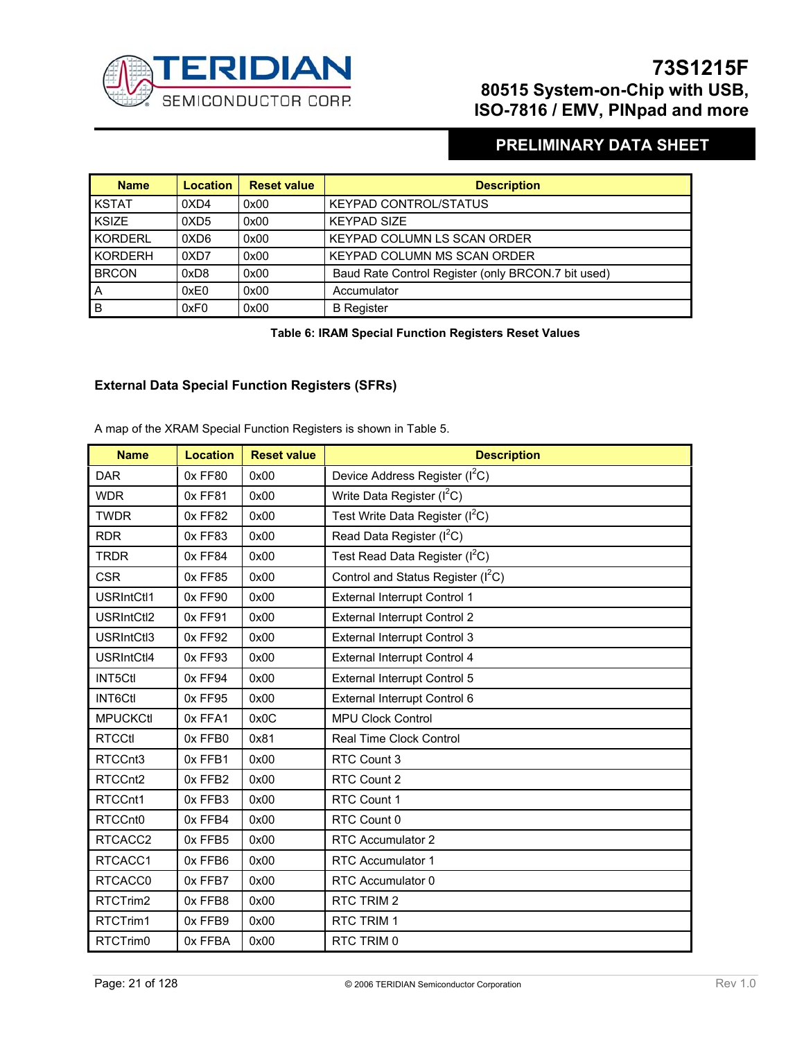| Name | Location | Reset value | Description |
| --- | --- | --- | --- |
| KSTAT | 0XD4 | 0x00 | KEYPAD CONTROL/STATUS |
| KSIZE | 0XD5 | 0x00 | KEYPAD SIZE |
| KORDERL | 0XD6 | 0x00 | KEYPAD COLUMN LS SCAN ORDER |
| KORDERH | 0XD7 | 0x00 | KEYPAD COLUMN MS SCAN ORDER |
| BRCON | 0xD8 | 0x00 | Baud Rate Control Register (only BRCON.7 bit used) |
| A | 0xE0 | 0x00 | Accumulator |
| B | 0xF0 | 0x00 | B Register |

**Table 6: IRAM Special Function Registers Reset Values**

### External Data Special Function Registers (SFRs)

A map of the XRAM Special Function Registers is shown in Table 5.

| Name | Location | Reset value | Description |
| --- | --- | --- | --- |
| DAR | 0x FF80 | 0x00 | Device Address Register ($I^2C$) |
| WDR | 0x FF81 | 0x00 | Write Data Register ($I^2C$) |
| TWDR | 0x FF82 | 0x00 | Test Write Data Register ($I^2C$) |
| RDR | 0x FF83 | 0x00 | Read Data Register ($I^2C$) |
| TRDR | 0x FF84 | 0x00 | Test Read Data Register ($I^2C$) |
| CSR | 0x FF85 | 0x00 | Control and Status Register ($I^2C$) |
| USRIntCtl1 | 0x FF90 | 0x00 | External Interrupt Control 1 |
| USRIntCtl2 | 0x FF91 | 0x00 | External Interrupt Control 2 |
| USRIntCtl3 | 0x FF92 | 0x00 | External Interrupt Control 3 |
| USRIntCtl4 | 0x FF93 | 0x00 | External Interrupt Control 4 |
| INT5Ctl | 0x FF94 | 0x00 | External Interrupt Control 5 |
| INT6Ctl | 0x FF95 | 0x00 | External Interrupt Control 6 |
| MPUCKCtl | 0x FFA1 | 0x0C | MPU Clock Control |
| RTCCtl | 0x FFB0 | 0x81 | Real Time Clock Control |
| RTCCnt3 | 0x FFB1 | 0x00 | RTC Count 3 |
| RTCCnt2 | 0x FFB2 | 0x00 | RTC Count 2 |
| RTCCnt1 | 0x FFB3 | 0x00 | RTC Count 1 |
| RTCCnt0 | 0x FFB4 | 0x00 | RTC Count 0 |
| RTCACC2 | 0x FFB5 | 0x00 | RTC Accumulator 2 |
| RTCACC1 | 0x FFB6 | 0x00 | RTC Accumulator 1 |
| RTCACC0 | 0x FFB7 | 0x00 | RTC Accumulator 0 |
| RTCTrim2 | 0x FFB8 | 0x00 | RTC TRIM 2 |
| RTCTrim1 | 0x FFB9 | 0x00 | RTC TRIM 1 |
| RTCTrim0 | 0x FFBA | 0x00 | RTC TRIM 0 |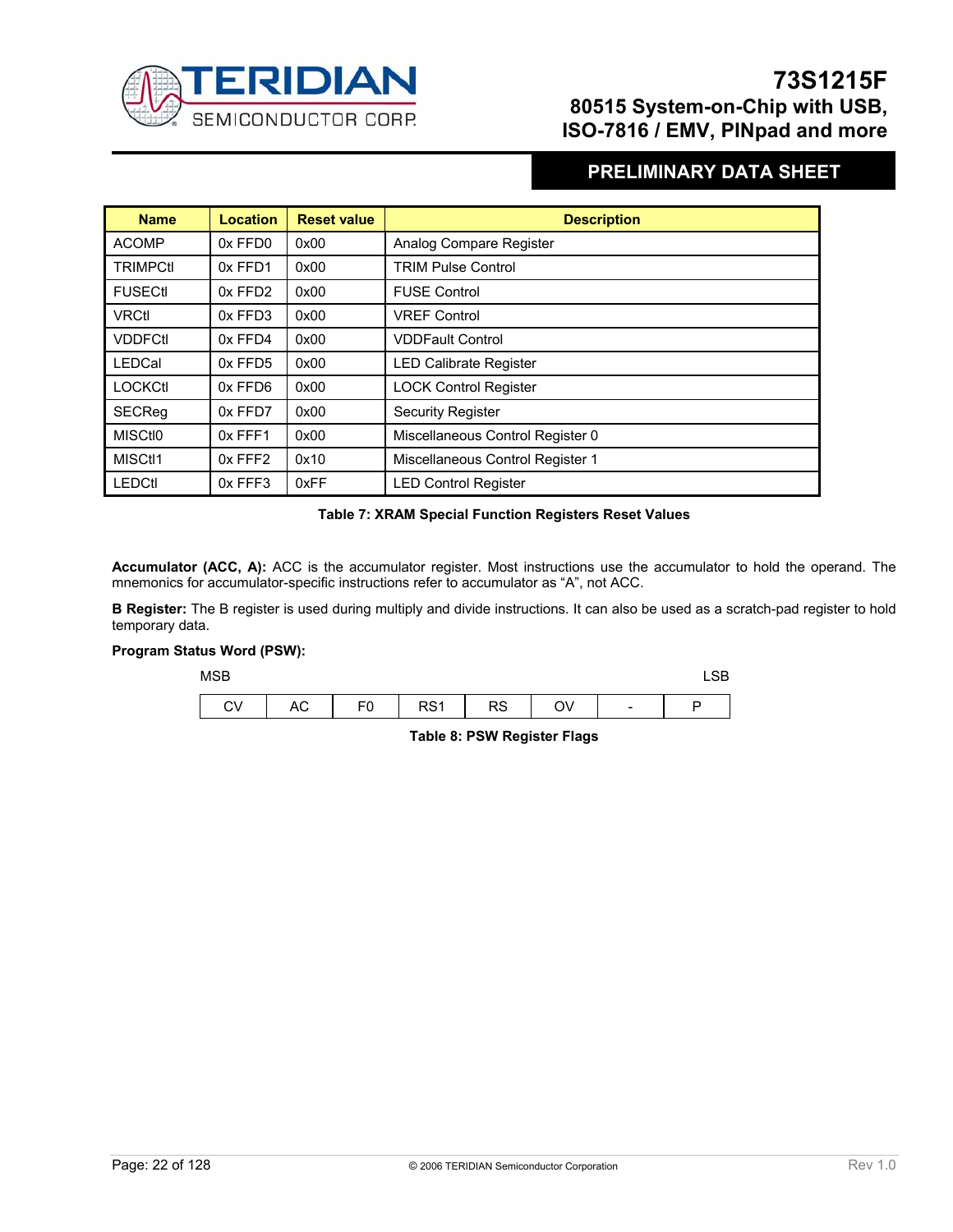| Name | Location | Reset value | Description |
|---|---|---|---|
| ACOMP | 0x FFD0 | 0x00 | Analog Compare Register |
| TRIMPCtl | 0x FFD1 | 0x00 | TRIM Pulse Control |
| FUSECtl | 0x FFD2 | 0x00 | FUSE Control |
| VRCtl | 0x FFD3 | 0x00 | VREF Control |
| VDDFCtl | 0x FFD4 | 0x00 | VDDFault Control |
| LEDCal | 0x FFD5 | 0x00 | LED Calibrate Register |
| LOCKCtl | 0x FFD6 | 0x00 | LOCK Control Register |
| SECReg | 0x FFD7 | 0x00 | Security Register |
| MISCtl0 | 0x FFF1 | 0x00 | Miscellaneous Control Register 0 |
| MISCtl1 | 0x FFF2 | 0x10 | Miscellaneous Control Register 1 |
| LEDCtl | 0x FFF3 | 0xFF | LED Control Register |

**Table 7: XRAM Special Function Registers Reset Values**

**Accumulator (ACC, A):** ACC is the accumulator register. Most instructions use the accumulator to hold the operand. The mnemonics for accumulator-specific instructions refer to accumulator as "A", not ACC.

**B Register:** The B register is used during multiply and divide instructions. It can also be used as a scratch-pad register to hold temporary data.

**Program Status Word (PSW):**

| MSB | | | | | | | LSB |
|---|---|---|---|---|---|---|---|
| CV | AC | F0 | RS1 | RS | OV | - | P |

**Table 8: PSW Register Flags**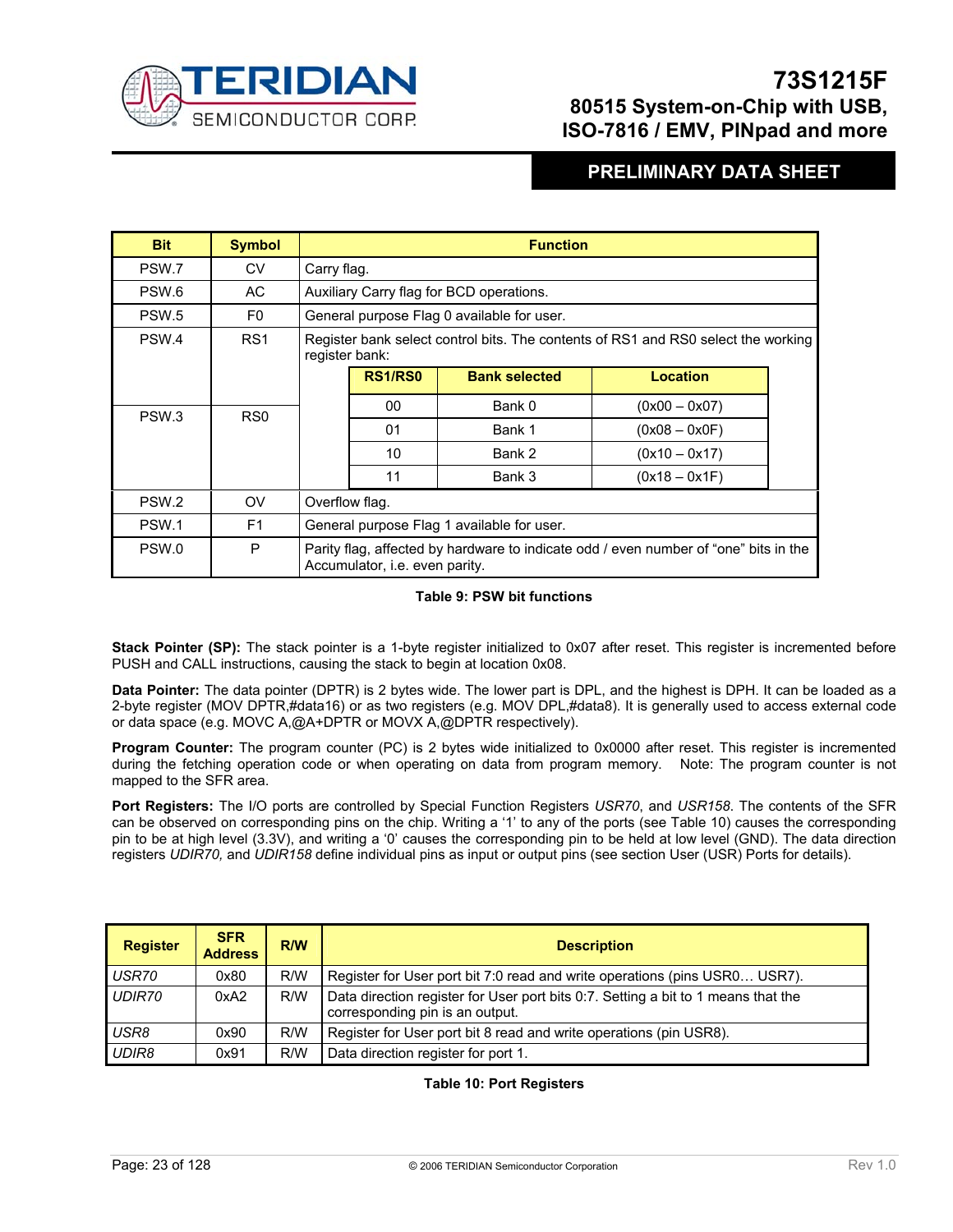| Bit | Symbol | Function |
|---|---|---|
| PSW.7 | CV | Carry flag. |
| PSW.6 | AC | Auxiliary Carry flag for BCD operations. |
| PSW.5 | F0 | General purpose Flag 0 available for user. |
| PSW.4 | RS1 | Register bank select control bits. The contents of RS1 and RS0 select the working register bank: |
| PSW.3 | RS0 | |
| PSW.2 | OV | Overflow flag. |
| PSW.1 | F1 | General purpose Flag 1 available for user. |
| PSW.0 | P | Parity flag, affected by hardware to indicate odd / even number of "one" bits in the Accumulator, i.e. even parity. |

| RS1/RS0 | Bank selected | Location |
|---|---|---|
| 00 | Bank 0 | (0x00 – 0x07) |
| 01 | Bank 1 | (0x08 – 0x0F) |
| 10 | Bank 2 | (0x10 – 0x17) |
| 11 | Bank 3 | (0x18 – 0x1F) |

**Table 9: PSW bit functions**

**Stack Pointer (SP):** The stack pointer is a 1-byte register initialized to 0x07 after reset. This register is incremented before PUSH and CALL instructions, causing the stack to begin at location 0x08.

**Data Pointer:** The data pointer (DPTR) is 2 bytes wide. The lower part is DPL, and the highest is DPH. It can be loaded as a 2-byte register (MOV DPTR,#data16) or as two registers (e.g. MOV DPL,#data8). It is generally used to access external code or data space (e.g. MOVC A,@A+DPTR or MOVX A,@DPTR respectively).

**Program Counter:** The program counter (PC) is 2 bytes wide initialized to 0x0000 after reset. This register is incremented during the fetching operation code or when operating on data from program memory. Note: The program counter is not mapped to the SFR area.

**Port Registers:** The I/O ports are controlled by Special Function Registers *USR70*, and *USR158*. The contents of the SFR can be observed on corresponding pins on the chip. Writing a '1' to any of the ports (see Table 10) causes the corresponding pin to be at high level (3.3V), and writing a '0' causes the corresponding pin to be held at low level (GND). The data direction registers *UDIR70,* and *UDIR158* define individual pins as input or output pins (see section User (USR) Ports for details).

| Register | SFR Address | R/W | Description |
|---|---|---|---|
| *USR70* | 0x80 | R/W | Register for User port bit 7:0 read and write operations (pins USR0… USR7). |
| *UDIR70* | 0xA2 | R/W | Data direction register for User port bits 0:7. Setting a bit to 1 means that the corresponding pin is an output. |
| *USR8* | 0x90 | R/W | Register for User port bit 8 read and write operations (pin USR8). |
| *UDIR8* | 0x91 | R/W | Data direction register for port 1. |

**Table 10: Port Registers**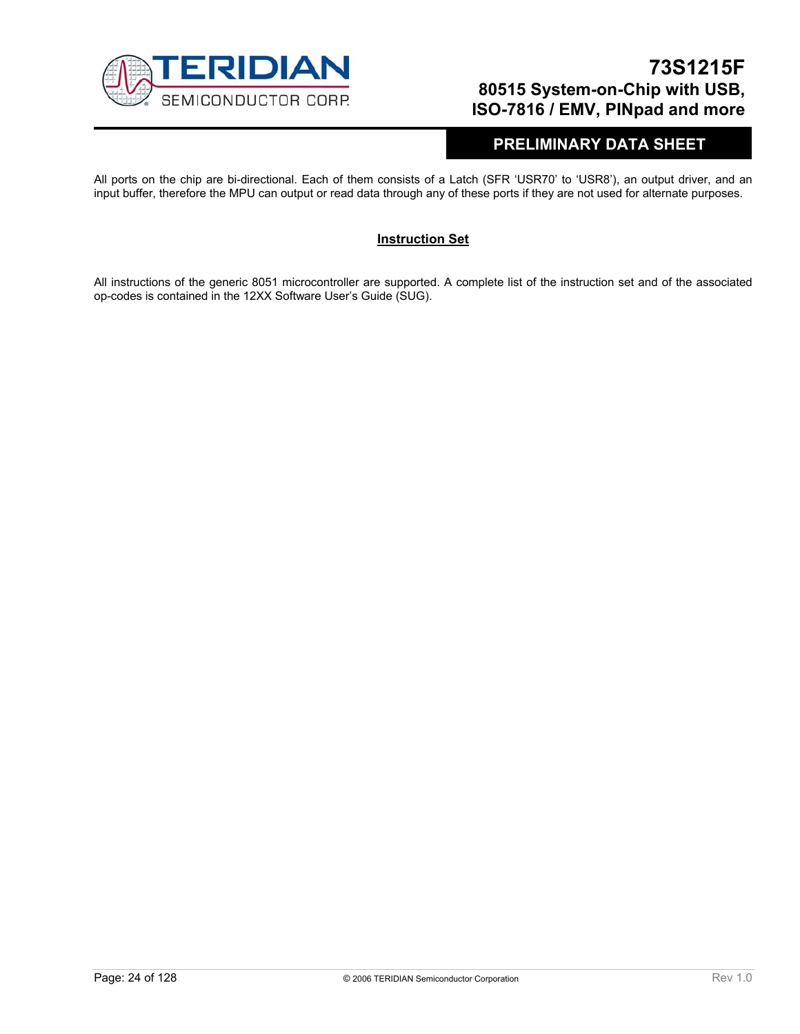All ports on the chip are bi-directional. Each of them consists of a Latch (SFR 'USR70' to 'USR8'), an output driver, and an input buffer, therefore the MPU can output or read data through any of these ports if they are not used for alternate purposes.

## Instruction Set

All instructions of the generic 8051 microcontroller are supported. A complete list of the instruction set and of the associated op-codes is contained in the 12XX Software User's Guide (SUG).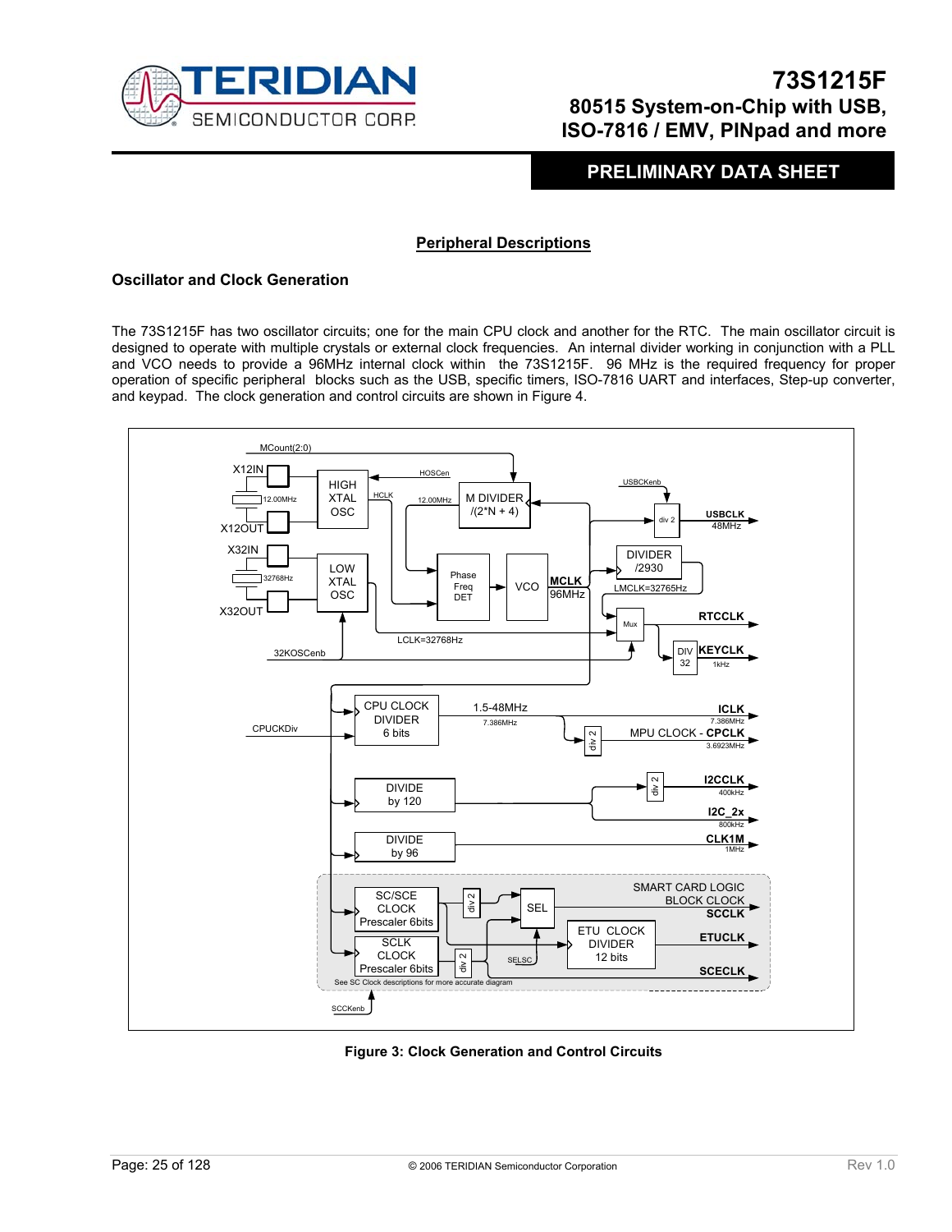## Peripheral Descriptions

### Oscillator and Clock Generation

The 73S1215F has two oscillator circuits; one for the main CPU clock and another for the RTC. The main oscillator circuit is designed to operate with multiple crystals or external clock frequencies. An internal divider working in conjunction with a PLL and VCO needs to provide a 96MHz internal clock within the 73S1215F. 96 MHz is the required frequency for proper operation of specific peripheral blocks such as the USB, specific timers, ISO-7816 UART and interfaces, Step-up converter, and keypad. The clock generation and control circuits are shown in Figure 4.

**Figure 3: Clock Generation and Control Circuits**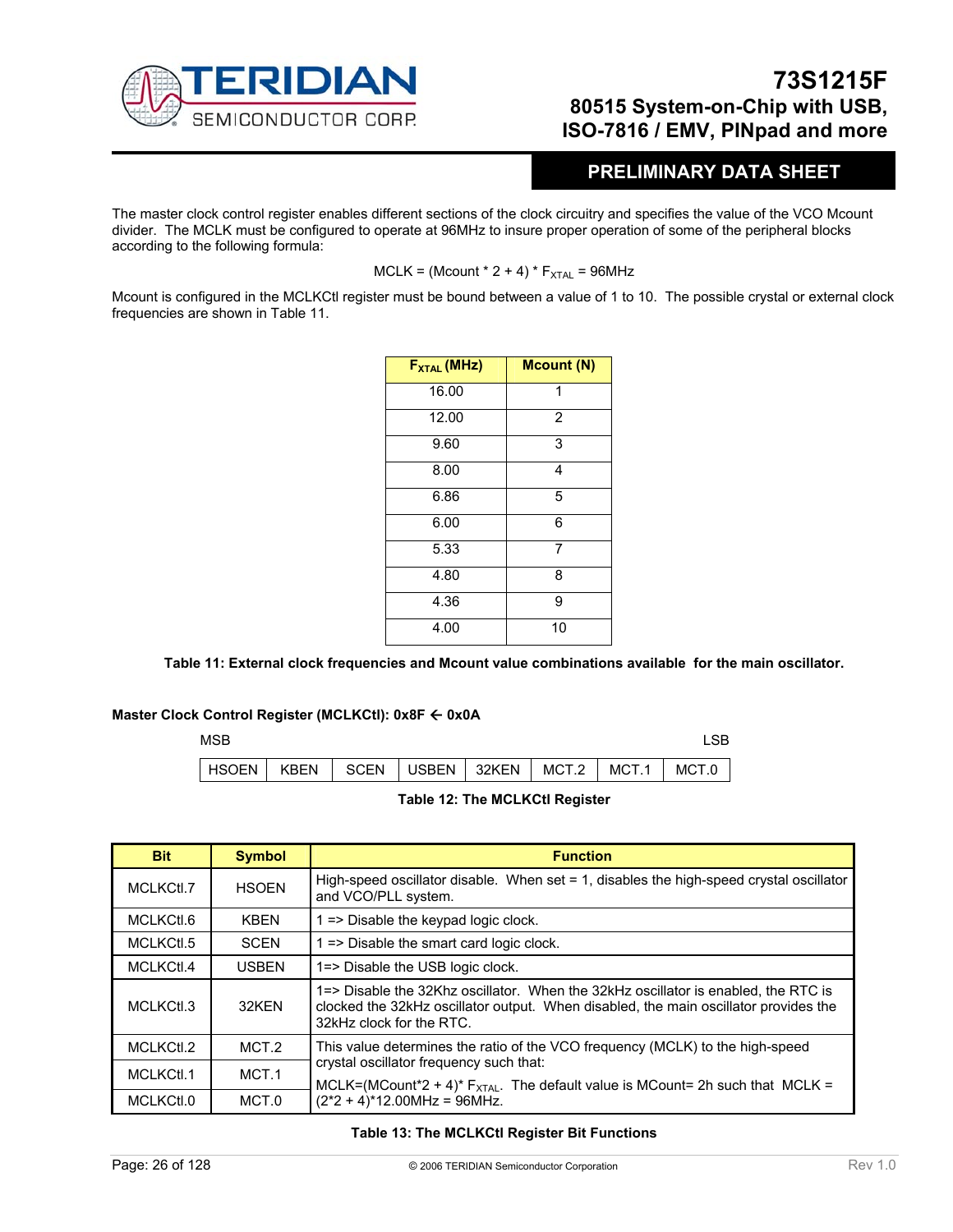The master clock control register enables different sections of the clock circuitry and specifies the value of the VCO Mcount divider. The MCLK must be configured to operate at 96MHz to insure proper operation of some of the peripheral blocks according to the following formula:

$$MCLK = (Mcount * 2 + 4) * F_{XTAL} = 96MHz$$

Mcount is configured in the MCLKCtl register must be bound between a value of 1 to 10. The possible crystal or external clock frequencies are shown in Table 11.

| $F_{XTAL}$ (MHz) | Mcount (N) |
|---|---|
| 16.00 | 1 |
| 12.00 | 2 |
| 9.60 | 3 |
| 8.00 | 4 |
| 6.86 | 5 |
| 6.00 | 6 |
| 5.33 | 7 |
| 4.80 | 8 |
| 4.36 | 9 |
| 4.00 | 10 |

**Table 11: External clock frequencies and Mcount value combinations available for the main oscillator.**

**Master Clock Control Register (MCLKCtl): 0x8F ← 0x0A**

| MSB | | | | | | | LSB |
|---|---|---|---|---|---|---|---|
| HSOEN | KBEN | SCEN | USBEN | 32KEN | MCT.2 | MCT.1 | MCT.0 |

**Table 12: The MCLKCtl Register**

| Bit | Symbol | Function |
|---|---|---|
| MCLKCtl.7 | HSOEN | High-speed oscillator disable. When set = 1, disables the high-speed crystal oscillator and VCO/PLL system. |
| MCLKCtl.6 | KBEN | 1 => Disable the keypad logic clock. |
| MCLKCtl.5 | SCEN | 1 => Disable the smart card logic clock. |
| MCLKCtl.4 | USBEN | 1=> Disable the USB logic clock. |
| MCLKCtl.3 | 32KEN | 1=> Disable the 32Khz oscillator. When the 32kHz oscillator is enabled, the RTC is clocked the 32kHz oscillator output. When disabled, the main oscillator provides the 32kHz clock for the RTC. |
| MCLKCtl.2 | MCT.2 | This value determines the ratio of the VCO frequency (MCLK) to the high-speed crystal oscillator frequency such that: MCLK=(MCount*2 + 4)* $F_{XTAL}$. The default value is MCount= 2h such that MCLK = (2*2 + 4)*12.00MHz = 96MHz. |
| MCLKCtl.1 | MCT.1 | |
| MCLKCtl.0 | MCT.0 | |

**Table 13: The MCLKCtl Register Bit Functions**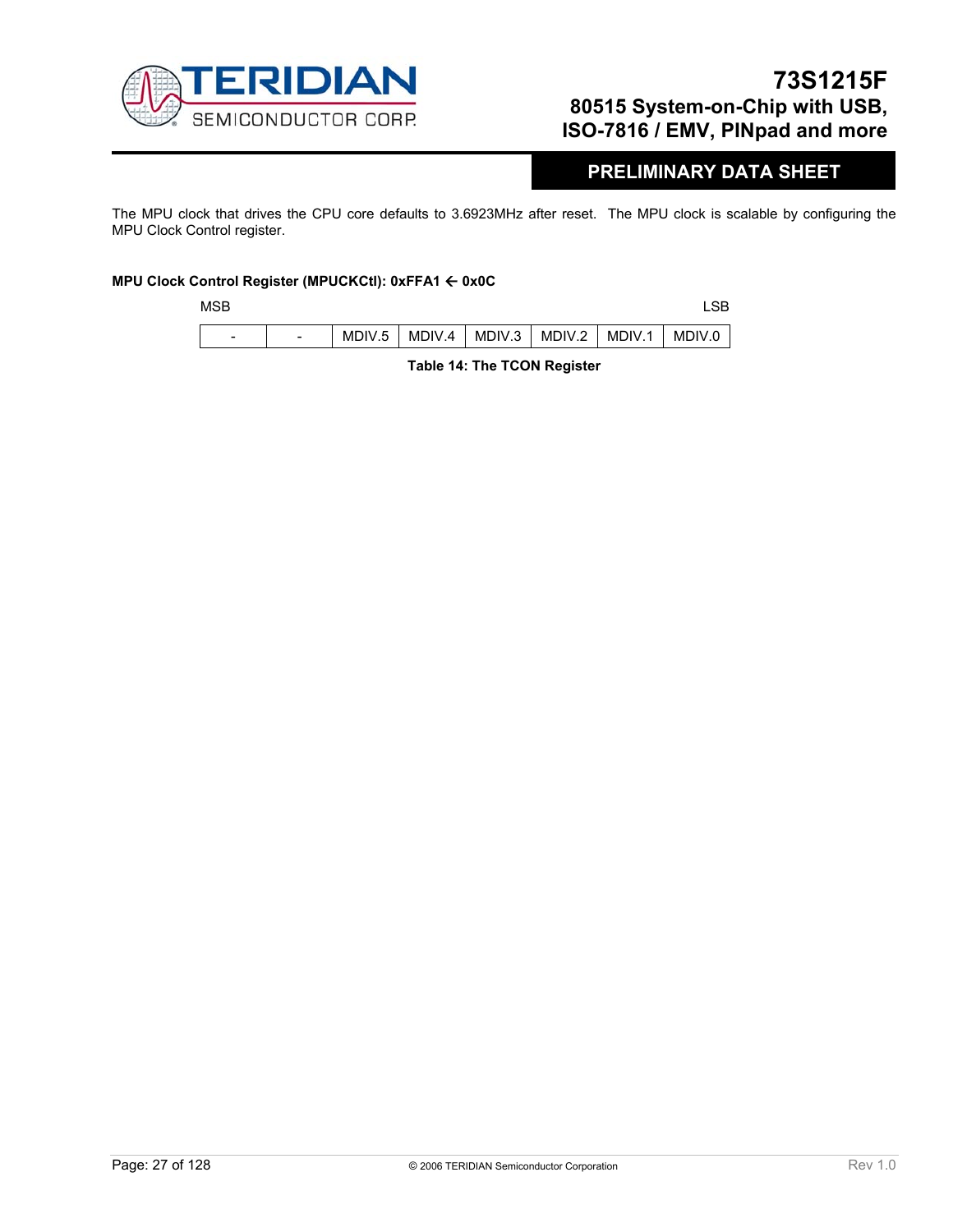The MPU clock that drives the CPU core defaults to 3.6923MHz after reset. The MPU clock is scalable by configuring the MPU Clock Control register.

**MPU Clock Control Register (MPUCKCtl): 0xFFA1 ← 0x0C**

| MSB | | | | | LSB |
|---|---|---|---|---|---|
| - | - | MDIV.5 | MDIV.4 | MDIV.3 | MDIV.2 | MDIV.1 | MDIV.0 |

**Table 14: The TCON Register**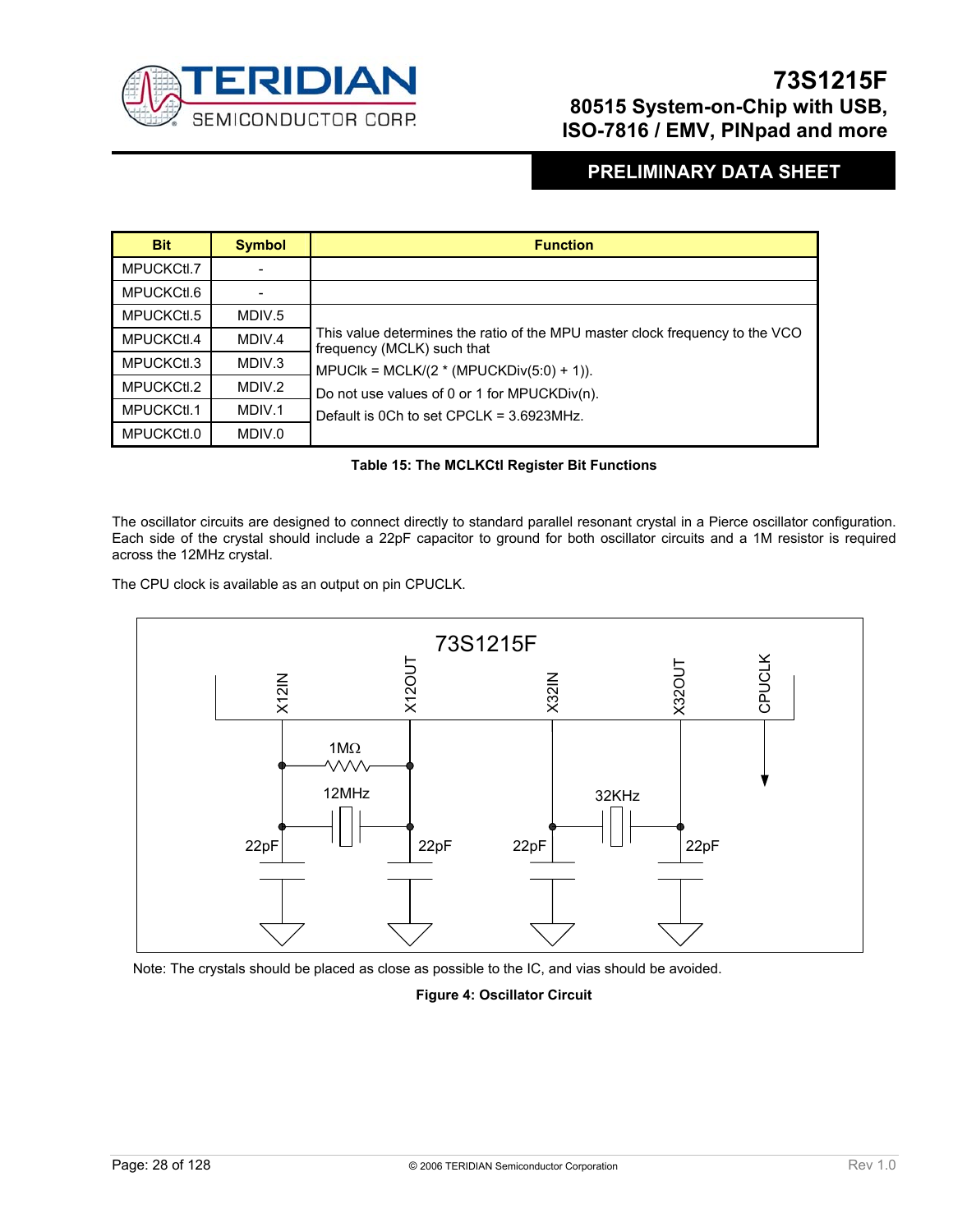| Bit | Symbol | Function |
|---|---|---|
| MPUCKCtl.7 | - | |
| MPUCKCtl.6 | - | |
| MPUCKCtl.5 | MDIV.5 | This value determines the ratio of the MPU master clock frequency to the VCO frequency (MCLK) such that<br>MPUClk = MCLK/(2 * (MPUCKDiv(5:0) + 1)).<br>Do not use values of 0 or 1 for MPUCKDiv(n).<br>Default is 0Ch to set CPCLK = 3.6923MHz. |
| MPUCKCtl.4 | MDIV.4 | |
| MPUCKCtl.3 | MDIV.3 | |
| MPUCKCtl.2 | MDIV.2 | |
| MPUCKCtl.1 | MDIV.1 | |
| MPUCKCtl.0 | MDIV.0 | |

**Table 15: The MCLKCtl Register Bit Functions**

The oscillator circuits are designed to connect directly to standard parallel resonant crystal in a Pierce oscillator configuration. Each side of the crystal should include a 22pF capacitor to ground for both oscillator circuits and a 1M resistor is required across the 12MHz crystal.

The CPU clock is available as an output on pin CPUCLK.

73S1215F

X12IN X12OUT X32IN X32OUT CPUCLK

1MΩ

12MHz 32KHz

22pF 22pF 22pF 22pF

Note: The crystals should be placed as close as possible to the IC, and vias should be avoided.

**Figure 4: Oscillator Circuit**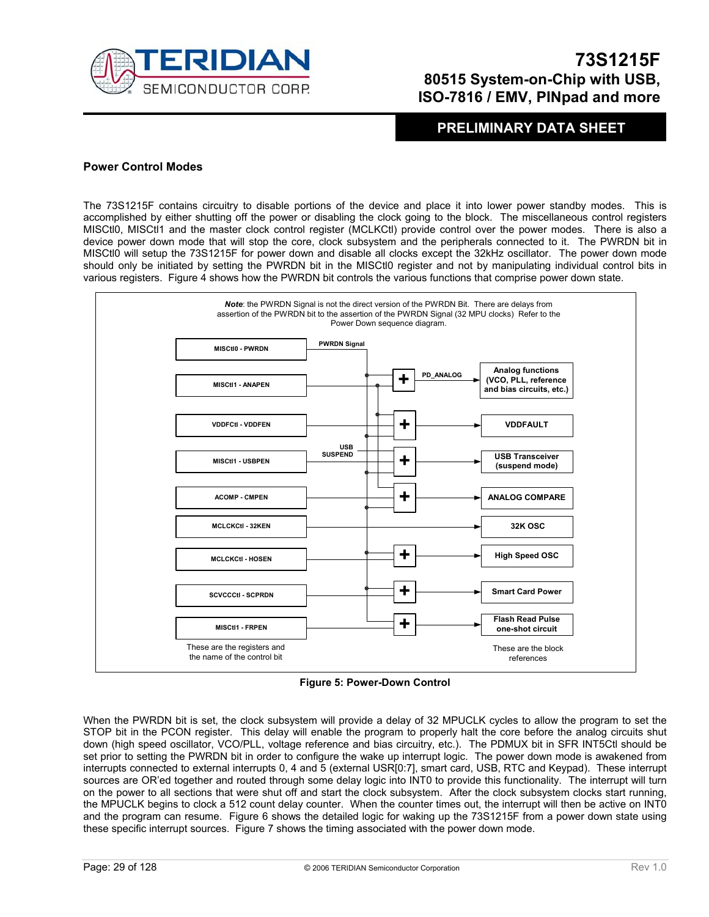## Power Control Modes

The 73S1215F contains circuitry to disable portions of the device and place it into lower power standby modes. This is accomplished by either shutting off the power or disabling the clock going to the block. The miscellaneous control registers MISCtl0, MISCtl1 and the master clock control register (MCLKCtl) provide control over the power modes. There is also a device power down mode that will stop the core, clock subsystem and the peripherals connected to it. The PWRDN bit in MISCtl0 will setup the 73S1215F for power down and disable all clocks except the 32kHz oscillator. The power down mode should only be initiated by setting the PWRDN bit in the MISCtl0 register and not by manipulating individual control bits in various registers. Figure 4 shows how the PWRDN bit controls the various functions that comprise power down state.

***Note***: the PWRDN Signal is not the direct version of the PWRDN Bit. There are delays from assertion of the PWRDN bit to the assertion of the PWRDN Signal (32 MPU clocks) Refer to the Power Down sequence diagram.

| Register - Control Bit | Block |
|---|---|
| MISCtl0 - PWRDN | PWRDN Signal |
| MISCtl1 - ANAPEN | Analog functions (VCO, PLL, reference and bias circuits, etc.) (PD_ANALOG) |
| VDDFCtl - VDDFEN | VDDFAULT |
| MISCtl1 - USBPEN | USB Transceiver (suspend mode) (USB SUSPEND) |
| ACOMP - CMPEN | ANALOG COMPARE |
| MCLKCtl - 32KEN | 32K OSC |
| MCLKCtl - HOSEN | High Speed OSC |
| SCVCCCtl - SCPRDN | Smart Card Power |
| MISCtl1 - FRPEN | Flash Read Pulse one-shot circuit |

These are the registers and the name of the control bit

These are the block references

**Figure 5: Power-Down Control**

When the PWRDN bit is set, the clock subsystem will provide a delay of 32 MPUCLK cycles to allow the program to set the STOP bit in the PCON register. This delay will enable the program to properly halt the core before the analog circuits shut down (high speed oscillator, VCO/PLL, voltage reference and bias circuitry, etc.). The PDMUX bit in SFR INT5Ctl should be set prior to setting the PWRDN bit in order to configure the wake up interrupt logic. The power down mode is awakened from interrupts connected to external interrupts 0, 4 and 5 (external USR[0:7], smart card, USB, RTC and Keypad). These interrupt sources are OR'ed together and routed through some delay logic into INT0 to provide this functionality. The interrupt will turn on the power to all sections that were shut off and start the clock subsystem. After the clock subsystem clocks start running, the MPUCLK begins to clock a 512 count delay counter. When the counter times out, the interrupt will then be active on INT0 and the program can resume. Figure 6 shows the detailed logic for waking up the 73S1215F from a power down state using these specific interrupt sources. Figure 7 shows the timing associated with the power down mode.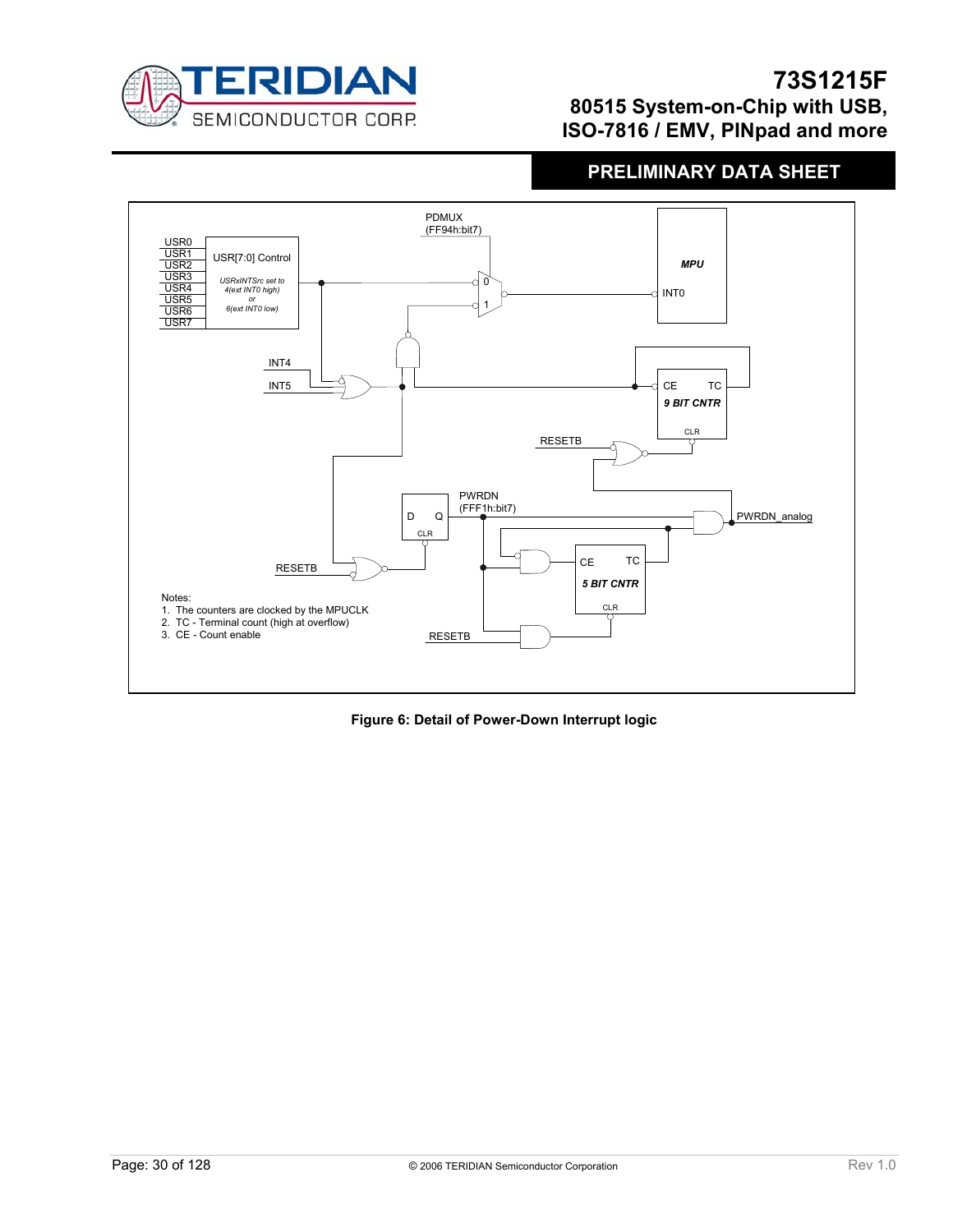Notes:

1. The counters are clocked by the MPUCLK
2. TC - Terminal count (high at overflow)
3. CE - Count enable

**Figure 6: Detail of Power-Down Interrupt logic**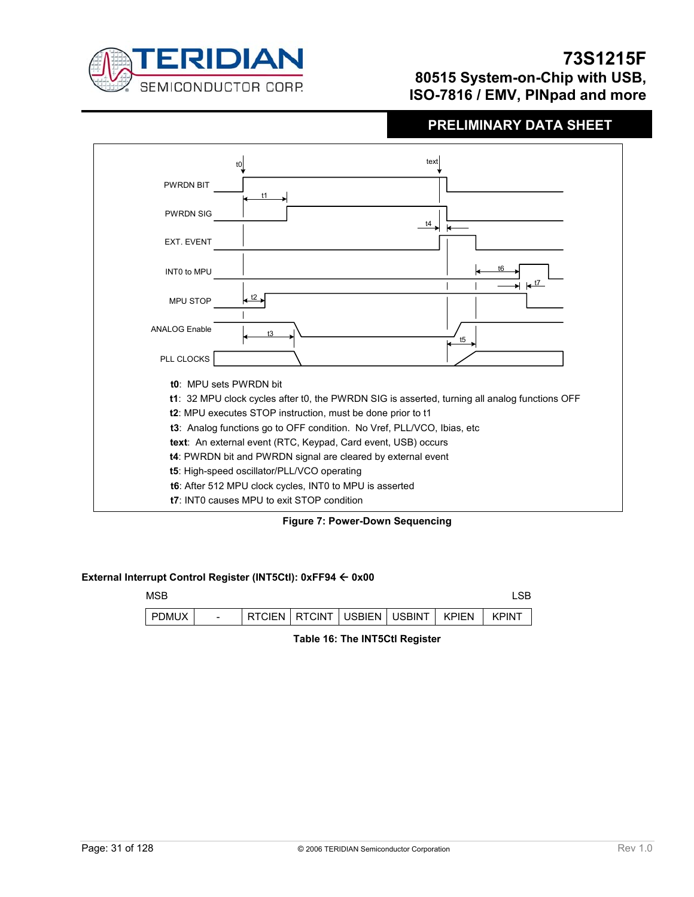t0: MPU sets PWRDN bit

t1: 32 MPU clock cycles after t0, the PWRDN SIG is asserted, turning all analog functions OFF

t2: MPU executes STOP instruction, must be done prior to t1

t3: Analog functions go to OFF condition. No Vref, PLL/VCO, Ibias, etc

text: An external event (RTC, Keypad, Card event, USB) occurs

t4: PWRDN bit and PWRDN signal are cleared by external event

t5: High-speed oscillator/PLL/VCO operating

t6: After 512 MPU clock cycles, INT0 to MPU is asserted

t7: INT0 causes MPU to exit STOP condition

**Figure 7: Power-Down Sequencing**

**External Interrupt Control Register (INT5Ctl): 0xFF94 ← 0x00**

MSB → LSB

| PDMUX | - | RTCIEN | RTCINT | USBIEN | USBINT | KPIEN | KPINT |
|---|---|---|---|---|---|---|---|

**Table 16: The INT5Ctl Register**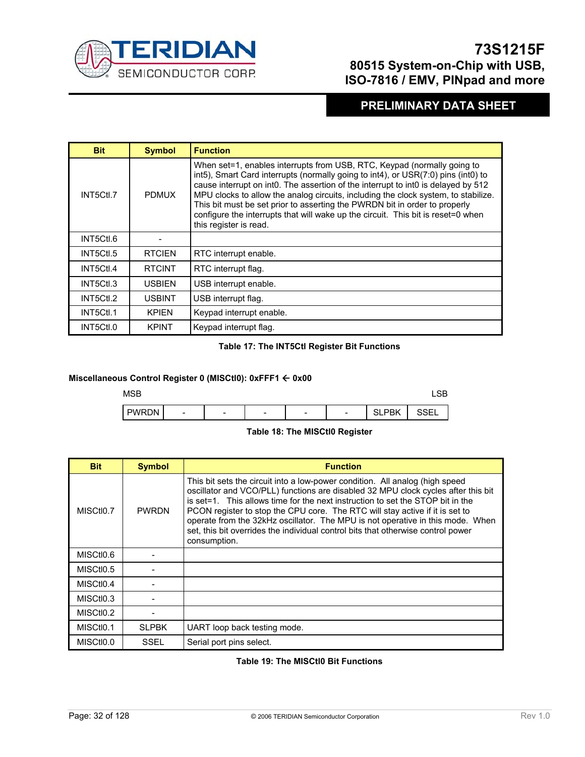| Bit | Symbol | Function |
|---|---|---|
| INT5Ctl.7 | PDMUX | When set=1, enables interrupts from USB, RTC, Keypad (normally going to int5), Smart Card interrupts (normally going to int4), or USR(7:0) pins (int0) to cause interrupt on int0. The assertion of the interrupt to int0 is delayed by 512 MPU clocks to allow the analog circuits, including the clock system, to stabilize. This bit must be set prior to asserting the PWRDN bit in order to properly configure the interrupts that will wake up the circuit. This bit is reset=0 when this register is read. |
| INT5Ctl.6 | - | |
| INT5Ctl.5 | RTCIEN | RTC interrupt enable. |
| INT5Ctl.4 | RTCINT | RTC interrupt flag. |
| INT5Ctl.3 | USBIEN | USB interrupt enable. |
| INT5Ctl.2 | USBINT | USB interrupt flag. |
| INT5Ctl.1 | KPIEN | Keypad interrupt enable. |
| INT5Ctl.0 | KPINT | Keypad interrupt flag. |

**Table 17: The INT5Ctl Register Bit Functions**

**Miscellaneous Control Register 0 (MISCtl0): 0xFFF1 ← 0x00**

| MSB | | | | | | | LSB |
|---|---|---|---|---|---|---|---|
| PWRDN | - | - | - | - | - | SLPBK | SSEL |

**Table 18: The MISCtl0 Register**

| Bit | Symbol | Function |
|---|---|---|
| MISCtl0.7 | PWRDN | This bit sets the circuit into a low-power condition. All analog (high speed oscillator and VCO/PLL) functions are disabled 32 MPU clock cycles after this bit is set=1. This allows time for the next instruction to set the STOP bit in the PCON register to stop the CPU core. The RTC will stay active if it is set to operate from the 32kHz oscillator. The MPU is not operative in this mode. When set, this bit overrides the individual control bits that otherwise control power consumption. |
| MISCtl0.6 | - | |
| MISCtl0.5 | - | |
| MISCtl0.4 | - | |
| MISCtl0.3 | - | |
| MISCtl0.2 | - | |
| MISCtl0.1 | SLPBK | UART loop back testing mode. |
| MISCtl0.0 | SSEL | Serial port pins select. |

**Table 19: The MISCtl0 Bit Functions**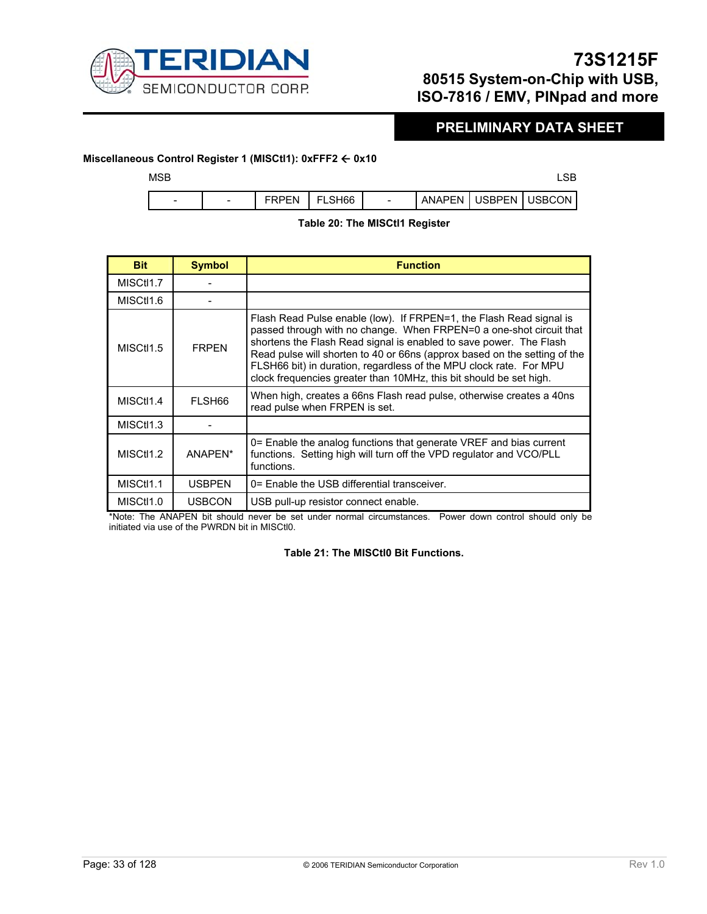**Miscellaneous Control Register 1 (MISCtl1): 0xFFF2 ← 0x10**

| MSB | | | | | | | LSB |
|---|---|---|---|---|---|---|---|
| - | - | FRPEN | FLSH66 | - | ANAPEN | USBPEN | USBCON |

**Table 20: The MISCtl1 Register**

| Bit | Symbol | Function |
|---|---|---|
| MISCtl1.7 | - | |
| MISCtl1.6 | - | |
| MISCtl1.5 | FRPEN | Flash Read Pulse enable (low). If FRPEN=1, the Flash Read signal is passed through with no change. When FRPEN=0 a one-shot circuit that shortens the Flash Read signal is enabled to save power. The Flash Read pulse will shorten to 40 or 66ns (approx based on the setting of the FLSH66 bit) in duration, regardless of the MPU clock rate. For MPU clock frequencies greater than 10MHz, this bit should be set high. |
| MISCtl1.4 | FLSH66 | When high, creates a 66ns Flash read pulse, otherwise creates a 40ns read pulse when FRPEN is set. |
| MISCtl1.3 | - | |
| MISCtl1.2 | ANAPEN* | 0= Enable the analog functions that generate VREF and bias current functions. Setting high will turn off the VPD regulator and VCO/PLL functions. |
| MISCtl1.1 | USBPEN | 0= Enable the USB differential transceiver. |
| MISCtl1.0 | USBCON | USB pull-up resistor connect enable. |

*Note: The ANAPEN bit should never be set under normal circumstances. Power down control should only be initiated via use of the PWRDN bit in MISCtl0.

**Table 21: The MISCtl0 Bit Functions.**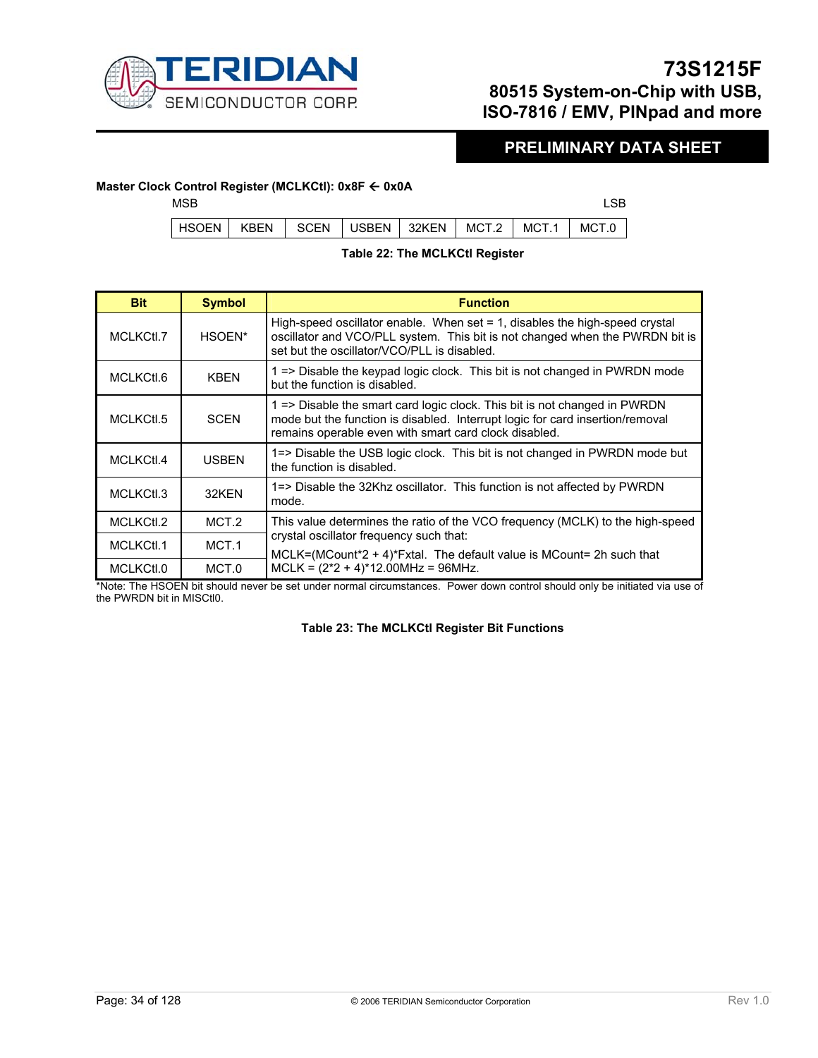**Master Clock Control Register (MCLKCtl): 0x8F ← 0x0A**

| MSB | | | | | | | LSB |
|---|---|---|---|---|---|---|---|
| HSOEN | KBEN | SCEN | USBEN | 32KEN | MCT.2 | MCT.1 | MCT.0 |

**Table 22: The MCLKCtl Register**

| Bit | Symbol | Function |
|---|---|---|
| MCLKCtl.7 | HSOEN* | High-speed oscillator enable. When set = 1, disables the high-speed crystal oscillator and VCO/PLL system. This bit is not changed when the PWRDN bit is set but the oscillator/VCO/PLL is disabled. |
| MCLKCtl.6 | KBEN | 1 => Disable the keypad logic clock. This bit is not changed in PWRDN mode but the function is disabled. |
| MCLKCtl.5 | SCEN | 1 => Disable the smart card logic clock. This bit is not changed in PWRDN mode but the function is disabled. Interrupt logic for card insertion/removal remains operable even with smart card clock disabled. |
| MCLKCtl.4 | USBEN | 1=> Disable the USB logic clock. This bit is not changed in PWRDN mode but the function is disabled. |
| MCLKCtl.3 | 32KEN | 1=> Disable the 32Khz oscillator. This function is not affected by PWRDN mode. |
| MCLKCtl.2 | MCT.2 | This value determines the ratio of the VCO frequency (MCLK) to the high-speed crystal oscillator frequency such that: MCLK=(MCount*2 + 4)*Fxtal. The default value is MCount= 2h such that MCLK = (2*2 + 4)*12.00MHz = 96MHz. |
| MCLKCtl.1 | MCT.1 | |
| MCLKCtl.0 | MCT.0 | |

*Note: The HSOEN bit should never be set under normal circumstances. Power down control should only be initiated via use of the PWRDN bit in MISCtl0.

**Table 23: The MCLKCtl Register Bit Functions**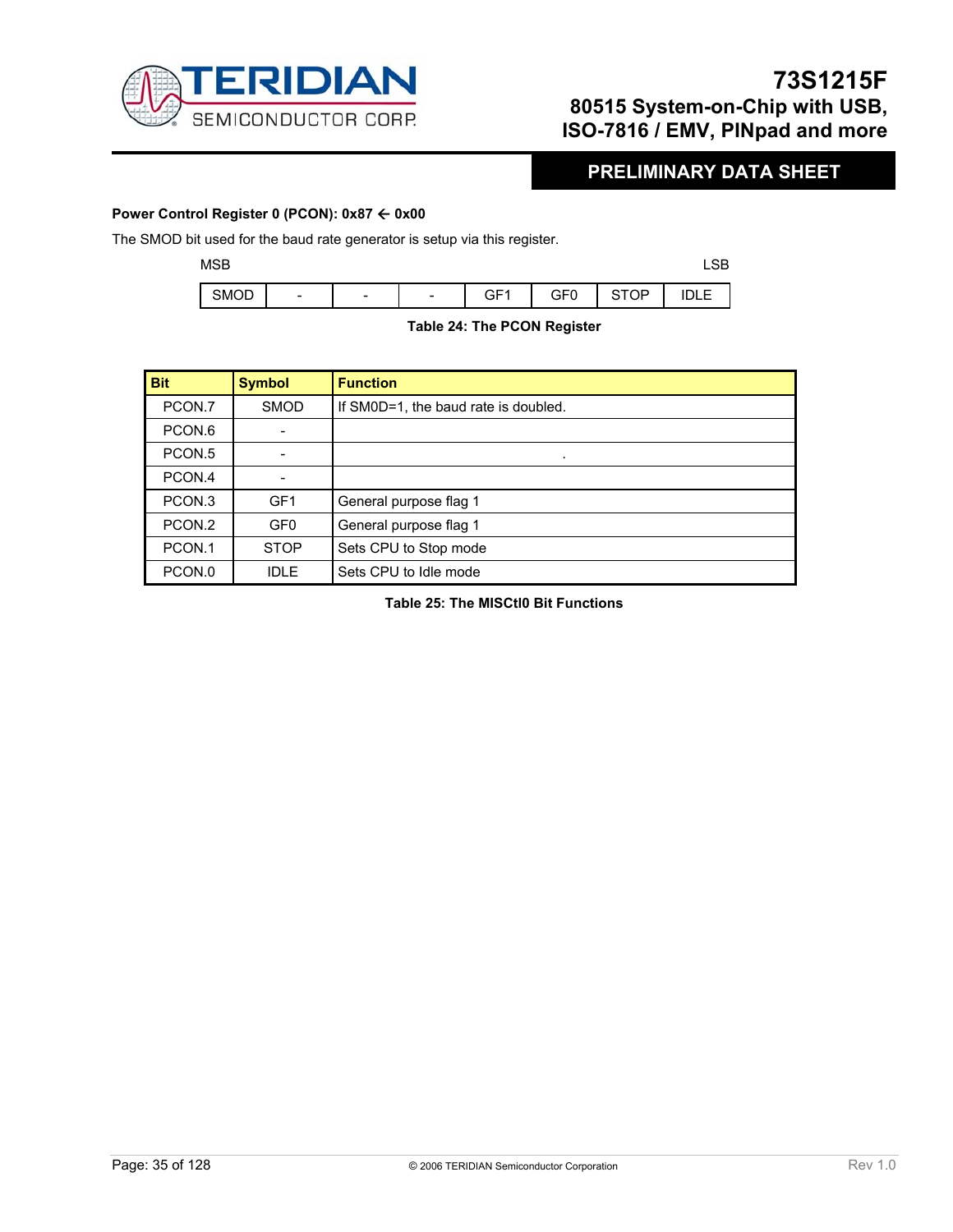**Power Control Register 0 (PCON): 0x87 ← 0x00**

The SMOD bit used for the baud rate generator is setup via this register.

| MSB | | | | | | | LSB |
|---|---|---|---|---|---|---|---|
| SMOD | - | - | - | GF1 | GF0 | STOP | IDLE |

**Table 24: The PCON Register**

| Bit | Symbol | Function |
|---|---|---|
| PCON.7 | SMOD | If SM0D=1, the baud rate is doubled. |
| PCON.6 | - | |
| PCON.5 | - | . |
| PCON.4 | - | |
| PCON.3 | GF1 | General purpose flag 1 |
| PCON.2 | GF0 | General purpose flag 1 |
| PCON.1 | STOP | Sets CPU to Stop mode |
| PCON.0 | IDLE | Sets CPU to Idle mode |

**Table 25: The MISCtl0 Bit Functions**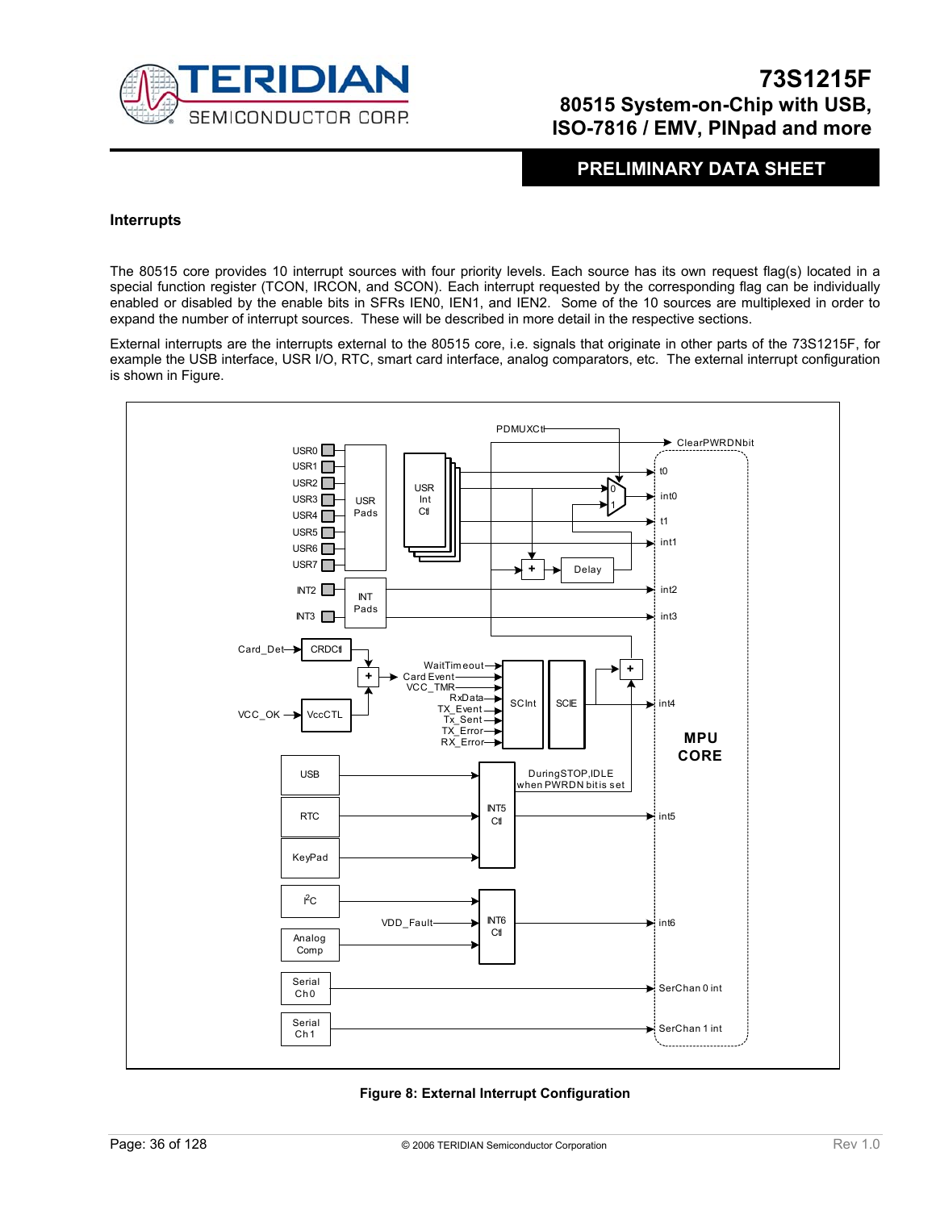## Interrupts

The 80515 core provides 10 interrupt sources with four priority levels. Each source has its own request flag(s) located in a special function register (TCON, IRCON, and SCON). Each interrupt requested by the corresponding flag can be individually enabled or disabled by the enable bits in SFRs IEN0, IEN1, and IEN2. Some of the 10 sources are multiplexed in order to expand the number of interrupt sources. These will be described in more detail in the respective sections.

External interrupts are the interrupts external to the 80515 core, i.e. signals that originate in other parts of the 73S1215F, for example the USB interface, USR I/O, RTC, smart card interface, analog comparators, etc. The external interrupt configuration is shown in Figure.

**Figure 8: External Interrupt Configuration**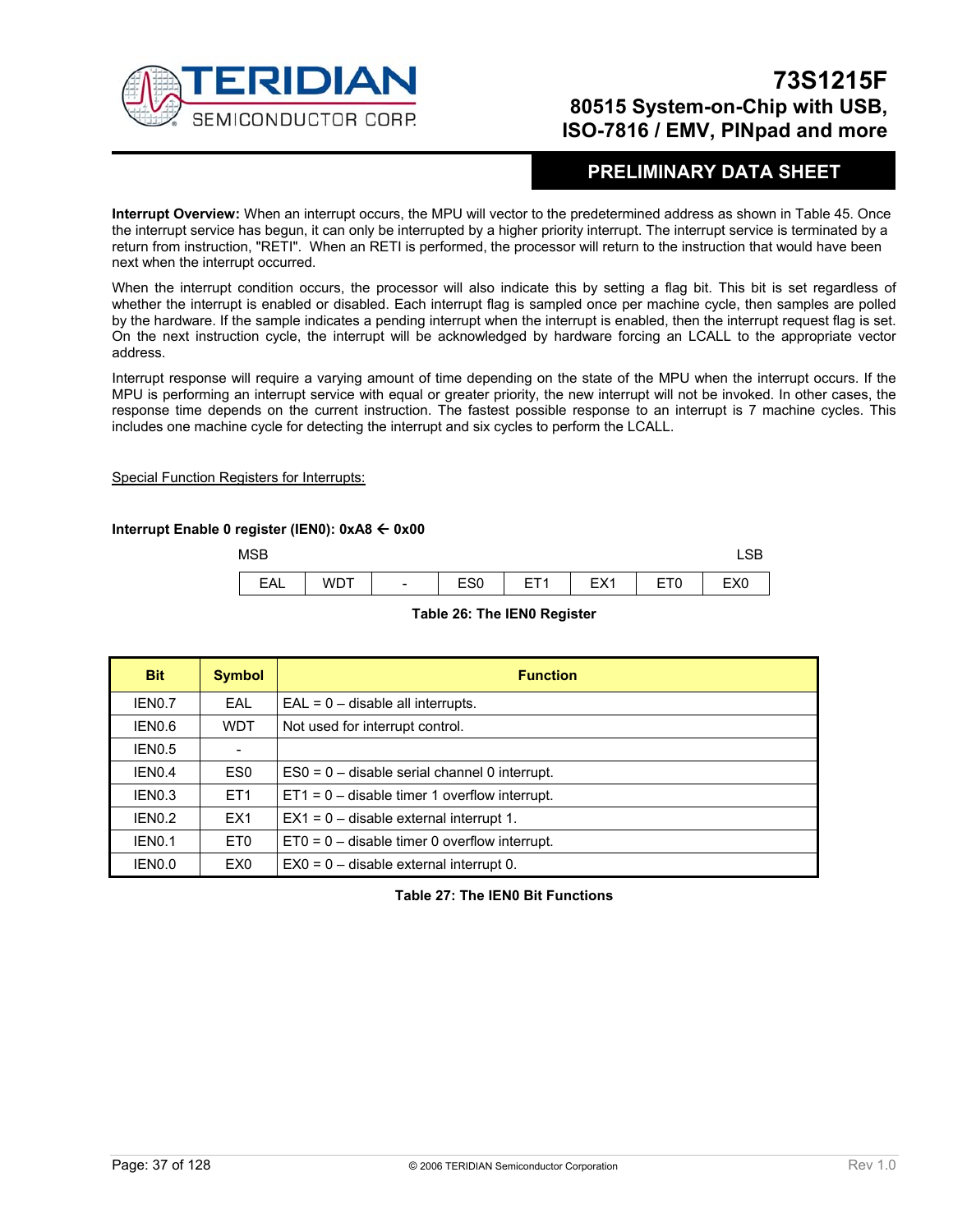**Interrupt Overview:** When an interrupt occurs, the MPU will vector to the predetermined address as shown in Table 45. Once the interrupt service has begun, it can only be interrupted by a higher priority interrupt. The interrupt service is terminated by a return from instruction, "RETI". When an RETI is performed, the processor will return to the instruction that would have been next when the interrupt occurred.

When the interrupt condition occurs, the processor will also indicate this by setting a flag bit. This bit is set regardless of whether the interrupt is enabled or disabled. Each interrupt flag is sampled once per machine cycle, then samples are polled by the hardware. If the sample indicates a pending interrupt when the interrupt is enabled, then the interrupt request flag is set. On the next instruction cycle, the interrupt will be acknowledged by hardware forcing an LCALL to the appropriate vector address.

Interrupt response will require a varying amount of time depending on the state of the MPU when the interrupt occurs. If the MPU is performing an interrupt service with equal or greater priority, the new interrupt will not be invoked. In other cases, the response time depends on the current instruction. The fastest possible response to an interrupt is 7 machine cycles. This includes one machine cycle for detecting the interrupt and six cycles to perform the LCALL.

Special Function Registers for Interrupts:

**Interrupt Enable 0 register (IEN0): 0xA8 ← 0x00**

| MSB | | | | | | | LSB |
|---|---|---|---|---|---|---|---|
| EAL | WDT | - | ES0 | ET1 | EX1 | ET0 | EX0 |

**Table 26: The IEN0 Register**

| Bit | Symbol | Function |
|---|---|---|
| IEN0.7 | EAL | EAL = 0 – disable all interrupts. |
| IEN0.6 | WDT | Not used for interrupt control. |
| IEN0.5 | - | |
| IEN0.4 | ES0 | ES0 = 0 – disable serial channel 0 interrupt. |
| IEN0.3 | ET1 | ET1 = 0 – disable timer 1 overflow interrupt. |
| IEN0.2 | EX1 | EX1 = 0 – disable external interrupt 1. |
| IEN0.1 | ET0 | ET0 = 0 – disable timer 0 overflow interrupt. |
| IEN0.0 | EX0 | EX0 = 0 – disable external interrupt 0. |

**Table 27: The IEN0 Bit Functions**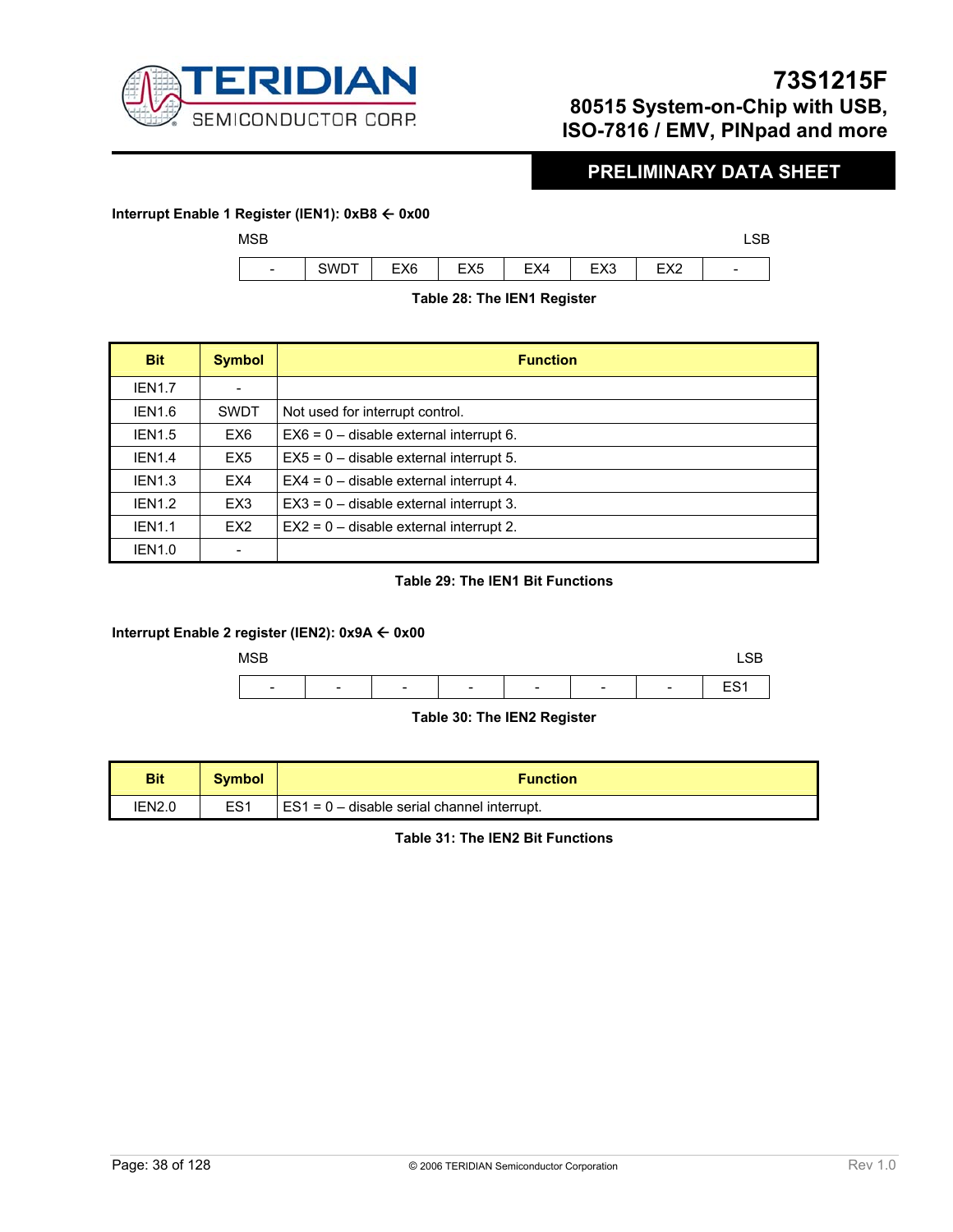**Interrupt Enable 1 Register (IEN1): 0xB8 ← 0x00**

| MSB | | | | | | | LSB |
|---|---|---|---|---|---|---|---|
| - | SWDT | EX6 | EX5 | EX4 | EX3 | EX2 | - |

**Table 28: The IEN1 Register**

| Bit | Symbol | Function |
|---|---|---|
| IEN1.7 | - | |
| IEN1.6 | SWDT | Not used for interrupt control. |
| IEN1.5 | EX6 | EX6 = 0 – disable external interrupt 6. |
| IEN1.4 | EX5 | EX5 = 0 – disable external interrupt 5. |
| IEN1.3 | EX4 | EX4 = 0 – disable external interrupt 4. |
| IEN1.2 | EX3 | EX3 = 0 – disable external interrupt 3. |
| IEN1.1 | EX2 | EX2 = 0 – disable external interrupt 2. |
| IEN1.0 | - | |

**Table 29: The IEN1 Bit Functions**

**Interrupt Enable 2 register (IEN2): 0x9A ← 0x00**

| MSB | | | | | | | LSB |
|---|---|---|---|---|---|---|---|
| - | - | - | - | - | - | - | ES1 |

**Table 30: The IEN2 Register**

| Bit | Symbol | Function |
|---|---|---|
| IEN2.0 | ES1 | ES1 = 0 – disable serial channel interrupt. |

**Table 31: The IEN2 Bit Functions**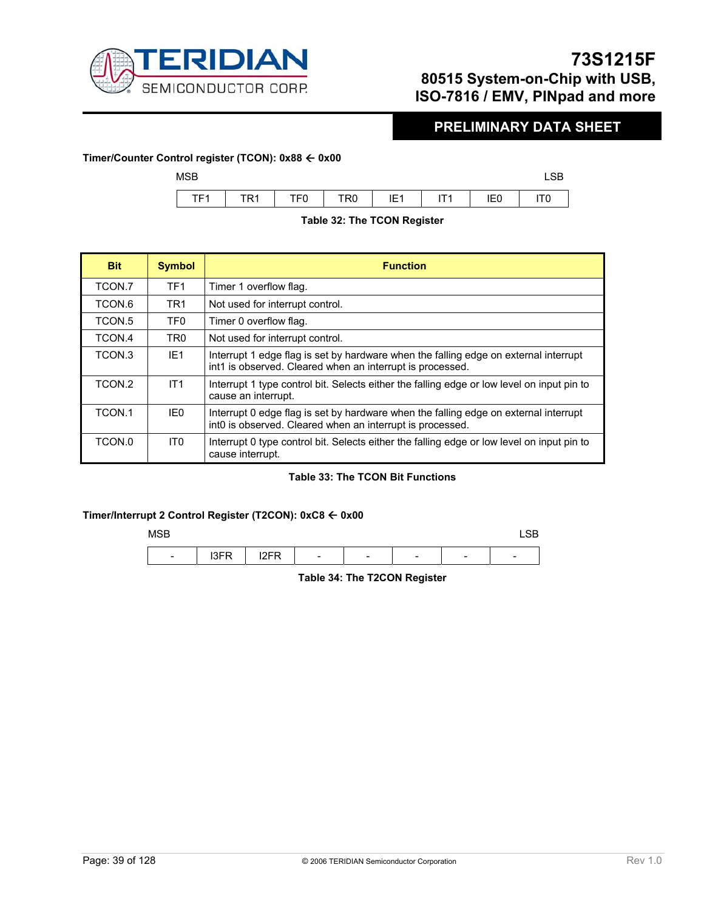**Timer/Counter Control register (TCON): 0x88 ← 0x00**

| MSB | | | | | | | LSB |
|---|---|---|---|---|---|---|---|
| TF1 | TR1 | TF0 | TR0 | IE1 | IT1 | IE0 | IT0 |

**Table 32: The TCON Register**

| Bit | Symbol | Function |
|---|---|---|
| TCON.7 | TF1 | Timer 1 overflow flag. |
| TCON.6 | TR1 | Not used for interrupt control. |
| TCON.5 | TF0 | Timer 0 overflow flag. |
| TCON.4 | TR0 | Not used for interrupt control. |
| TCON.3 | IE1 | Interrupt 1 edge flag is set by hardware when the falling edge on external interrupt int1 is observed. Cleared when an interrupt is processed. |
| TCON.2 | IT1 | Interrupt 1 type control bit. Selects either the falling edge or low level on input pin to cause an interrupt. |
| TCON.1 | IE0 | Interrupt 0 edge flag is set by hardware when the falling edge on external interrupt int0 is observed. Cleared when an interrupt is processed. |
| TCON.0 | IT0 | Interrupt 0 type control bit. Selects either the falling edge or low level on input pin to cause interrupt. |

**Table 33: The TCON Bit Functions**

**Timer/Interrupt 2 Control Register (T2CON): 0xC8 ← 0x00**

| MSB | | | | | | | LSB |
|---|---|---|---|---|---|---|---|
| - | I3FR | I2FR | - | - | - | - | - |

**Table 34: The T2CON Register**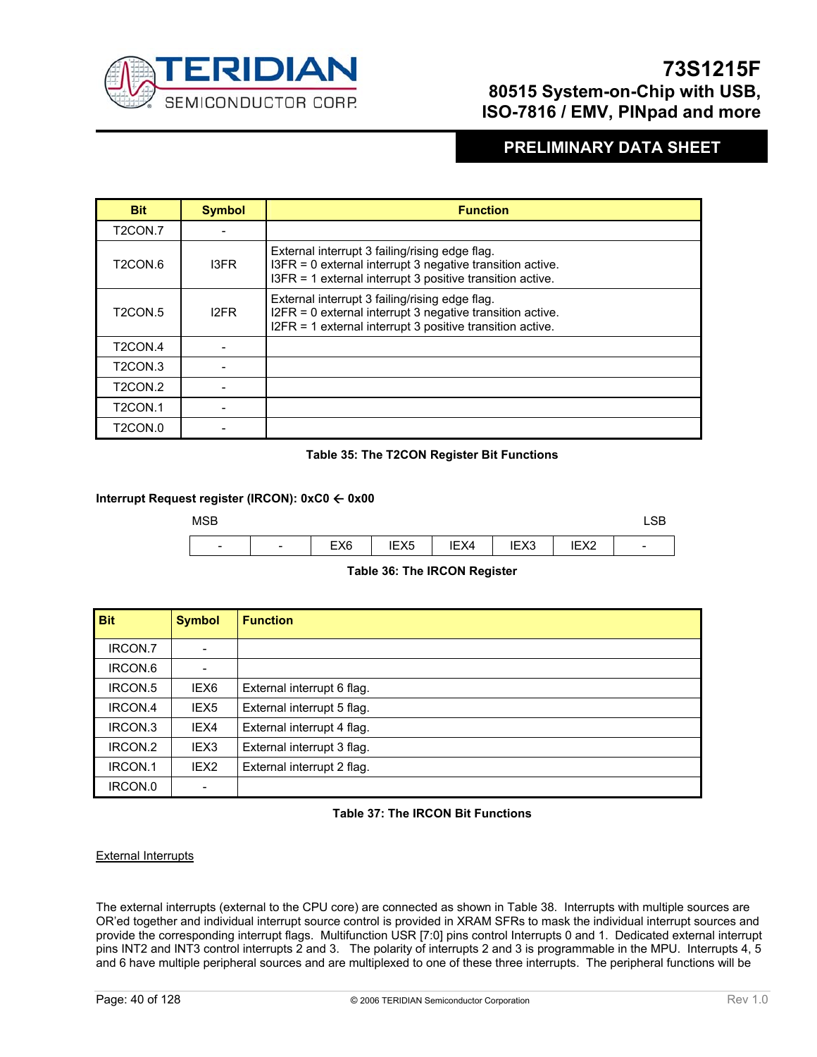| Bit | Symbol | Function |
|---|---|---|
| T2CON.7 | - | |
| T2CON.6 | I3FR | External interrupt 3 failing/rising edge flag.<br>I3FR = 0 external interrupt 3 negative transition active.<br>I3FR = 1 external interrupt 3 positive transition active. |
| T2CON.5 | I2FR | External interrupt 3 failing/rising edge flag.<br>I2FR = 0 external interrupt 3 negative transition active.<br>I2FR = 1 external interrupt 3 positive transition active. |
| T2CON.4 | - | |
| T2CON.3 | - | |
| T2CON.2 | - | |
| T2CON.1 | - | |
| T2CON.0 | - | |

**Table 35: The T2CON Register Bit Functions**

**Interrupt Request register (IRCON): 0xC0 ← 0x00**

| MSB | | | | | | | LSB |
|---|---|---|---|---|---|---|---|
| - | - | EX6 | IEX5 | IEX4 | IEX3 | IEX2 | - |

**Table 36: The IRCON Register**

| Bit | Symbol | Function |
|---|---|---|
| IRCON.7 | - | |
| IRCON.6 | - | |
| IRCON.5 | IEX6 | External interrupt 6 flag. |
| IRCON.4 | IEX5 | External interrupt 5 flag. |
| IRCON.3 | IEX4 | External interrupt 4 flag. |
| IRCON.2 | IEX3 | External interrupt 3 flag. |
| IRCON.1 | IEX2 | External interrupt 2 flag. |
| IRCON.0 | - | |

**Table 37: The IRCON Bit Functions**

External Interrupts

The external interrupts (external to the CPU core) are connected as shown in Table 38. Interrupts with multiple sources are OR'ed together and individual interrupt source control is provided in XRAM SFRs to mask the individual interrupt sources and provide the corresponding interrupt flags. Multifunction USR [7:0] pins control Interrupts 0 and 1. Dedicated external interrupt pins INT2 and INT3 control interrupts 2 and 3. The polarity of interrupts 2 and 3 is programmable in the MPU. Interrupts 4, 5 and 6 have multiple peripheral sources and are multiplexed to one of these three interrupts. The peripheral functions will be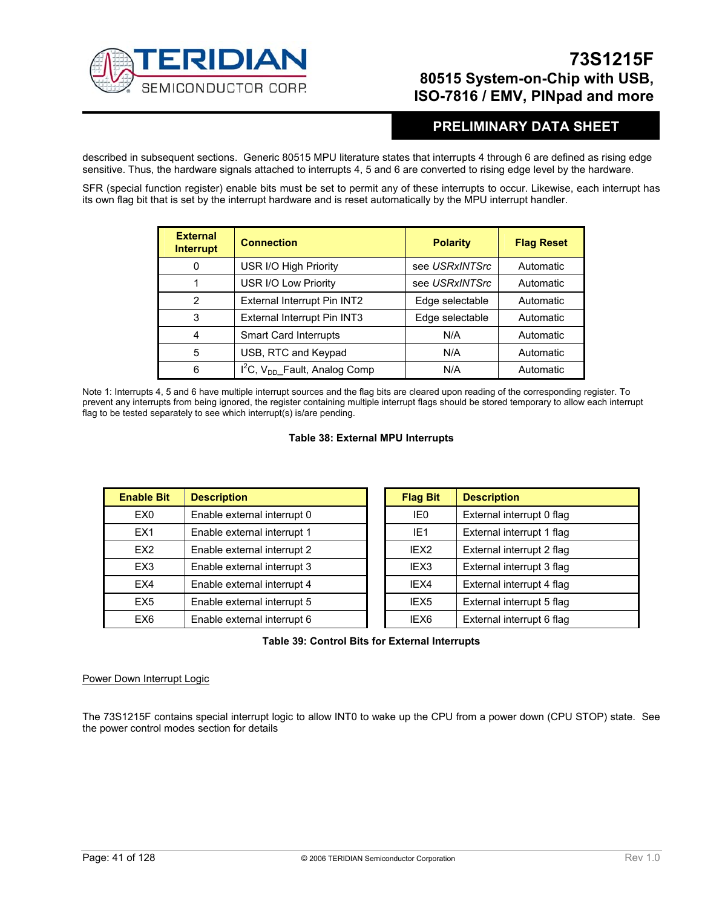described in subsequent sections. Generic 80515 MPU literature states that interrupts 4 through 6 are defined as rising edge sensitive. Thus, the hardware signals attached to interrupts 4, 5 and 6 are converted to rising edge level by the hardware.

SFR (special function register) enable bits must be set to permit any of these interrupts to occur. Likewise, each interrupt has its own flag bit that is set by the interrupt hardware and is reset automatically by the MPU interrupt handler.

| External Interrupt | Connection | Polarity | Flag Reset |
|---|---|---|---|
| 0 | USR I/O High Priority | see *USRxINTSrc* | Automatic |
| 1 | USR I/O Low Priority | see *USRxINTSrc* | Automatic |
| 2 | External Interrupt Pin INT2 | Edge selectable | Automatic |
| 3 | External Interrupt Pin INT3 | Edge selectable | Automatic |
| 4 | Smart Card Interrupts | N/A | Automatic |
| 5 | USB, RTC and Keypad | N/A | Automatic |
| 6 | $I^2C$, $V_{DD}$_Fault, Analog Comp | N/A | Automatic |

Note 1: Interrupts 4, 5 and 6 have multiple interrupt sources and the flag bits are cleared upon reading of the corresponding register. To prevent any interrupts from being ignored, the register containing multiple interrupt flags should be stored temporary to allow each interrupt flag to be tested separately to see which interrupt(s) is/are pending.

**Table 38: External MPU Interrupts**

| Enable Bit | Description |
|---|---|
| EX0 | Enable external interrupt 0 |
| EX1 | Enable external interrupt 1 |
| EX2 | Enable external interrupt 2 |
| EX3 | Enable external interrupt 3 |
| EX4 | Enable external interrupt 4 |
| EX5 | Enable external interrupt 5 |
| EX6 | Enable external interrupt 6 |

| Flag Bit | Description |
|---|---|
| IE0 | External interrupt 0 flag |
| IE1 | External interrupt 1 flag |
| IEX2 | External interrupt 2 flag |
| IEX3 | External interrupt 3 flag |
| IEX4 | External interrupt 4 flag |
| IEX5 | External interrupt 5 flag |
| IEX6 | External interrupt 6 flag |

**Table 39: Control Bits for External Interrupts**

Power Down Interrupt Logic

The 73S1215F contains special interrupt logic to allow INT0 to wake up the CPU from a power down (CPU STOP) state. See the power control modes section for details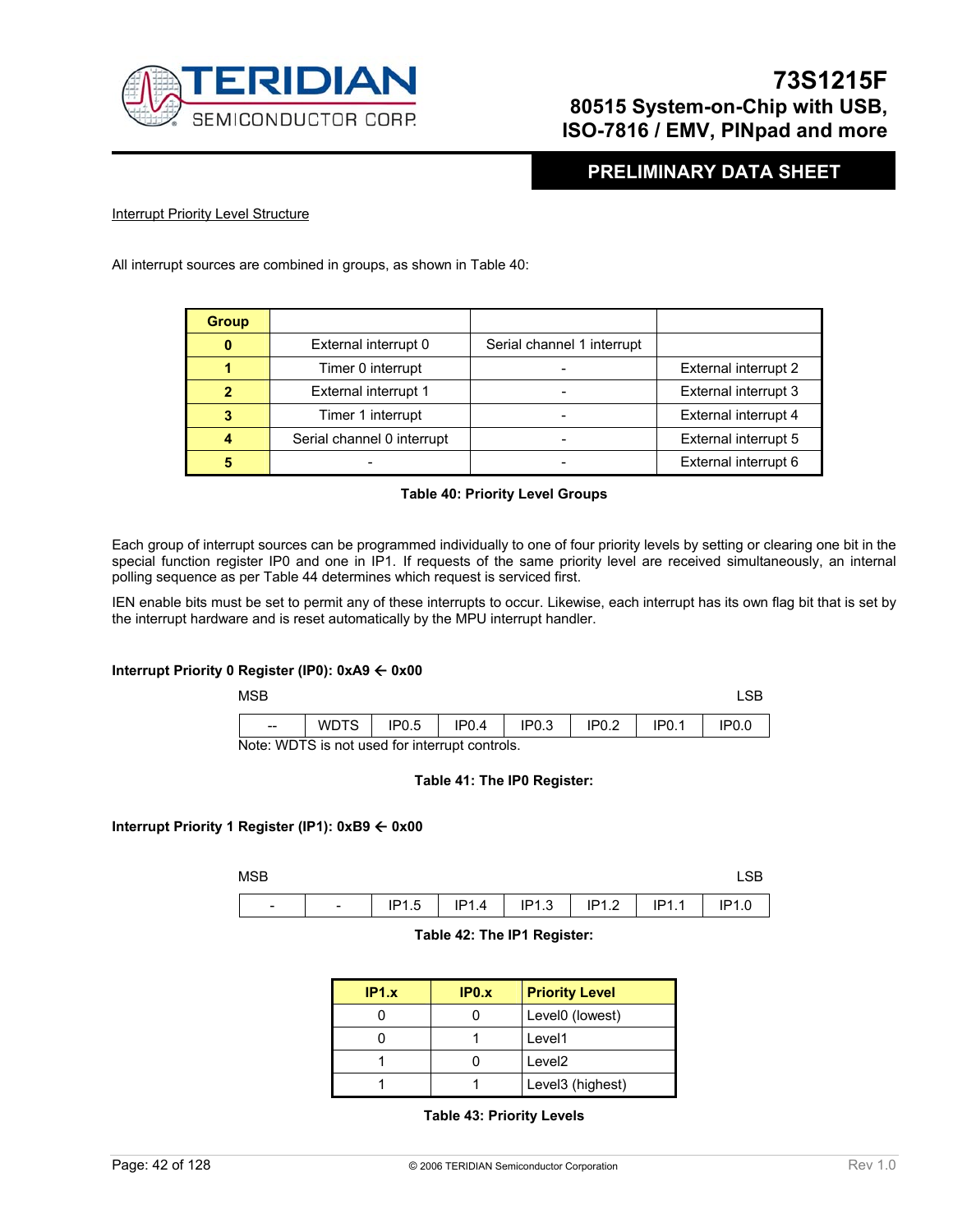Interrupt Priority Level Structure

All interrupt sources are combined in groups, as shown in Table 40:

| Group | | | |
|---|---|---|---|
| 0 | External interrupt 0 | Serial channel 1 interrupt | |
| 1 | Timer 0 interrupt | - | External interrupt 2 |
| 2 | External interrupt 1 | - | External interrupt 3 |
| 3 | Timer 1 interrupt | - | External interrupt 4 |
| 4 | Serial channel 0 interrupt | - | External interrupt 5 |
| 5 | - | - | External interrupt 6 |

**Table 40: Priority Level Groups**

Each group of interrupt sources can be programmed individually to one of four priority levels by setting or clearing one bit in the special function register IP0 and one in IP1. If requests of the same priority level are received simultaneously, an internal polling sequence as per Table 44 determines which request is serviced first.

IEN enable bits must be set to permit any of these interrupts to occur. Likewise, each interrupt has its own flag bit that is set by the interrupt hardware and is reset automatically by the MPU interrupt handler.

**Interrupt Priority 0 Register (IP0): 0xA9 ← 0x00**

MSB ... LSB

| -- | WDTS | IP0.5 | IP0.4 | IP0.3 | IP0.2 | IP0.1 | IP0.0 |
|---|---|---|---|---|---|---|---|

Note: WDTS is not used for interrupt controls.

**Table 41: The IP0 Register:**

**Interrupt Priority 1 Register (IP1): 0xB9 ← 0x00**

MSB ... LSB

| - | - | IP1.5 | IP1.4 | IP1.3 | IP1.2 | IP1.1 | IP1.0 |
|---|---|---|---|---|---|---|---|

**Table 42: The IP1 Register:**

| IP1.x | IP0.x | Priority Level |
|---|---|---|
| 0 | 0 | Level0 (lowest) |
| 0 | 1 | Level1 |
| 1 | 0 | Level2 |
| 1 | 1 | Level3 (highest) |

**Table 43: Priority Levels**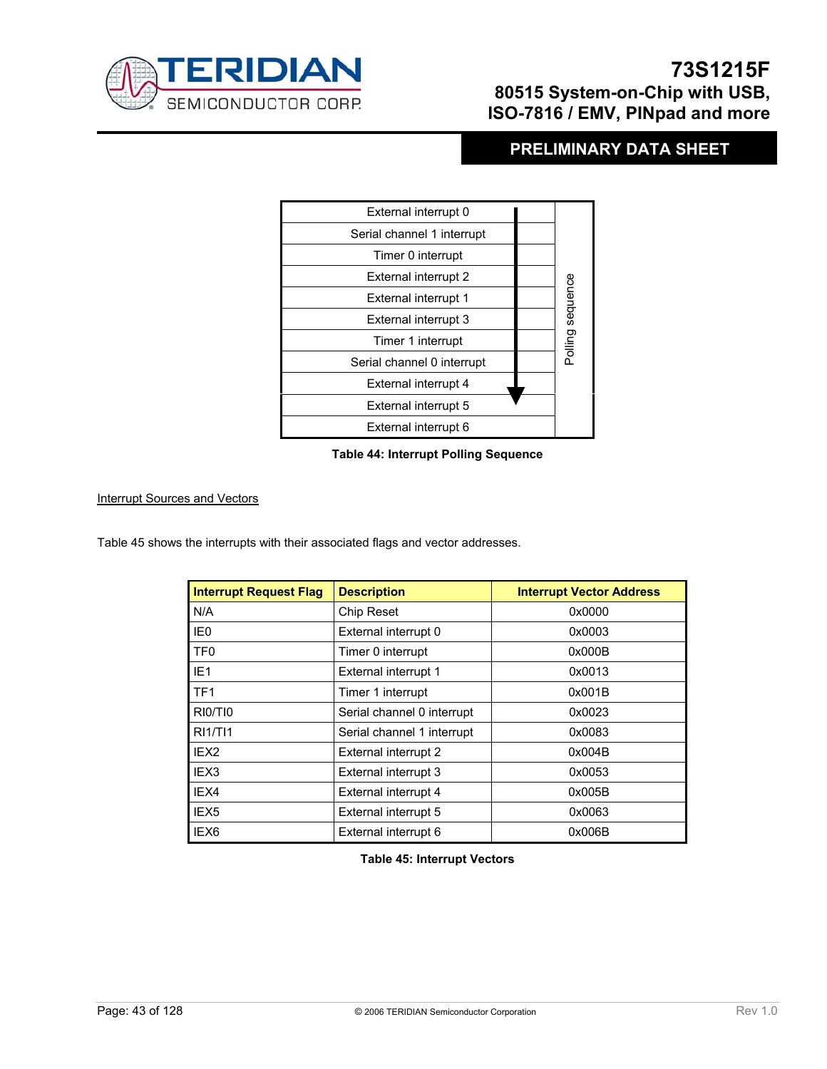| Interrupt | Polling sequence |
|---|---|
| External interrupt 0 | ↓ |
| Serial channel 1 interrupt | |
| Timer 0 interrupt | |
| External interrupt 2 | |
| External interrupt 1 | |
| External interrupt 3 | |
| Timer 1 interrupt | |
| Serial channel 0 interrupt | |
| External interrupt 4 | |
| External interrupt 5 | |
| External interrupt 6 | |

**Table 44: Interrupt Polling Sequence**

Interrupt Sources and Vectors

Table 45 shows the interrupts with their associated flags and vector addresses.

| Interrupt Request Flag | Description | Interrupt Vector Address |
|---|---|---|
| N/A | Chip Reset | 0x0000 |
| IE0 | External interrupt 0 | 0x0003 |
| TF0 | Timer 0 interrupt | 0x000B |
| IE1 | External interrupt 1 | 0x0013 |
| TF1 | Timer 1 interrupt | 0x001B |
| RI0/TI0 | Serial channel 0 interrupt | 0x0023 |
| RI1/TI1 | Serial channel 1 interrupt | 0x0083 |
| IEX2 | External interrupt 2 | 0x004B |
| IEX3 | External interrupt 3 | 0x0053 |
| IEX4 | External interrupt 4 | 0x005B |
| IEX5 | External interrupt 5 | 0x0063 |
| IEX6 | External interrupt 6 | 0x006B |

**Table 45: Interrupt Vectors**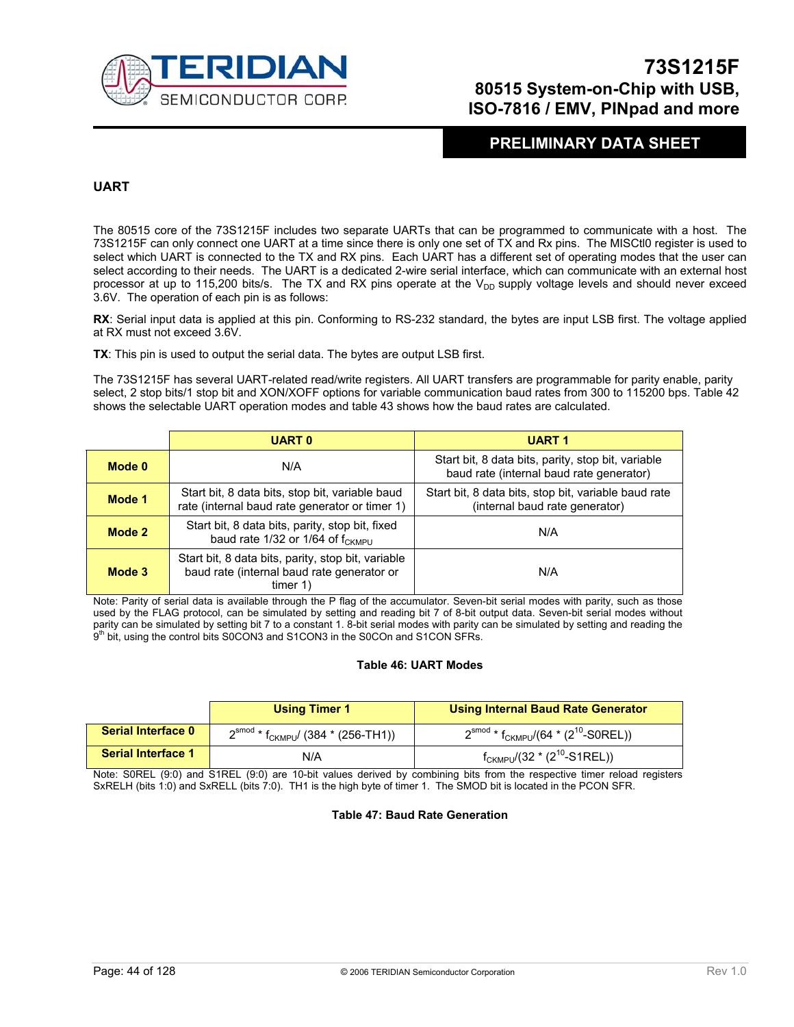## UART

The 80515 core of the 73S1215F includes two separate UARTs that can be programmed to communicate with a host. The 73S1215F can only connect one UART at a time since there is only one set of TX and Rx pins. The MISCtl0 register is used to select which UART is connected to the TX and RX pins. Each UART has a different set of operating modes that the user can select according to their needs. The UART is a dedicated 2-wire serial interface, which can communicate with an external host processor at up to 115,200 bits/s. The TX and RX pins operate at the $V_{DD}$ supply voltage levels and should never exceed 3.6V. The operation of each pin is as follows:

**RX**: Serial input data is applied at this pin. Conforming to RS-232 standard, the bytes are input LSB first. The voltage applied at RX must not exceed 3.6V.

**TX**: This pin is used to output the serial data. The bytes are output LSB first.

The 73S1215F has several UART-related read/write registers. All UART transfers are programmable for parity enable, parity select, 2 stop bits/1 stop bit and XON/XOFF options for variable communication baud rates from 300 to 115200 bps. Table 42 shows the selectable UART operation modes and table 43 shows how the baud rates are calculated.

| | UART 0 | UART 1 |
|---|---|---|
| **Mode 0** | N/A | Start bit, 8 data bits, parity, stop bit, variable baud rate (internal baud rate generator) |
| **Mode 1** | Start bit, 8 data bits, stop bit, variable baud rate (internal baud rate generator or timer 1) | Start bit, 8 data bits, stop bit, variable baud rate (internal baud rate generator) |
| **Mode 2** | Start bit, 8 data bits, parity, stop bit, fixed baud rate 1/32 or 1/64 of $f_{CKMPU}$ | N/A |
| **Mode 3** | Start bit, 8 data bits, parity, stop bit, variable baud rate (internal baud rate generator or timer 1) | N/A |

Note: Parity of serial data is available through the P flag of the accumulator. Seven-bit serial modes with parity, such as those used by the FLAG protocol, can be simulated by setting and reading bit 7 of 8-bit output data. Seven-bit serial modes without parity can be simulated by setting bit 7 to a constant 1. 8-bit serial modes with parity can be simulated by setting and reading the 9th bit, using the control bits S0CON3 and S1CON3 in the S0COn and S1CON SFRs.

**Table 46: UART Modes**

| | Using Timer 1 | Using Internal Baud Rate Generator |
|---|---|---|
| **Serial Interface 0** | $2^{smod} * f_{CKMPU}/ (384 * (256\text{-}TH1))$ | $2^{smod} * f_{CKMPU}/(64 * (2^{10}\text{-}S0REL))$ |
| **Serial Interface 1** | N/A | $f_{CKMPU}/(32 * (2^{10}\text{-}S1REL))$ |

Note: S0REL (9:0) and S1REL (9:0) are 10-bit values derived by combining bits from the respective timer reload registers SxRELH (bits 1:0) and SxRELL (bits 7:0). TH1 is the high byte of timer 1. The SMOD bit is located in the PCON SFR.

**Table 47: Baud Rate Generation**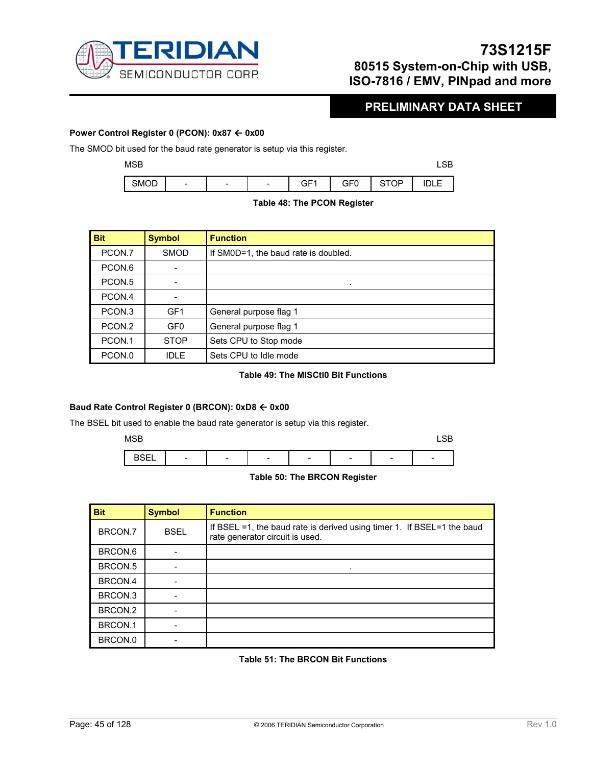**Power Control Register 0 (PCON): 0x87 ← 0x00**

The SMOD bit used for the baud rate generator is setup via this register.

| MSB | | | | | | | LSB |
|---|---|---|---|---|---|---|---|
| SMOD | - | - | - | GF1 | GF0 | STOP | IDLE |

**Table 48: The PCON Register**

| Bit | Symbol | Function |
|---|---|---|
| PCON.7 | SMOD | If SM0D=1, the baud rate is doubled. |
| PCON.6 | - | |
| PCON.5 | - | . |
| PCON.4 | - | |
| PCON.3 | GF1 | General purpose flag 1 |
| PCON.2 | GF0 | General purpose flag 1 |
| PCON.1 | STOP | Sets CPU to Stop mode |
| PCON.0 | IDLE | Sets CPU to Idle mode |

**Table 49: The MISCtl0 Bit Functions**

**Baud Rate Control Register 0 (BRCON): 0xD8 ← 0x00**

The BSEL bit used to enable the baud rate generator is setup via this register.

| MSB | | | | | | | LSB |
|---|---|---|---|---|---|---|---|
| BSEL | - | - | - | - | - | - | - |

**Table 50: The BRCON Register**

| Bit | Symbol | Function |
|---|---|---|
| BRCON.7 | BSEL | If BSEL =1, the baud rate is derived using timer 1. If BSEL=1 the baud rate generator circuit is used. |
| BRCON.6 | - | |
| BRCON.5 | - | . |
| BRCON.4 | - | |
| BRCON.3 | - | |
| BRCON.2 | - | |
| BRCON.1 | - | |
| BRCON.0 | - | |

**Table 51: The BRCON Bit Functions**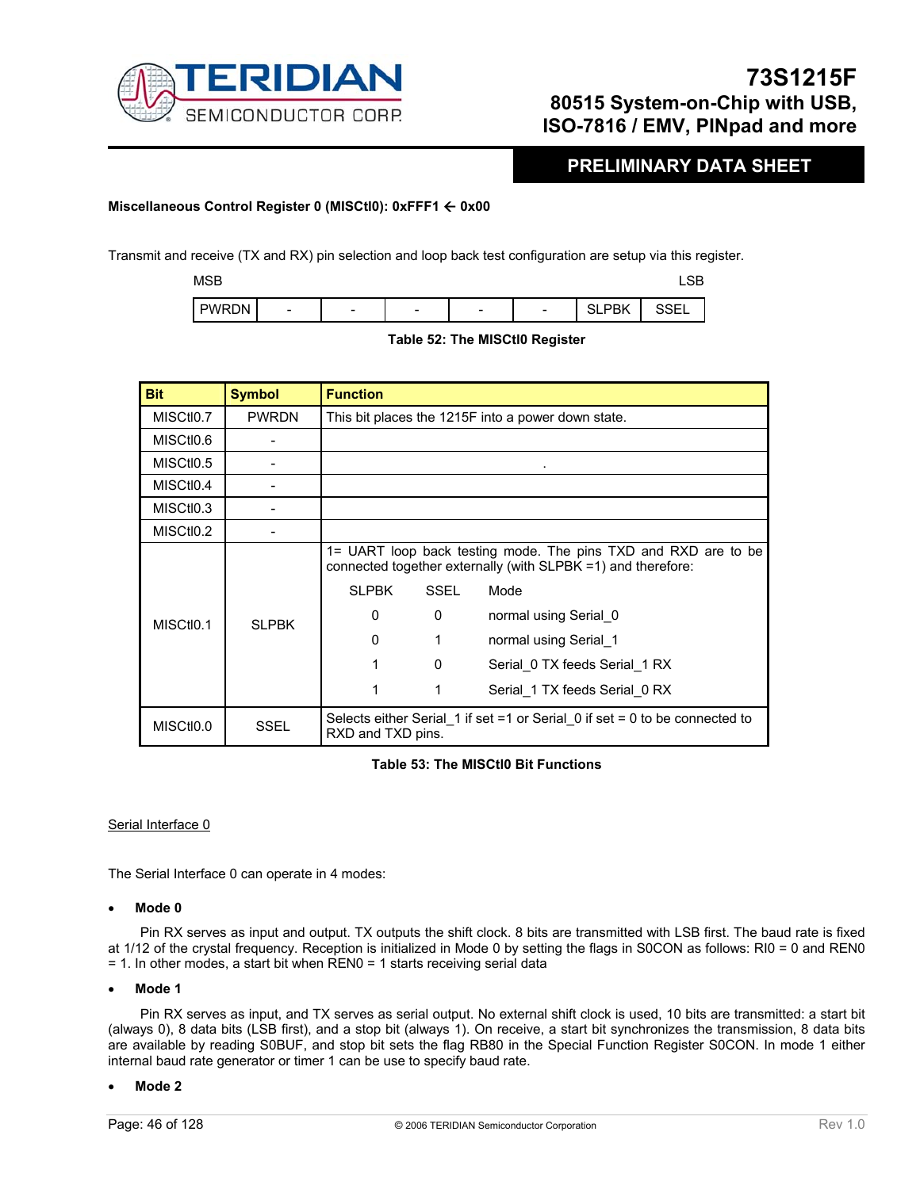**Miscellaneous Control Register 0 (MISCtl0): 0xFFF1 ← 0x00**

Transmit and receive (TX and RX) pin selection and loop back test configuration are setup via this register.

| MSB | | | | | | | LSB |
|---|---|---|---|---|---|---|---|
| PWRDN | - | - | - | - | - | SLPBK | SSEL |

**Table 52: The MISCtl0 Register**

| Bit | Symbol | Function |
|---|---|---|
| MISCtl0.7 | PWRDN | This bit places the 1215F into a power down state. |
| MISCtl0.6 | - | |
| MISCtl0.5 | - | . |
| MISCtl0.4 | - | |
| MISCtl0.3 | - | |
| MISCtl0.2 | - | |
| MISCtl0.1 | SLPBK | 1= UART loop back testing mode. The pins TXD and RXD are to be connected together externally (with SLPBK =1) and therefore:<br>SLPBK SSEL Mode<br>0 0 normal using Serial_0<br>0 1 normal using Serial_1<br>1 0 Serial_0 TX feeds Serial_1 RX<br>1 1 Serial_1 TX feeds Serial_0 RX |
| MISCtl0.0 | SSEL | Selects either Serial_1 if set =1 or Serial_0 if set = 0 to be connected to RXD and TXD pins. |

**Table 53: The MISCtl0 Bit Functions**

Serial Interface 0

The Serial Interface 0 can operate in 4 modes:

- **Mode 0**

  Pin RX serves as input and output. TX outputs the shift clock. 8 bits are transmitted with LSB first. The baud rate is fixed at 1/12 of the crystal frequency. Reception is initialized in Mode 0 by setting the flags in S0CON as follows: RI0 = 0 and REN0 = 1. In other modes, a start bit when REN0 = 1 starts receiving serial data

- **Mode 1**

  Pin RX serves as input, and TX serves as serial output. No external shift clock is used, 10 bits are transmitted: a start bit (always 0), 8 data bits (LSB first), and a stop bit (always 1). On receive, a start bit synchronizes the transmission, 8 data bits are available by reading S0BUF, and stop bit sets the flag RB80 in the Special Function Register S0CON. In mode 1 either internal baud rate generator or timer 1 can be use to specify baud rate.

- **Mode 2**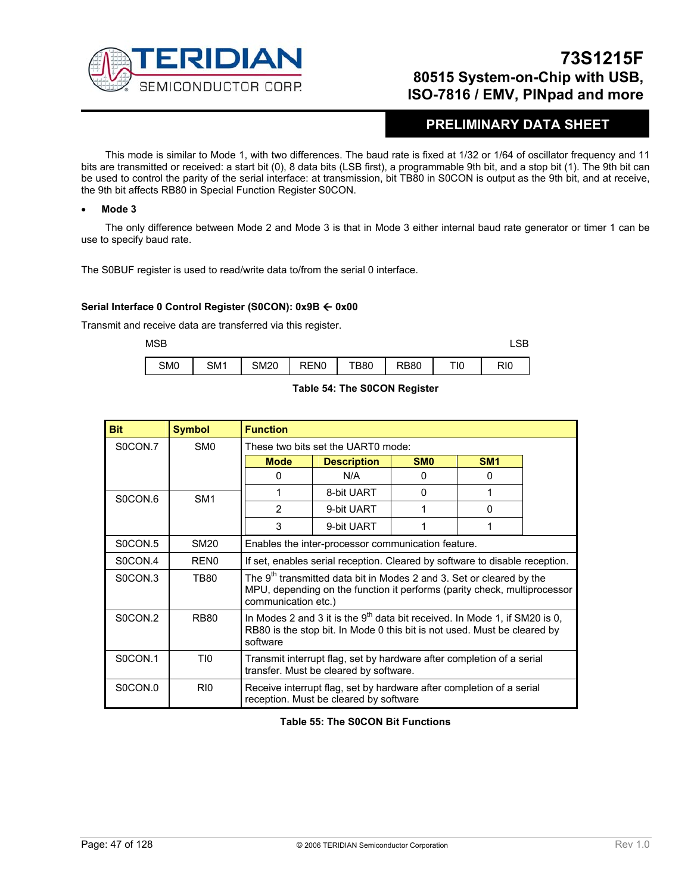This mode is similar to Mode 1, with two differences. The baud rate is fixed at 1/32 or 1/64 of oscillator frequency and 11 bits are transmitted or received: a start bit (0), 8 data bits (LSB first), a programmable 9th bit, and a stop bit (1). The 9th bit can be used to control the parity of the serial interface: at transmission, bit TB80 in S0CON is output as the 9th bit, and at receive, the 9th bit affects RB80 in Special Function Register S0CON.

- **Mode 3**

The only difference between Mode 2 and Mode 3 is that in Mode 3 either internal baud rate generator or timer 1 can be use to specify baud rate.

The S0BUF register is used to read/write data to/from the serial 0 interface.

**Serial Interface 0 Control Register (S0CON): 0x9B ← 0x00**

Transmit and receive data are transferred via this register.

| MSB | | | | | | | LSB |
|---|---|---|---|---|---|---|---|
| SM0 | SM1 | SM20 | REN0 | TB80 | RB80 | TI0 | RI0 |

**Table 54: The S0CON Register**

| Bit | Symbol | Function |
|---|---|---|
| S0CON.7 | SM0 | These two bits set the UART0 mode:<br>Mode 0: N/A, SM0 = 0, SM1 = 0<br>Mode 1: 8-bit UART, SM0 = 0, SM1 = 1<br>Mode 2: 9-bit UART, SM0 = 1, SM1 = 0<br>Mode 3: 9-bit UART, SM0 = 1, SM1 = 1 |
| S0CON.6 | SM1 | |
| S0CON.5 | SM20 | Enables the inter-processor communication feature. |
| S0CON.4 | REN0 | If set, enables serial reception. Cleared by software to disable reception. |
| S0CON.3 | TB80 | The 9[th] transmitted data bit in Modes 2 and 3. Set or cleared by the MPU, depending on the function it performs (parity check, multiprocessor communication etc.) |
| S0CON.2 | RB80 | In Modes 2 and 3 it is the 9[th] data bit received. In Mode 1, if SM20 is 0, RB80 is the stop bit. In Mode 0 this bit is not used. Must be cleared by software |
| S0CON.1 | TI0 | Transmit interrupt flag, set by hardware after completion of a serial transfer. Must be cleared by software. |
| S0CON.0 | RI0 | Receive interrupt flag, set by hardware after completion of a serial reception. Must be cleared by software |

| Mode | Description | SM0 | SM1 |
|---|---|---|---|
| 0 | N/A | 0 | 0 |
| 1 | 8-bit UART | 0 | 1 |
| 2 | 9-bit UART | 1 | 0 |
| 3 | 9-bit UART | 1 | 1 |

**Table 55: The S0CON Bit Functions**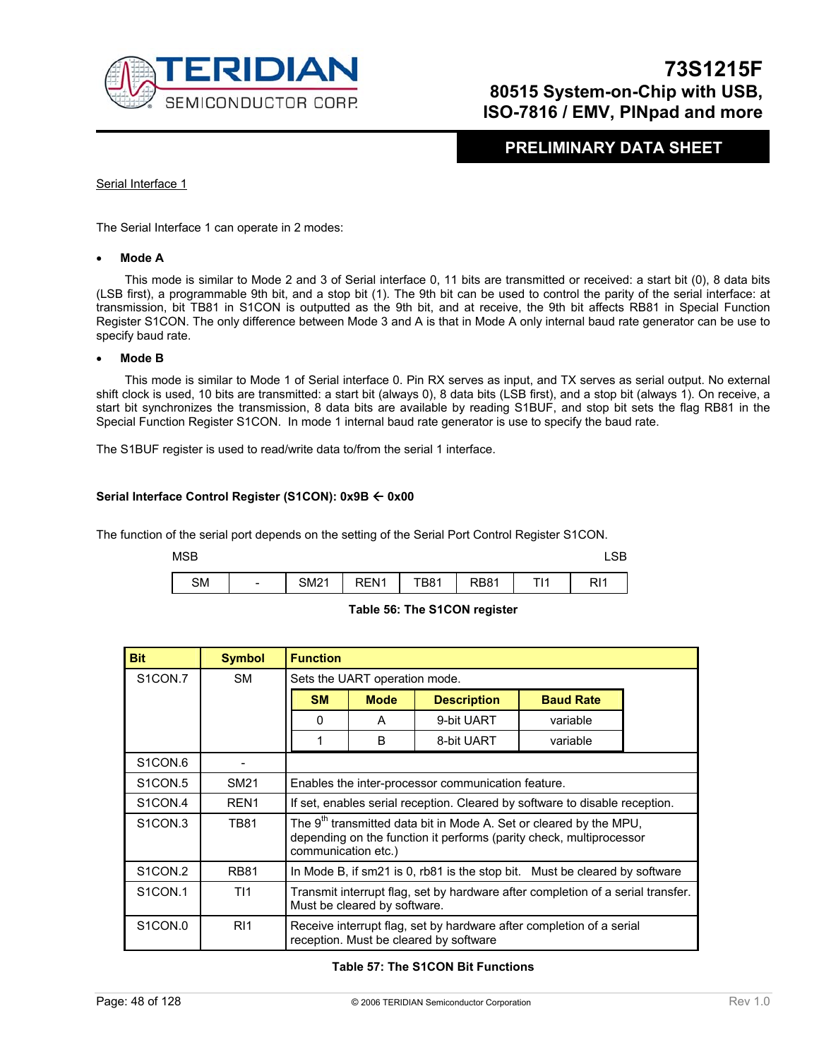Serial Interface 1

The Serial Interface 1 can operate in 2 modes:

- **Mode A**

  This mode is similar to Mode 2 and 3 of Serial interface 0, 11 bits are transmitted or received: a start bit (0), 8 data bits (LSB first), a programmable 9th bit, and a stop bit (1). The 9th bit can be used to control the parity of the serial interface: at transmission, bit TB81 in S1CON is outputted as the 9th bit, and at receive, the 9th bit affects RB81 in Special Function Register S1CON. The only difference between Mode 3 and A is that in Mode A only internal baud rate generator can be use to specify baud rate.

- **Mode B**

  This mode is similar to Mode 1 of Serial interface 0. Pin RX serves as input, and TX serves as serial output. No external shift clock is used, 10 bits are transmitted: a start bit (always 0), 8 data bits (LSB first), and a stop bit (always 1). On receive, a start bit synchronizes the transmission, 8 data bits are available by reading S1BUF, and stop bit sets the flag RB81 in the Special Function Register S1CON. In mode 1 internal baud rate generator is use to specify the baud rate.

The S1BUF register is used to read/write data to/from the serial 1 interface.

**Serial Interface Control Register (S1CON): 0x9B ← 0x00**

The function of the serial port depends on the setting of the Serial Port Control Register S1CON.

MSB → LSB

| SM | - | SM21 | REN1 | TB81 | RB81 | TI1 | RI1 |
|---|---|---|---|---|---|---|---|

**Table 56: The S1CON register**

| Bit | Symbol | Function |
|---|---|---|
| S1CON.7 | SM | Sets the UART operation mode.<br>SM 0: Mode A, 9-bit UART, Baud Rate variable<br>SM 1: Mode B, 8-bit UART, Baud Rate variable |
| S1CON.6 | - | |
| S1CON.5 | SM21 | Enables the inter-processor communication feature. |
| S1CON.4 | REN1 | If set, enables serial reception. Cleared by software to disable reception. |
| S1CON.3 | TB81 | The 9th transmitted data bit in Mode A. Set or cleared by the MPU, depending on the function it performs (parity check, multiprocessor communication etc.) |
| S1CON.2 | RB81 | In Mode B, if sm21 is 0, rb81 is the stop bit. Must be cleared by software |
| S1CON.1 | TI1 | Transmit interrupt flag, set by hardware after completion of a serial transfer. Must be cleared by software. |
| S1CON.0 | RI1 | Receive interrupt flag, set by hardware after completion of a serial reception. Must be cleared by software |

SM mode table (S1CON.7):

| SM | Mode | Description | Baud Rate |
|---|---|---|---|
| 0 | A | 9-bit UART | variable |
| 1 | B | 8-bit UART | variable |

**Table 57: The S1CON Bit Functions**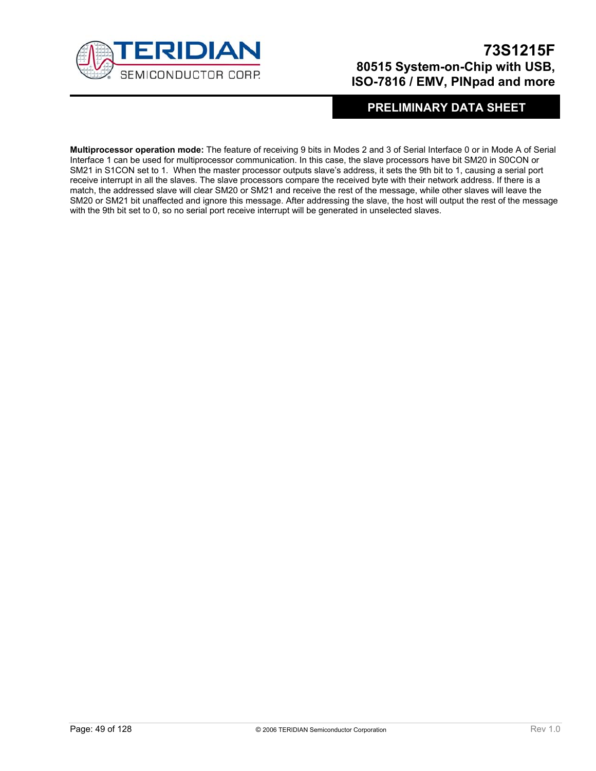**Multiprocessor operation mode:** The feature of receiving 9 bits in Modes 2 and 3 of Serial Interface 0 or in Mode A of Serial Interface 1 can be used for multiprocessor communication. In this case, the slave processors have bit SM20 in S0CON or SM21 in S1CON set to 1. When the master processor outputs slave's address, it sets the 9th bit to 1, causing a serial port receive interrupt in all the slaves. The slave processors compare the received byte with their network address. If there is a match, the addressed slave will clear SM20 or SM21 and receive the rest of the message, while other slaves will leave the SM20 or SM21 bit unaffected and ignore this message. After addressing the slave, the host will output the rest of the message with the 9th bit set to 0, so no serial port receive interrupt will be generated in unselected slaves.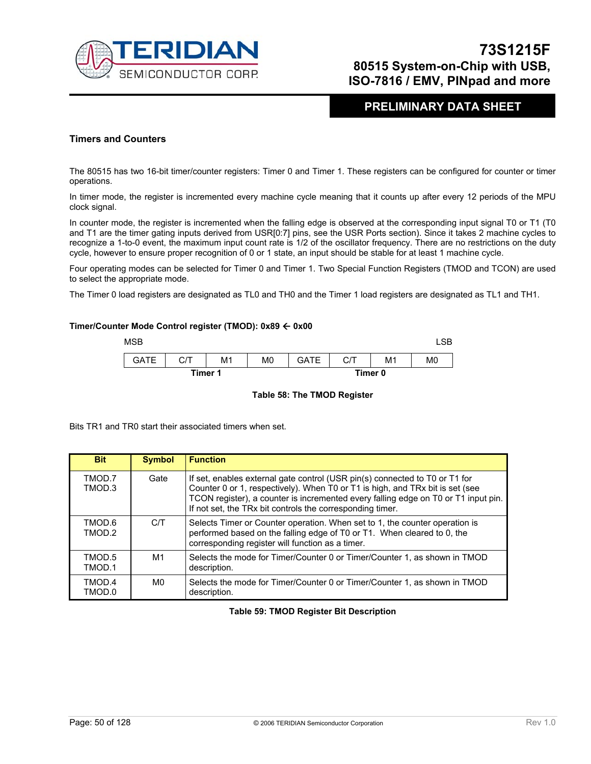### Timers and Counters

The 80515 has two 16-bit timer/counter registers: Timer 0 and Timer 1. These registers can be configured for counter or timer operations.

In timer mode, the register is incremented every machine cycle meaning that it counts up after every 12 periods of the MPU clock signal.

In counter mode, the register is incremented when the falling edge is observed at the corresponding input signal T0 or T1 (T0 and T1 are the timer gating inputs derived from USR[0:7] pins, see the USR Ports section). Since it takes 2 machine cycles to recognize a 1-to-0 event, the maximum input count rate is 1/2 of the oscillator frequency. There are no restrictions on the duty cycle, however to ensure proper recognition of 0 or 1 state, an input should be stable for at least 1 machine cycle.

Four operating modes can be selected for Timer 0 and Timer 1. Two Special Function Registers (TMOD and TCON) are used to select the appropriate mode.

The Timer 0 load registers are designated as TL0 and TH0 and the Timer 1 load registers are designated as TL1 and TH1.

**Timer/Counter Mode Control register (TMOD): 0x89 ← 0x00**

| MSB | | | | | | | LSB |
|---|---|---|---|---|---|---|---|
| GATE | C/T | M1 | M0 | GATE | C/T | M1 | M0 |
| **Timer 1** | | | | **Timer 0** | | | |

**Table 58: The TMOD Register**

Bits TR1 and TR0 start their associated timers when set.

| Bit | Symbol | Function |
|---|---|---|
| TMOD.7<br>TMOD.3 | Gate | If set, enables external gate control (USR pin(s) connected to T0 or T1 for Counter 0 or 1, respectively). When T0 or T1 is high, and TRx bit is set (see TCON register), a counter is incremented every falling edge on T0 or T1 input pin. If not set, the TRx bit controls the corresponding timer. |
| TMOD.6<br>TMOD.2 | C/T | Selects Timer or Counter operation. When set to 1, the counter operation is performed based on the falling edge of T0 or T1. When cleared to 0, the corresponding register will function as a timer. |
| TMOD.5<br>TMOD.1 | M1 | Selects the mode for Timer/Counter 0 or Timer/Counter 1, as shown in TMOD description. |
| TMOD.4<br>TMOD.0 | M0 | Selects the mode for Timer/Counter 0 or Timer/Counter 1, as shown in TMOD description. |

**Table 59: TMOD Register Bit Description**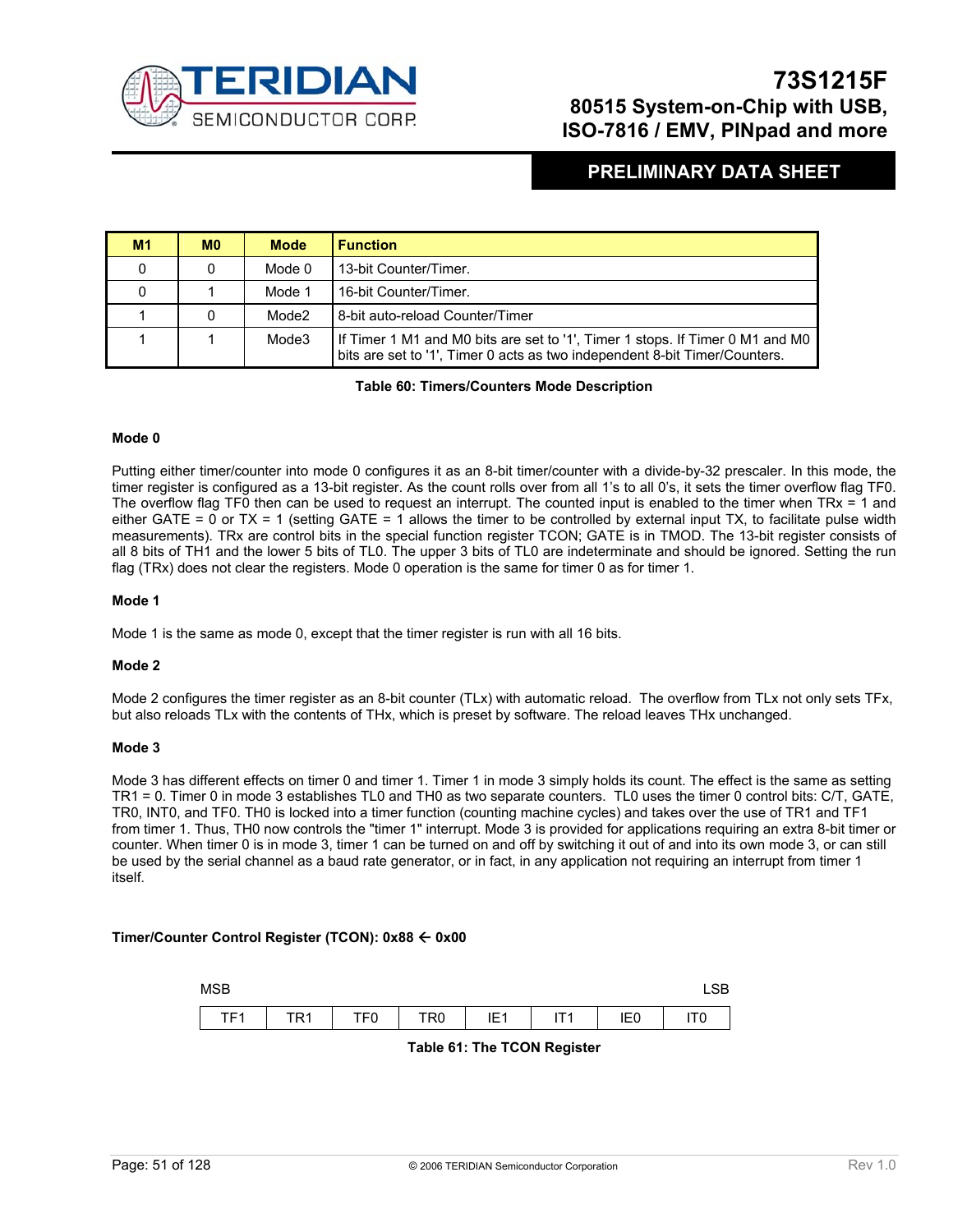| M1 | M0 | Mode | Function |
|---|---|---|---|
| 0 | 0 | Mode 0 | 13-bit Counter/Timer. |
| 0 | 1 | Mode 1 | 16-bit Counter/Timer. |
| 1 | 0 | Mode2 | 8-bit auto-reload Counter/Timer |
| 1 | 1 | Mode3 | If Timer 1 M1 and M0 bits are set to '1', Timer 1 stops. If Timer 0 M1 and M0 bits are set to '1', Timer 0 acts as two independent 8-bit Timer/Counters. |

**Table 60: Timers/Counters Mode Description**

**Mode 0**

Putting either timer/counter into mode 0 configures it as an 8-bit timer/counter with a divide-by-32 prescaler. In this mode, the timer register is configured as a 13-bit register. As the count rolls over from all 1's to all 0's, it sets the timer overflow flag TF0. The overflow flag TF0 then can be used to request an interrupt. The counted input is enabled to the timer when TRx = 1 and either GATE = 0 or TX = 1 (setting GATE = 1 allows the timer to be controlled by external input TX, to facilitate pulse width measurements). TRx are control bits in the special function register TCON; GATE is in TMOD. The 13-bit register consists of all 8 bits of TH1 and the lower 5 bits of TL0. The upper 3 bits of TL0 are indeterminate and should be ignored. Setting the run flag (TRx) does not clear the registers. Mode 0 operation is the same for timer 0 as for timer 1.

**Mode 1**

Mode 1 is the same as mode 0, except that the timer register is run with all 16 bits.

**Mode 2**

Mode 2 configures the timer register as an 8-bit counter (TLx) with automatic reload. The overflow from TLx not only sets TFx, but also reloads TLx with the contents of THx, which is preset by software. The reload leaves THx unchanged.

**Mode 3**

Mode 3 has different effects on timer 0 and timer 1. Timer 1 in mode 3 simply holds its count. The effect is the same as setting TR1 = 0. Timer 0 in mode 3 establishes TL0 and TH0 as two separate counters. TL0 uses the timer 0 control bits: C/T, GATE, TR0, INT0, and TF0. TH0 is locked into a timer function (counting machine cycles) and takes over the use of TR1 and TF1 from timer 1. Thus, TH0 now controls the "timer 1" interrupt. Mode 3 is provided for applications requiring an extra 8-bit timer or counter. When timer 0 is in mode 3, timer 1 can be turned on and off by switching it out of and into its own mode 3, or can still be used by the serial channel as a baud rate generator, or in fact, in any application not requiring an interrupt from timer 1 itself.

**Timer/Counter Control Register (TCON): 0x88 ← 0x00**

| MSB | | | | | | | LSB |
|---|---|---|---|---|---|---|---|
| TF1 | TR1 | TF0 | TR0 | IE1 | IT1 | IE0 | IT0 |

**Table 61: The TCON Register**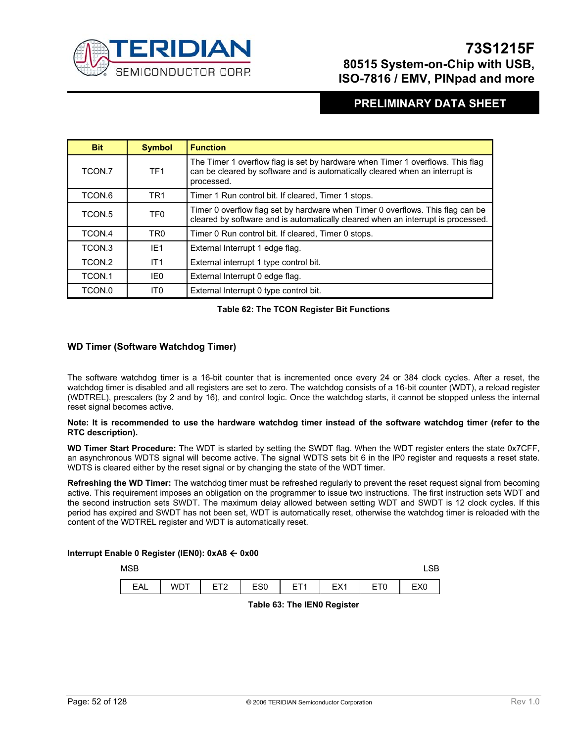| Bit | Symbol | Function |
|---|---|---|
| TCON.7 | TF1 | The Timer 1 overflow flag is set by hardware when Timer 1 overflows. This flag can be cleared by software and is automatically cleared when an interrupt is processed. |
| TCON.6 | TR1 | Timer 1 Run control bit. If cleared, Timer 1 stops. |
| TCON.5 | TF0 | Timer 0 overflow flag set by hardware when Timer 0 overflows. This flag can be cleared by software and is automatically cleared when an interrupt is processed. |
| TCON.4 | TR0 | Timer 0 Run control bit. If cleared, Timer 0 stops. |
| TCON.3 | IE1 | External Interrupt 1 edge flag. |
| TCON.2 | IT1 | External interrupt 1 type control bit. |
| TCON.1 | IE0 | External Interrupt 0 edge flag. |
| TCON.0 | IT0 | External Interrupt 0 type control bit. |

**Table 62: The TCON Register Bit Functions**

### WD Timer (Software Watchdog Timer)

The software watchdog timer is a 16-bit counter that is incremented once every 24 or 384 clock cycles. After a reset, the watchdog timer is disabled and all registers are set to zero. The watchdog consists of a 16-bit counter (WDT), a reload register (WDTREL), prescalers (by 2 and by 16), and control logic. Once the watchdog starts, it cannot be stopped unless the internal reset signal becomes active.

**Note: It is recommended to use the hardware watchdog timer instead of the software watchdog timer (refer to the RTC description).**

**WD Timer Start Procedure:** The WDT is started by setting the SWDT flag. When the WDT register enters the state 0x7CFF, an asynchronous WDTS signal will become active. The signal WDTS sets bit 6 in the IP0 register and requests a reset state. WDTS is cleared either by the reset signal or by changing the state of the WDT timer.

**Refreshing the WD Timer:** The watchdog timer must be refreshed regularly to prevent the reset request signal from becoming active. This requirement imposes an obligation on the programmer to issue two instructions. The first instruction sets WDT and the second instruction sets SWDT. The maximum delay allowed between setting WDT and SWDT is 12 clock cycles. If this period has expired and SWDT has not been set, WDT is automatically reset, otherwise the watchdog timer is reloaded with the content of the WDTREL register and WDT is automatically reset.

**Interrupt Enable 0 Register (IEN0): 0xA8 ← 0x00**

| MSB | | | | | | | LSB |
|---|---|---|---|---|---|---|---|
| EAL | WDT | ET2 | ES0 | ET1 | EX1 | ET0 | EX0 |

**Table 63: The IEN0 Register**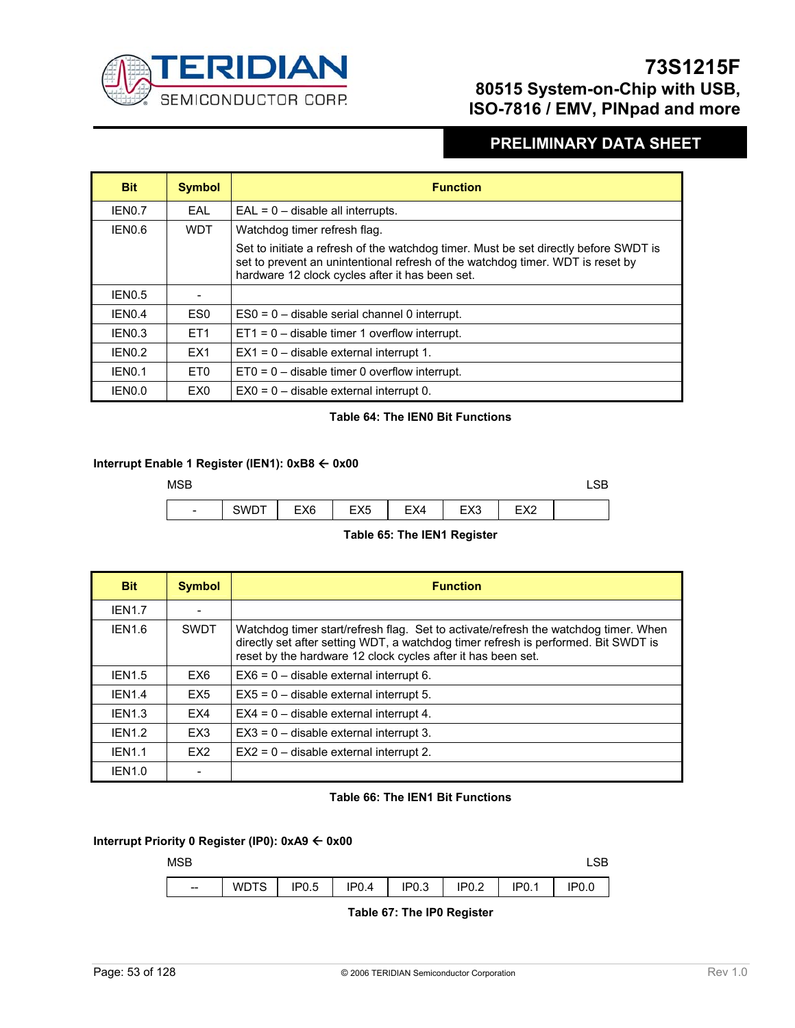| Bit | Symbol | Function |
|---|---|---|
| IEN0.7 | EAL | EAL = 0 – disable all interrupts. |
| IEN0.6 | WDT | Watchdog timer refresh flag.<br>Set to initiate a refresh of the watchdog timer. Must be set directly before SWDT is set to prevent an unintentional refresh of the watchdog timer. WDT is reset by hardware 12 clock cycles after it has been set. |
| IEN0.5 | - | |
| IEN0.4 | ES0 | ES0 = 0 – disable serial channel 0 interrupt. |
| IEN0.3 | ET1 | ET1 = 0 – disable timer 1 overflow interrupt. |
| IEN0.2 | EX1 | EX1 = 0 – disable external interrupt 1. |
| IEN0.1 | ET0 | ET0 = 0 – disable timer 0 overflow interrupt. |
| IEN0.0 | EX0 | EX0 = 0 – disable external interrupt 0. |

**Table 64: The IEN0 Bit Functions**

**Interrupt Enable 1 Register (IEN1): 0xB8 ← 0x00**

MSB → LSB

| - | SWDT | EX6 | EX5 | EX4 | EX3 | EX2 | |
|---|---|---|---|---|---|---|---|

**Table 65: The IEN1 Register**

| Bit | Symbol | Function |
|---|---|---|
| IEN1.7 | - | |
| IEN1.6 | SWDT | Watchdog timer start/refresh flag. Set to activate/refresh the watchdog timer. When directly set after setting WDT, a watchdog timer refresh is performed. Bit SWDT is reset by the hardware 12 clock cycles after it has been set. |
| IEN1.5 | EX6 | EX6 = 0 – disable external interrupt 6. |
| IEN1.4 | EX5 | EX5 = 0 – disable external interrupt 5. |
| IEN1.3 | EX4 | EX4 = 0 – disable external interrupt 4. |
| IEN1.2 | EX3 | EX3 = 0 – disable external interrupt 3. |
| IEN1.1 | EX2 | EX2 = 0 – disable external interrupt 2. |
| IEN1.0 | - | |

**Table 66: The IEN1 Bit Functions**

**Interrupt Priority 0 Register (IP0): 0xA9 ← 0x00**

MSB → LSB

| -- | WDTS | IP0.5 | IP0.4 | IP0.3 | IP0.2 | IP0.1 | IP0.0 |
|---|---|---|---|---|---|---|---|

**Table 67: The IP0 Register**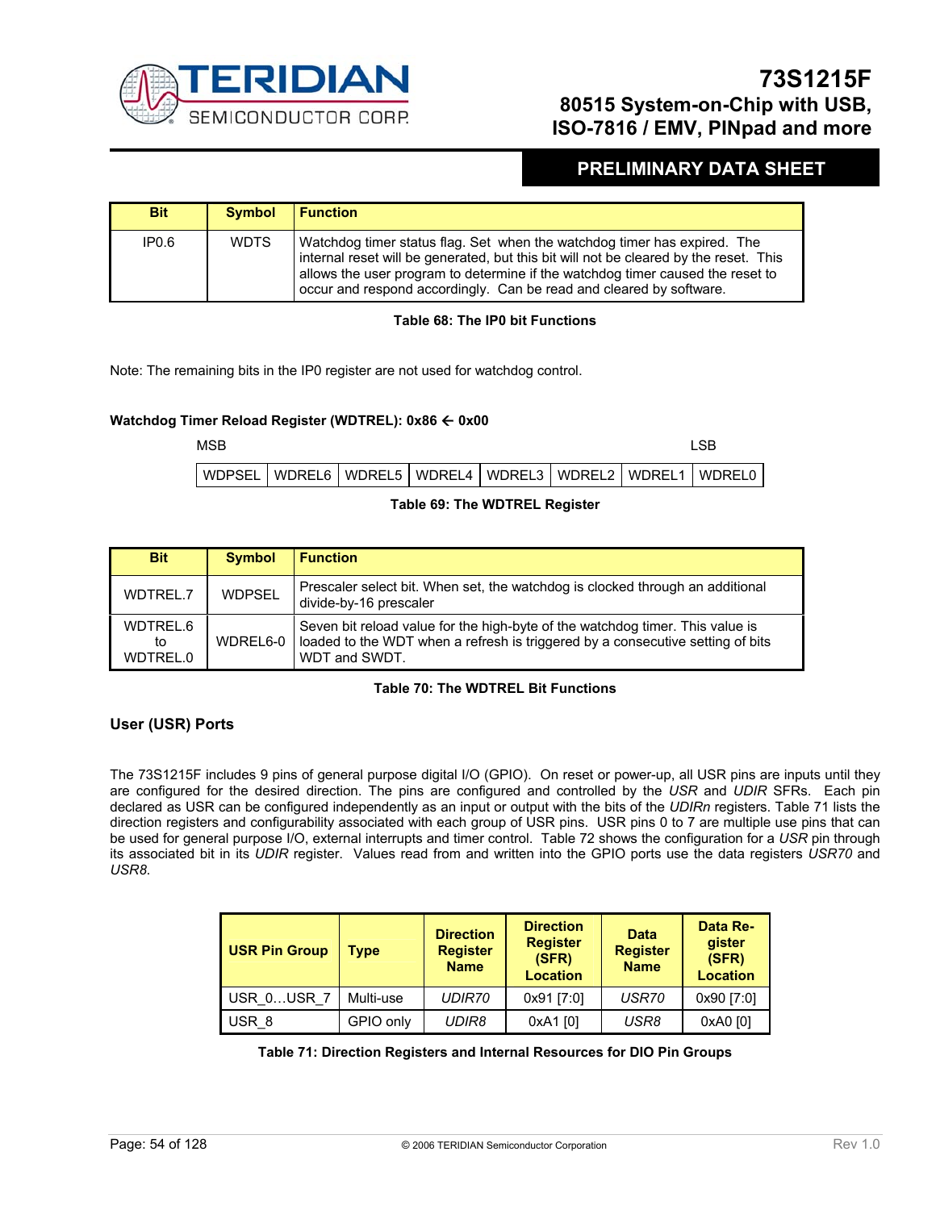| Bit | Symbol | Function |
|---|---|---|
| IP0.6 | WDTS | Watchdog timer status flag. Set when the watchdog timer has expired. The internal reset will be generated, but this bit will not be cleared by the reset. This allows the user program to determine if the watchdog timer caused the reset to occur and respond accordingly. Can be read and cleared by software. |

**Table 68: The IP0 bit Functions**

Note: The remaining bits in the IP0 register are not used for watchdog control.

**Watchdog Timer Reload Register (WDTREL): 0x86 ← 0x00**

| MSB | | | | | | | LSB |
|---|---|---|---|---|---|---|---|
| WDPSEL | WDREL6 | WDREL5 | WDREL4 | WDREL3 | WDREL2 | WDREL1 | WDREL0 |

**Table 69: The WDTREL Register**

| Bit | Symbol | Function |
|---|---|---|
| WDTREL.7 | WDPSEL | Prescaler select bit. When set, the watchdog is clocked through an additional divide-by-16 prescaler |
| WDTREL.6 to WDTREL.0 | WDREL6-0 | Seven bit reload value for the high-byte of the watchdog timer. This value is loaded to the WDT when a refresh is triggered by a consecutive setting of bits WDT and SWDT. |

**Table 70: The WDTREL Bit Functions**

### User (USR) Ports

The 73S1215F includes 9 pins of general purpose digital I/O (GPIO). On reset or power-up, all USR pins are inputs until they are configured for the desired direction. The pins are configured and controlled by the *USR* and *UDIR* SFRs. Each pin declared as USR can be configured independently as an input or output with the bits of the *UDIRn* registers. Table 71 lists the direction registers and configurability associated with each group of USR pins. USR pins 0 to 7 are multiple use pins that can be used for general purpose I/O, external interrupts and timer control. Table 72 shows the configuration for a *USR* pin through its associated bit in its *UDIR* register. Values read from and written into the GPIO ports use the data registers *USR70* and *USR8*.

| USR Pin Group | Type | Direction Register Name | Direction Register (SFR) Location | Data Register Name | Data Register (SFR) Location |
|---|---|---|---|---|---|
| USR_0…USR_7 | Multi-use | *UDIR70* | 0x91 [7:0] | *USR70* | 0x90 [7:0] |
| USR_8 | GPIO only | *UDIR8* | 0xA1 [0] | *USR8* | 0xA0 [0] |

**Table 71: Direction Registers and Internal Resources for DIO Pin Groups**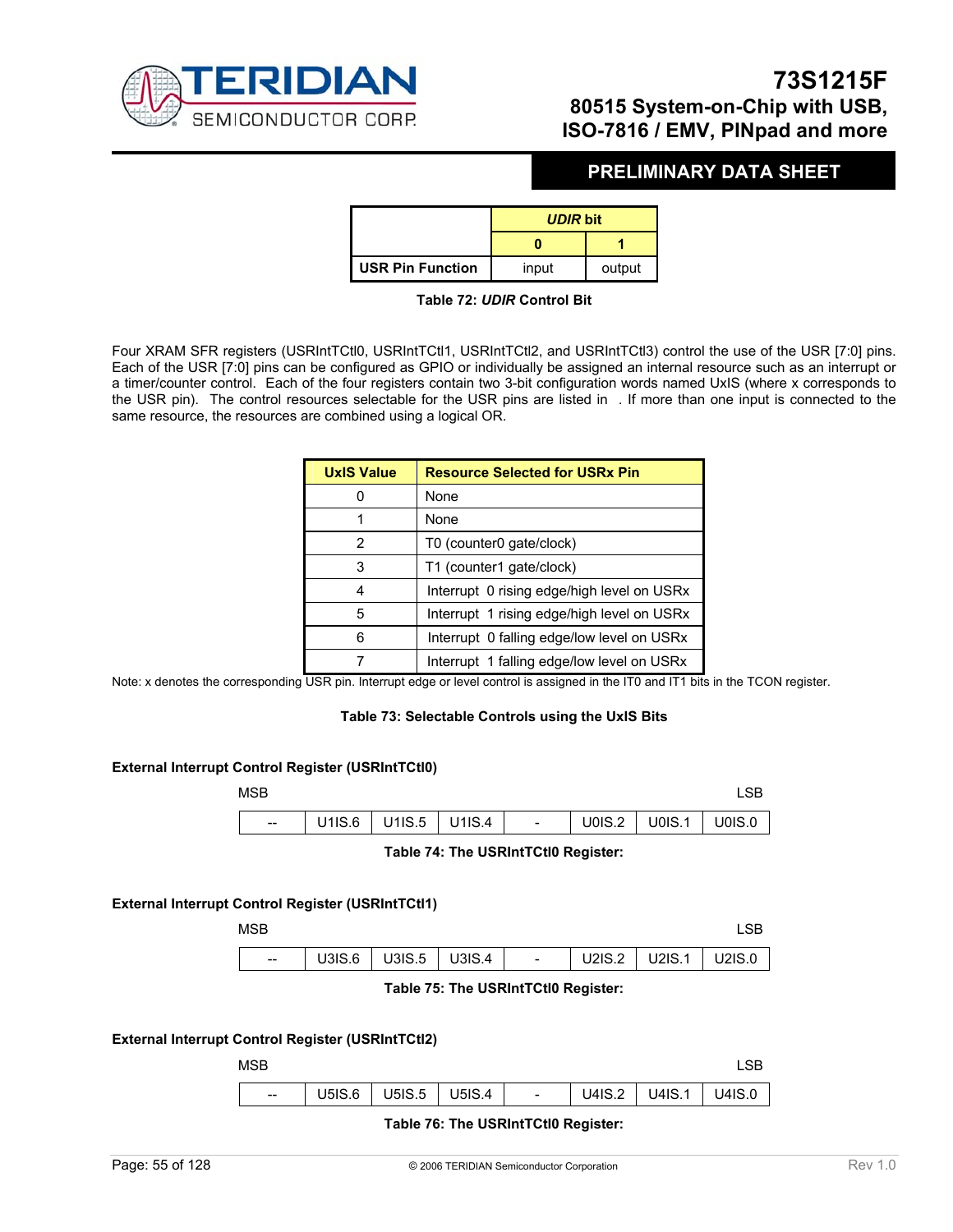| | *UDIR* bit | |
|---|---|---|
| | **0** | **1** |
| **USR Pin Function** | input | output |

**Table 72: *UDIR* Control Bit**

Four XRAM SFR registers (USRIntTCtl0, USRIntTCtl1, USRIntTCtl2, and USRIntTCtl3) control the use of the USR [7:0] pins. Each of the USR [7:0] pins can be configured as GPIO or individually be assigned an internal resource such as an interrupt or a timer/counter control. Each of the four registers contain two 3-bit configuration words named UxIS (where x corresponds to the USR pin). The control resources selectable for the USR pins are listed in . If more than one input is connected to the same resource, the resources are combined using a logical OR.

| UxIS Value | Resource Selected for USRx Pin |
|---|---|
| 0 | None |
| 1 | None |
| 2 | T0 (counter0 gate/clock) |
| 3 | T1 (counter1 gate/clock) |
| 4 | Interrupt 0 rising edge/high level on USRx |
| 5 | Interrupt 1 rising edge/high level on USRx |
| 6 | Interrupt 0 falling edge/low level on USRx |
| 7 | Interrupt 1 falling edge/low level on USRx |

Note: x denotes the corresponding USR pin. Interrupt edge or level control is assigned in the IT0 and IT1 bits in the TCON register.

**Table 73: Selectable Controls using the UxIS Bits**

**External Interrupt Control Register (USRIntTCtl0)**

| MSB | | | | | | | LSB |
|---|---|---|---|---|---|---|---|
| -- | U1IS.6 | U1IS.5 | U1IS.4 | - | U0IS.2 | U0IS.1 | U0IS.0 |

**Table 74: The USRIntTCtl0 Register:**

**External Interrupt Control Register (USRIntTCtl1)**

| MSB | | | | | | | LSB |
|---|---|---|---|---|---|---|---|
| -- | U3IS.6 | U3IS.5 | U3IS.4 | - | U2IS.2 | U2IS.1 | U2IS.0 |

**Table 75: The USRIntTCtl0 Register:**

**External Interrupt Control Register (USRIntTCtl2)**

| MSB | | | | | | | LSB |
|---|---|---|---|---|---|---|---|
| -- | U5IS.6 | U5IS.5 | U5IS.4 | - | U4IS.2 | U4IS.1 | U4IS.0 |

**Table 76: The USRIntTCtl0 Register:**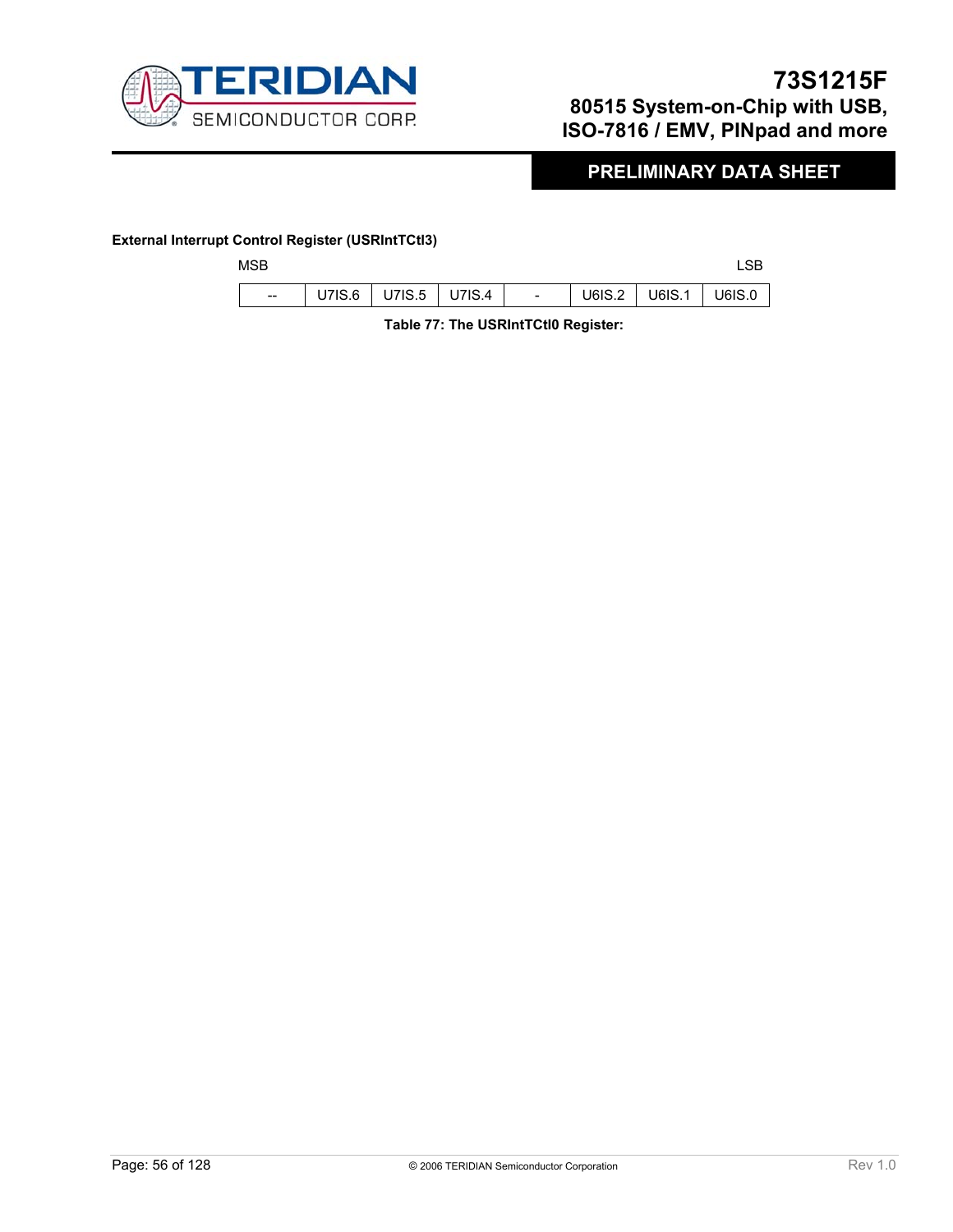**External Interrupt Control Register (USRIntTCtl3)**

| MSB | | | | | | | LSB |
|---|---|---|---|---|---|---|---|
| -- | U7IS.6 | U7IS.5 | U7IS.4 | - | U6IS.2 | U6IS.1 | U6IS.0 |

**Table 77: The USRIntTCtl0 Register:**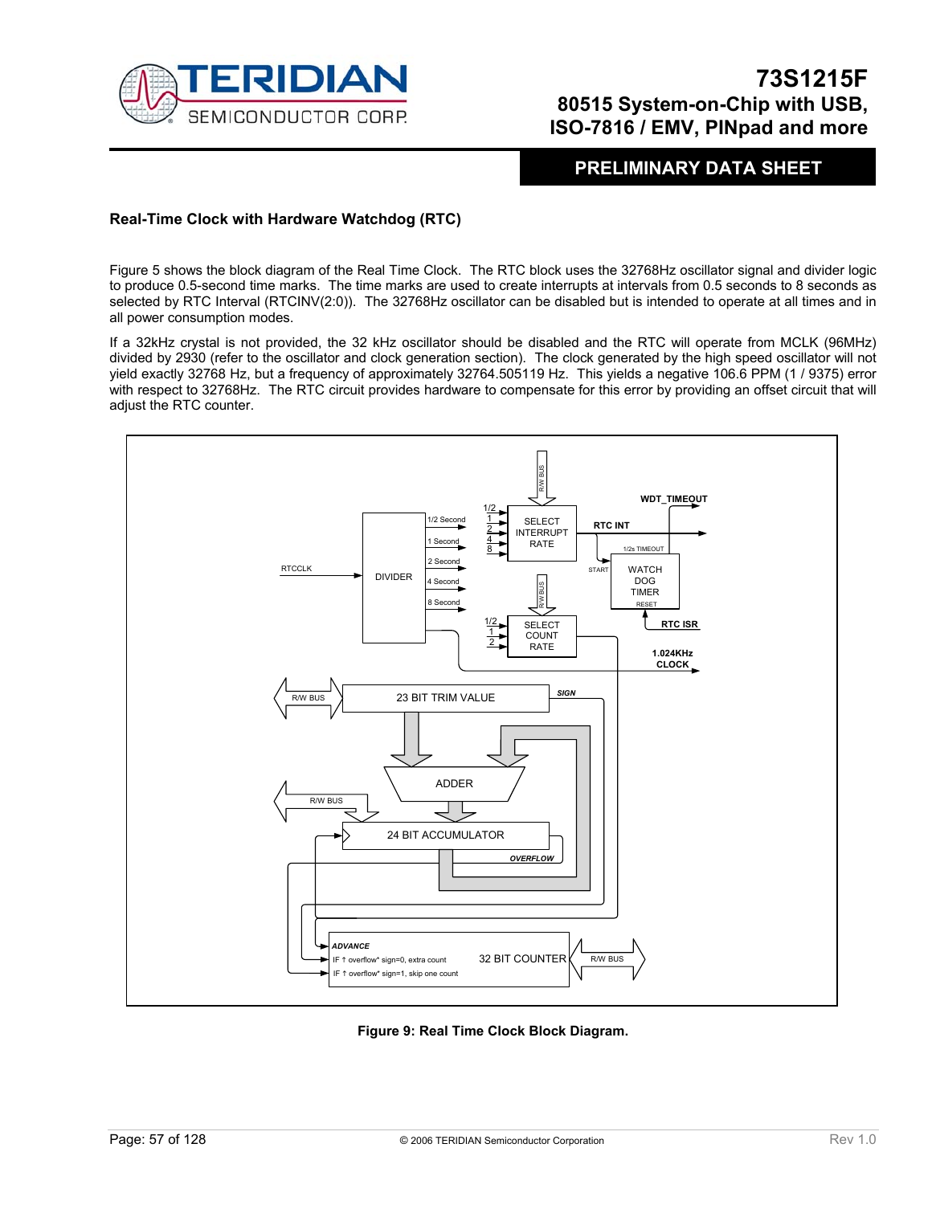## Real-Time Clock with Hardware Watchdog (RTC)

Figure 5 shows the block diagram of the Real Time Clock. The RTC block uses the 32768Hz oscillator signal and divider logic to produce 0.5-second time marks. The time marks are used to create interrupts at intervals from 0.5 seconds to 8 seconds as selected by RTC Interval (RTCINV(2:0)). The 32768Hz oscillator can be disabled but is intended to operate at all times and in all power consumption modes.

If a 32kHz crystal is not provided, the 32 kHz oscillator should be disabled and the RTC will operate from MCLK (96MHz) divided by 2930 (refer to the oscillator and clock generation section). The clock generated by the high speed oscillator will not yield exactly 32768 Hz, but a frequency of approximately 32764.505119 Hz. This yields a negative 106.6 PPM (1 / 9375) error with respect to 32768Hz. The RTC circuit provides hardware to compensate for this error by providing an offset circuit that will adjust the RTC counter.

**Figure 9: Real Time Clock Block Diagram.**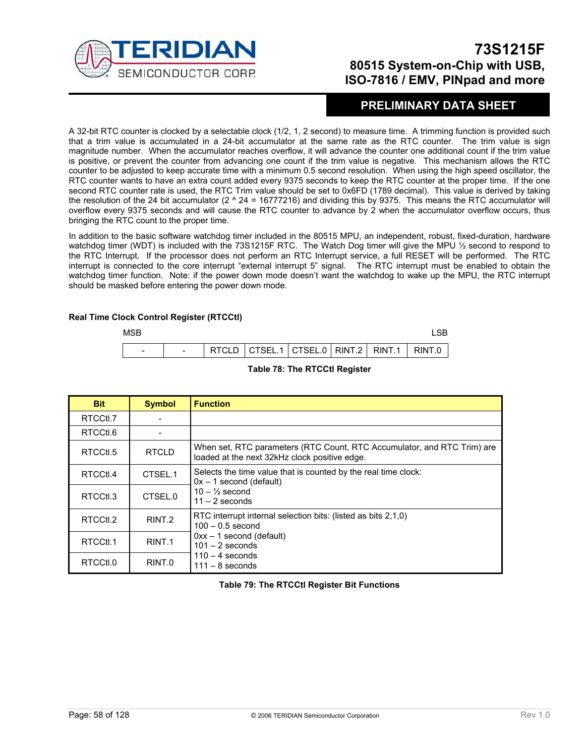A 32-bit RTC counter is clocked by a selectable clock (1/2, 1, 2 second) to measure time. A trimming function is provided such that a trim value is accumulated in a 24-bit accumulator at the same rate as the RTC counter. The trim value is sign magnitude number. When the accumulator reaches overflow, it will advance the counter one additional count if the trim value is positive, or prevent the counter from advancing one count if the trim value is negative. This mechanism allows the RTC counter to be adjusted to keep accurate time with a minimum 0.5 second resolution. When using the high speed oscillator, the RTC counter wants to have an extra count added every 9375 seconds to keep the RTC counter at the proper time. If the one second RTC counter rate is used, the RTC Trim value should be set to 0x6FD (1789 decimal). This value is derived by taking the resolution of the 24 bit accumulator (2 ^ 24 = 16777216) and dividing this by 9375. This means the RTC accumulator will overflow every 9375 seconds and will cause the RTC counter to advance by 2 when the accumulator overflow occurs, thus bringing the RTC count to the proper time.

In addition to the basic software watchdog timer included in the 80515 MPU, an independent, robust, fixed-duration, hardware watchdog timer (WDT) is included with the 73S1215F RTC. The Watch Dog timer will give the MPU ½ second to respond to the RTC Interrupt. If the processor does not perform an RTC Interrupt service, a full RESET will be performed. The RTC interrupt is connected to the core interrupt "external interrupt 5" signal. The RTC interrupt must be enabled to obtain the watchdog timer function. Note: if the power down mode doesn't want the watchdog to wake up the MPU, the RTC interrupt should be masked before entering the power down mode.

**Real Time Clock Control Register (RTCCtl)**

| MSB | | | | | | | LSB |
|---|---|---|---|---|---|---|---|
| - | - | RTCLD | CTSEL.1 | CTSEL.0 | RINT.2 | RINT.1 | RINT.0 |

**Table 78: The RTCCtl Register**

| Bit | Symbol | Function |
|---|---|---|
| RTCCtl.7 | - | |
| RTCCtl.6 | - | |
| RTCCtl.5 | RTCLD | When set, RTC parameters (RTC Count, RTC Accumulator, and RTC Trim) are loaded at the next 32kHz clock positive edge. |
| RTCCtl.4 | CTSEL.1 | Selects the time value that is counted by the real time clock:<br>0x – 1 second (default)<br>10 – ½ second<br>11 – 2 seconds |
| RTCCtl.3 | CTSEL.0 | |
| RTCCtl.2 | RINT.2 | RTC interrupt internal selection bits: (listed as bits 2,1,0)<br>100 – 0.5 second<br>0xx – 1 second (default)<br>101 – 2 seconds<br>110 – 4 seconds<br>111 – 8 seconds |
| RTCCtl.1 | RINT.1 | |
| RTCCtl.0 | RINT.0 | |

**Table 79: The RTCCtl Register Bit Functions**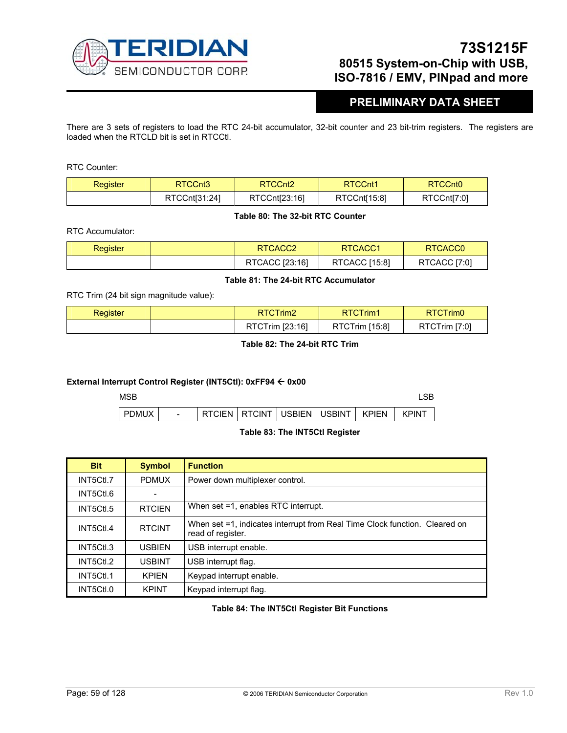There are 3 sets of registers to load the RTC 24-bit accumulator, 32-bit counter and 23 bit-trim registers. The registers are loaded when the RTCLD bit is set in RTCCtl.

RTC Counter:

| Register | RTCCnt3 | RTCCnt2 | RTCCnt1 | RTCCnt0 |
|---|---|---|---|---|
| | RTCCnt[31:24] | RTCCnt[23:16] | RTCCnt[15:8] | RTCCnt[7:0] |

**Table 80: The 32-bit RTC Counter**

RTC Accumulator:

| Register | | RTCACC2 | RTCACC1 | RTCACC0 |
|---|---|---|---|---|
| | | RTCACC [23:16] | RTCACC [15:8] | RTCACC [7:0] |

**Table 81: The 24-bit RTC Accumulator**

RTC Trim (24 bit sign magnitude value):

| Register | | RTCTrim2 | RTCTrim1 | RTCTrim0 |
|---|---|---|---|---|
| | | RTCTrim [23:16] | RTCTrim [15:8] | RTCTrim [7:0] |

**Table 82: The 24-bit RTC Trim**

**External Interrupt Control Register (INT5Ctl): 0xFF94 ← 0x00**

| MSB | | | | | | | LSB |
|---|---|---|---|---|---|---|---|
| PDMUX | - | RTCIEN | RTCINT | USBIEN | USBINT | KPIEN | KPINT |

**Table 83: The INT5Ctl Register**

| Bit | Symbol | Function |
|---|---|---|
| INT5Ctl.7 | PDMUX | Power down multiplexer control. |
| INT5Ctl.6 | - | |
| INT5Ctl.5 | RTCIEN | When set =1, enables RTC interrupt. |
| INT5Ctl.4 | RTCINT | When set =1, indicates interrupt from Real Time Clock function. Cleared on read of register. |
| INT5Ctl.3 | USBIEN | USB interrupt enable. |
| INT5Ctl.2 | USBINT | USB interrupt flag. |
| INT5Ctl.1 | KPIEN | Keypad interrupt enable. |
| INT5Ctl.0 | KPINT | Keypad interrupt flag. |

**Table 84: The INT5Ctl Register Bit Functions**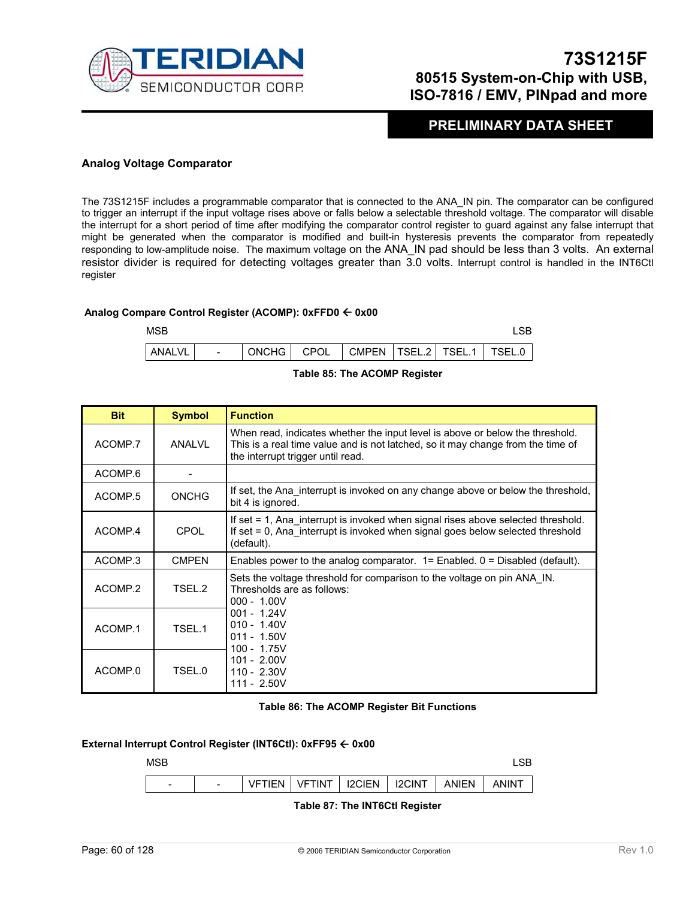### Analog Voltage Comparator

The 73S1215F includes a programmable comparator that is connected to the ANA_IN pin. The comparator can be configured to trigger an interrupt if the input voltage rises above or falls below a selectable threshold voltage. The comparator will disable the interrupt for a short period of time after modifying the comparator control register to guard against any false interrupt that might be generated when the comparator is modified and built-in hysteresis prevents the comparator from repeatedly responding to low-amplitude noise. The maximum voltage on the ANA_IN pad should be less than 3 volts. An external resistor divider is required for detecting voltages greater than 3.0 volts. Interrupt control is handled in the INT6Ctl register

**Analog Compare Control Register (ACOMP): 0xFFD0 ← 0x00**

| MSB | | | | | | | LSB |
|---|---|---|---|---|---|---|---|
| ANALVL | - | ONCHG | CPOL | CMPEN | TSEL.2 | TSEL.1 | TSEL.0 |

**Table 85: The ACOMP Register**

| Bit | Symbol | Function |
|---|---|---|
| ACOMP.7 | ANALVL | When read, indicates whether the input level is above or below the threshold. This is a real time value and is not latched, so it may change from the time of the interrupt trigger until read. |
| ACOMP.6 | - | |
| ACOMP.5 | ONCHG | If set, the Ana_interrupt is invoked on any change above or below the threshold, bit 4 is ignored. |
| ACOMP.4 | CPOL | If set = 1, Ana_interrupt is invoked when signal rises above selected threshold. If set = 0, Ana_interrupt is invoked when signal goes below selected threshold (default). |
| ACOMP.3 | CMPEN | Enables power to the analog comparator. 1= Enabled. 0 = Disabled (default). |
| ACOMP.2 | TSEL.2 | Sets the voltage threshold for comparison to the voltage on pin ANA_IN. Thresholds are as follows: 000 - 1.00V 001 - 1.24V 010 - 1.40V 011 - 1.50V 100 - 1.75V 101 - 2.00V 110 - 2.30V 111 - 2.50V |
| ACOMP.1 | TSEL.1 | |
| ACOMP.0 | TSEL.0 | |

**Table 86: The ACOMP Register Bit Functions**

**External Interrupt Control Register (INT6Ctl): 0xFF95 ← 0x00**

| MSB | | | | | | | LSB |
|---|---|---|---|---|---|---|---|
| - | - | VFTIEN | VFTINT | I2CIEN | I2CINT | ANIEN | ANINT |

**Table 87: The INT6Ctl Register**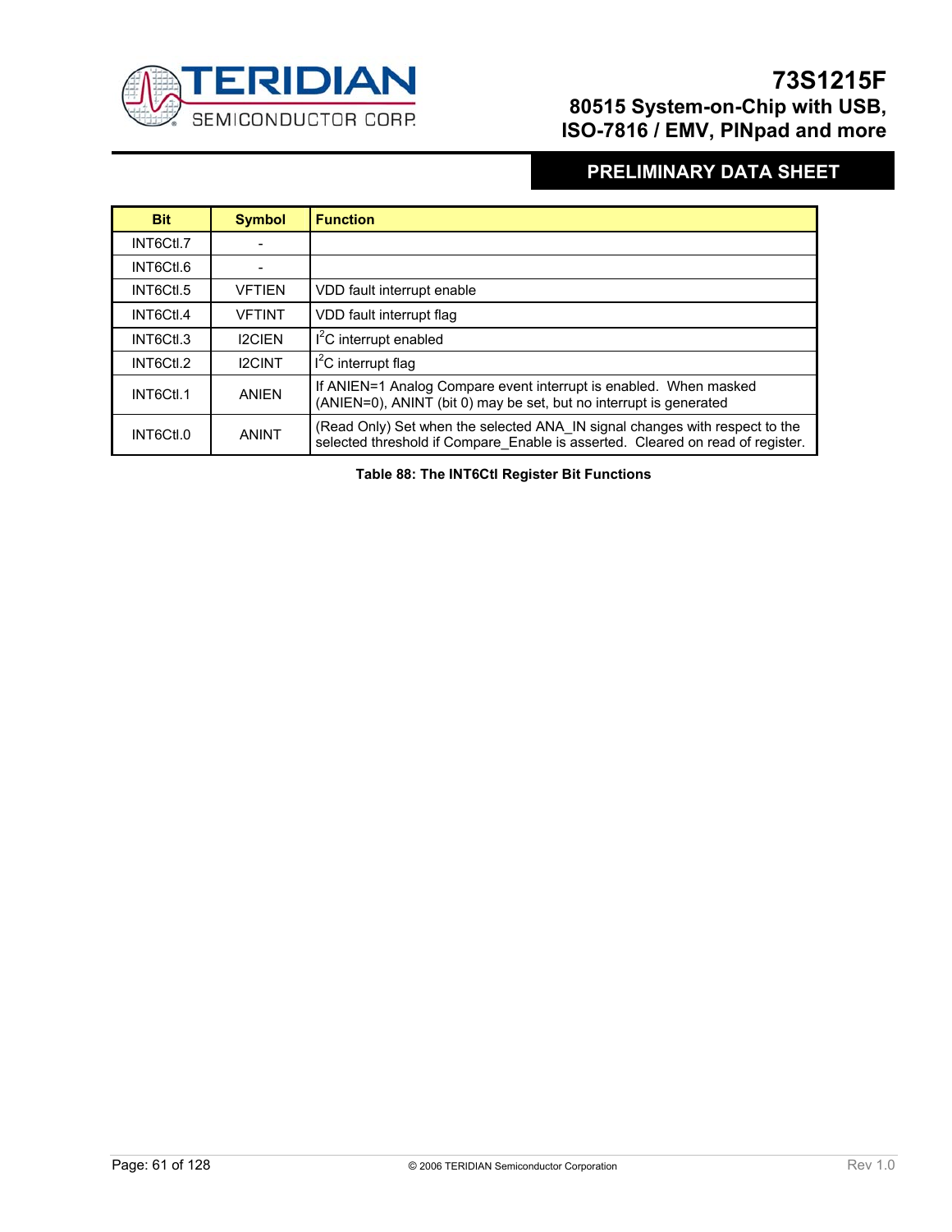| Bit | Symbol | Function |
|---|---|---|
| INT6Ctl.7 | - | |
| INT6Ctl.6 | - | |
| INT6Ctl.5 | VFTIEN | VDD fault interrupt enable |
| INT6Ctl.4 | VFTINT | VDD fault interrupt flag |
| INT6Ctl.3 | I2CIEN | $I^2C$ interrupt enabled |
| INT6Ctl.2 | I2CINT | $I^2C$ interrupt flag |
| INT6Ctl.1 | ANIEN | If ANIEN=1 Analog Compare event interrupt is enabled. When masked (ANIEN=0), ANINT (bit 0) may be set, but no interrupt is generated |
| INT6Ctl.0 | ANINT | (Read Only) Set when the selected ANA_IN signal changes with respect to the selected threshold if Compare_Enable is asserted. Cleared on read of register. |

**Table 88: The INT6Ctl Register Bit Functions**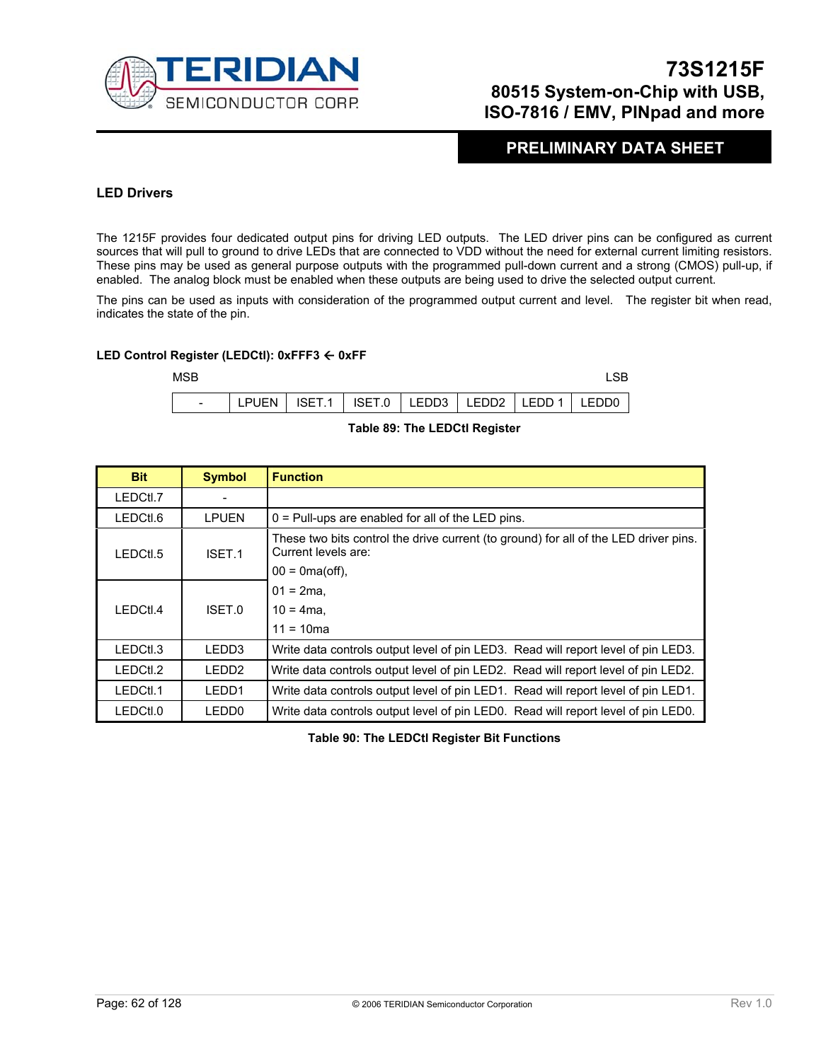### LED Drivers

The 1215F provides four dedicated output pins for driving LED outputs. The LED driver pins can be configured as current sources that will pull to ground to drive LEDs that are connected to VDD without the need for external current limiting resistors. These pins may be used as general purpose outputs with the programmed pull-down current and a strong (CMOS) pull-up, if enabled. The analog block must be enabled when these outputs are being used to drive the selected output current.

The pins can be used as inputs with consideration of the programmed output current and level. The register bit when read, indicates the state of the pin.

**LED Control Register (LEDCtl): 0xFFF3 ← 0xFF**

| MSB | | | | | | | LSB |
|---|---|---|---|---|---|---|---|
| - | LPUEN | ISET.1 | ISET.0 | LEDD3 | LEDD2 | LEDD 1 | LEDD0 |

**Table 89: The LEDCtl Register**

| Bit | Symbol | Function |
|---|---|---|
| LEDCtl.7 | - | |
| LEDCtl.6 | LPUEN | 0 = Pull-ups are enabled for all of the LED pins. |
| LEDCtl.5 | ISET.1 | These two bits control the drive current (to ground) for all of the LED driver pins. Current levels are: 00 = 0ma(off), |
| LEDCtl.4 | ISET.0 | 01 = 2ma, 10 = 4ma, 11 = 10ma |
| LEDCtl.3 | LEDD3 | Write data controls output level of pin LED3. Read will report level of pin LED3. |
| LEDCtl.2 | LEDD2 | Write data controls output level of pin LED2. Read will report level of pin LED2. |
| LEDCtl.1 | LEDD1 | Write data controls output level of pin LED1. Read will report level of pin LED1. |
| LEDCtl.0 | LEDD0 | Write data controls output level of pin LED0. Read will report level of pin LED0. |

**Table 90: The LEDCtl Register Bit Functions**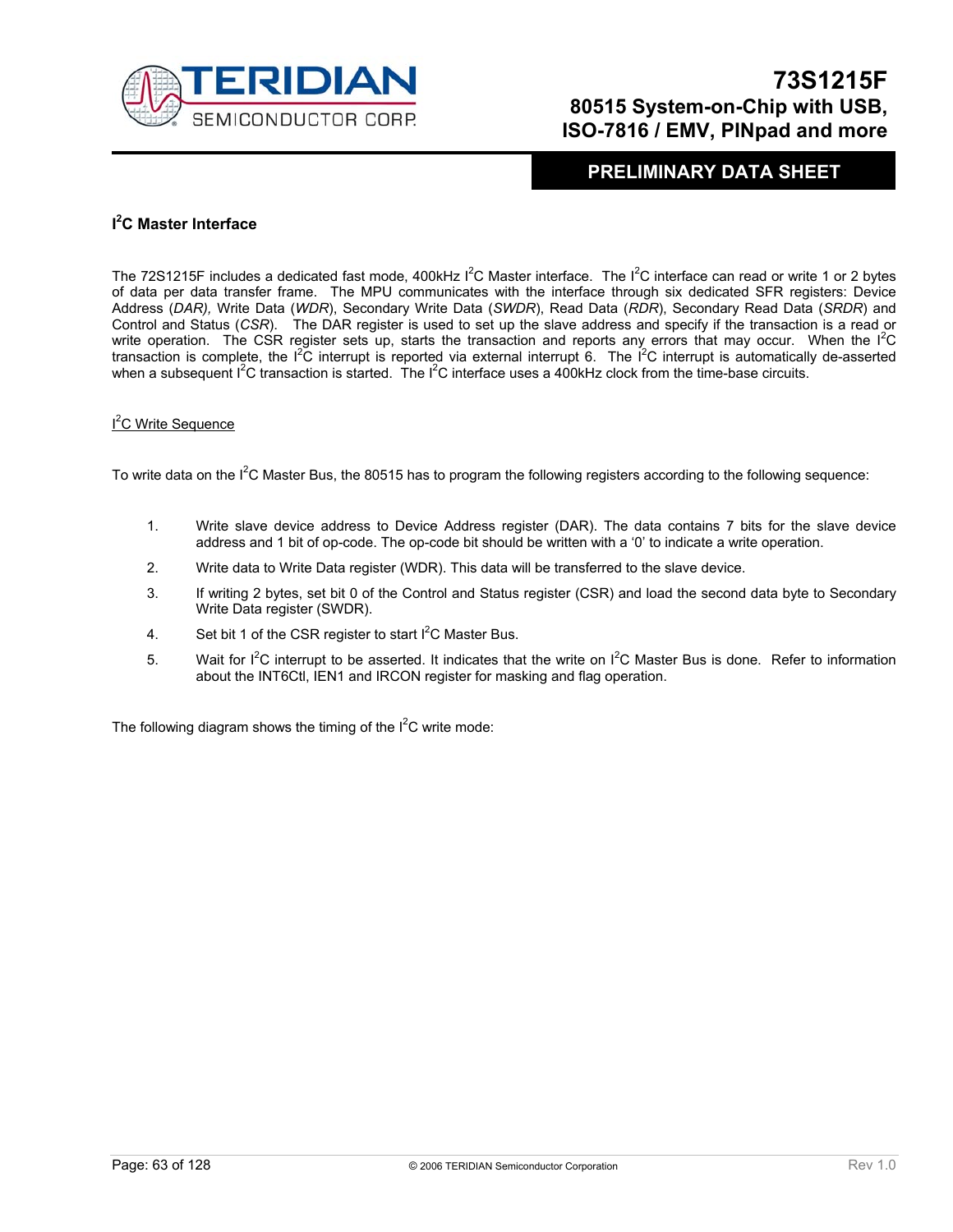## I²C Master Interface

The 72S1215F includes a dedicated fast mode, 400kHz I²C Master interface. The I²C interface can read or write 1 or 2 bytes of data per data transfer frame. The MPU communicates with the interface through six dedicated SFR registers: Device Address (*DAR),* Write Data (*WDR*), Secondary Write Data (*SWDR*), Read Data (*RDR*), Secondary Read Data (*SRDR*) and Control and Status (*CSR*). The DAR register is used to set up the slave address and specify if the transaction is a read or write operation. The CSR register sets up, starts the transaction and reports any errors that may occur. When the I²C transaction is complete, the I²C interrupt is reported via external interrupt 6. The I²C interrupt is automatically de-asserted when a subsequent I²C transaction is started. The I²C interface uses a 400kHz clock from the time-base circuits.

<u>I²C Write Sequence</u>

To write data on the I²C Master Bus, the 80515 has to program the following registers according to the following sequence:

1. Write slave device address to Device Address register (DAR). The data contains 7 bits for the slave device address and 1 bit of op-code. The op-code bit should be written with a '0' to indicate a write operation.
2. Write data to Write Data register (WDR). This data will be transferred to the slave device.
3. If writing 2 bytes, set bit 0 of the Control and Status register (CSR) and load the second data byte to Secondary Write Data register (SWDR).
4. Set bit 1 of the CSR register to start I²C Master Bus.
5. Wait for I²C interrupt to be asserted. It indicates that the write on I²C Master Bus is done. Refer to information about the INT6Ctl, IEN1 and IRCON register for masking and flag operation.

The following diagram shows the timing of the I²C write mode: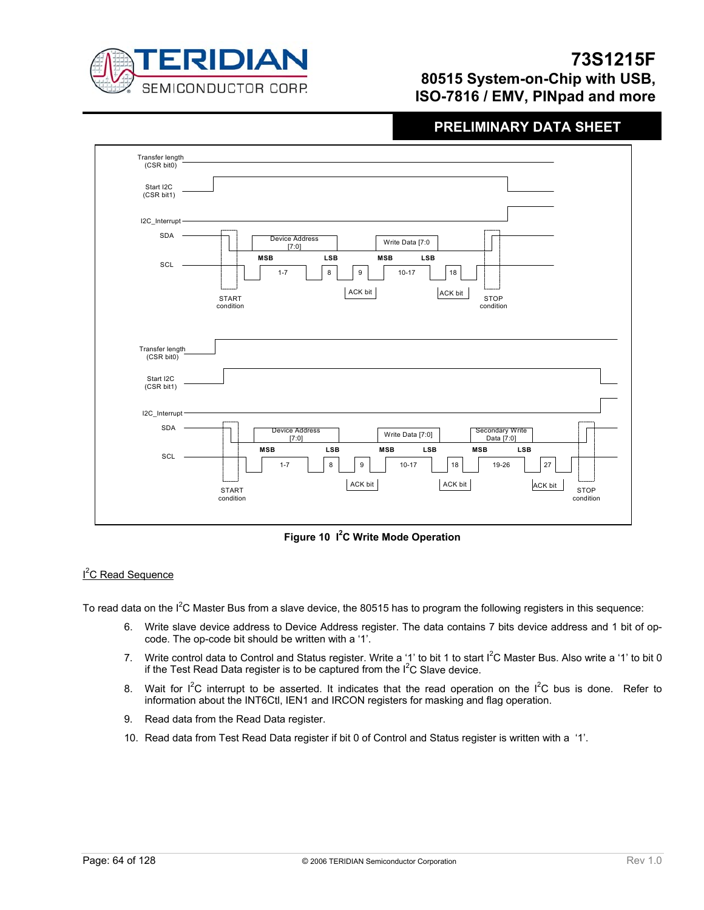Figure 10 I²C Write Mode Operation

## I²C Read Sequence

To read data on the I²C Master Bus from a slave device, the 80515 has to program the following registers in this sequence:

6. Write slave device address to Device Address register. The data contains 7 bits device address and 1 bit of op-code. The op-code bit should be written with a '1'.
7. Write control data to Control and Status register. Write a '1' to bit 1 to start I²C Master Bus. Also write a '1' to bit 0 if the Test Read Data register is to be captured from the I²C Slave device.
8. Wait for I²C interrupt to be asserted. It indicates that the read operation on the I²C bus is done. Refer to information about the INT6Ctl, IEN1 and IRCON registers for masking and flag operation.
9. Read data from the Read Data register.
10. Read data from Test Read Data register if bit 0 of Control and Status register is written with a '1'.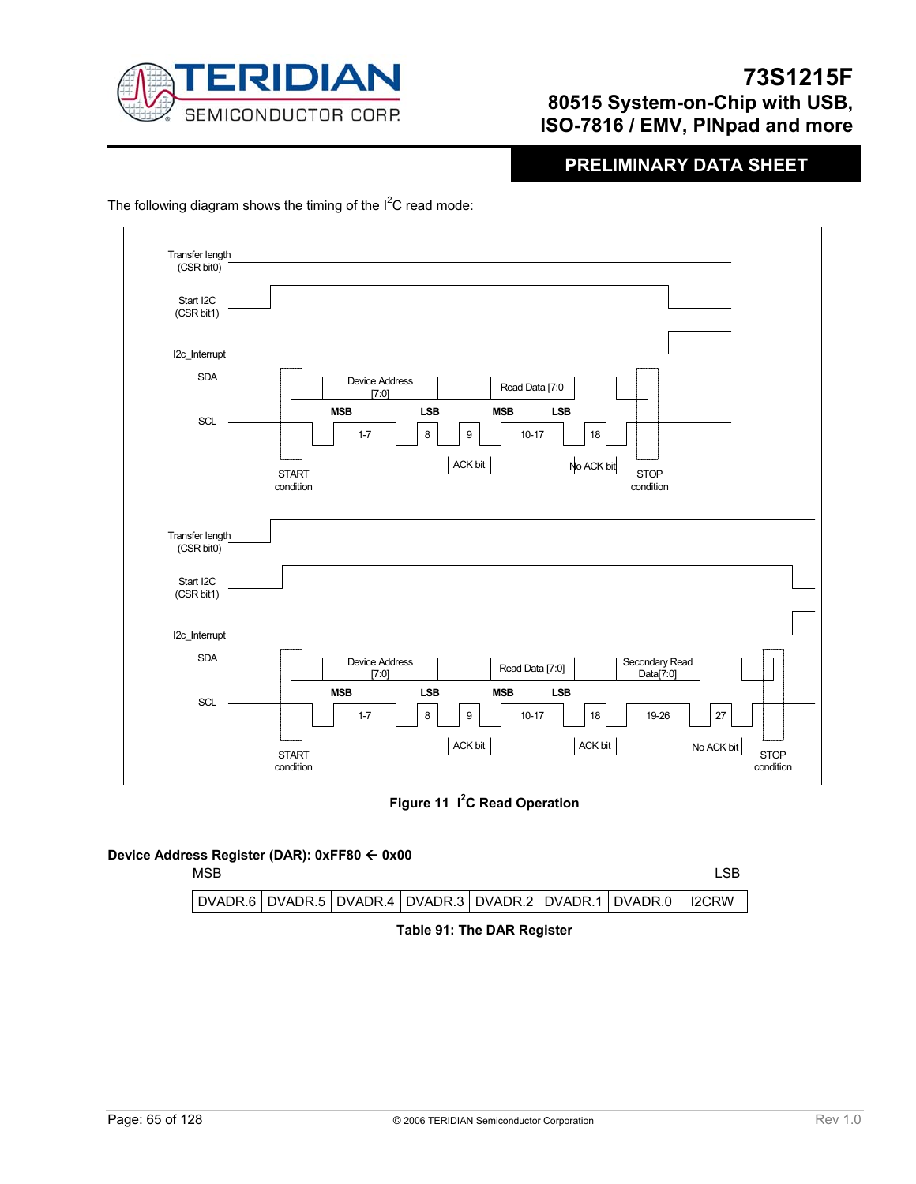The following diagram shows the timing of the I$^2$C read mode:

**Figure 11 I$^2$C Read Operation**

**Device Address Register (DAR): 0xFF80 ← 0x00**

| MSB | | | | | | | LSB |
|---|---|---|---|---|---|---|---|
| DVADR.6 | DVADR.5 | DVADR.4 | DVADR.3 | DVADR.2 | DVADR.1 | DVADR.0 | I2CRW |

**Table 91: The DAR Register**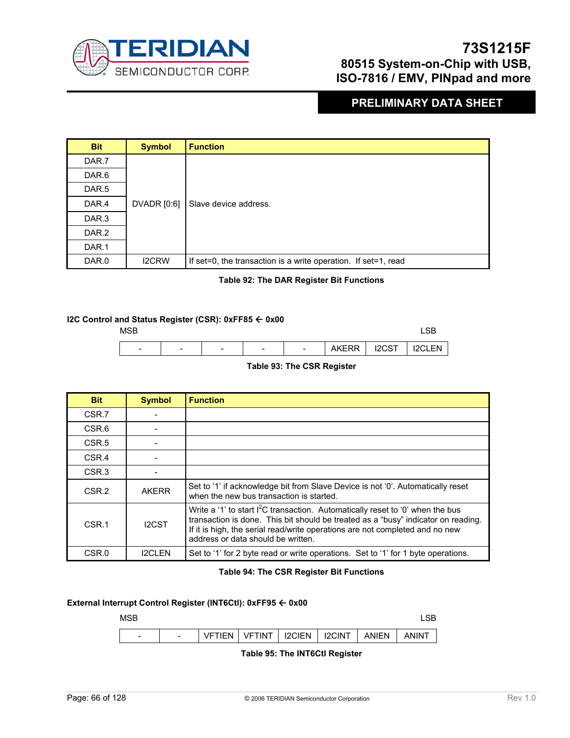| Bit | Symbol | Function |
| --- | --- | --- |
| DAR.7 | DVADR [0:6] | Slave device address. |
| DAR.6 | | |
| DAR.5 | | |
| DAR.4 | | |
| DAR.3 | | |
| DAR.2 | | |
| DAR.1 | | |
| DAR.0 | I2CRW | If set=0, the transaction is a write operation. If set=1, read |

**Table 92: The DAR Register Bit Functions**

**I2C Control and Status Register (CSR): 0xFF85 ← 0x00**

| MSB | | | | | | | LSB |
| --- | --- | --- | --- | --- | --- | --- | --- |
| - | - | - | - | - | AKERR | I2CST | I2CLEN |

**Table 93: The CSR Register**

| Bit | Symbol | Function |
| --- | --- | --- |
| CSR.7 | - | |
| CSR.6 | - | |
| CSR.5 | - | |
| CSR.4 | - | |
| CSR.3 | - | |
| CSR.2 | AKERR | Set to ‘1’ if acknowledge bit from Slave Device is not ‘0’. Automatically reset when the new bus transaction is started. |
| CSR.1 | I2CST | Write a ‘1’ to start $I^2C$ transaction. Automatically reset to ‘0’ when the bus transaction is done. This bit should be treated as a “busy” indicator on reading. If it is high, the serial read/write operations are not completed and no new address or data should be written. |
| CSR.0 | I2CLEN | Set to ‘1’ for 2 byte read or write operations. Set to ‘1’ for 1 byte operations. |

**Table 94: The CSR Register Bit Functions**

**External Interrupt Control Register (INT6Ctl): 0xFF95 ← 0x00**

| MSB | | | | | | | LSB |
| --- | --- | --- | --- | --- | --- | --- | --- |
| - | - | VFTIEN | VFTINT | I2CIEN | I2CINT | ANIEN | ANINT |

**Table 95: The INT6Ctl Register**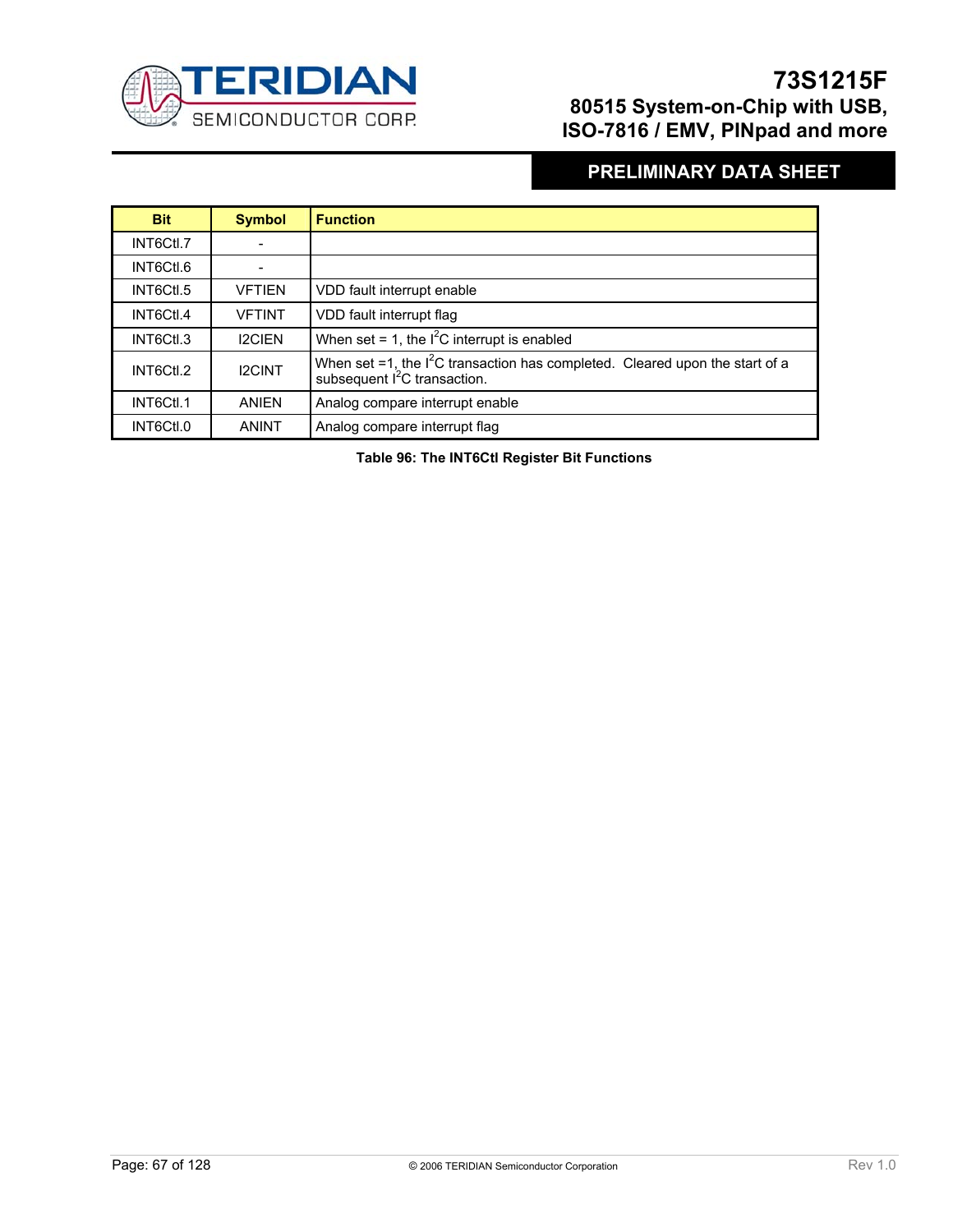| Bit | Symbol | Function |
|---|---|---|
| INT6Ctl.7 | - | |
| INT6Ctl.6 | - | |
| INT6Ctl.5 | VFTIEN | VDD fault interrupt enable |
| INT6Ctl.4 | VFTINT | VDD fault interrupt flag |
| INT6Ctl.3 | I2CIEN | When set = 1, the $I^2C$ interrupt is enabled |
| INT6Ctl.2 | I2CINT | When set =1, the $I^2C$ transaction has completed. Cleared upon the start of a subsequent $I^2C$ transaction. |
| INT6Ctl.1 | ANIEN | Analog compare interrupt enable |
| INT6Ctl.0 | ANINT | Analog compare interrupt flag |

**Table 96: The INT6Ctl Register Bit Functions**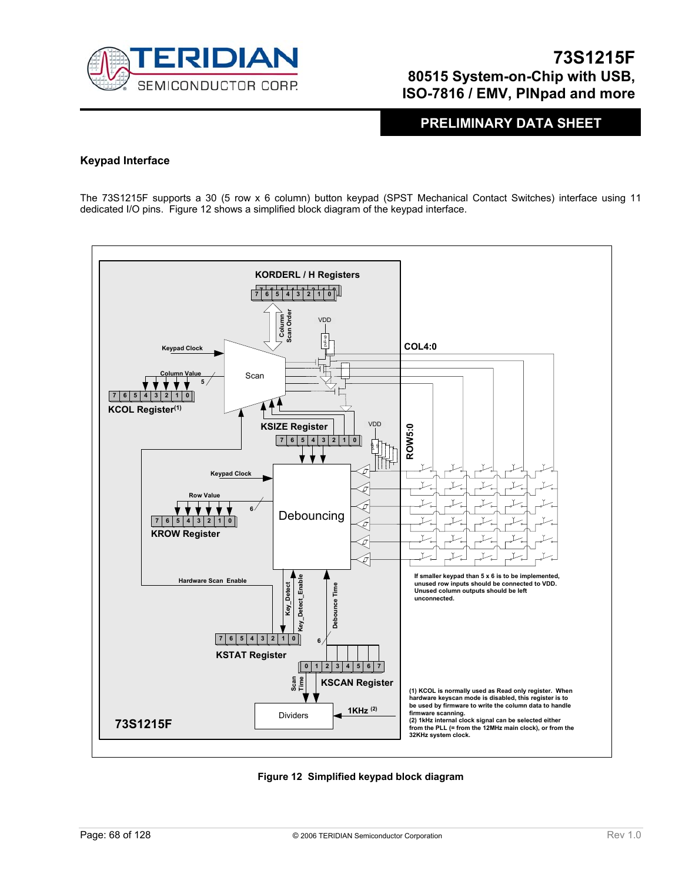#### Keypad Interface

The 73S1215F supports a 30 (5 row x 6 column) button keypad (SPST Mechanical Contact Switches) interface using 11 dedicated I/O pins. Figure 12 shows a simplified block diagram of the keypad interface.

KORDERL / H Registers

Column Scan Order

VDD

Keypad Clock

COL4:0

Column Value

Scan

KCOL Register(1)

KSIZE Register

VDD

ROW5:0

Keypad Clock

Row Value

Debouncing

KROW Register

If smaller keypad than 5 x 6 is to be implemented, unused row inputs should be connected to VDD. Unused column outputs should be left unconnected.

Hardware Scan Enable

Key_Detect

Key_Detect_Enable

Debounce Time

KSTAT Register

KSCAN Register

Scan Time

Dividers

1KHz (2)

73S1215F

(1) KCOL is normally used as Read only register. When hardware keyscan mode is disabled, this register is to be used by firmware to write the column data to handle firmware scanning.
(2) 1kHz internal clock signal can be selected either from the PLL (= from the 12MHz main clock), or from the 32KHz system clock.

**Figure 12 Simplified keypad block diagram**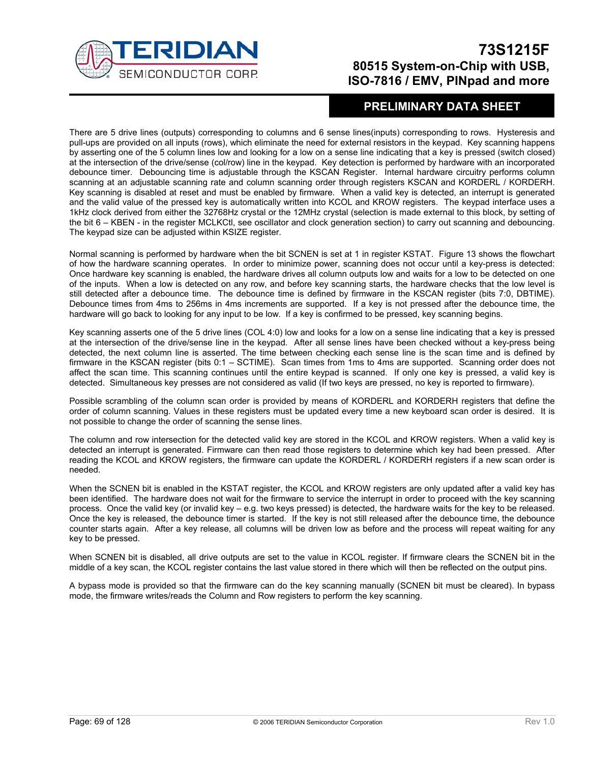There are 5 drive lines (outputs) corresponding to columns and 6 sense lines(inputs) corresponding to rows. Hysteresis and pull-ups are provided on all inputs (rows), which eliminate the need for external resistors in the keypad. Key scanning happens by asserting one of the 5 column lines low and looking for a low on a sense line indicating that a key is pressed (switch closed) at the intersection of the drive/sense (col/row) line in the keypad. Key detection is performed by hardware with an incorporated debounce timer. Debouncing time is adjustable through the KSCAN Register. Internal hardware circuitry performs column scanning at an adjustable scanning rate and column scanning order through registers KSCAN and KORDERL / KORDERH. Key scanning is disabled at reset and must be enabled by firmware. When a valid key is detected, an interrupt is generated and the valid value of the pressed key is automatically written into KCOL and KROW registers. The keypad interface uses a 1kHz clock derived from either the 32768Hz crystal or the 12MHz crystal (selection is made external to this block, by setting of the bit 6 – KBEN - in the register MCLKCtl, see oscillator and clock generation section) to carry out scanning and debouncing. The keypad size can be adjusted within KSIZE register.

Normal scanning is performed by hardware when the bit SCNEN is set at 1 in register KSTAT. Figure 13 shows the flowchart of how the hardware scanning operates. In order to minimize power, scanning does not occur until a key-press is detected: Once hardware key scanning is enabled, the hardware drives all column outputs low and waits for a low to be detected on one of the inputs. When a low is detected on any row, and before key scanning starts, the hardware checks that the low level is still detected after a debounce time. The debounce time is defined by firmware in the KSCAN register (bits 7:0, DBTIME). Debounce times from 4ms to 256ms in 4ms increments are supported. If a key is not pressed after the debounce time, the hardware will go back to looking for any input to be low. If a key is confirmed to be pressed, key scanning begins.

Key scanning asserts one of the 5 drive lines (COL 4:0) low and looks for a low on a sense line indicating that a key is pressed at the intersection of the drive/sense line in the keypad. After all sense lines have been checked without a key-press being detected, the next column line is asserted. The time between checking each sense line is the scan time and is defined by firmware in the KSCAN register (bits 0:1 – SCTIME). Scan times from 1ms to 4ms are supported. Scanning order does not affect the scan time. This scanning continues until the entire keypad is scanned. If only one key is pressed, a valid key is detected. Simultaneous key presses are not considered as valid (If two keys are pressed, no key is reported to firmware).

Possible scrambling of the column scan order is provided by means of KORDERL and KORDERH registers that define the order of column scanning. Values in these registers must be updated every time a new keyboard scan order is desired. It is not possible to change the order of scanning the sense lines.

The column and row intersection for the detected valid key are stored in the KCOL and KROW registers. When a valid key is detected an interrupt is generated. Firmware can then read those registers to determine which key had been pressed. After reading the KCOL and KROW registers, the firmware can update the KORDERL / KORDERH registers if a new scan order is needed.

When the SCNEN bit is enabled in the KSTAT register, the KCOL and KROW registers are only updated after a valid key has been identified. The hardware does not wait for the firmware to service the interrupt in order to proceed with the key scanning process. Once the valid key (or invalid key – e.g. two keys pressed) is detected, the hardware waits for the key to be released. Once the key is released, the debounce timer is started. If the key is not still released after the debounce time, the debounce counter starts again. After a key release, all columns will be driven low as before and the process will repeat waiting for any key to be pressed.

When SCNEN bit is disabled, all drive outputs are set to the value in KCOL register. If firmware clears the SCNEN bit in the middle of a key scan, the KCOL register contains the last value stored in there which will then be reflected on the output pins.

A bypass mode is provided so that the firmware can do the key scanning manually (SCNEN bit must be cleared). In bypass mode, the firmware writes/reads the Column and Row registers to perform the key scanning.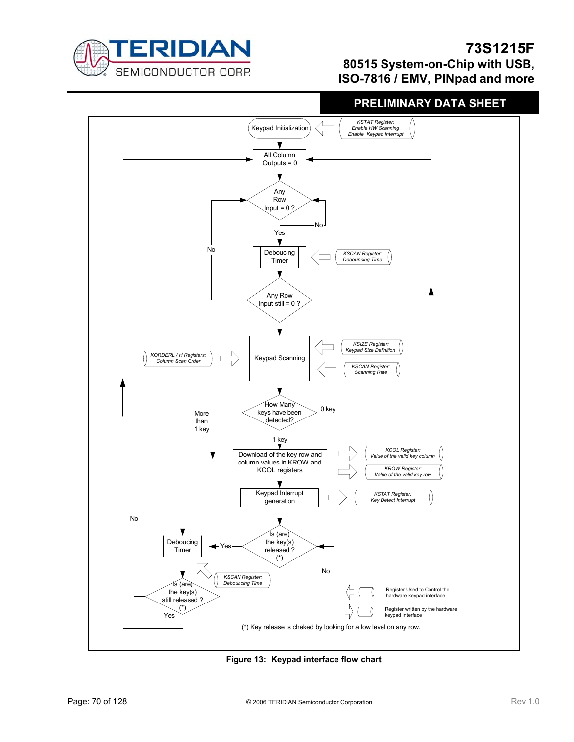Keypad Initialization

KSTAT Register: Enable HW Scanning, Enable Keypad Interrupt

All Column Outputs = 0

Any Row Input = 0 ?

No

Yes

Deboucing Timer

KSCAN Register: Debouncing Time

Any Row Input still = 0 ?

No

Keypad Scanning

KORDERL / H Registers: Column Scan Order

KSIZE Register: Keypad Size Definition

KSCAN Register: Scanning Rate

How Many keys have been detected?

0 key

More than 1 key

1 key

Download of the key row and column values in KROW and KCOL registers

KCOL Register: Value of the valid key column

KROW Register: Value of the valid key row

Keypad Interrupt generation

KSTAT Register: Key Detect Interrupt

Is (are) the key(s) released ? (*)

No

Yes

Deboucing Timer

KSCAN Register: Debouncing Time

Is (are) the key(s) still released ? (*)

No

Yes

Register Used to Control the hardware keypad interface

Register written by the hardware keypad interface

(*) Key release is cheked by looking for a low level on any row.

**Figure 13: Keypad interface flow chart**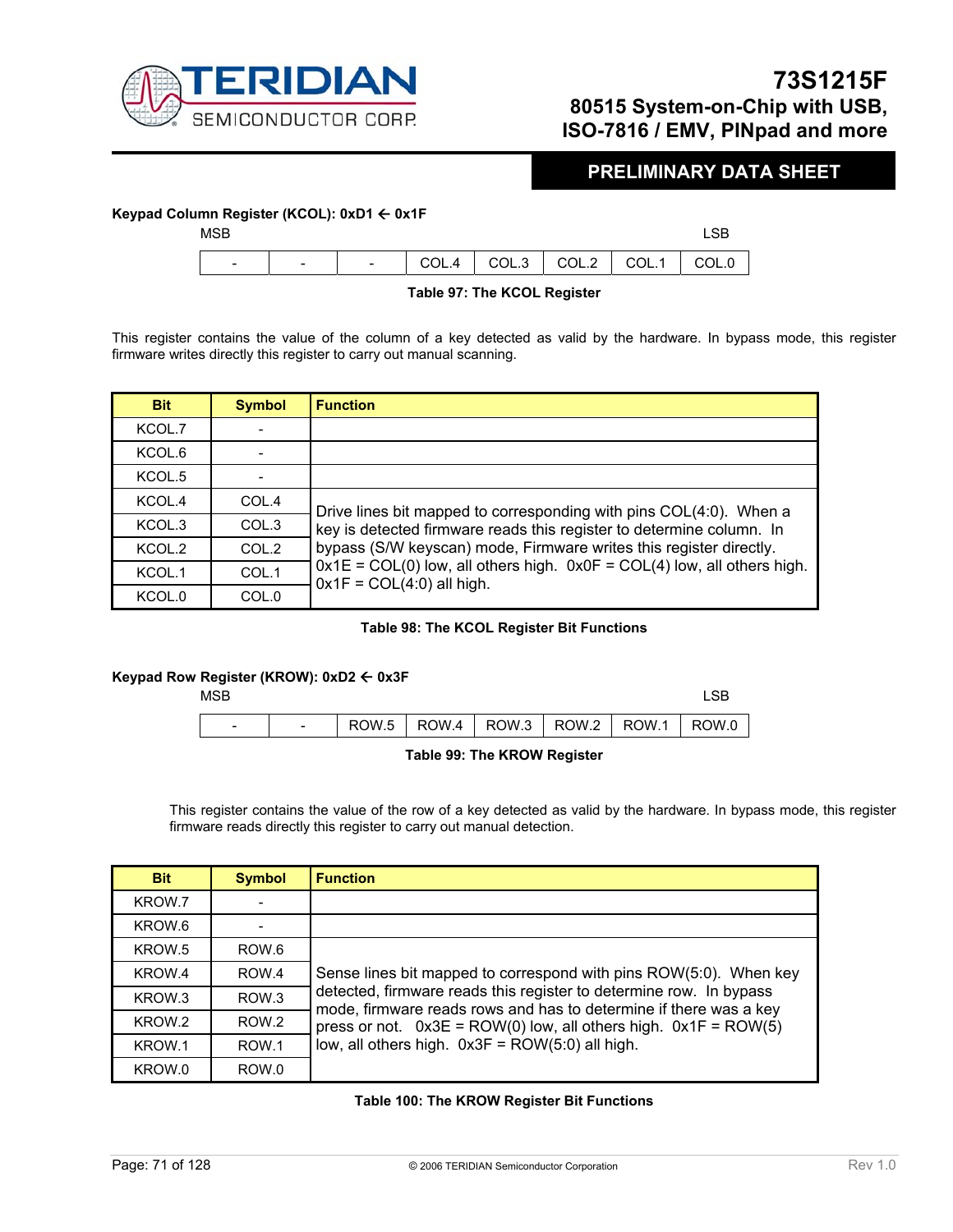**Keypad Column Register (KCOL): 0xD1 ← 0x1F**

| MSB | | | | | | | LSB |
|---|---|---|---|---|---|---|---|
| - | - | - | COL.4 | COL.3 | COL.2 | COL.1 | COL.0 |

**Table 97: The KCOL Register**

This register contains the value of the column of a key detected as valid by the hardware. In bypass mode, this register firmware writes directly this register to carry out manual scanning.

| Bit | Symbol | Function |
|---|---|---|
| KCOL.7 | - | |
| KCOL.6 | - | |
| KCOL.5 | - | |
| KCOL.4 | COL.4 | Drive lines bit mapped to corresponding with pins COL(4:0). When a key is detected firmware reads this register to determine column. In bypass (S/W keyscan) mode, Firmware writes this register directly. 0x1E = COL(0) low, all others high. 0x0F = COL(4) low, all others high. 0x1F = COL(4:0) all high. |
| KCOL.3 | COL.3 | |
| KCOL.2 | COL.2 | |
| KCOL.1 | COL.1 | |
| KCOL.0 | COL.0 | |

**Table 98: The KCOL Register Bit Functions**

**Keypad Row Register (KROW): 0xD2 ← 0x3F**

| MSB | | | | | | | LSB |
|---|---|---|---|---|---|---|---|
| - | - | ROW.5 | ROW.4 | ROW.3 | ROW.2 | ROW.1 | ROW.0 |

**Table 99: The KROW Register**

This register contains the value of the row of a key detected as valid by the hardware. In bypass mode, this register firmware reads directly this register to carry out manual detection.

| Bit | Symbol | Function |
|---|---|---|
| KROW.7 | - | |
| KROW.6 | - | |
| KROW.5 | ROW.6 | Sense lines bit mapped to correspond with pins ROW(5:0). When key detected, firmware reads this register to determine row. In bypass mode, firmware reads rows and has to determine if there was a key press or not. 0x3E = ROW(0) low, all others high. 0x1F = ROW(5) low, all others high. 0x3F = ROW(5:0) all high. |
| KROW.4 | ROW.4 | |
| KROW.3 | ROW.3 | |
| KROW.2 | ROW.2 | |
| KROW.1 | ROW.1 | |
| KROW.0 | ROW.0 | |

**Table 100: The KROW Register Bit Functions**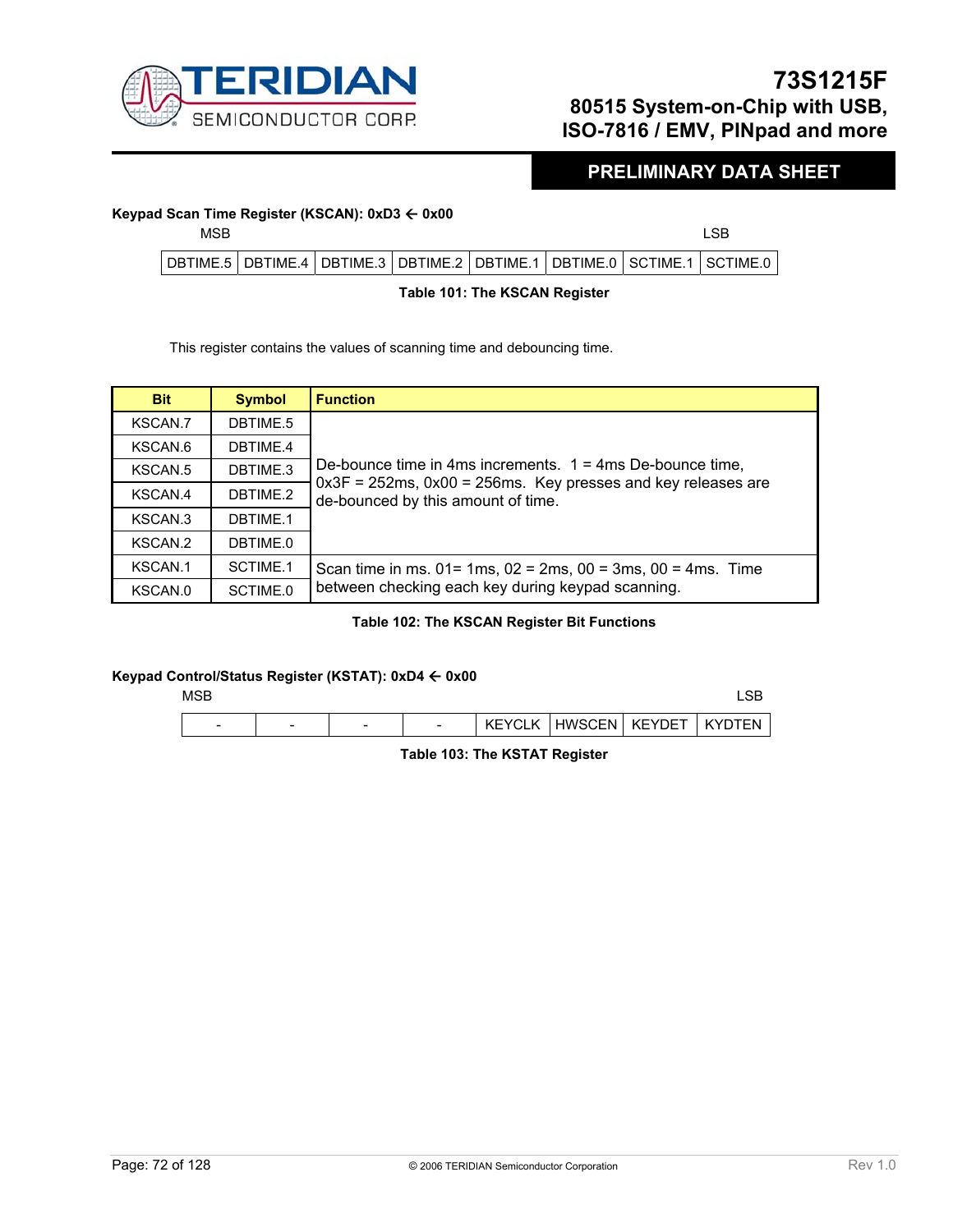**Keypad Scan Time Register (KSCAN): 0xD3 ← 0x00**

| MSB | | | | | | | LSB |
|---|---|---|---|---|---|---|---|
| DBTIME.5 | DBTIME.4 | DBTIME.3 | DBTIME.2 | DBTIME.1 | DBTIME.0 | SCTIME.1 | SCTIME.0 |

**Table 101: The KSCAN Register**

This register contains the values of scanning time and debouncing time.

| Bit | Symbol | Function |
|---|---|---|
| KSCAN.7 | DBTIME.5 | De-bounce time in 4ms increments. 1 = 4ms De-bounce time, 0x3F = 252ms, 0x00 = 256ms. Key presses and key releases are de-bounced by this amount of time. |
| KSCAN.6 | DBTIME.4 | |
| KSCAN.5 | DBTIME.3 | |
| KSCAN.4 | DBTIME.2 | |
| KSCAN.3 | DBTIME.1 | |
| KSCAN.2 | DBTIME.0 | |
| KSCAN.1 | SCTIME.1 | Scan time in ms. 01= 1ms, 02 = 2ms, 00 = 3ms, 00 = 4ms. Time between checking each key during keypad scanning. |
| KSCAN.0 | SCTIME.0 | |

**Table 102: The KSCAN Register Bit Functions**

**Keypad Control/Status Register (KSTAT): 0xD4 ← 0x00**

| MSB | | | | | | | LSB |
|---|---|---|---|---|---|---|---|
| - | - | - | - | KEYCLK | HWSCEN | KEYDET | KYDTEN |

**Table 103: The KSTAT Register**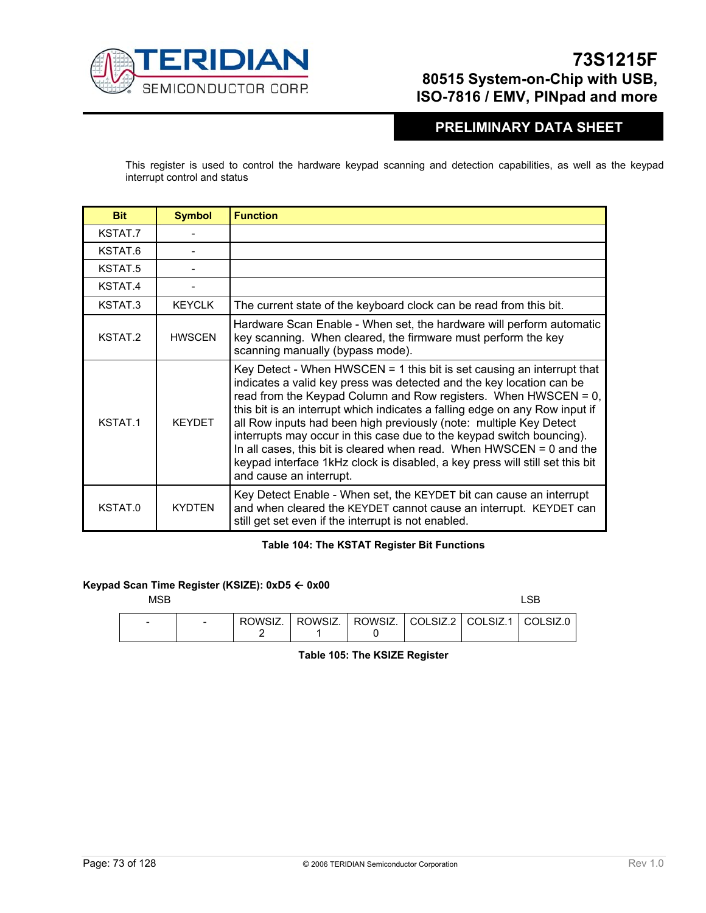This register is used to control the hardware keypad scanning and detection capabilities, as well as the keypad interrupt control and status

| Bit | Symbol | Function |
|---|---|---|
| KSTAT.7 | - | |
| KSTAT.6 | - | |
| KSTAT.5 | - | |
| KSTAT.4 | - | |
| KSTAT.3 | KEYCLK | The current state of the keyboard clock can be read from this bit. |
| KSTAT.2 | HWSCEN | Hardware Scan Enable - When set, the hardware will perform automatic key scanning. When cleared, the firmware must perform the key scanning manually (bypass mode). |
| KSTAT.1 | KEYDET | Key Detect - When HWSCEN = 1 this bit is set causing an interrupt that indicates a valid key press was detected and the key location can be read from the Keypad Column and Row registers. When HWSCEN = 0, this bit is an interrupt which indicates a falling edge on any Row input if all Row inputs had been high previously (note: multiple Key Detect interrupts may occur in this case due to the keypad switch bouncing). In all cases, this bit is cleared when read. When HWSCEN = 0 and the keypad interface 1kHz clock is disabled, a key press will still set this bit and cause an interrupt. |
| KSTAT.0 | KYDTEN | Key Detect Enable - When set, the KEYDET bit can cause an interrupt and when cleared the KEYDET cannot cause an interrupt. KEYDET can still get set even if the interrupt is not enabled. |

**Table 104: The KSTAT Register Bit Functions**

**Keypad Scan Time Register (KSIZE): 0xD5 ← 0x00**

MSB LSB

| - | - | ROWSIZ.2 | ROWSIZ.1 | ROWSIZ.0 | COLSIZ.2 | COLSIZ.1 | COLSIZ.0 |
|---|---|---|---|---|---|---|---|

**Table 105: The KSIZE Register**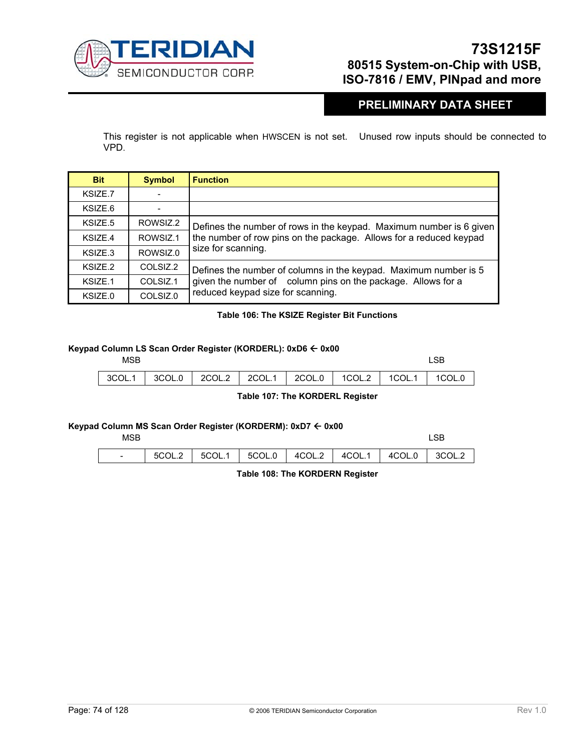This register is not applicable when HWSCEN is not set. Unused row inputs should be connected to VPD.

| Bit | Symbol | Function |
|---|---|---|
| KSIZE.7 | - | |
| KSIZE.6 | - | |
| KSIZE.5 | ROWSIZ.2 | Defines the number of rows in the keypad. Maximum number is 6 given the number of row pins on the package. Allows for a reduced keypad size for scanning. |
| KSIZE.4 | ROWSIZ.1 | |
| KSIZE.3 | ROWSIZ.0 | |
| KSIZE.2 | COLSIZ.2 | Defines the number of columns in the keypad. Maximum number is 5 given the number of column pins on the package. Allows for a reduced keypad size for scanning. |
| KSIZE.1 | COLSIZ.1 | |
| KSIZE.0 | COLSIZ.0 | |

**Table 106: The KSIZE Register Bit Functions**

**Keypad Column LS Scan Order Register (KORDERL): 0xD6 ← 0x00**

| MSB | | | | | | | LSB |
|---|---|---|---|---|---|---|---|
| 3COL.1 | 3COL.0 | 2COL.2 | 2COL.1 | 2COL.0 | 1COL.2 | 1COL.1 | 1COL.0 |

**Table 107: The KORDERL Register**

**Keypad Column MS Scan Order Register (KORDERM): 0xD7 ← 0x00**

| MSB | | | | | | | LSB |
|---|---|---|---|---|---|---|---|
| - | 5COL.2 | 5COL.1 | 5COL.0 | 4COL.2 | 4COL.1 | 4COL.0 | 3COL.2 |

**Table 108: The KORDERN Register**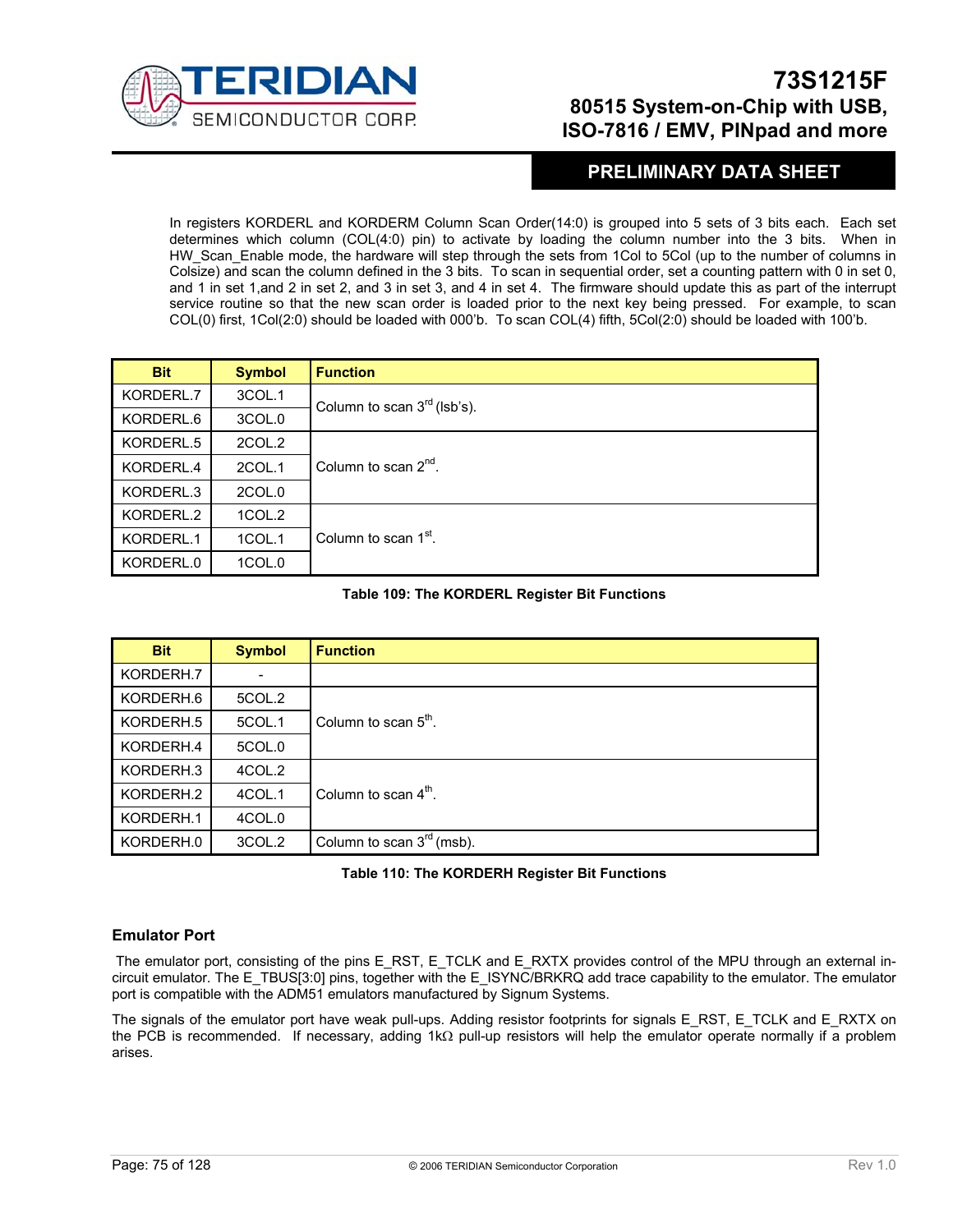In registers KORDERL and KORDERM Column Scan Order(14:0) is grouped into 5 sets of 3 bits each. Each set determines which column (COL(4:0) pin) to activate by loading the column number into the 3 bits. When in HW_Scan_Enable mode, the hardware will step through the sets from 1Col to 5Col (up to the number of columns in Colsize) and scan the column defined in the 3 bits. To scan in sequential order, set a counting pattern with 0 in set 0, and 1 in set 1,and 2 in set 2, and 3 in set 3, and 4 in set 4. The firmware should update this as part of the interrupt service routine so that the new scan order is loaded prior to the next key being pressed. For example, to scan COL(0) first, 1Col(2:0) should be loaded with 000'b. To scan COL(4) fifth, 5Col(2:0) should be loaded with 100'b.

| Bit | Symbol | Function |
|---|---|---|
| KORDERL.7 | 3COL.1 | Column to scan 3rd (lsb's). |
| KORDERL.6 | 3COL.0 | |
| KORDERL.5 | 2COL.2 | Column to scan 2nd. |
| KORDERL.4 | 2COL.1 | |
| KORDERL.3 | 2COL.0 | |
| KORDERL.2 | 1COL.2 | Column to scan 1st. |
| KORDERL.1 | 1COL.1 | |
| KORDERL.0 | 1COL.0 | |

**Table 109: The KORDERL Register Bit Functions**

| Bit | Symbol | Function |
|---|---|---|
| KORDERH.7 | - | |
| KORDERH.6 | 5COL.2 | Column to scan 5th. |
| KORDERH.5 | 5COL.1 | |
| KORDERH.4 | 5COL.0 | |
| KORDERH.3 | 4COL.2 | Column to scan 4th. |
| KORDERH.2 | 4COL.1 | |
| KORDERH.1 | 4COL.0 | |
| KORDERH.0 | 3COL.2 | Column to scan 3rd (msb). |

**Table 110: The KORDERH Register Bit Functions**

### Emulator Port

The emulator port, consisting of the pins E_RST, E_TCLK and E_RXTX provides control of the MPU through an external in-circuit emulator. The E_TBUS[3:0] pins, together with the E_ISYNC/BRKRQ add trace capability to the emulator. The emulator port is compatible with the ADM51 emulators manufactured by Signum Systems.

The signals of the emulator port have weak pull-ups. Adding resistor footprints for signals E_RST, E_TCLK and E_RXTX on the PCB is recommended. If necessary, adding 1kΩ pull-up resistors will help the emulator operate normally if a problem arises.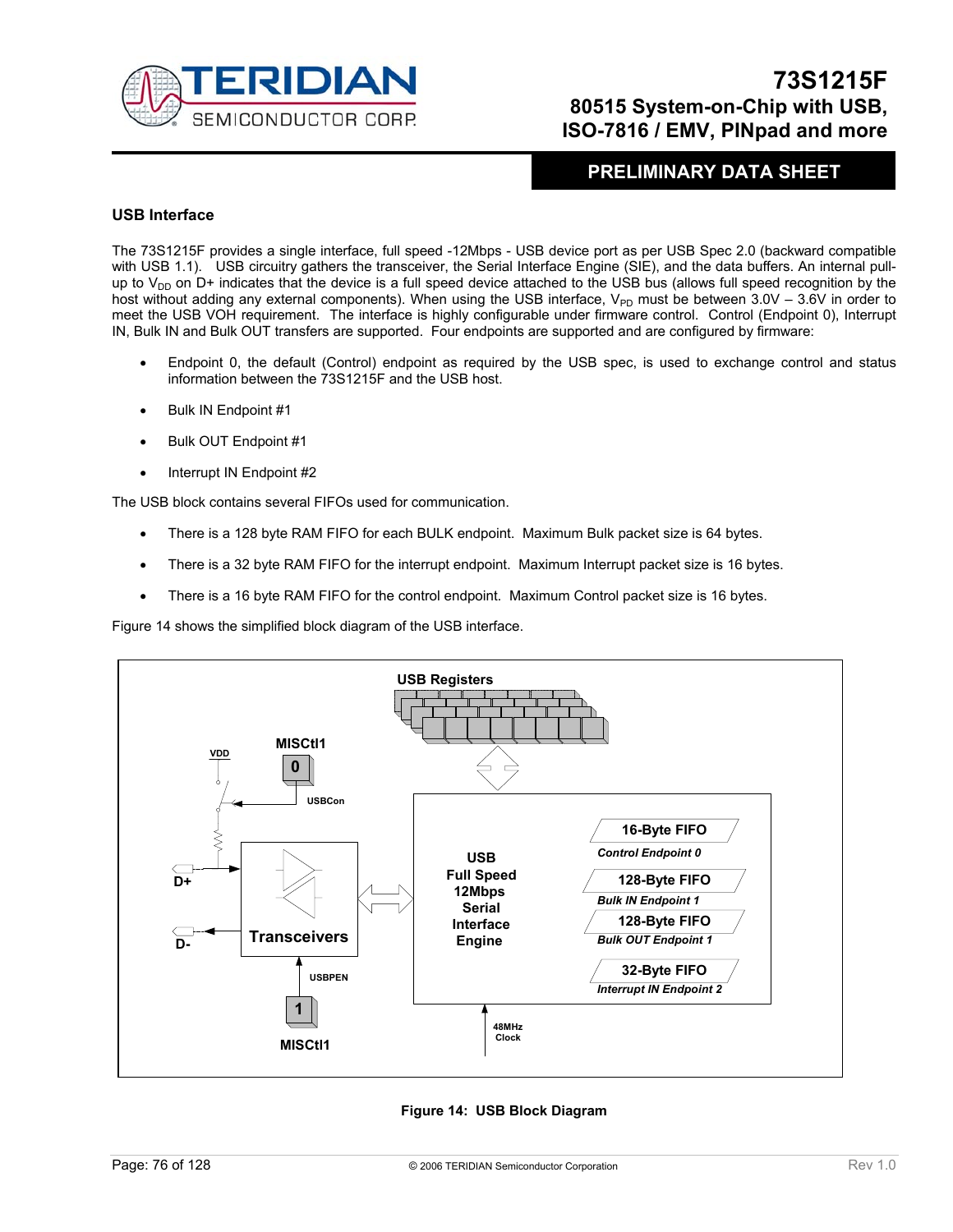## USB Interface

The 73S1215F provides a single interface, full speed -12Mbps - USB device port as per USB Spec 2.0 (backward compatible with USB 1.1). USB circuitry gathers the transceiver, the Serial Interface Engine (SIE), and the data buffers. An internal pull-up to $V_{DD}$ on D+ indicates that the device is a full speed device attached to the USB bus (allows full speed recognition by the host without adding any external components). When using the USB interface, $V_{PD}$ must be between 3.0V – 3.6V in order to meet the USB VOH requirement. The interface is highly configurable under firmware control. Control (Endpoint 0), Interrupt IN, Bulk IN and Bulk OUT transfers are supported. Four endpoints are supported and are configured by firmware:

- Endpoint 0, the default (Control) endpoint as required by the USB spec, is used to exchange control and status information between the 73S1215F and the USB host.
- Bulk IN Endpoint #1
- Bulk OUT Endpoint #1
- Interrupt IN Endpoint #2

The USB block contains several FIFOs used for communication.

- There is a 128 byte RAM FIFO for each BULK endpoint. Maximum Bulk packet size is 64 bytes.
- There is a 32 byte RAM FIFO for the interrupt endpoint. Maximum Interrupt packet size is 16 bytes.
- There is a 16 byte RAM FIFO for the control endpoint. Maximum Control packet size is 16 bytes.

Figure 14 shows the simplified block diagram of the USB interface.

**Figure 14: USB Block Diagram**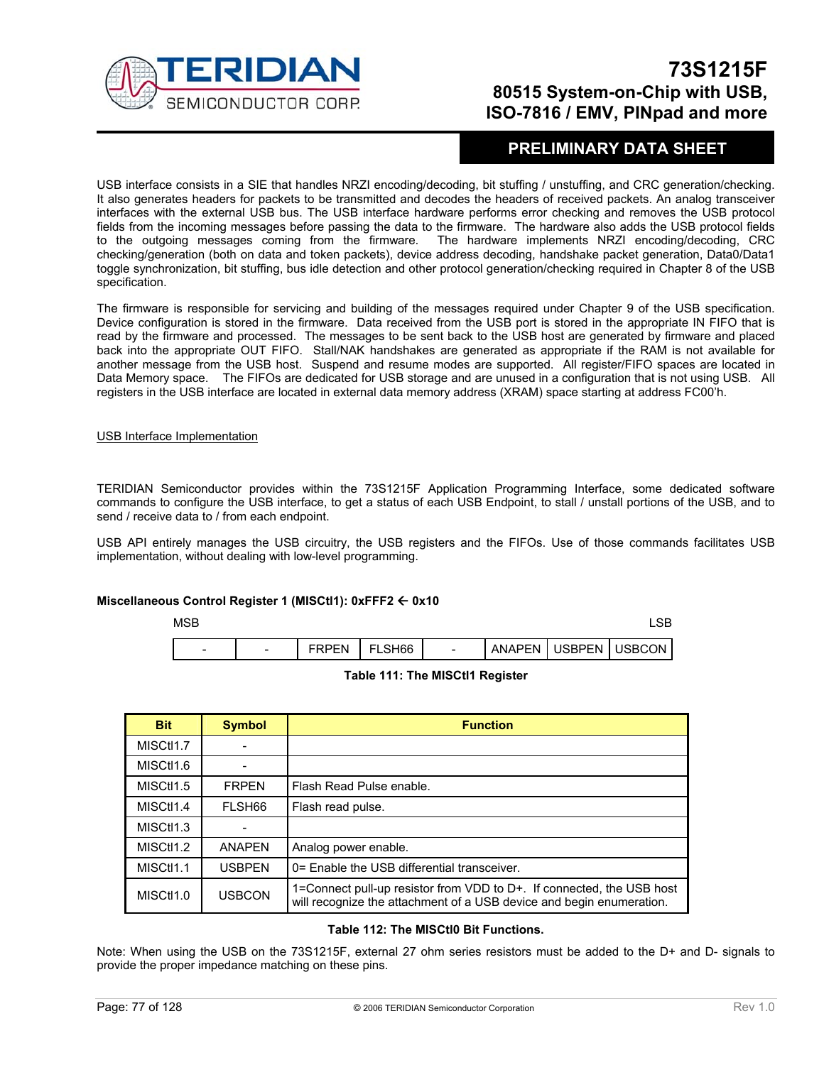USB interface consists in a SIE that handles NRZI encoding/decoding, bit stuffing / unstuffing, and CRC generation/checking. It also generates headers for packets to be transmitted and decodes the headers of received packets. An analog transceiver interfaces with the external USB bus. The USB interface hardware performs error checking and removes the USB protocol fields from the incoming messages before passing the data to the firmware. The hardware also adds the USB protocol fields to the outgoing messages coming from the firmware. The hardware implements NRZI encoding/decoding, CRC checking/generation (both on data and token packets), device address decoding, handshake packet generation, Data0/Data1 toggle synchronization, bit stuffing, bus idle detection and other protocol generation/checking required in Chapter 8 of the USB specification.

The firmware is responsible for servicing and building of the messages required under Chapter 9 of the USB specification. Device configuration is stored in the firmware. Data received from the USB port is stored in the appropriate IN FIFO that is read by the firmware and processed. The messages to be sent back to the USB host are generated by firmware and placed back into the appropriate OUT FIFO. Stall/NAK handshakes are generated as appropriate if the RAM is not available for another message from the USB host. Suspend and resume modes are supported. All register/FIFO spaces are located in Data Memory space. The FIFOs are dedicated for USB storage and are unused in a configuration that is not using USB. All registers in the USB interface are located in external data memory address (XRAM) space starting at address FC00'h.

USB Interface Implementation

TERIDIAN Semiconductor provides within the 73S1215F Application Programming Interface, some dedicated software commands to configure the USB interface, to get a status of each USB Endpoint, to stall / unstall portions of the USB, and to send / receive data to / from each endpoint.

USB API entirely manages the USB circuitry, the USB registers and the FIFOs. Use of those commands facilitates USB implementation, without dealing with low-level programming.

**Miscellaneous Control Register 1 (MISCtl1): 0xFFF2 ← 0x10**

| MSB | | | | | | | LSB |
|---|---|---|---|---|---|---|---|
| - | - | FRPEN | FLSH66 | - | ANAPEN | USBPEN | USBCON |

**Table 111: The MISCtl1 Register**

| Bit | Symbol | Function |
|---|---|---|
| MISCtl1.7 | - | |
| MISCtl1.6 | - | |
| MISCtl1.5 | FRPEN | Flash Read Pulse enable. |
| MISCtl1.4 | FLSH66 | Flash read pulse. |
| MISCtl1.3 | - | |
| MISCtl1.2 | ANAPEN | Analog power enable. |
| MISCtl1.1 | USBPEN | 0= Enable the USB differential transceiver. |
| MISCtl1.0 | USBCON | 1=Connect pull-up resistor from VDD to D+. If connected, the USB host will recognize the attachment of a USB device and begin enumeration. |

**Table 112: The MISCtl0 Bit Functions.**

Note: When using the USB on the 73S1215F, external 27 ohm series resistors must be added to the D+ and D- signals to provide the proper impedance matching on these pins.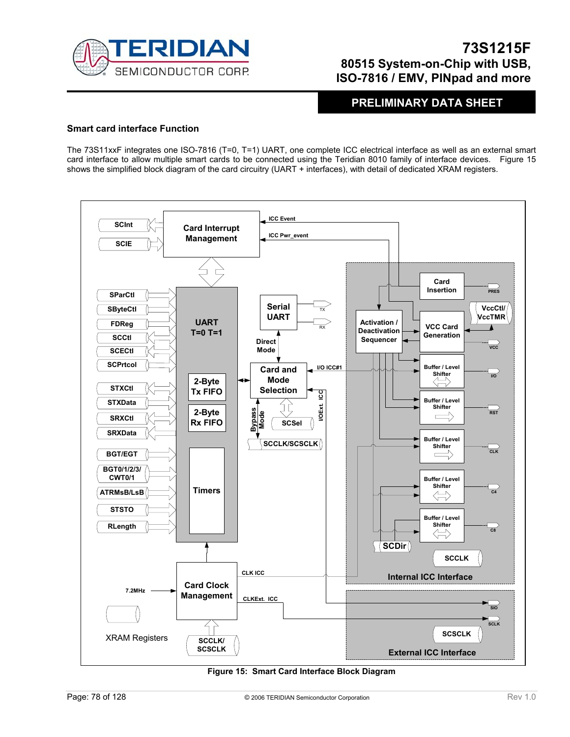## Smart card interface Function

The 73S11xxF integrates one ISO-7816 (T=0, T=1) UART, one complete ICC electrical interface as well as an external smart card interface to allow multiple smart cards to be connected using the Teridian 8010 family of interface devices. Figure 15 shows the simplified block diagram of the card circuitry (UART + interfaces), with detail of dedicated XRAM registers.

**Figure 15: Smart Card Interface Block Diagram**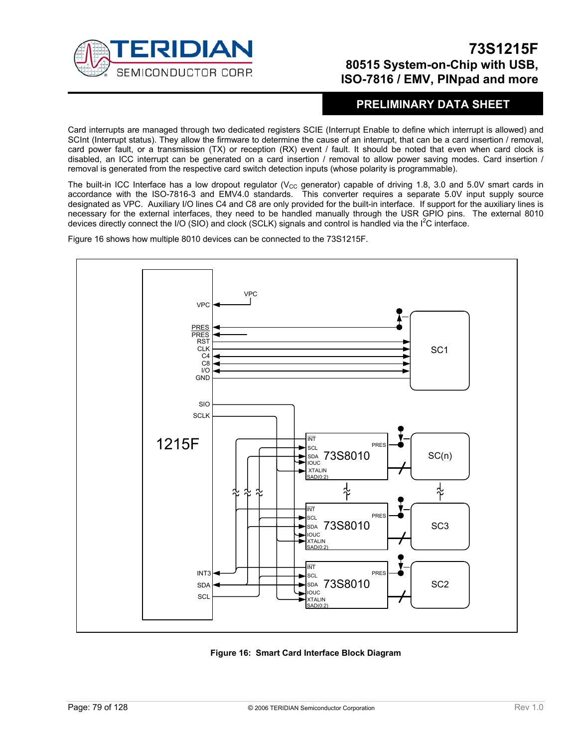Card interrupts are managed through two dedicated registers SCIE (Interrupt Enable to define which interrupt is allowed) and SCInt (Interrupt status). They allow the firmware to determine the cause of an interrupt, that can be a card insertion / removal, card power fault, or a transmission (TX) or reception (RX) event / fault. It should be noted that even when card clock is disabled, an ICC interrupt can be generated on a card insertion / removal to allow power saving modes. Card insertion / removal is generated from the respective card switch detection inputs (whose polarity is programmable).

The built-in ICC Interface has a low dropout regulator ($V_{CC}$ generator) capable of driving 1.8, 3.0 and 5.0V smart cards in accordance with the ISO-7816-3 and EMV4.0 standards. This converter requires a separate 5.0V input supply source designated as VPC. Auxiliary I/O lines C4 and C8 are only provided for the built-in interface. If support for the auxiliary lines is necessary for the external interfaces, they need to be handled manually through the USR GPIO pins. The external 8010 devices directly connect the I/O (SIO) and clock (SCLK) signals and control is handled via the $I^2C$ interface.

Figure 16 shows how multiple 8010 devices can be connected to the 73S1215F.

**Figure 16: Smart Card Interface Block Diagram**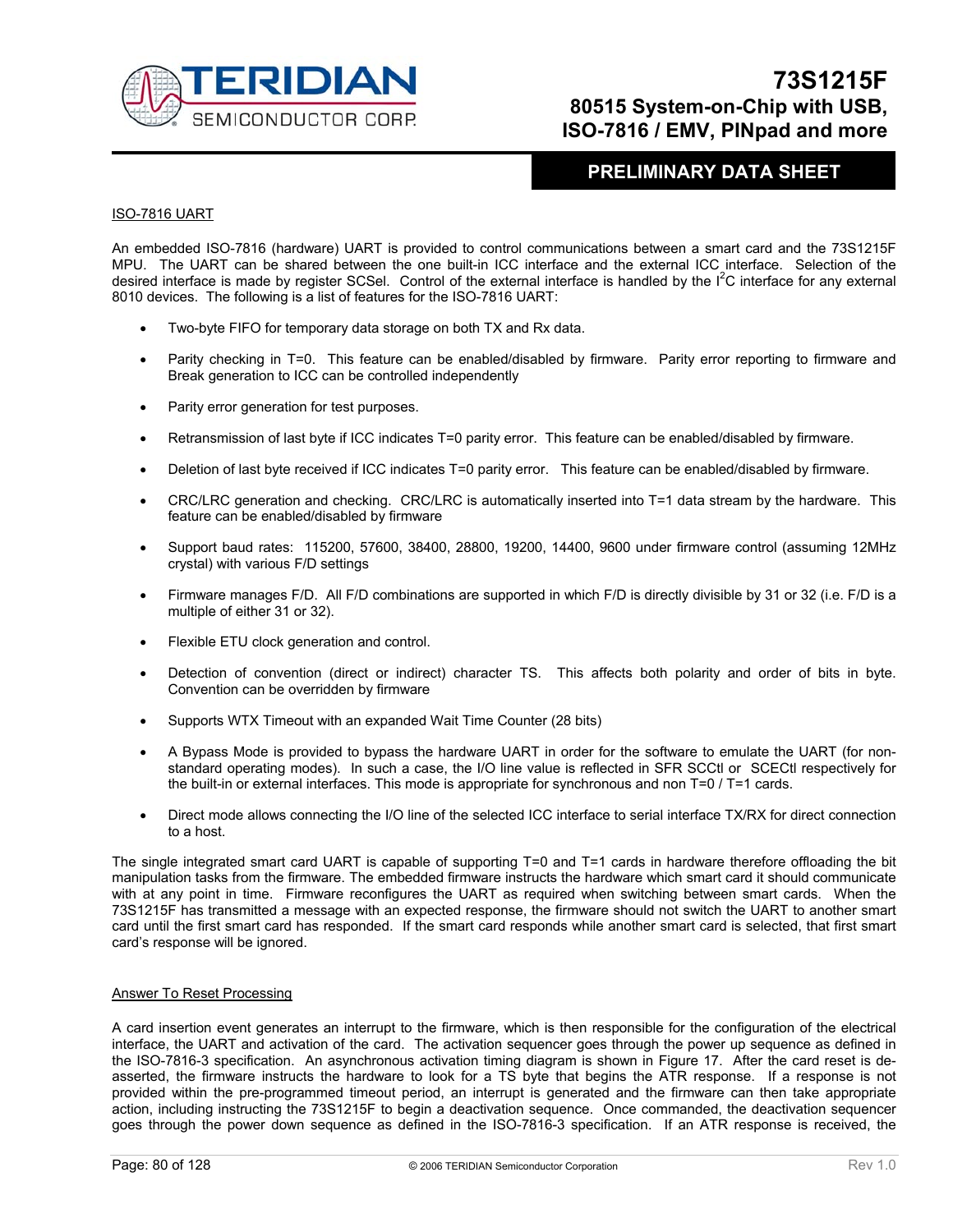## ISO-7816 UART

An embedded ISO-7816 (hardware) UART is provided to control communications between a smart card and the 73S1215F MPU. The UART can be shared between the one built-in ICC interface and the external ICC interface. Selection of the desired interface is made by register SCSel. Control of the external interface is handled by the $I^2C$ interface for any external 8010 devices. The following is a list of features for the ISO-7816 UART:

- Two-byte FIFO for temporary data storage on both TX and Rx data.
- Parity checking in T=0. This feature can be enabled/disabled by firmware. Parity error reporting to firmware and Break generation to ICC can be controlled independently
- Parity error generation for test purposes.
- Retransmission of last byte if ICC indicates T=0 parity error. This feature can be enabled/disabled by firmware.
- Deletion of last byte received if ICC indicates T=0 parity error. This feature can be enabled/disabled by firmware.
- CRC/LRC generation and checking. CRC/LRC is automatically inserted into T=1 data stream by the hardware. This feature can be enabled/disabled by firmware
- Support baud rates: 115200, 57600, 38400, 28800, 19200, 14400, 9600 under firmware control (assuming 12MHz crystal) with various F/D settings
- Firmware manages F/D. All F/D combinations are supported in which F/D is directly divisible by 31 or 32 (i.e. F/D is a multiple of either 31 or 32).
- Flexible ETU clock generation and control.
- Detection of convention (direct or indirect) character TS. This affects both polarity and order of bits in byte. Convention can be overridden by firmware
- Supports WTX Timeout with an expanded Wait Time Counter (28 bits)
- A Bypass Mode is provided to bypass the hardware UART in order for the software to emulate the UART (for non-standard operating modes). In such a case, the I/O line value is reflected in SFR SCCtl or SCECtl respectively for the built-in or external interfaces. This mode is appropriate for synchronous and non T=0 / T=1 cards.
- Direct mode allows connecting the I/O line of the selected ICC interface to serial interface TX/RX for direct connection to a host.

The single integrated smart card UART is capable of supporting T=0 and T=1 cards in hardware therefore offloading the bit manipulation tasks from the firmware. The embedded firmware instructs the hardware which smart card it should communicate with at any point in time. Firmware reconfigures the UART as required when switching between smart cards. When the 73S1215F has transmitted a message with an expected response, the firmware should not switch the UART to another smart card until the first smart card has responded. If the smart card responds while another smart card is selected, that first smart card's response will be ignored.

## Answer To Reset Processing

A card insertion event generates an interrupt to the firmware, which is then responsible for the configuration of the electrical interface, the UART and activation of the card. The activation sequencer goes through the power up sequence as defined in the ISO-7816-3 specification. An asynchronous activation timing diagram is shown in Figure 17. After the card reset is de-asserted, the firmware instructs the hardware to look for a TS byte that begins the ATR response. If a response is not provided within the pre-programmed timeout period, an interrupt is generated and the firmware can then take appropriate action, including instructing the 73S1215F to begin a deactivation sequence. Once commanded, the deactivation sequencer goes through the power down sequence as defined in the ISO-7816-3 specification. If an ATR response is received, the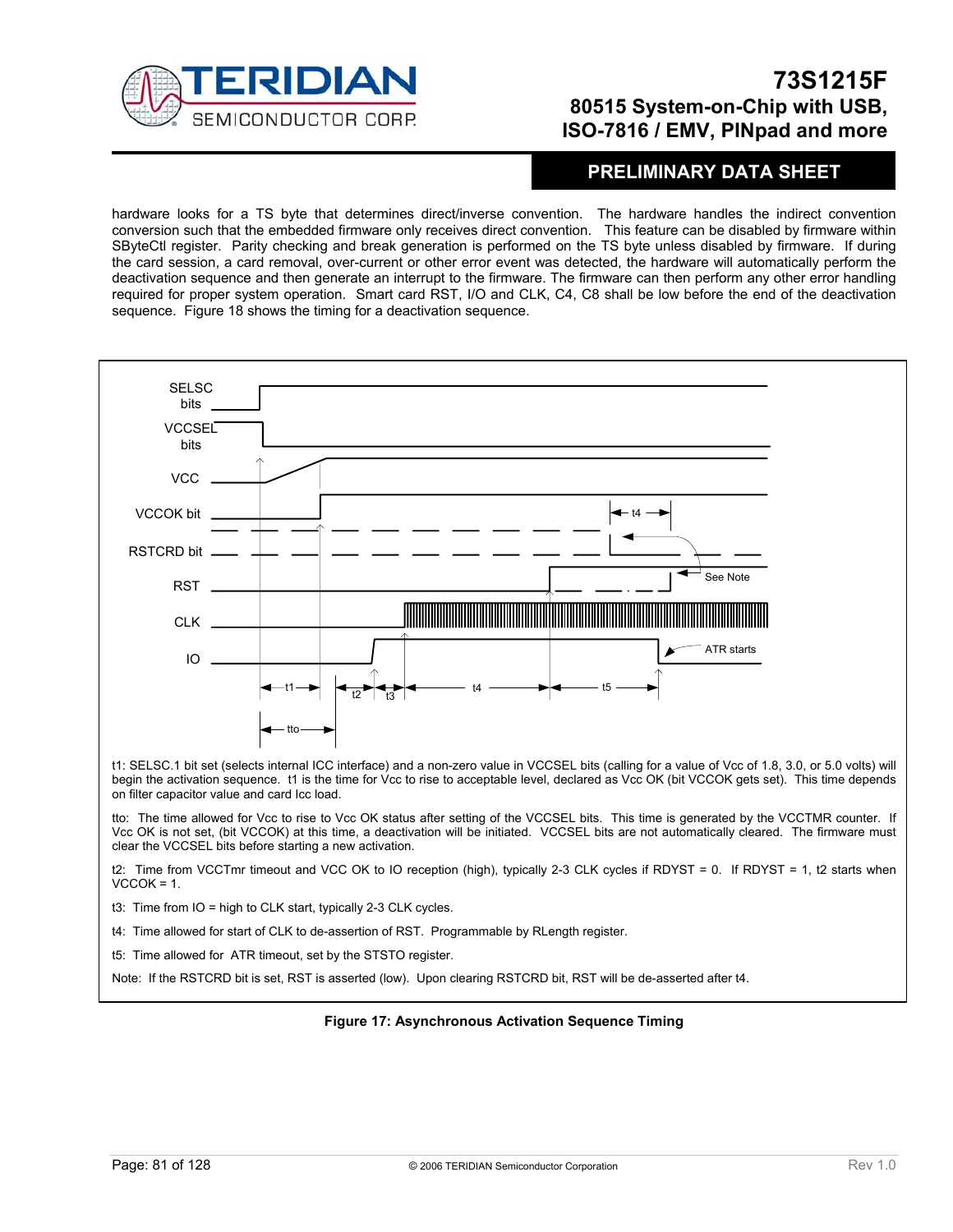hardware looks for a TS byte that determines direct/inverse convention. The hardware handles the indirect convention conversion such that the embedded firmware only receives direct convention. This feature can be disabled by firmware within SByteCtl register. Parity checking and break generation is performed on the TS byte unless disabled by firmware. If during the card session, a card removal, over-current or other error event was detected, the hardware will automatically perform the deactivation sequence and then generate an interrupt to the firmware. The firmware can then perform any other error handling required for proper system operation. Smart card RST, I/O and CLK, C4, C8 shall be low before the end of the deactivation sequence. Figure 18 shows the timing for a deactivation sequence.

SELSC bits

VCCSEL bits

VCC

VCCOK bit

RSTCRD bit

RST

CLK

IO

t4

See Note

ATR starts

t1 t2 t3 t4 t5

tto

t1: SELSC.1 bit set (selects internal ICC interface) and a non-zero value in VCCSEL bits (calling for a value of Vcc of 1.8, 3.0, or 5.0 volts) will begin the activation sequence. t1 is the time for Vcc to rise to acceptable level, declared as Vcc OK (bit VCCOK gets set). This time depends on filter capacitor value and card Icc load.

tto: The time allowed for Vcc to rise to Vcc OK status after setting of the VCCSEL bits. This time is generated by the VCCTMR counter. If Vcc OK is not set, (bit VCCOK) at this time, a deactivation will be initiated. VCCSEL bits are not automatically cleared. The firmware must clear the VCCSEL bits before starting a new activation.

t2: Time from VCCTmr timeout and VCC OK to IO reception (high), typically 2-3 CLK cycles if RDYST = 0. If RDYST = 1, t2 starts when VCCOK = 1.

t3: Time from IO = high to CLK start, typically 2-3 CLK cycles.

t4: Time allowed for start of CLK to de-assertion of RST. Programmable by RLength register.

t5: Time allowed for ATR timeout, set by the STSTO register.

Note: If the RSTCRD bit is set, RST is asserted (low). Upon clearing RSTCRD bit, RST will be de-asserted after t4.

**Figure 17: Asynchronous Activation Sequence Timing**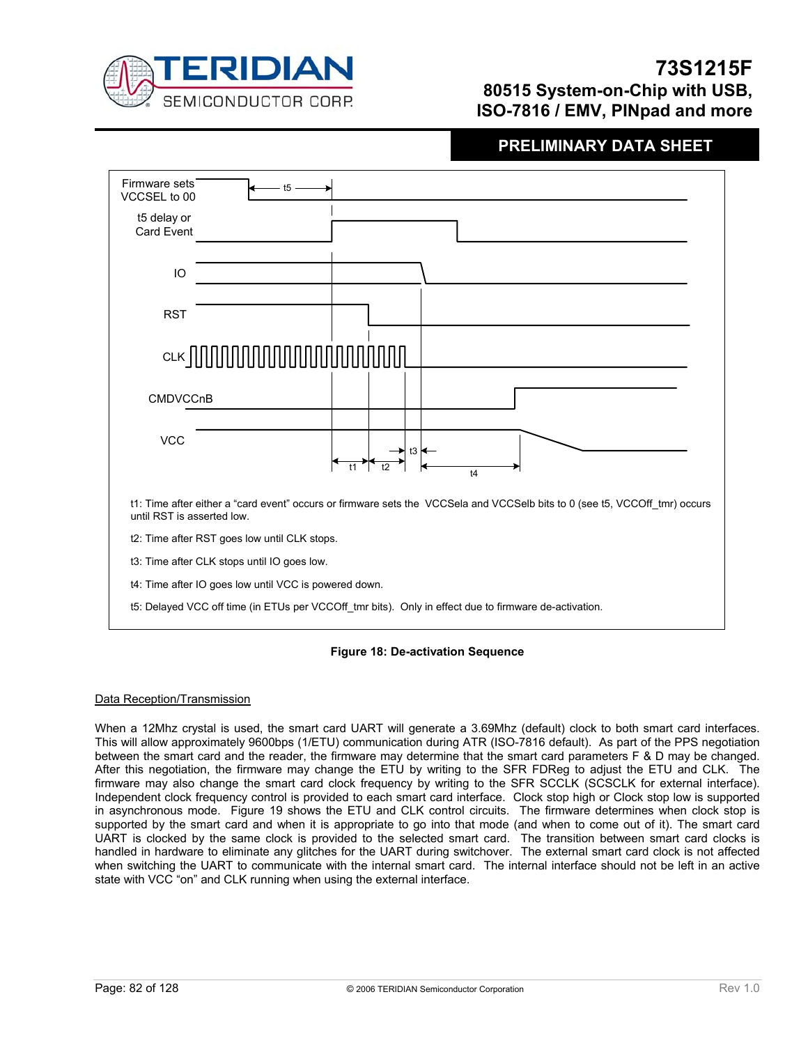Firmware sets VCCSEL to 00

t5 delay or Card Event

IO

RST

CLK

CMDVCCnB

VCC

t1 t2 t3 t4 t5

t1: Time after either a "card event" occurs or firmware sets the VCCSela and VCCSelb bits to 0 (see t5, VCCOff_tmr) occurs until RST is asserted low.

t2: Time after RST goes low until CLK stops.

t3: Time after CLK stops until IO goes low.

t4: Time after IO goes low until VCC is powered down.

t5: Delayed VCC off time (in ETUs per VCCOff_tmr bits). Only in effect due to firmware de-activation.

**Figure 18: De-activation Sequence**

## Data Reception/Transmission

When a 12Mhz crystal is used, the smart card UART will generate a 3.69Mhz (default) clock to both smart card interfaces. This will allow approximately 9600bps (1/ETU) communication during ATR (ISO-7816 default). As part of the PPS negotiation between the smart card and the reader, the firmware may determine that the smart card parameters F & D may be changed. After this negotiation, the firmware may change the ETU by writing to the SFR FDReg to adjust the ETU and CLK. The firmware may also change the smart card clock frequency by writing to the SFR SCCLK (SCSCLK for external interface). Independent clock frequency control is provided to each smart card interface. Clock stop high or Clock stop low is supported in asynchronous mode. Figure 19 shows the ETU and CLK control circuits. The firmware determines when clock stop is supported by the smart card and when it is appropriate to go into that mode (and when to come out of it). The smart card UART is clocked by the same clock is provided to the selected smart card. The transition between smart card clocks is handled in hardware to eliminate any glitches for the UART during switchover. The external smart card clock is not affected when switching the UART to communicate with the internal smart card. The internal interface should not be left in an active state with VCC "on" and CLK running when using the external interface.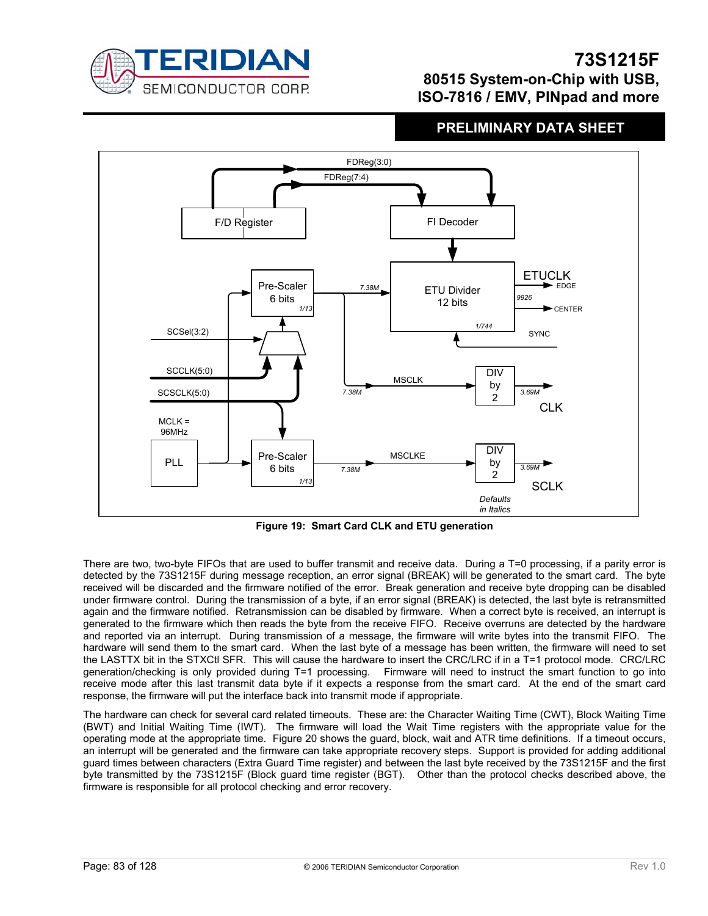Figure 19: Smart Card CLK and ETU generation

There are two, two-byte FIFOs that are used to buffer transmit and receive data. During a T=0 processing, if a parity error is detected by the 73S1215F during message reception, an error signal (BREAK) will be generated to the smart card. The byte received will be discarded and the firmware notified of the error. Break generation and receive byte dropping can be disabled under firmware control. During the transmission of a byte, if an error signal (BREAK) is detected, the last byte is retransmitted again and the firmware notified. Retransmission can be disabled by firmware. When a correct byte is received, an interrupt is generated to the firmware which then reads the byte from the receive FIFO. Receive overruns are detected by the hardware and reported via an interrupt. During transmission of a message, the firmware will write bytes into the transmit FIFO. The hardware will send them to the smart card. When the last byte of a message has been written, the firmware will need to set the LASTTX bit in the STXCtl SFR. This will cause the hardware to insert the CRC/LRC if in a T=1 protocol mode. CRC/LRC generation/checking is only provided during T=1 processing. Firmware will need to instruct the smart function to go into receive mode after this last transmit data byte if it expects a response from the smart card. At the end of the smart card response, the firmware will put the interface back into transmit mode if appropriate.

The hardware can check for several card related timeouts. These are: the Character Waiting Time (CWT), Block Waiting Time (BWT) and Initial Waiting Time (IWT). The firmware will load the Wait Time registers with the appropriate value for the operating mode at the appropriate time. Figure 20 shows the guard, block, wait and ATR time definitions. If a timeout occurs, an interrupt will be generated and the firmware can take appropriate recovery steps. Support is provided for adding additional guard times between characters (Extra Guard Time register) and between the last byte received by the 73S1215F and the first byte transmitted by the 73S1215F (Block guard time register (BGT). Other than the protocol checks described above, the firmware is responsible for all protocol checking and error recovery.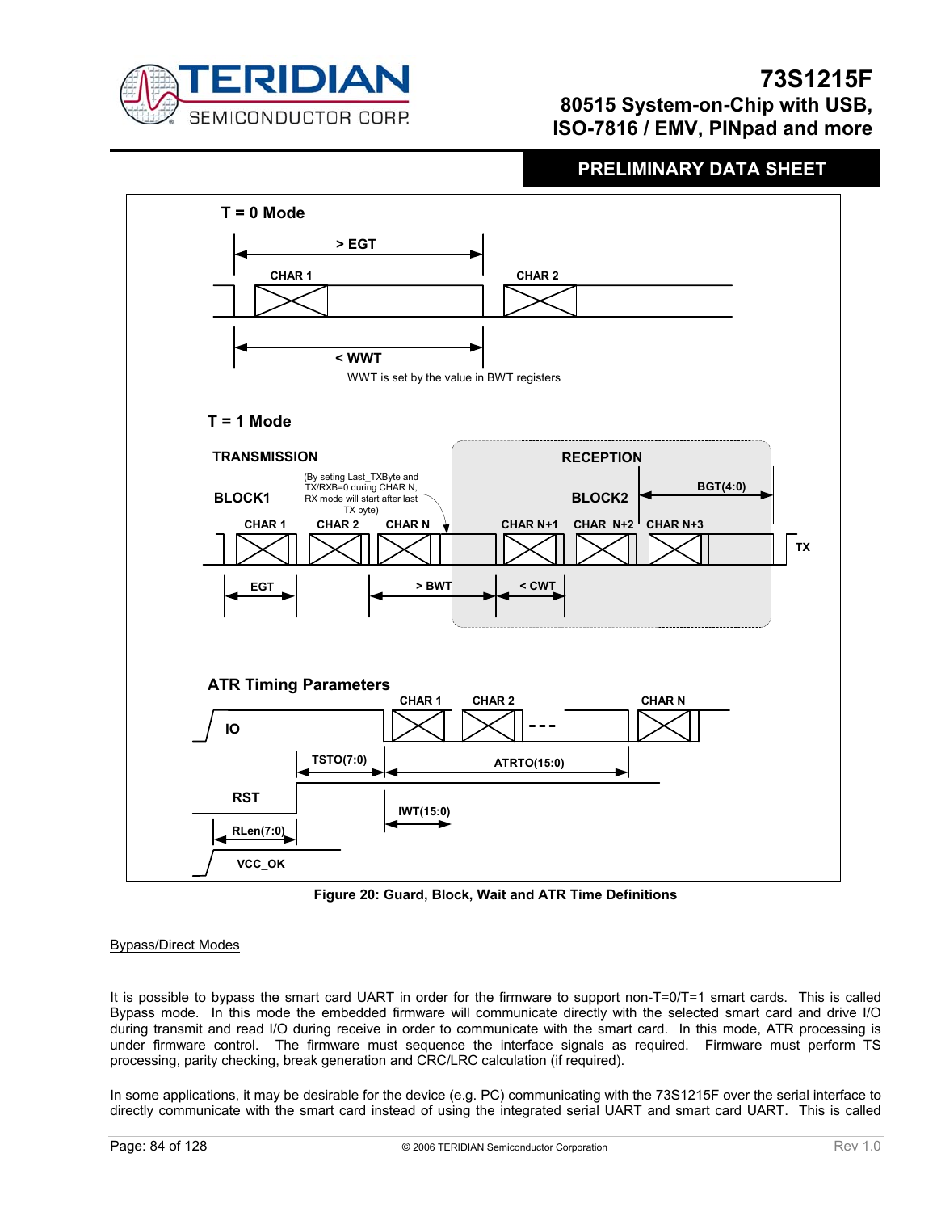Figure 20: Guard, Block, Wait and ATR Time Definitions

Bypass/Direct Modes

It is possible to bypass the smart card UART in order for the firmware to support non-T=0/T=1 smart cards. This is called Bypass mode. In this mode the embedded firmware will communicate directly with the selected smart card and drive I/O during transmit and read I/O during receive in order to communicate with the smart card. In this mode, ATR processing is under firmware control. The firmware must sequence the interface signals as required. Firmware must perform TS processing, parity checking, break generation and CRC/LRC calculation (if required).

In some applications, it may be desirable for the device (e.g. PC) communicating with the 73S1215F over the serial interface to directly communicate with the smart card instead of using the integrated serial UART and smart card UART. This is called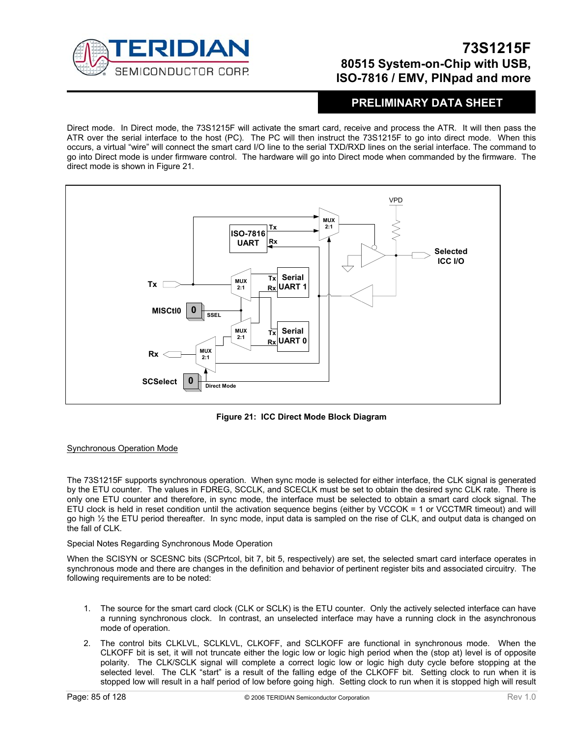Direct mode. In Direct mode, the 73S1215F will activate the smart card, receive and process the ATR. It will then pass the ATR over the serial interface to the host (PC). The PC will then instruct the 73S1215F to go into direct mode. When this occurs, a virtual "wire" will connect the smart card I/O line to the serial TXD/RXD lines on the serial interface. The command to go into Direct mode is under firmware control. The hardware will go into Direct mode when commanded by the firmware. The direct mode is shown in Figure 21.

**Figure 21: ICC Direct Mode Block Diagram**

Synchronous Operation Mode

The 73S1215F supports synchronous operation. When sync mode is selected for either interface, the CLK signal is generated by the ETU counter. The values in FDREG, SCCLK, and SCECLK must be set to obtain the desired sync CLK rate. There is only one ETU counter and therefore, in sync mode, the interface must be selected to obtain a smart card clock signal. The ETU clock is held in reset condition until the activation sequence begins (either by VCCOK = 1 or VCCTMR timeout) and will go high ½ the ETU period thereafter. In sync mode, input data is sampled on the rise of CLK, and output data is changed on the fall of CLK.

Special Notes Regarding Synchronous Mode Operation

When the SCISYN or SCESNC bits (SCPrtcol, bit 7, bit 5, respectively) are set, the selected smart card interface operates in synchronous mode and there are changes in the definition and behavior of pertinent register bits and associated circuitry. The following requirements are to be noted:

1. The source for the smart card clock (CLK or SCLK) is the ETU counter. Only the actively selected interface can have a running synchronous clock. In contrast, an unselected interface may have a running clock in the asynchronous mode of operation.
2. The control bits CLKLVL, SCLKLVL, CLKOFF, and SCLKOFF are functional in synchronous mode. When the CLKOFF bit is set, it will not truncate either the logic low or logic high period when the (stop at) level is of opposite polarity. The CLK/SCLK signal will complete a correct logic low or logic high duty cycle before stopping at the selected level. The CLK "start" is a result of the falling edge of the CLKOFF bit. Setting clock to run when it is stopped low will result in a half period of low before going high. Setting clock to run when it is stopped high will result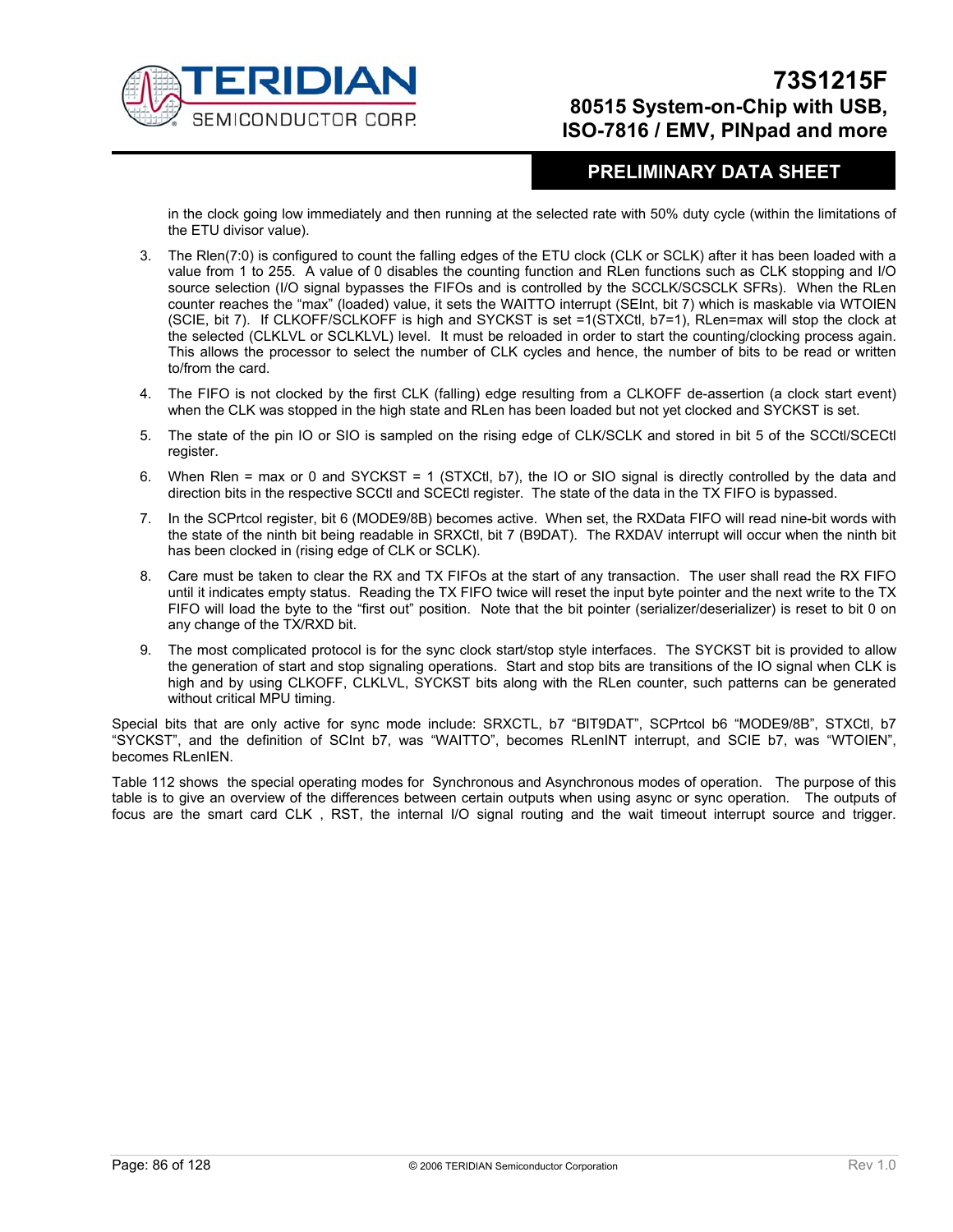in the clock going low immediately and then running at the selected rate with 50% duty cycle (within the limitations of the ETU divisor value).

3. The Rlen(7:0) is configured to count the falling edges of the ETU clock (CLK or SCLK) after it has been loaded with a value from 1 to 255. A value of 0 disables the counting function and RLen functions such as CLK stopping and I/O source selection (I/O signal bypasses the FIFOs and is controlled by the SCCLK/SCSCLK SFRs). When the RLen counter reaches the "max" (loaded) value, it sets the WAITTO interrupt (SEInt, bit 7) which is maskable via WTOIEN (SCIE, bit 7). If CLKOFF/SCLKOFF is high and SYCKST is set =1(STXCtl, b7=1), RLen=max will stop the clock at the selected (CLKLVL or SCLKLVL) level. It must be reloaded in order to start the counting/clocking process again. This allows the processor to select the number of CLK cycles and hence, the number of bits to be read or written to/from the card.
4. The FIFO is not clocked by the first CLK (falling) edge resulting from a CLKOFF de-assertion (a clock start event) when the CLK was stopped in the high state and RLen has been loaded but not yet clocked and SYCKST is set.
5. The state of the pin IO or SIO is sampled on the rising edge of CLK/SCLK and stored in bit 5 of the SCCtl/SCECtl register.
6. When Rlen = max or 0 and SYCKST = 1 (STXCtl, b7), the IO or SIO signal is directly controlled by the data and direction bits in the respective SCCtl and SCECtl register. The state of the data in the TX FIFO is bypassed.
7. In the SCPrtcol register, bit 6 (MODE9/8B) becomes active. When set, the RXData FIFO will read nine-bit words with the state of the ninth bit being readable in SRXCtl, bit 7 (B9DAT). The RXDAV interrupt will occur when the ninth bit has been clocked in (rising edge of CLK or SCLK).
8. Care must be taken to clear the RX and TX FIFOs at the start of any transaction. The user shall read the RX FIFO until it indicates empty status. Reading the TX FIFO twice will reset the input byte pointer and the next write to the TX FIFO will load the byte to the "first out" position. Note that the bit pointer (serializer/deserializer) is reset to bit 0 on any change of the TX/RXD bit.
9. The most complicated protocol is for the sync clock start/stop style interfaces. The SYCKST bit is provided to allow the generation of start and stop signaling operations. Start and stop bits are transitions of the IO signal when CLK is high and by using CLKOFF, CLKLVL, SYCKST bits along with the RLen counter, such patterns can be generated without critical MPU timing.

Special bits that are only active for sync mode include: SRXCTL, b7 "BIT9DAT", SCPrtcol b6 "MODE9/8B", STXCtl, b7 "SYCKST", and the definition of SCInt b7, was "WAITTO", becomes RLenINT interrupt, and SCIE b7, was "WTOIEN", becomes RLenIEN.

Table 112 shows the special operating modes for Synchronous and Asynchronous modes of operation. The purpose of this table is to give an overview of the differences between certain outputs when using async or sync operation. The outputs of focus are the smart card CLK , RST, the internal I/O signal routing and the wait timeout interrupt source and trigger.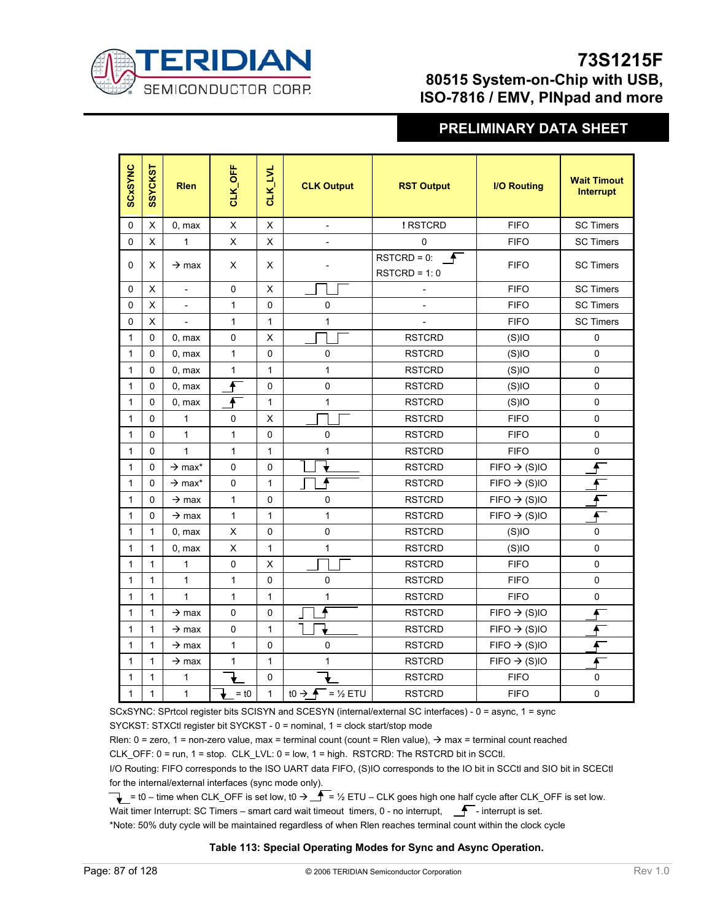| SCxSYNC | SSYCKST | Rlen | CLK_OFF | CLK_LVL | CLK Output | RST Output | I/O Routing | Wait Timout Interrupt |
|---|---|---|---|---|---|---|---|---|
| 0 | X | 0, max | X | X | - | ! RSTCRD | FIFO | SC Timers |
| 0 | X | 1 | X | X | - | 0 | FIFO | SC Timers |
| 0 | X | → max | X | X | - | RSTCRD = 0: ↑ RSTCRD = 1: 0 | FIFO | SC Timers |
| 0 | X | - | 0 | X | clock | - | FIFO | SC Timers |
| 0 | X | - | 1 | 0 | 0 | - | FIFO | SC Timers |
| 0 | X | - | 1 | 1 | 1 | - | FIFO | SC Timers |
| 1 | 0 | 0, max | 0 | X | clock | RSTCRD | (S)IO | 0 |
| 1 | 0 | 0, max | 1 | 0 | 0 | RSTCRD | (S)IO | 0 |
| 1 | 0 | 0, max | 1 | 1 | 1 | RSTCRD | (S)IO | 0 |
| 1 | 0 | 0, max | ↑ | 0 | 0 | RSTCRD | (S)IO | 0 |
| 1 | 0 | 0, max | ↑ | 1 | 1 | RSTCRD | (S)IO | 0 |
| 1 | 0 | 1 | 0 | X | clock | RSTCRD | FIFO | 0 |
| 1 | 0 | 1 | 1 | 0 | 0 | RSTCRD | FIFO | 0 |
| 1 | 0 | 1 | 1 | 1 | 1 | RSTCRD | FIFO | 0 |
| 1 | 0 | → max* | 0 | 0 | clock ↓ | RSTCRD | FIFO → (S)IO | ↑ |
| 1 | 0 | → max* | 0 | 1 | clock ↑ | RSTCRD | FIFO → (S)IO | ↑ |
| 1 | 0 | → max | 1 | 0 | 0 | RSTCRD | FIFO → (S)IO | ↑ |
| 1 | 0 | → max | 1 | 1 | 1 | RSTCRD | FIFO → (S)IO | ↑ |
| 1 | 1 | 0, max | X | 0 | 0 | RSTCRD | (S)IO | 0 |
| 1 | 1 | 0, max | X | 1 | 1 | RSTCRD | (S)IO | 0 |
| 1 | 1 | 1 | 0 | X | clock | RSTCRD | FIFO | 0 |
| 1 | 1 | 1 | 1 | 0 | 0 | RSTCRD | FIFO | 0 |
| 1 | 1 | 1 | 1 | 1 | 1 | RSTCRD | FIFO | 0 |
| 1 | 1 | → max | 0 | 0 | clock ↑ | RSTCRD | FIFO → (S)IO | ↑ |
| 1 | 1 | → max | 0 | 1 | clock ↓ | RSTCRD | FIFO → (S)IO | ↑ |
| 1 | 1 | → max | 1 | 0 | 0 | RSTCRD | FIFO → (S)IO | ↑ |
| 1 | 1 | → max | 1 | 1 | 1 | RSTCRD | FIFO → (S)IO | ↑ |
| 1 | 1 | 1 | ↓ | 0 | ↓ | RSTCRD | FIFO | 0 |
| 1 | 1 | 1 | ↓ = t0 | 1 | t0 → ↑ = ½ ETU | RSTCRD | FIFO | 0 |

SCxSYNC: SPrtcol register bits SCISYN and SCESYN (internal/external SC interfaces) - 0 = async, 1 = sync

SYCKST: STXCtl register bit SYCKST - 0 = nominal, 1 = clock start/stop mode

Rlen: 0 = zero, 1 = non-zero value, max = terminal count (count = Rlen value), → max = terminal count reached

CLK_OFF: 0 = run, 1 = stop. CLK_LVL: 0 = low, 1 = high. RSTCRD: The RSTCRD bit in SCCtl.

I/O Routing: FIFO corresponds to the ISO UART data FIFO, (S)IO corresponds to the IO bit in SCCtl and SIO bit in SCECtl for the internal/external interfaces (sync mode only).

↓ = t0 – time when CLK_OFF is set low, t0 → ↑ = ½ ETU – CLK goes high one half cycle after CLK_OFF is set low.

Wait timer Interrupt: SC Timers – smart card wait timeout timers, 0 - no interrupt, ↑ - interrupt is set.

*Note: 50% duty cycle will be maintained regardless of when Rlen reaches terminal count within the clock cycle

**Table 113: Special Operating Modes for Sync and Async Operation.**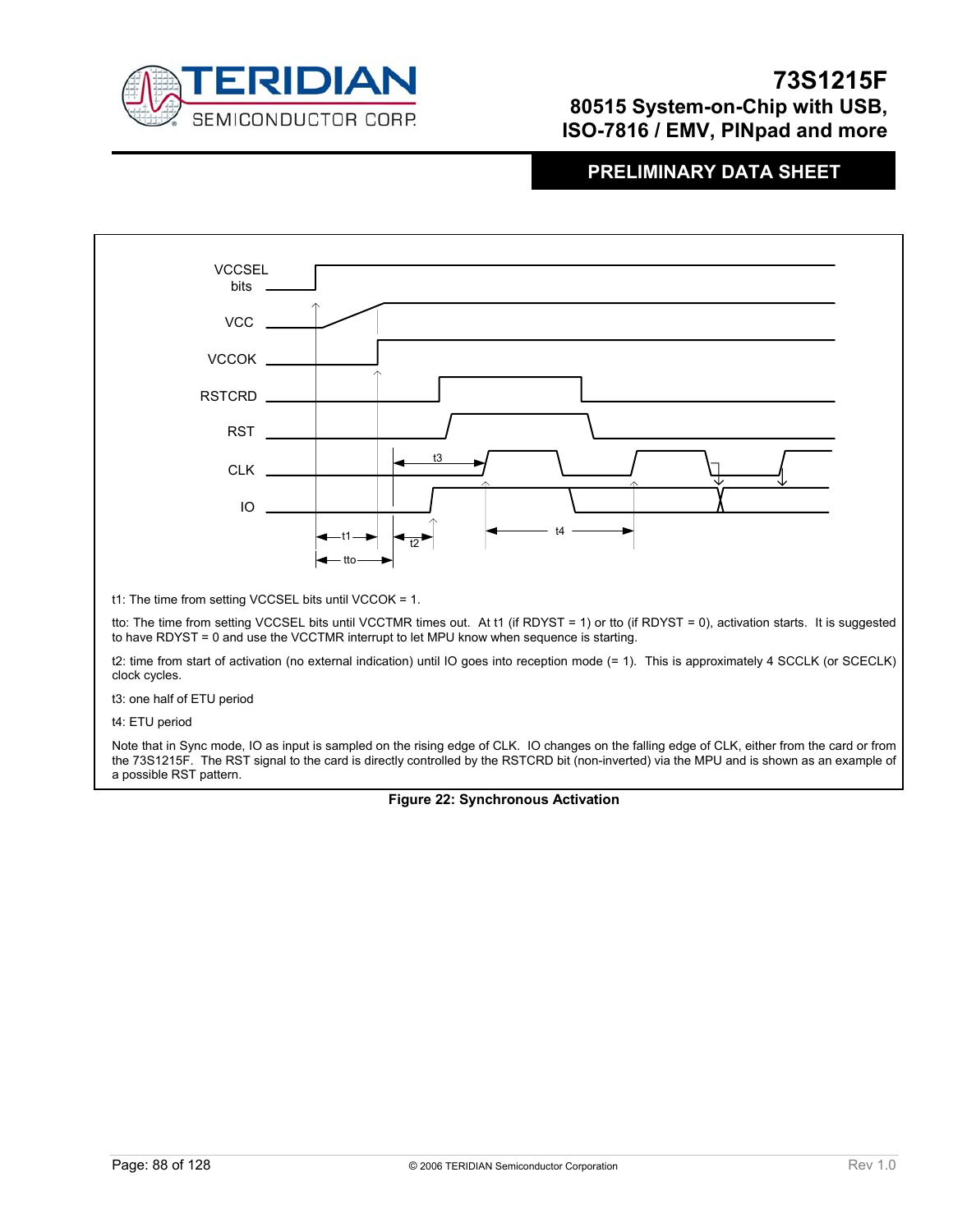t1: The time from setting VCCSEL bits until VCCOK = 1.

tto: The time from setting VCCSEL bits until VCCTMR times out. At t1 (if RDYST = 1) or tto (if RDYST = 0), activation starts. It is suggested to have RDYST = 0 and use the VCCTMR interrupt to let MPU know when sequence is starting.

t2: time from start of activation (no external indication) until IO goes into reception mode (= 1). This is approximately 4 SCCLK (or SCECLK) clock cycles.

t3: one half of ETU period

t4: ETU period

Note that in Sync mode, IO as input is sampled on the rising edge of CLK. IO changes on the falling edge of CLK, either from the card or from the 73S1215F. The RST signal to the card is directly controlled by the RSTCRD bit (non-inverted) via the MPU and is shown as an example of a possible RST pattern.

**Figure 22: Synchronous Activation**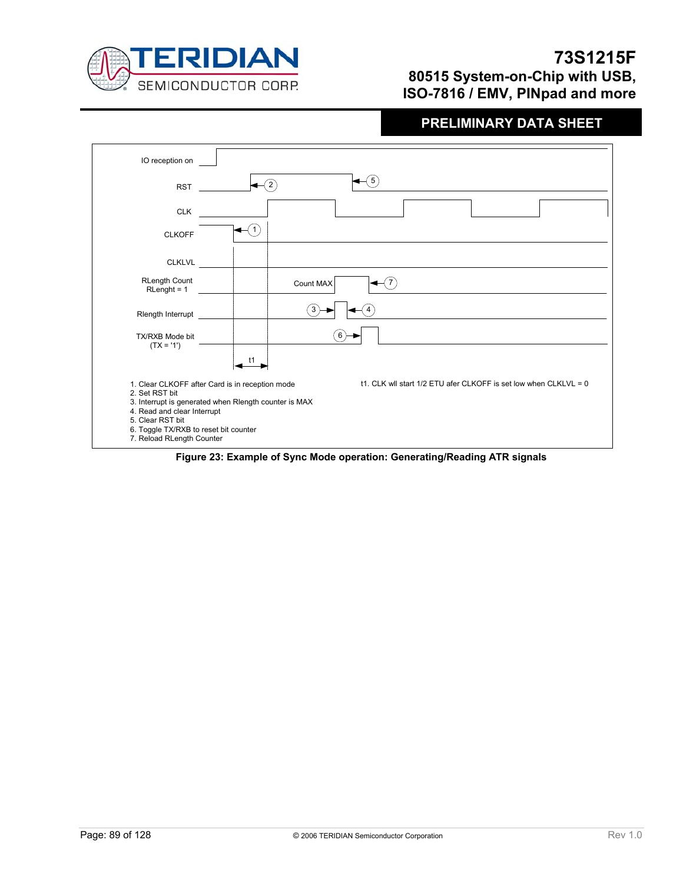IO reception on

RST

CLK

CLKOFF

CLKLVL

RLength Count
RLenght = 1

Count MAX

Rlength Interrupt

TX/RXB Mode bit
(TX = '1')

t1

1. Clear CLKOFF after Card is in reception mode
2. Set RST bit
3. Interrupt is generated when Rlength counter is MAX
4. Read and clear Interrupt
5. Clear RST bit
6. Toggle TX/RXB to reset bit counter
7. Reload RLength Counter

t1. CLK wll start 1/2 ETU afer CLKOFF is set low when CLKLVL = 0

**Figure 23: Example of Sync Mode operation: Generating/Reading ATR signals**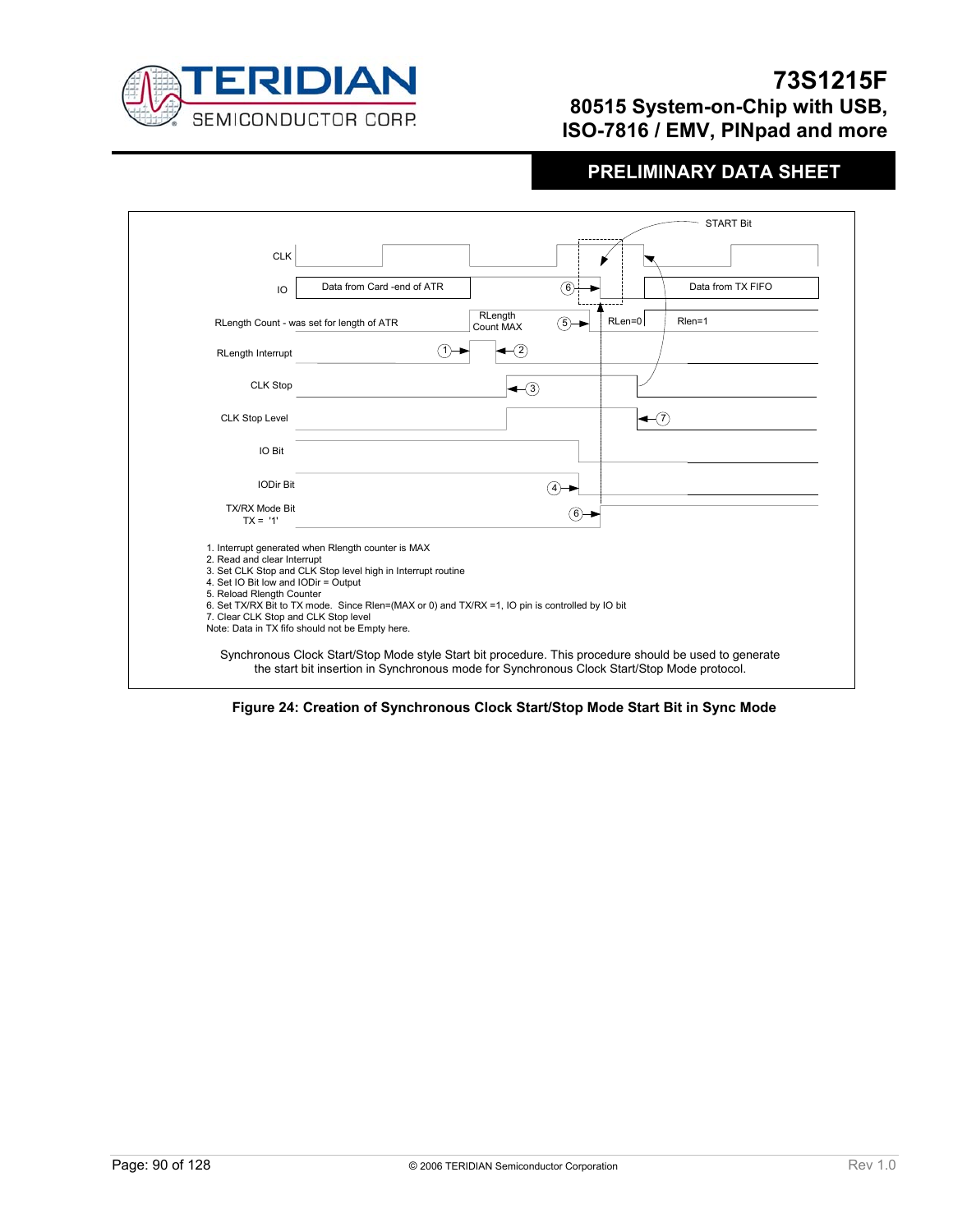CLK

IO — Data from Card -end of ATR — Data from TX FIFO

RLength Count - was set for length of ATR — RLength Count MAX — RLen=0 — Rlen=1

RLength Interrupt

CLK Stop

CLK Stop Level

IO Bit

IODir Bit

TX/RX Mode Bit TX = '1'

START Bit

1. Interrupt generated when Rlength counter is MAX
2. Read and clear Interrupt
3. Set CLK Stop and CLK Stop level high in Interrupt routine
4. Set IO Bit low and IODir = Output
5. Reload Rlength Counter
6. Set TX/RX Bit to TX mode. Since Rlen=(MAX or 0) and TX/RX =1, IO pin is controlled by IO bit
7. Clear CLK Stop and CLK Stop level

Note: Data in TX fifo should not be Empty here.

Synchronous Clock Start/Stop Mode style Start bit procedure. This procedure should be used to generate the start bit insertion in Synchronous mode for Synchronous Clock Start/Stop Mode protocol.

**Figure 24: Creation of Synchronous Clock Start/Stop Mode Start Bit in Sync Mode**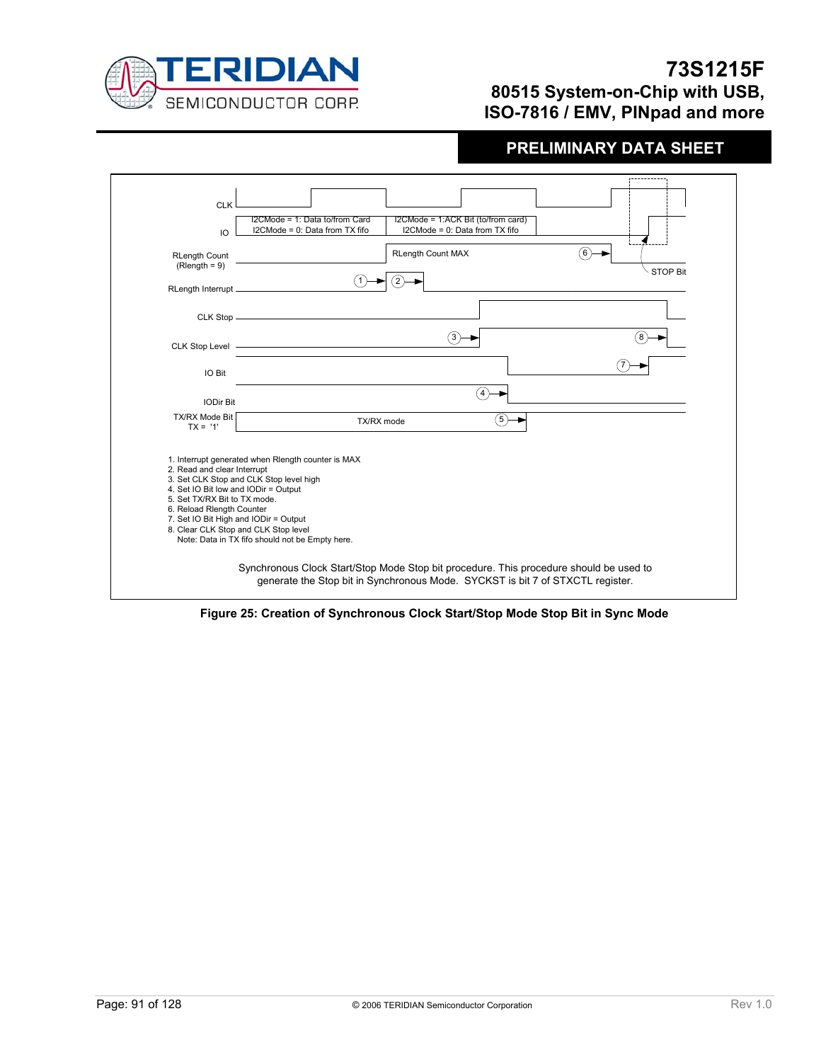CLK

IO — I2CMode = 1: Data to/from Card / I2CMode = 0: Data from TX fifo — I2CMode = 1:ACK Bit (to/from card) / I2CMode = 0: Data from TX fifo

RLength Count (Rlength = 9) — RLength Count MAX

RLength Interrupt

CLK Stop

CLK Stop Level

IO Bit

IODir Bit

TX/RX Mode Bit TX = '1' — TX/RX mode

STOP Bit

1. Interrupt generated when Rlength counter is MAX
2. Read and clear Interrupt
3. Set CLK Stop and CLK Stop level high
4. Set IO Bit low and IODir = Output
5. Set TX/RX Bit to TX mode.
6. Reload Rlength Counter
7. Set IO Bit High and IODir = Output
8. Clear CLK Stop and CLK Stop level

Note: Data in TX fifo should not be Empty here.

Synchronous Clock Start/Stop Mode Stop bit procedure. This procedure should be used to generate the Stop bit in Synchronous Mode. SYCKST is bit 7 of STXCTL register.

**Figure 25: Creation of Synchronous Clock Start/Stop Mode Stop Bit in Sync Mode**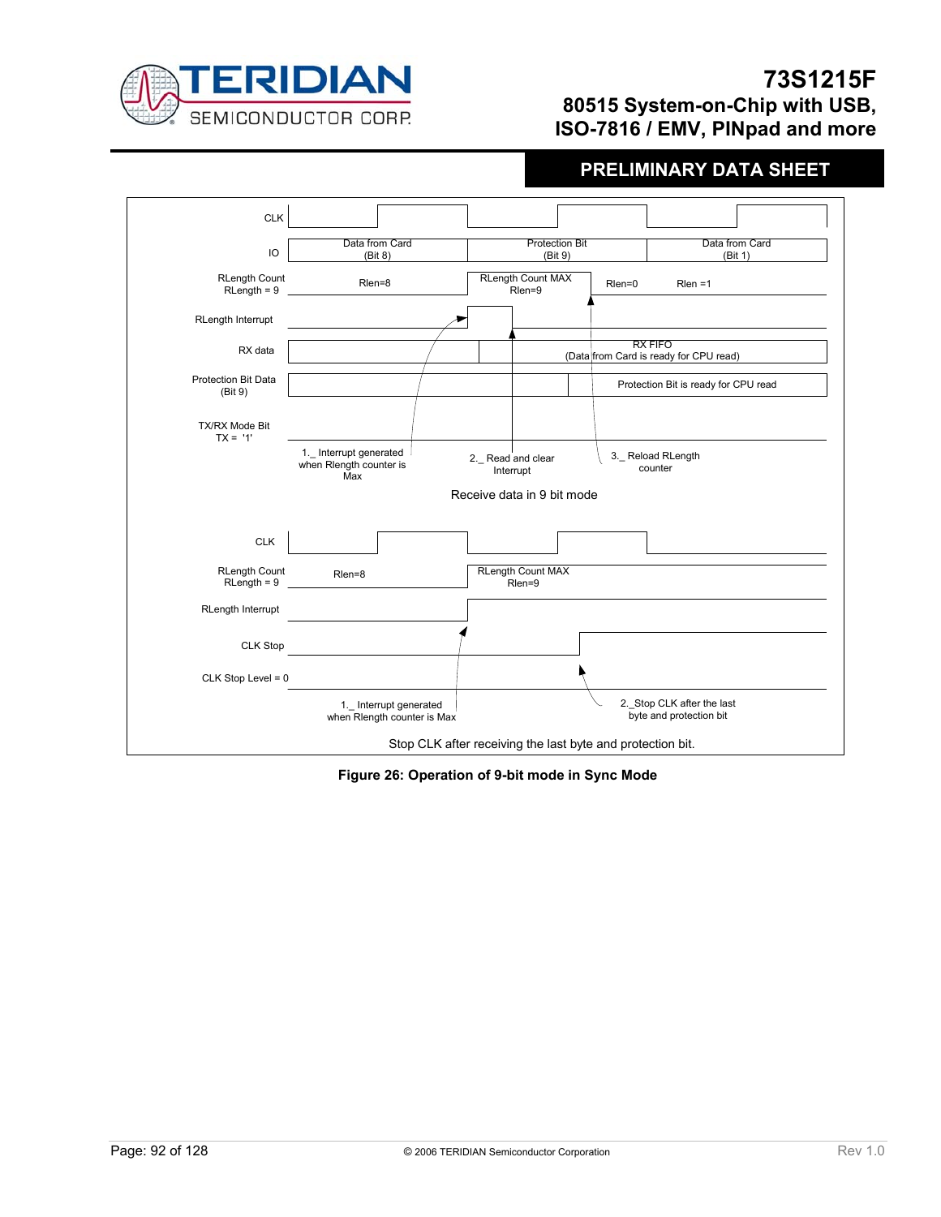CLK

IO: Data from Card (Bit 8) | Protection Bit (Bit 9) | Data from Card (Bit 1)

RLength Count RLength = 9: Rlen=8 | RLength Count MAX Rlen=9 | Rlen=0 | Rlen =1

RLength Interrupt

RX data: RX FIFO (Data from Card is ready for CPU read)

Protection Bit Data (Bit 9): Protection Bit is ready for CPU read

TX/RX Mode Bit TX = '1'

1._ Interrupt generated when Rlength counter is Max

2._ Read and clear Interrupt

3._ Reload RLength counter

Receive data in 9 bit mode

CLK

RLength Count RLength = 9: Rlen=8 | RLength Count MAX Rlen=9

RLength Interrupt

CLK Stop

CLK Stop Level = 0

1._ Interrupt generated when Rlength counter is Max

2._Stop CLK after the last byte and protection bit

Stop CLK after receiving the last byte and protection bit.

**Figure 26: Operation of 9-bit mode in Sync Mode**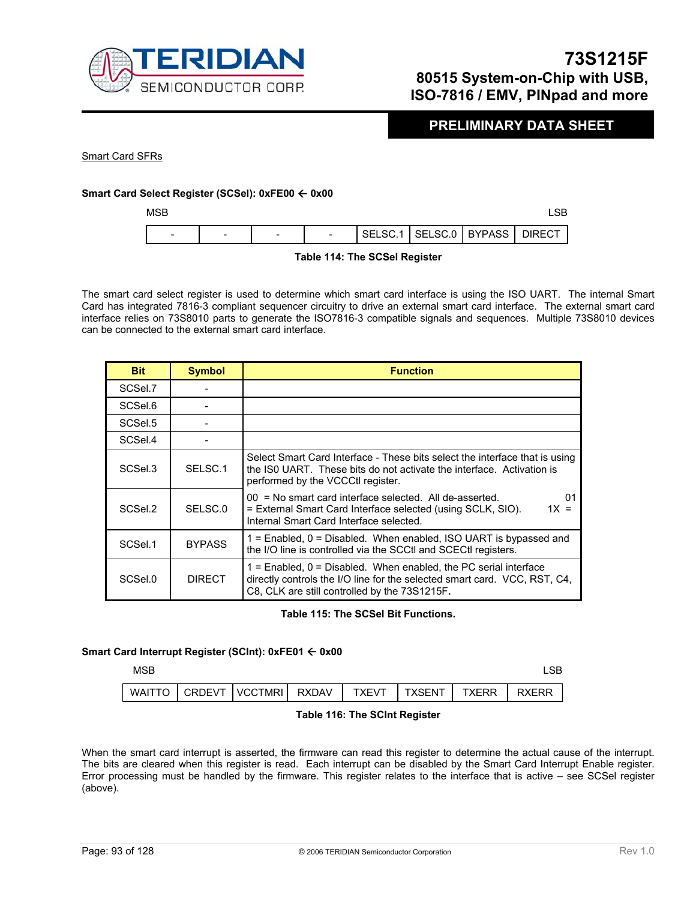Smart Card SFRs

**Smart Card Select Register (SCSel): 0xFE00 ← 0x00**

| MSB | | | | | | | LSB |
|---|---|---|---|---|---|---|---|
| - | - | - | - | SELSC.1 | SELSC.0 | BYPASS | DIRECT |

**Table 114: The SCSel Register**

The smart card select register is used to determine which smart card interface is using the ISO UART. The internal Smart Card has integrated 7816-3 compliant sequencer circuitry to drive an external smart card interface. The external smart card interface relies on 73S8010 parts to generate the ISO7816-3 compatible signals and sequences. Multiple 73S8010 devices can be connected to the external smart card interface.

| Bit | Symbol | Function |
|---|---|---|
| SCSel.7 | - | |
| SCSel.6 | - | |
| SCSel.5 | - | |
| SCSel.4 | - | |
| SCSel.3 | SELSC.1 | Select Smart Card Interface - These bits select the interface that is using the IS0 UART. These bits do not activate the interface. Activation is performed by the VCCCtl register. |
| SCSel.2 | SELSC.0 | 00 = No smart card interface selected. All de-asserted. 01 = External Smart Card Interface selected (using SCLK, SIO). 1X = Internal Smart Card Interface selected. |
| SCSel.1 | BYPASS | 1 = Enabled, 0 = Disabled. When enabled, ISO UART is bypassed and the I/O line is controlled via the SCCtl and SCECtl registers. |
| SCSel.0 | DIRECT | 1 = Enabled, 0 = Disabled. When enabled, the PC serial interface directly controls the I/O line for the selected smart card. VCC, RST, C4, C8, CLK are still controlled by the 73S1215F. |

**Table 115: The SCSel Bit Functions.**

**Smart Card Interrupt Register (SCInt): 0xFE01 ← 0x00**

| MSB | | | | | | | LSB |
|---|---|---|---|---|---|---|---|
| WAITTO | CRDEVT | VCCTMRI | RXDAV | TXEVT | TXSENT | TXERR | RXERR |

**Table 116: The SCInt Register**

When the smart card interrupt is asserted, the firmware can read this register to determine the actual cause of the interrupt. The bits are cleared when this register is read. Each interrupt can be disabled by the Smart Card Interrupt Enable register. Error processing must be handled by the firmware. This register relates to the interface that is active – see SCSel register (above).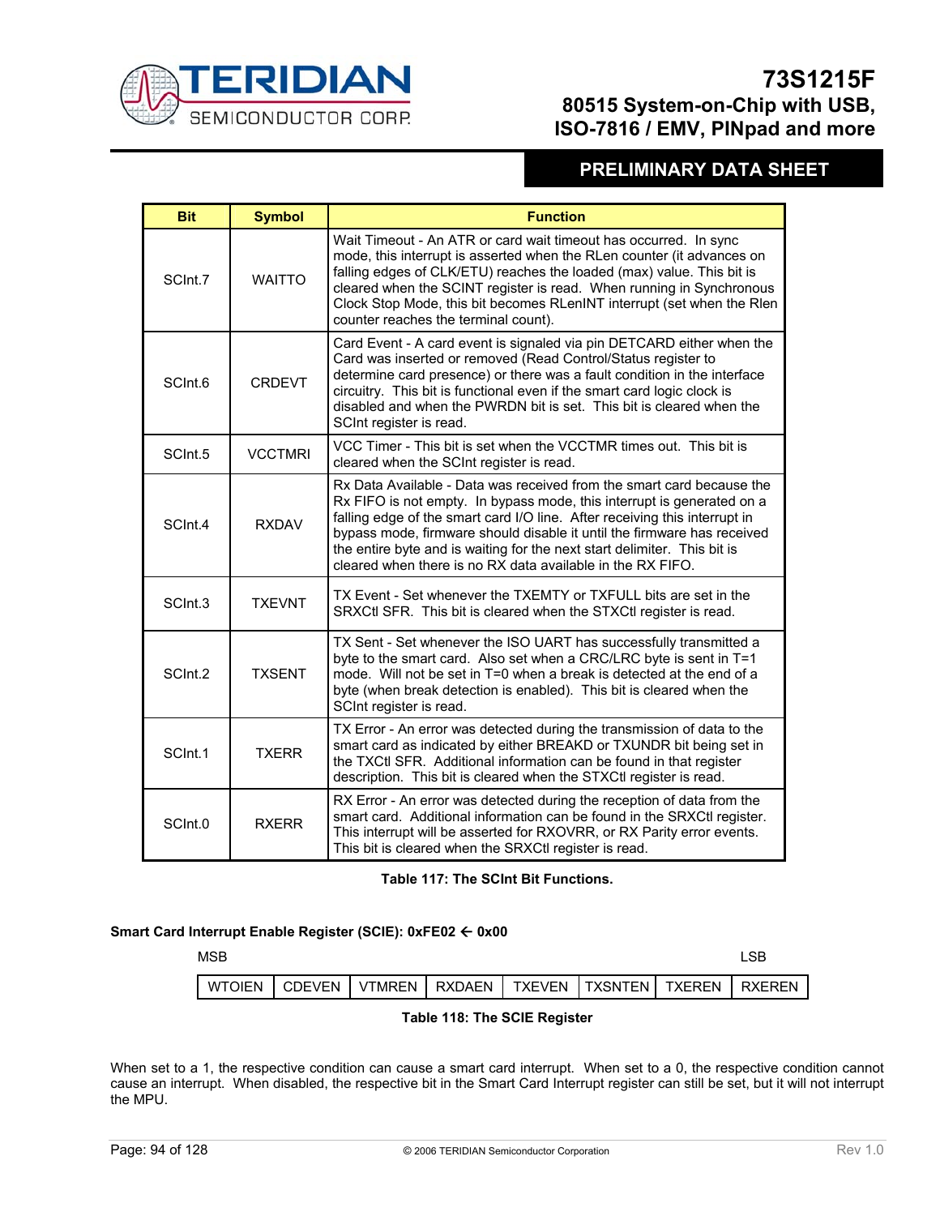| Bit | Symbol | Function |
|---|---|---|
| SCInt.7 | WAITTO | Wait Timeout - An ATR or card wait timeout has occurred. In sync mode, this interrupt is asserted when the RLen counter (it advances on falling edges of CLK/ETU) reaches the loaded (max) value. This bit is cleared when the SCINT register is read. When running in Synchronous Clock Stop Mode, this bit becomes RLenINT interrupt (set when the Rlen counter reaches the terminal count). |
| SCInt.6 | CRDEVT | Card Event - A card event is signaled via pin DETCARD either when the Card was inserted or removed (Read Control/Status register to determine card presence) or there was a fault condition in the interface circuitry. This bit is functional even if the smart card logic clock is disabled and when the PWRDN bit is set. This bit is cleared when the SCInt register is read. |
| SCInt.5 | VCCTMRI | VCC Timer - This bit is set when the VCCTMR times out. This bit is cleared when the SCInt register is read. |
| SCInt.4 | RXDAV | Rx Data Available - Data was received from the smart card because the Rx FIFO is not empty. In bypass mode, this interrupt is generated on a falling edge of the smart card I/O line. After receiving this interrupt in bypass mode, firmware should disable it until the firmware has received the entire byte and is waiting for the next start delimiter. This bit is cleared when there is no RX data available in the RX FIFO. |
| SCInt.3 | TXEVNT | TX Event - Set whenever the TXEMTY or TXFULL bits are set in the SRXCtl SFR. This bit is cleared when the STXCtl register is read. |
| SCInt.2 | TXSENT | TX Sent - Set whenever the ISO UART has successfully transmitted a byte to the smart card. Also set when a CRC/LRC byte is sent in T=1 mode. Will not be set in T=0 when a break is detected at the end of a byte (when break detection is enabled). This bit is cleared when the SCInt register is read. |
| SCInt.1 | TXERR | TX Error - An error was detected during the transmission of data to the smart card as indicated by either BREAKD or TXUNDR bit being set in the TXCtl SFR. Additional information can be found in that register description. This bit is cleared when the STXCtl register is read. |
| SCInt.0 | RXERR | RX Error - An error was detected during the reception of data from the smart card. Additional information can be found in the SRXCtl register. This interrupt will be asserted for RXOVRR, or RX Parity error events. This bit is cleared when the SRXCtl register is read. |

**Table 117: The SCInt Bit Functions.**

**Smart Card Interrupt Enable Register (SCIE): 0xFE02 ← 0x00**

MSB LSB

| WTOIEN | CDEVEN | VTMREN | RXDAEN | TXEVEN | TXSNTEN | TXEREN | RXEREN |
|---|---|---|---|---|---|---|---|

**Table 118: The SCIE Register**

When set to a 1, the respective condition can cause a smart card interrupt. When set to a 0, the respective condition cannot cause an interrupt. When disabled, the respective bit in the Smart Card Interrupt register can still be set, but it will not interrupt the MPU.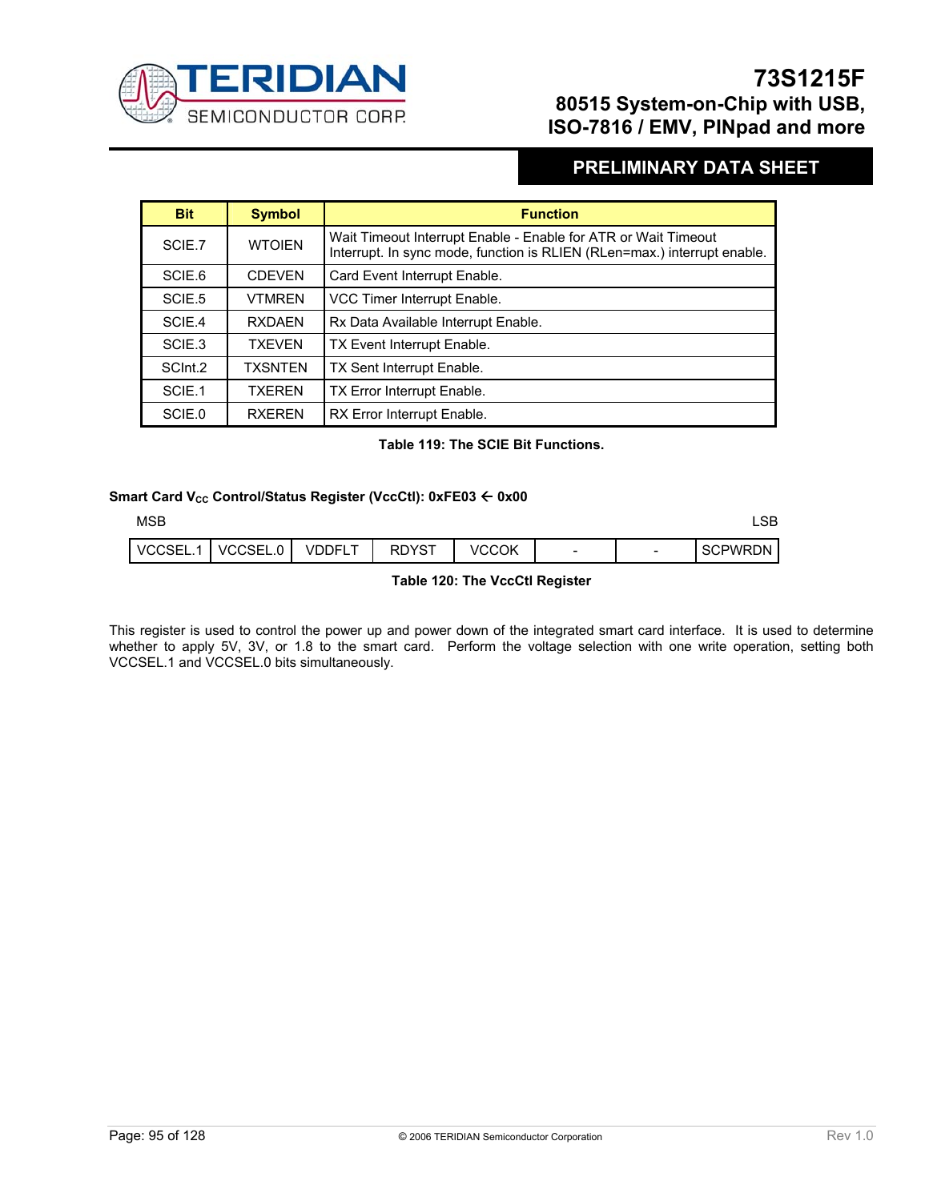| Bit | Symbol | Function |
|---|---|---|
| SCIE.7 | WTOIEN | Wait Timeout Interrupt Enable - Enable for ATR or Wait Timeout Interrupt. In sync mode, function is RLIEN (RLen=max.) interrupt enable. |
| SCIE.6 | CDEVEN | Card Event Interrupt Enable. |
| SCIE.5 | VTMREN | VCC Timer Interrupt Enable. |
| SCIE.4 | RXDAEN | Rx Data Available Interrupt Enable. |
| SCIE.3 | TXEVEN | TX Event Interrupt Enable. |
| SCInt.2 | TXSNTEN | TX Sent Interrupt Enable. |
| SCIE.1 | TXEREN | TX Error Interrupt Enable. |
| SCIE.0 | RXEREN | RX Error Interrupt Enable. |

**Table 119: The SCIE Bit Functions.**

#### Smart Card $V_{CC}$ Control/Status Register (VccCtl): 0xFE03 ← 0x00

MSB LSB

| VCCSEL.1 | VCCSEL.0 | VDDFLT | RDYST | VCCOK | - | - | SCPWRDN |
|---|---|---|---|---|---|---|---|

**Table 120: The VccCtl Register**

This register is used to control the power up and power down of the integrated smart card interface. It is used to determine whether to apply 5V, 3V, or 1.8 to the smart card. Perform the voltage selection with one write operation, setting both VCCSEL.1 and VCCSEL.0 bits simultaneously.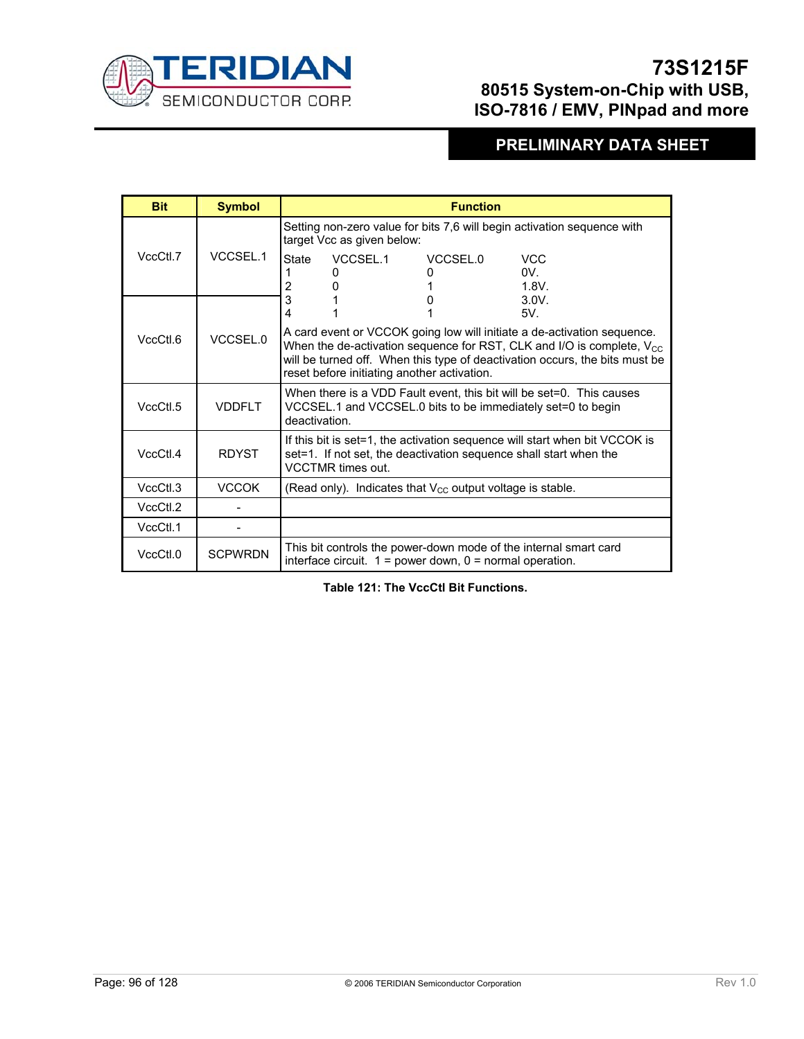| Bit | Symbol | Function |
|---|---|---|
| VccCtl.7 | VCCSEL.1 | Setting non-zero value for bits 7,6 will begin activation sequence with target Vcc as given below:<br>State VCCSEL.1 VCCSEL.0 VCC<br>1 0 0 0V.<br>2 0 1 1.8V.<br>3 1 0 3.0V.<br>4 1 1 5V.<br>A card event or VCCOK going low will initiate a de-activation sequence. When the de-activation sequence for RST, CLK and I/O is complete, $V_{CC}$ will be turned off. When this type of deactivation occurs, the bits must be reset before initiating another activation. |
| VccCtl.6 | VCCSEL.0 | |
| VccCtl.5 | VDDFLT | When there is a VDD Fault event, this bit will be set=0. This causes VCCSEL.1 and VCCSEL.0 bits to be immediately set=0 to begin deactivation. |
| VccCtl.4 | RDYST | If this bit is set=1, the activation sequence will start when bit VCCOK is set=1. If not set, the deactivation sequence shall start when the VCCTMR times out. |
| VccCtl.3 | VCCOK | (Read only). Indicates that $V_{CC}$ output voltage is stable. |
| VccCtl.2 | - | |
| VccCtl.1 | - | |
| VccCtl.0 | SCPWRDN | This bit controls the power-down mode of the internal smart card interface circuit. 1 = power down, 0 = normal operation. |

**Table 121: The VccCtl Bit Functions.**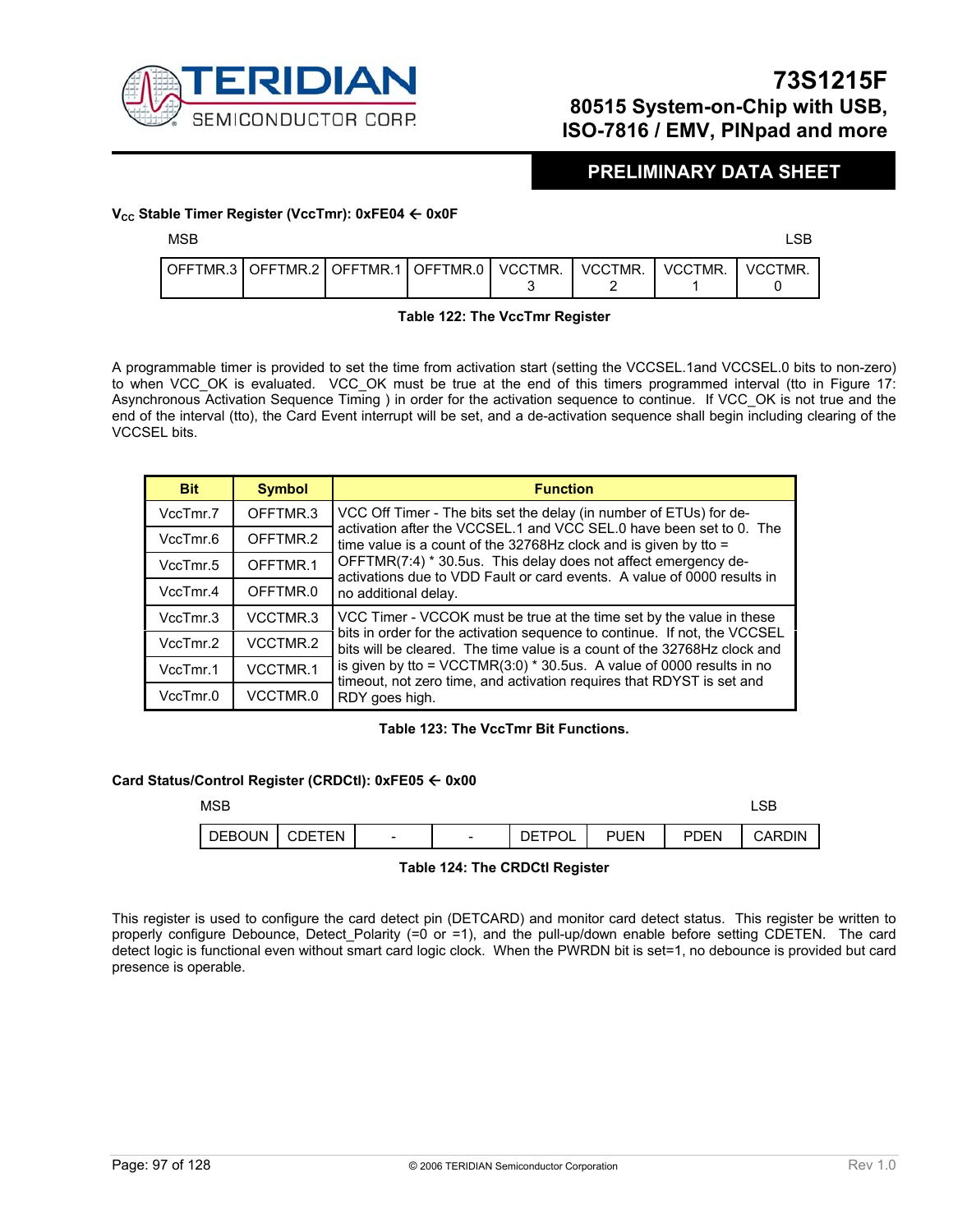**$V_{CC}$ Stable Timer Register (VccTmr): 0xFE04 ← 0x0F**

| MSB | | | | | | | LSB |
|---|---|---|---|---|---|---|---|
| OFFTMR.3 | OFFTMR.2 | OFFTMR.1 | OFFTMR.0 | VCCTMR.3 | VCCTMR.2 | VCCTMR.1 | VCCTMR.0 |

**Table 122: The VccTmr Register**

A programmable timer is provided to set the time from activation start (setting the VCCSEL.1and VCCSEL.0 bits to non-zero) to when VCC_OK is evaluated. VCC_OK must be true at the end of this timers programmed interval (tto in Figure 17: Asynchronous Activation Sequence Timing ) in order for the activation sequence to continue. If VCC_OK is not true and the end of the interval (tto), the Card Event interrupt will be set, and a de-activation sequence shall begin including clearing of the VCCSEL bits.

| Bit | Symbol | Function |
|---|---|---|
| VccTmr.7 | OFFTMR.3 | VCC Off Timer - The bits set the delay (in number of ETUs) for de-activation after the VCCSEL.1 and VCC SEL.0 have been set to 0. The time value is a count of the 32768Hz clock and is given by tto = OFFTMR(7:4) * 30.5us. This delay does not affect emergency de-activations due to VDD Fault or card events. A value of 0000 results in no additional delay. |
| VccTmr.6 | OFFTMR.2 | |
| VccTmr.5 | OFFTMR.1 | |
| VccTmr.4 | OFFTMR.0 | |
| VccTmr.3 | VCCTMR.3 | VCC Timer - VCCOK must be true at the time set by the value in these bits in order for the activation sequence to continue. If not, the VCCSEL bits will be cleared. The time value is a count of the 32768Hz clock and is given by tto = VCCTMR(3:0) * 30.5us. A value of 0000 results in no timeout, not zero time, and activation requires that RDYST is set and RDY goes high. |
| VccTmr.2 | VCCTMR.2 | |
| VccTmr.1 | VCCTMR.1 | |
| VccTmr.0 | VCCTMR.0 | |

**Table 123: The VccTmr Bit Functions.**

**Card Status/Control Register (CRDCtl): 0xFE05 ← 0x00**

| MSB | | | | | | | LSB |
|---|---|---|---|---|---|---|---|
| DEBOUN | CDETEN | - | - | DETPOL | PUEN | PDEN | CARDIN |

**Table 124: The CRDCtl Register**

This register is used to configure the card detect pin (DETCARD) and monitor card detect status. This register be written to properly configure Debounce, Detect_Polarity (=0 or =1), and the pull-up/down enable before setting CDETEN. The card detect logic is functional even without smart card logic clock. When the PWRDN bit is set=1, no debounce is provided but card presence is operable.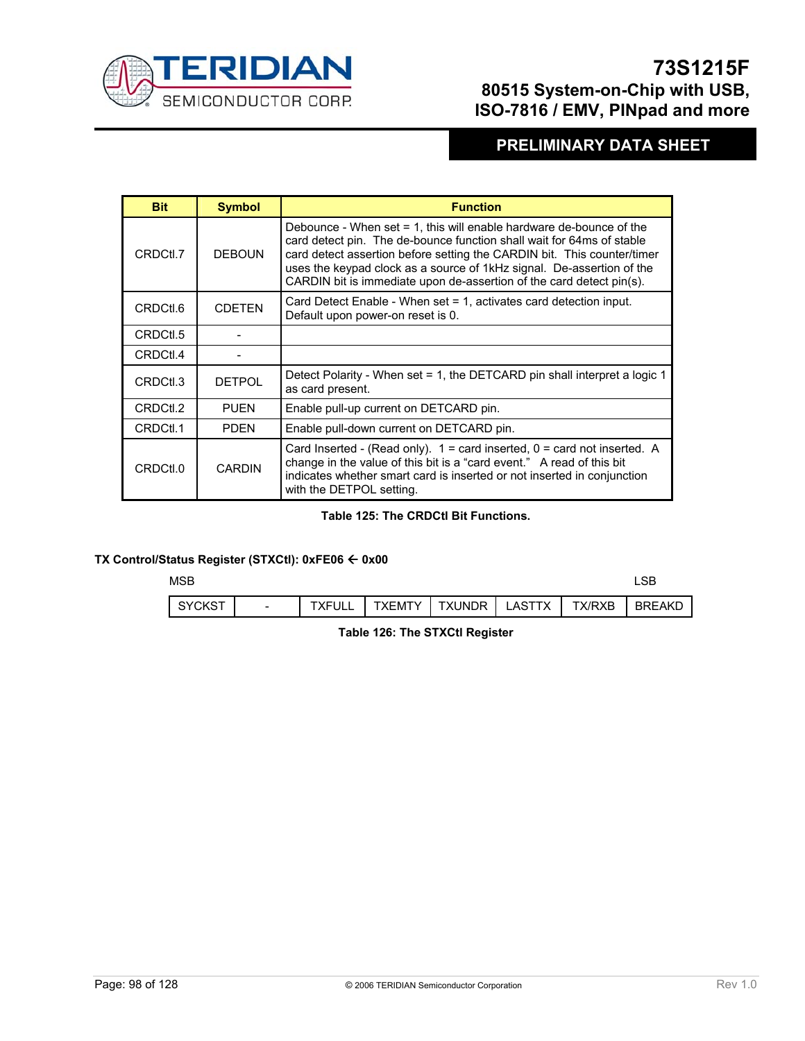| Bit | Symbol | Function |
| --- | --- | --- |
| CRDCtl.7 | DEBOUN | Debounce - When set = 1, this will enable hardware de-bounce of the card detect pin. The de-bounce function shall wait for 64ms of stable card detect assertion before setting the CARDIN bit. This counter/timer uses the keypad clock as a source of 1kHz signal. De-assertion of the CARDIN bit is immediate upon de-assertion of the card detect pin(s). |
| CRDCtl.6 | CDETEN | Card Detect Enable - When set = 1, activates card detection input. Default upon power-on reset is 0. |
| CRDCtl.5 | - | |
| CRDCtl.4 | - | |
| CRDCtl.3 | DETPOL | Detect Polarity - When set = 1, the DETCARD pin shall interpret a logic 1 as card present. |
| CRDCtl.2 | PUEN | Enable pull-up current on DETCARD pin. |
| CRDCtl.1 | PDEN | Enable pull-down current on DETCARD pin. |
| CRDCtl.0 | CARDIN | Card Inserted - (Read only). 1 = card inserted, 0 = card not inserted. A change in the value of this bit is a "card event." A read of this bit indicates whether smart card is inserted or not inserted in conjunction with the DETPOL setting. |

**Table 125: The CRDCtl Bit Functions.**

**TX Control/Status Register (STXCtl): 0xFE06 ← 0x00**

| MSB | | | | | | | LSB |
| --- | --- | --- | --- | --- | --- | --- | --- |
| SYCKST | - | TXFULL | TXEMTY | TXUNDR | LASTTX | TX/RXB | BREAKD |

**Table 126: The STXCtl Register**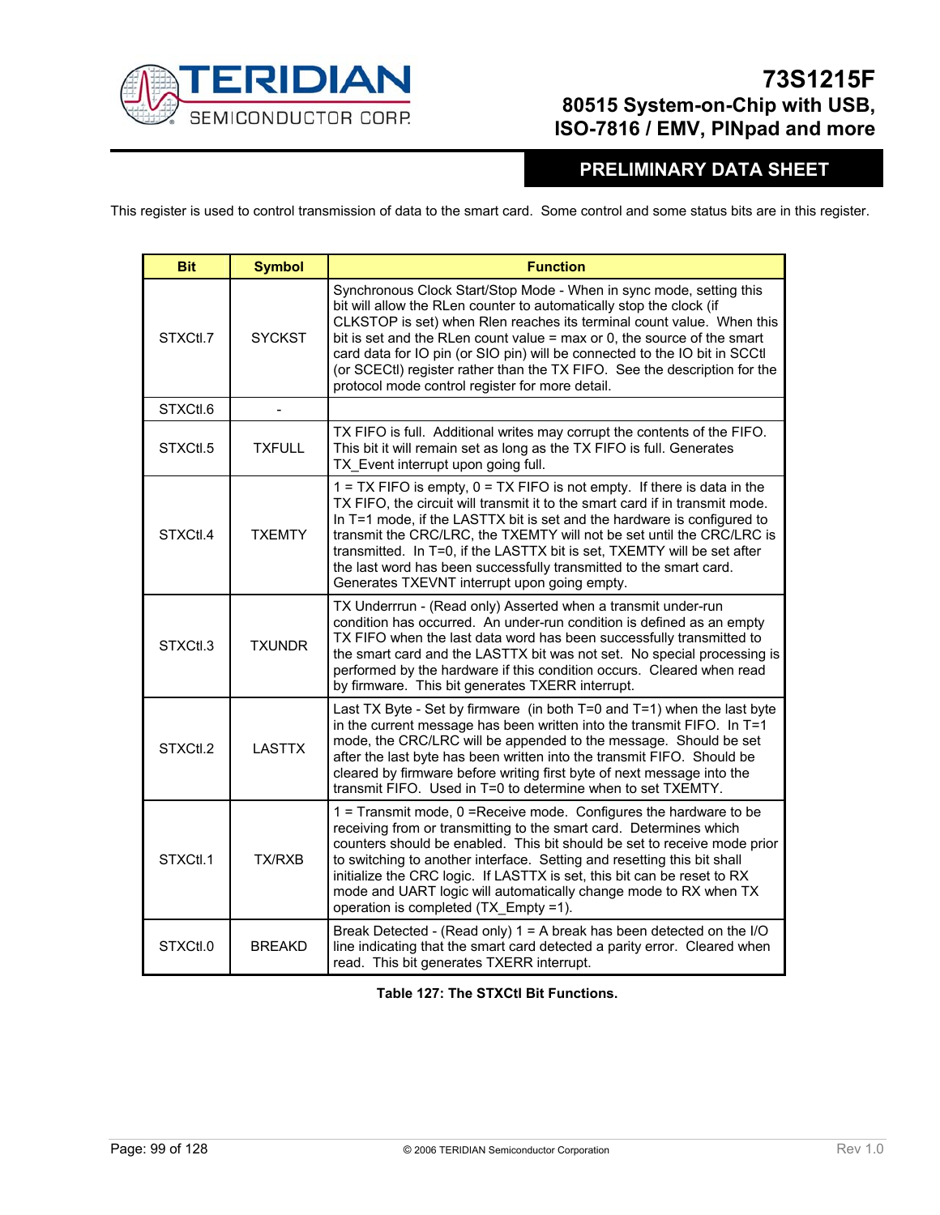This register is used to control transmission of data to the smart card. Some control and some status bits are in this register.

| Bit | Symbol | Function |
| --- | --- | --- |
| STXCtl.7 | SYCKST | Synchronous Clock Start/Stop Mode - When in sync mode, setting this bit will allow the RLen counter to automatically stop the clock (if CLKSTOP is set) when Rlen reaches its terminal count value. When this bit is set and the RLen count value = max or 0, the source of the smart card data for IO pin (or SIO pin) will be connected to the IO bit in SCCtl (or SCECtl) register rather than the TX FIFO. See the description for the protocol mode control register for more detail. |
| STXCtl.6 | - | |
| STXCtl.5 | TXFULL | TX FIFO is full. Additional writes may corrupt the contents of the FIFO. This bit it will remain set as long as the TX FIFO is full. Generates TX_Event interrupt upon going full. |
| STXCtl.4 | TXEMTY | 1 = TX FIFO is empty, 0 = TX FIFO is not empty. If there is data in the TX FIFO, the circuit will transmit it to the smart card if in transmit mode. In T=1 mode, if the LASTTX bit is set and the hardware is configured to transmit the CRC/LRC, the TXEMTY will not be set until the CRC/LRC is transmitted. In T=0, if the LASTTX bit is set, TXEMTY will be set after the last word has been successfully transmitted to the smart card. Generates TXEVNT interrupt upon going empty. |
| STXCtl.3 | TXUNDR | TX Underrrun - (Read only) Asserted when a transmit under-run condition has occurred. An under-run condition is defined as an empty TX FIFO when the last data word has been successfully transmitted to the smart card and the LASTTX bit was not set. No special processing is performed by the hardware if this condition occurs. Cleared when read by firmware. This bit generates TXERR interrupt. |
| STXCtl.2 | LASTTX | Last TX Byte - Set by firmware (in both T=0 and T=1) when the last byte in the current message has been written into the transmit FIFO. In T=1 mode, the CRC/LRC will be appended to the message. Should be set after the last byte has been written into the transmit FIFO. Should be cleared by firmware before writing first byte of next message into the transmit FIFO. Used in T=0 to determine when to set TXEMTY. |
| STXCtl.1 | TX/RXB | 1 = Transmit mode, 0 =Receive mode. Configures the hardware to be receiving from or transmitting to the smart card. Determines which counters should be enabled. This bit should be set to receive mode prior to switching to another interface. Setting and resetting this bit shall initialize the CRC logic. If LASTTX is set, this bit can be reset to RX mode and UART logic will automatically change mode to RX when TX operation is completed (TX_Empty =1). |
| STXCtl.0 | BREAKD | Break Detected - (Read only) 1 = A break has been detected on the I/O line indicating that the smart card detected a parity error. Cleared when read. This bit generates TXERR interrupt. |

**Table 127: The STXCtl Bit Functions.**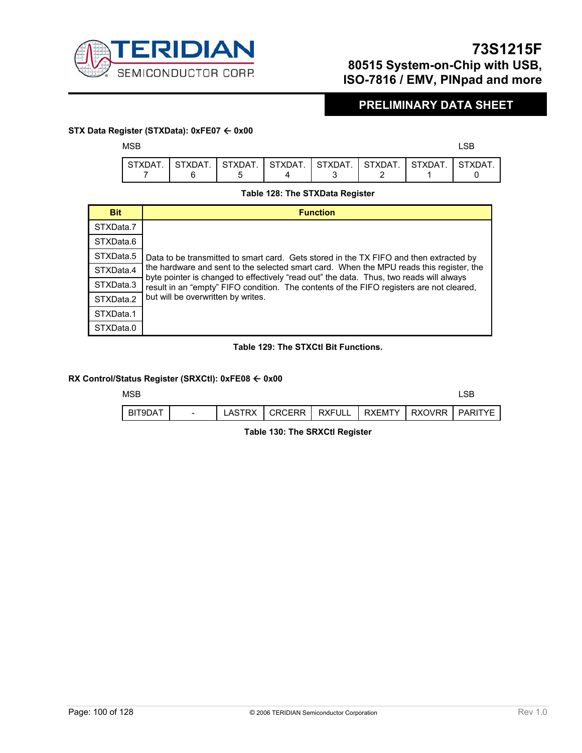**STX Data Register (STXData): 0xFE07 ← 0x00**

| MSB | | | | | | | LSB |
|---|---|---|---|---|---|---|---|
| STXDAT.7 | STXDAT.6 | STXDAT.5 | STXDAT.4 | STXDAT.3 | STXDAT.2 | STXDAT.1 | STXDAT.0 |

**Table 128: The STXData Register**

| Bit | Function |
|---|---|
| STXData.7 | Data to be transmitted to smart card. Gets stored in the TX FIFO and then extracted by the hardware and sent to the selected smart card. When the MPU reads this register, the byte pointer is changed to effectively "read out" the data. Thus, two reads will always result in an "empty" FIFO condition. The contents of the FIFO registers are not cleared, but will be overwritten by writes. |
| STXData.6 | |
| STXData.5 | |
| STXData.4 | |
| STXData.3 | |
| STXData.2 | |
| STXData.1 | |
| STXData.0 | |

**Table 129: The STXCtl Bit Functions.**

**RX Control/Status Register (SRXCtl): 0xFE08 ← 0x00**

| MSB | | | | | | | LSB |
|---|---|---|---|---|---|---|---|
| BIT9DAT | - | LASTRX | CRCERR | RXFULL | RXEMTY | RXOVRR | PARITYE |

**Table 130: The SRXCtl Register**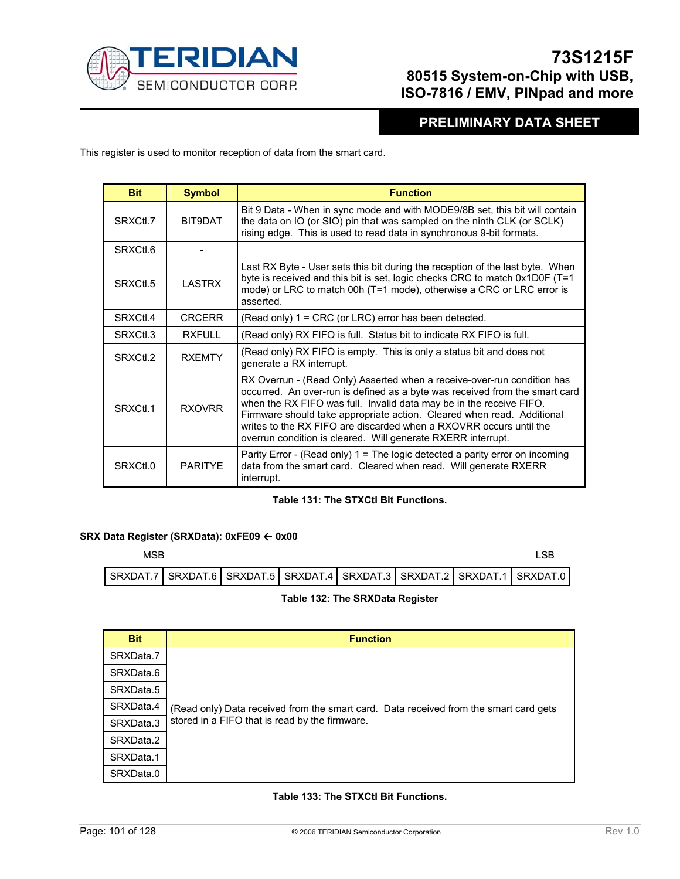This register is used to monitor reception of data from the smart card.

| Bit | Symbol | Function |
| --- | --- | --- |
| SRXCtl.7 | BIT9DAT | Bit 9 Data - When in sync mode and with MODE9/8B set, this bit will contain the data on IO (or SIO) pin that was sampled on the ninth CLK (or SCLK) rising edge. This is used to read data in synchronous 9-bit formats. |
| SRXCtl.6 | - | |
| SRXCtl.5 | LASTRX | Last RX Byte - User sets this bit during the reception of the last byte. When byte is received and this bit is set, logic checks CRC to match 0x1D0F (T=1 mode) or LRC to match 00h (T=1 mode), otherwise a CRC or LRC error is asserted. |
| SRXCtl.4 | CRCERR | (Read only) 1 = CRC (or LRC) error has been detected. |
| SRXCtl.3 | RXFULL | (Read only) RX FIFO is full. Status bit to indicate RX FIFO is full. |
| SRXCtl.2 | RXEMTY | (Read only) RX FIFO is empty. This is only a status bit and does not generate a RX interrupt. |
| SRXCtl.1 | RXOVRR | RX Overrun - (Read Only) Asserted when a receive-over-run condition has occurred. An over-run is defined as a byte was received from the smart card when the RX FIFO was full. Invalid data may be in the receive FIFO. Firmware should take appropriate action. Cleared when read. Additional writes to the RX FIFO are discarded when a RXOVRR occurs until the overrun condition is cleared. Will generate RXERR interrupt. |
| SRXCtl.0 | PARITYE | Parity Error - (Read only) 1 = The logic detected a parity error on incoming data from the smart card. Cleared when read. Will generate RXERR interrupt. |

**Table 131: The STXCtl Bit Functions.**

**SRX Data Register (SRXData): 0xFE09 ← 0x00**

| MSB | | | | | | | LSB |
| --- | --- | --- | --- | --- | --- | --- | --- |
| SRXDAT.7 | SRXDAT.6 | SRXDAT.5 | SRXDAT.4 | SRXDAT.3 | SRXDAT.2 | SRXDAT.1 | SRXDAT.0 |

**Table 132: The SRXData Register**

| Bit | Function |
| --- | --- |
| SRXData.7 | (Read only) Data received from the smart card. Data received from the smart card gets stored in a FIFO that is read by the firmware. |
| SRXData.6 | |
| SRXData.5 | |
| SRXData.4 | |
| SRXData.3 | |
| SRXData.2 | |
| SRXData.1 | |
| SRXData.0 | |

**Table 133: The STXCtl Bit Functions.**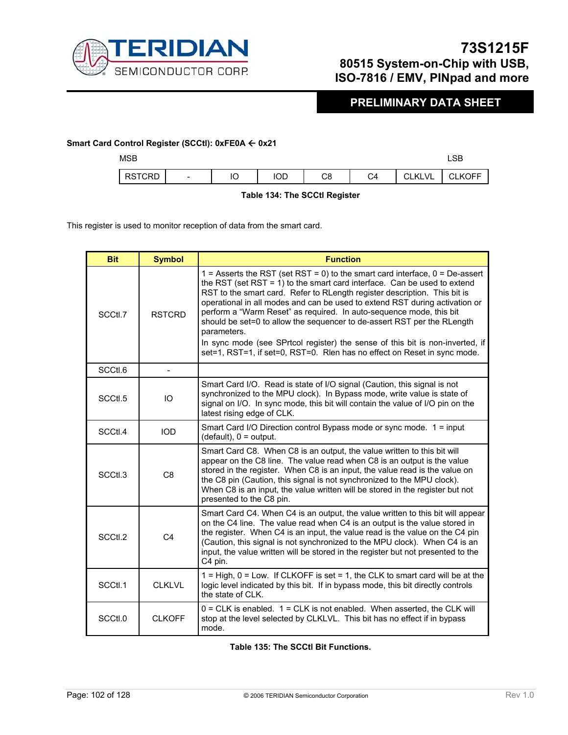**Smart Card Control Register (SCCtl): 0xFE0A ← 0x21**

| MSB | | | | | | | LSB |
|---|---|---|---|---|---|---|---|
| RSTCRD | - | IO | IOD | C8 | C4 | CLKLVL | CLKOFF |

**Table 134: The SCCtl Register**

This register is used to monitor reception of data from the smart card.

| Bit | Symbol | Function |
|---|---|---|
| SCCtl.7 | RSTCRD | 1 = Asserts the RST (set RST = 0) to the smart card interface, 0 = De-assert the RST (set RST = 1) to the smart card interface. Can be used to extend RST to the smart card. Refer to RLength register description. This bit is operational in all modes and can be used to extend RST during activation or perform a "Warm Reset" as required. In auto-sequence mode, this bit should be set=0 to allow the sequencer to de-assert RST per the RLength parameters. In sync mode (see SPrtcol register) the sense of this bit is non-inverted, if set=1, RST=1, if set=0, RST=0. Rlen has no effect on Reset in sync mode. |
| SCCtl.6 | - | |
| SCCtl.5 | IO | Smart Card I/O. Read is state of I/O signal (Caution, this signal is not synchronized to the MPU clock). In Bypass mode, write value is state of signal on I/O. In sync mode, this bit will contain the value of I/O pin on the latest rising edge of CLK. |
| SCCtl.4 | IOD | Smart Card I/O Direction control Bypass mode or sync mode. 1 = input (default), 0 = output. |
| SCCtl.3 | C8 | Smart Card C8. When C8 is an output, the value written to this bit will appear on the C8 line. The value read when C8 is an output is the value stored in the register. When C8 is an input, the value read is the value on the C8 pin (Caution, this signal is not synchronized to the MPU clock). When C8 is an input, the value written will be stored in the register but not presented to the C8 pin. |
| SCCtl.2 | C4 | Smart Card C4. When C4 is an output, the value written to this bit will appear on the C4 line. The value read when C4 is an output is the value stored in the register. When C4 is an input, the value read is the value on the C4 pin (Caution, this signal is not synchronized to the MPU clock). When C4 is an input, the value written will be stored in the register but not presented to the C4 pin. |
| SCCtl.1 | CLKLVL | 1 = High, 0 = Low. If CLKOFF is set = 1, the CLK to smart card will be at the logic level indicated by this bit. If in bypass mode, this bit directly controls the state of CLK. |
| SCCtl.0 | CLKOFF | 0 = CLK is enabled. 1 = CLK is not enabled. When asserted, the CLK will stop at the level selected by CLKLVL. This bit has no effect if in bypass mode. |

**Table 135: The SCCtl Bit Functions.**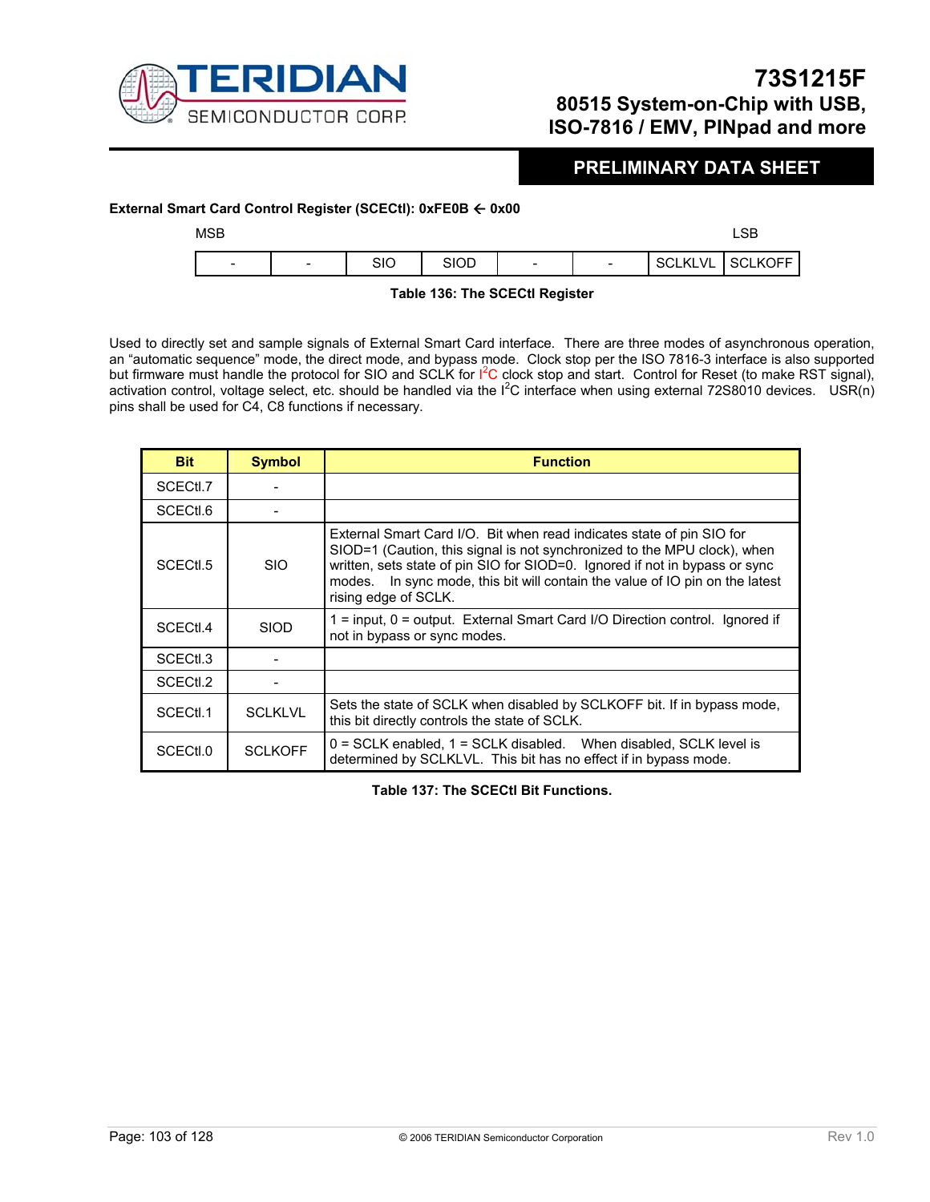**External Smart Card Control Register (SCECtl): 0xFE0B ← 0x00**

| MSB | | | | | | | LSB |
|---|---|---|---|---|---|---|---|
| - | - | SIO | SIOD | - | - | SCLKLVL | SCLKOFF |

**Table 136: The SCECtl Register**

Used to directly set and sample signals of External Smart Card interface. There are three modes of asynchronous operation, an “automatic sequence” mode, the direct mode, and bypass mode. Clock stop per the ISO 7816-3 interface is also supported but firmware must handle the protocol for SIO and SCLK for I$^2$C clock stop and start. Control for Reset (to make RST signal), activation control, voltage select, etc. should be handled via the I$^2$C interface when using external 72S8010 devices. USR(n) pins shall be used for C4, C8 functions if necessary.

| Bit | Symbol | Function |
|---|---|---|
| SCECtl.7 | - | |
| SCECtl.6 | - | |
| SCECtl.5 | SIO | External Smart Card I/O. Bit when read indicates state of pin SIO for SIOD=1 (Caution, this signal is not synchronized to the MPU clock), when written, sets state of pin SIO for SIOD=0. Ignored if not in bypass or sync modes. In sync mode, this bit will contain the value of IO pin on the latest rising edge of SCLK. |
| SCECtl.4 | SIOD | 1 = input, 0 = output. External Smart Card I/O Direction control. Ignored if not in bypass or sync modes. |
| SCECtl.3 | - | |
| SCECtl.2 | - | |
| SCECtl.1 | SCLKLVL | Sets the state of SCLK when disabled by SCLKOFF bit. If in bypass mode, this bit directly controls the state of SCLK. |
| SCECtl.0 | SCLKOFF | 0 = SCLK enabled, 1 = SCLK disabled. When disabled, SCLK level is determined by SCLKLVL. This bit has no effect if in bypass mode. |

**Table 137: The SCECtl Bit Functions.**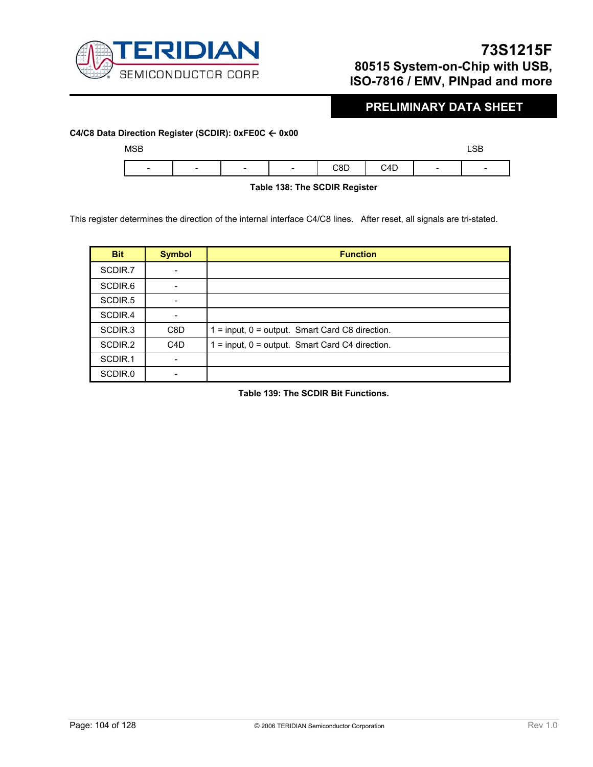**C4/C8 Data Direction Register (SCDIR): 0xFE0C ← 0x00**

| MSB | | | | | | | LSB |
|---|---|---|---|---|---|---|---|
| - | - | - | - | C8D | C4D | - | - |

**Table 138: The SCDIR Register**

This register determines the direction of the internal interface C4/C8 lines. After reset, all signals are tri-stated.

| Bit | Symbol | Function |
|---|---|---|
| SCDIR.7 | - | |
| SCDIR.6 | - | |
| SCDIR.5 | - | |
| SCDIR.4 | - | |
| SCDIR.3 | C8D | 1 = input, 0 = output. Smart Card C8 direction. |
| SCDIR.2 | C4D | 1 = input, 0 = output. Smart Card C4 direction. |
| SCDIR.1 | - | |
| SCDIR.0 | - | |

**Table 139: The SCDIR Bit Functions.**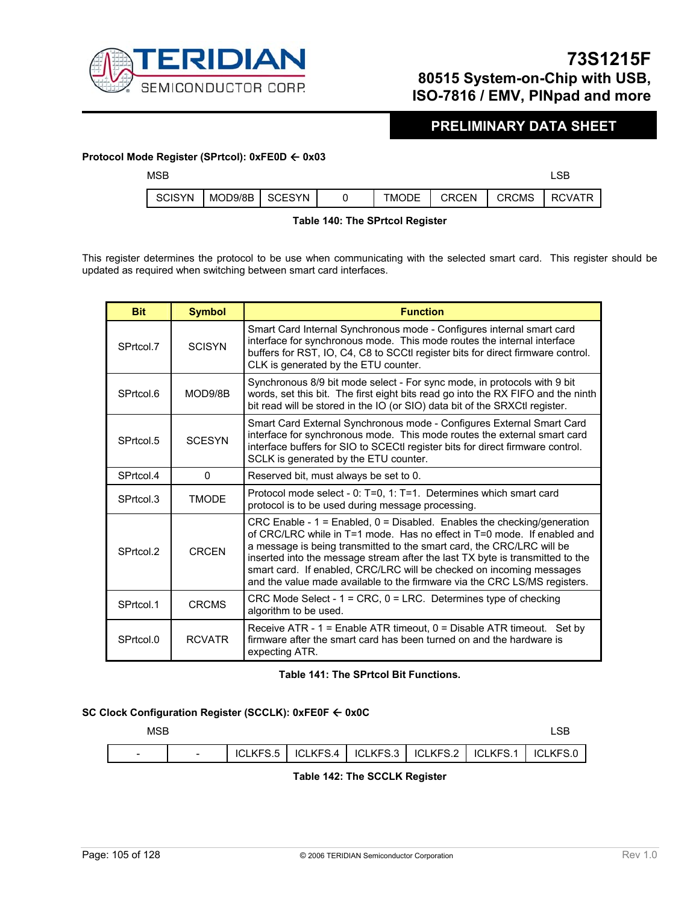**Protocol Mode Register (SPrtcol): 0xFE0D ← 0x03**

| MSB | | | | | | | LSB |
|---|---|---|---|---|---|---|---|
| SCISYN | MOD9/8B | SCESYN | 0 | TMODE | CRCEN | CRCMS | RCVATR |

**Table 140: The SPrtcol Register**

This register determines the protocol to be use when communicating with the selected smart card. This register should be updated as required when switching between smart card interfaces.

| Bit | Symbol | Function |
|---|---|---|
| SPrtcol.7 | SCISYN | Smart Card Internal Synchronous mode - Configures internal smart card interface for synchronous mode. This mode routes the internal interface buffers for RST, IO, C4, C8 to SCCtl register bits for direct firmware control. CLK is generated by the ETU counter. |
| SPrtcol.6 | MOD9/8B | Synchronous 8/9 bit mode select - For sync mode, in protocols with 9 bit words, set this bit. The first eight bits read go into the RX FIFO and the ninth bit read will be stored in the IO (or SIO) data bit of the SRXCtl register. |
| SPrtcol.5 | SCESYN | Smart Card External Synchronous mode - Configures External Smart Card interface for synchronous mode. This mode routes the external smart card interface buffers for SIO to SCECtl register bits for direct firmware control. SCLK is generated by the ETU counter. |
| SPrtcol.4 | 0 | Reserved bit, must always be set to 0. |
| SPrtcol.3 | TMODE | Protocol mode select - 0: T=0, 1: T=1. Determines which smart card protocol is to be used during message processing. |
| SPrtcol.2 | CRCEN | CRC Enable - 1 = Enabled, 0 = Disabled. Enables the checking/generation of CRC/LRC while in T=1 mode. Has no effect in T=0 mode. If enabled and a message is being transmitted to the smart card, the CRC/LRC will be inserted into the message stream after the last TX byte is transmitted to the smart card. If enabled, CRC/LRC will be checked on incoming messages and the value made available to the firmware via the CRC LS/MS registers. |
| SPrtcol.1 | CRCMS | CRC Mode Select - 1 = CRC, 0 = LRC. Determines type of checking algorithm to be used. |
| SPrtcol.0 | RCVATR | Receive ATR - 1 = Enable ATR timeout, 0 = Disable ATR timeout. Set by firmware after the smart card has been turned on and the hardware is expecting ATR. |

**Table 141: The SPrtcol Bit Functions.**

**SC Clock Configuration Register (SCCLK): 0xFE0F ← 0x0C**

| MSB | | | | | LSB |
|---|---|---|---|---|---|
| - | - | ICLKFS.5 | ICLKFS.4 | ICLKFS.3 | ICLKFS.2 | ICLKFS.1 | ICLKFS.0 |

**Table 142: The SCCLK Register**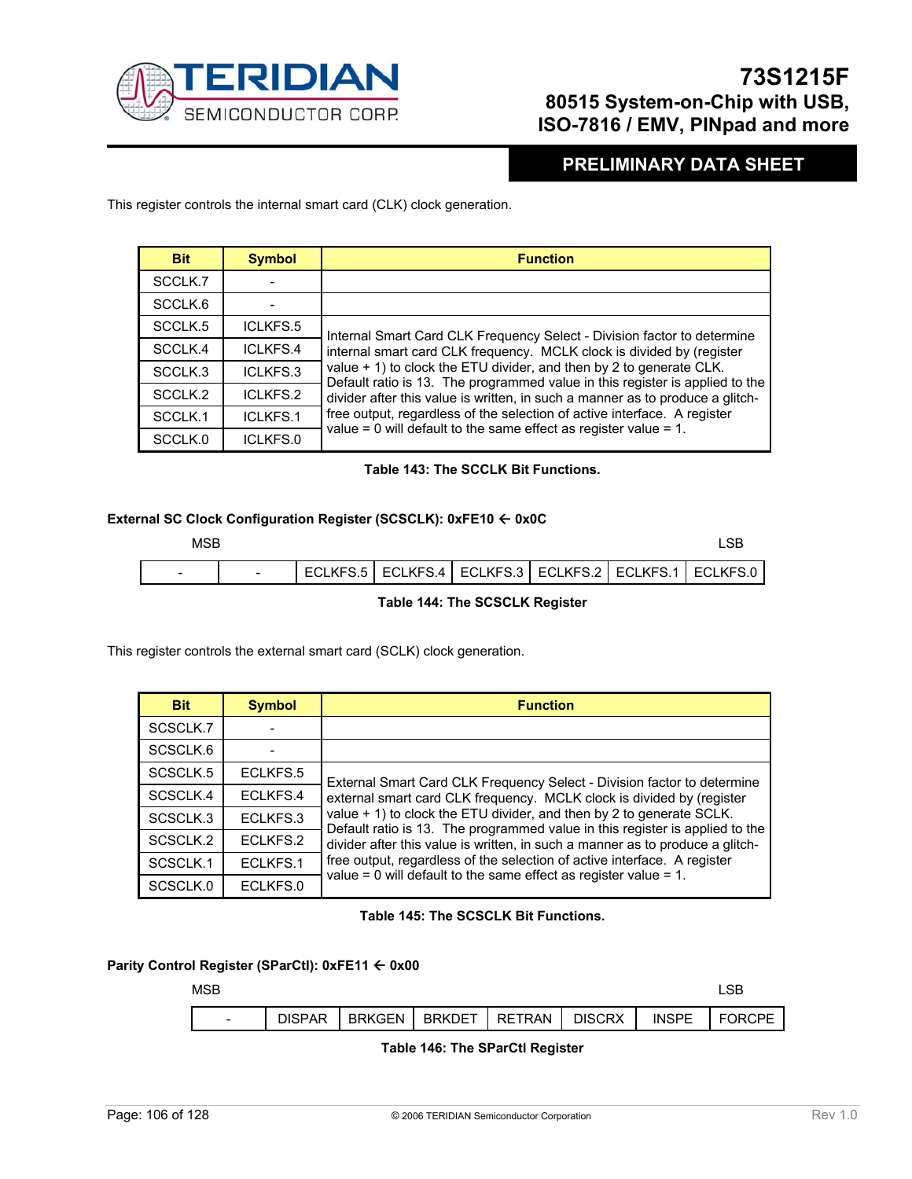This register controls the internal smart card (CLK) clock generation.

| Bit | Symbol | Function |
|---|---|---|
| SCCLK.7 | - | |
| SCCLK.6 | - | |
| SCCLK.5 | ICLKFS.5 | Internal Smart Card CLK Frequency Select - Division factor to determine internal smart card CLK frequency. MCLK clock is divided by (register value + 1) to clock the ETU divider, and then by 2 to generate CLK. Default ratio is 13. The programmed value in this register is applied to the divider after this value is written, in such a manner as to produce a glitch-free output, regardless of the selection of active interface. A register value = 0 will default to the same effect as register value = 1. |
| SCCLK.4 | ICLKFS.4 | |
| SCCLK.3 | ICLKFS.3 | |
| SCCLK.2 | ICLKFS.2 | |
| SCCLK.1 | ICLKFS.1 | |
| SCCLK.0 | ICLKFS.0 | |

**Table 143: The SCCLK Bit Functions.**

**External SC Clock Configuration Register (SCSCLK): 0xFE10 ← 0x0C**

| MSB | | | | | | | LSB |
|---|---|---|---|---|---|---|---|
| - | - | ECLKFS.5 | ECLKFS.4 | ECLKFS.3 | ECLKFS.2 | ECLKFS.1 | ECLKFS.0 |

**Table 144: The SCSCLK Register**

This register controls the external smart card (SCLK) clock generation.

| Bit | Symbol | Function |
|---|---|---|
| SCSCLK.7 | - | |
| SCSCLK.6 | - | |
| SCSCLK.5 | ECLKFS.5 | External Smart Card CLK Frequency Select - Division factor to determine external smart card CLK frequency. MCLK clock is divided by (register value + 1) to clock the ETU divider, and then by 2 to generate SCLK. Default ratio is 13. The programmed value in this register is applied to the divider after this value is written, in such a manner as to produce a glitch-free output, regardless of the selection of active interface. A register value = 0 will default to the same effect as register value = 1. |
| SCSCLK.4 | ECLKFS.4 | |
| SCSCLK.3 | ECLKFS.3 | |
| SCSCLK.2 | ECLKFS.2 | |
| SCSCLK.1 | ECLKFS.1 | |
| SCSCLK.0 | ECLKFS.0 | |

**Table 145: The SCSCLK Bit Functions.**

**Parity Control Register (SParCtl): 0xFE11 ← 0x00**

| MSB | | | | | | | LSB |
|---|---|---|---|---|---|---|---|
| - | DISPAR | BRKGEN | BRKDET | RETRAN | DISCRX | INSPE | FORCPE |

**Table 146: The SParCtl Register**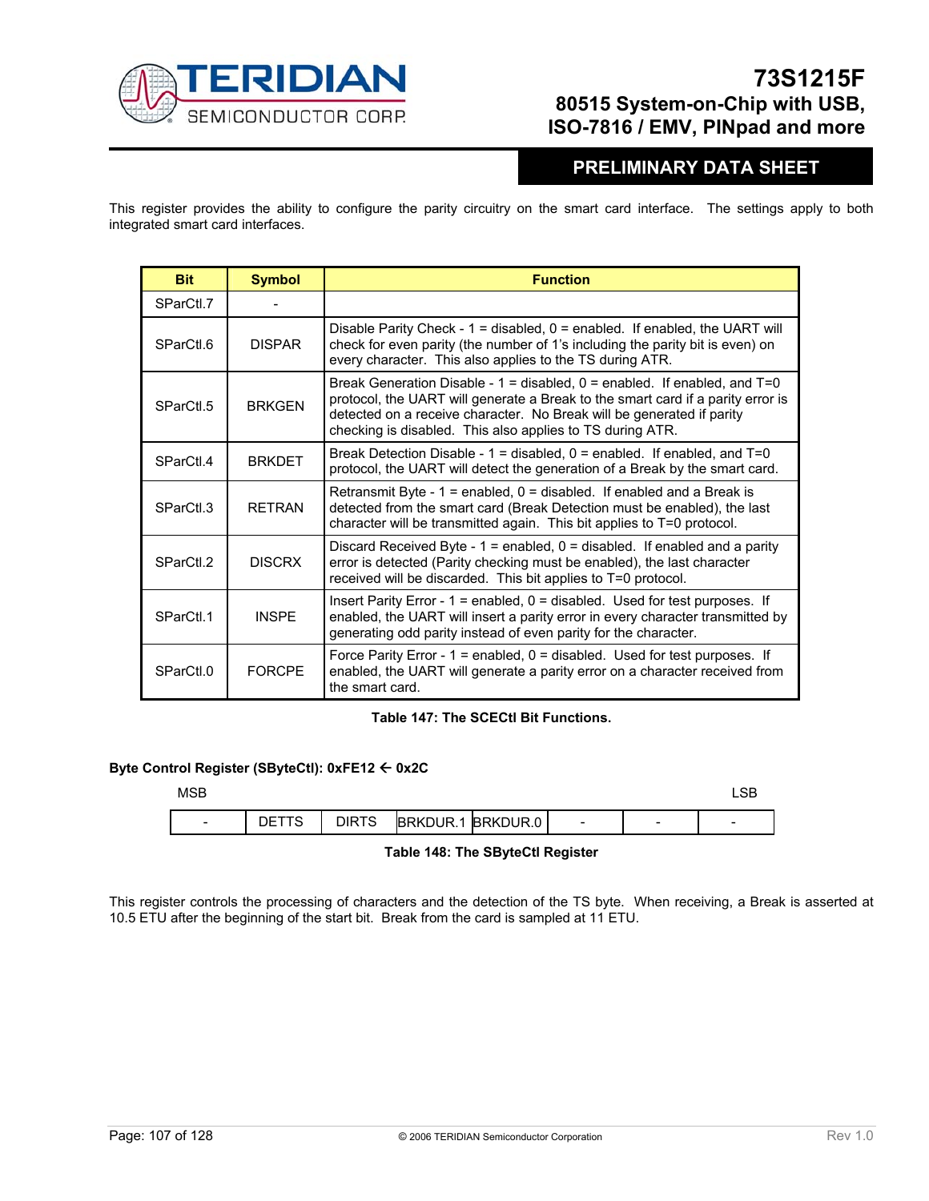This register provides the ability to configure the parity circuitry on the smart card interface. The settings apply to both integrated smart card interfaces.

| Bit | Symbol | Function |
|---|---|---|
| SParCtl.7 | - | |
| SParCtl.6 | DISPAR | Disable Parity Check - 1 = disabled, 0 = enabled. If enabled, the UART will check for even parity (the number of 1's including the parity bit is even) on every character. This also applies to the TS during ATR. |
| SParCtl.5 | BRKGEN | Break Generation Disable - 1 = disabled, 0 = enabled. If enabled, and T=0 protocol, the UART will generate a Break to the smart card if a parity error is detected on a receive character. No Break will be generated if parity checking is disabled. This also applies to TS during ATR. |
| SParCtl.4 | BRKDET | Break Detection Disable - 1 = disabled, 0 = enabled. If enabled, and T=0 protocol, the UART will detect the generation of a Break by the smart card. |
| SParCtl.3 | RETRAN | Retransmit Byte - 1 = enabled, 0 = disabled. If enabled and a Break is detected from the smart card (Break Detection must be enabled), the last character will be transmitted again. This bit applies to T=0 protocol. |
| SParCtl.2 | DISCRX | Discard Received Byte - 1 = enabled, 0 = disabled. If enabled and a parity error is detected (Parity checking must be enabled), the last character received will be discarded. This bit applies to T=0 protocol. |
| SParCtl.1 | INSPE | Insert Parity Error - 1 = enabled, 0 = disabled. Used for test purposes. If enabled, the UART will insert a parity error in every character transmitted by generating odd parity instead of even parity for the character. |
| SParCtl.0 | FORCPE | Force Parity Error - 1 = enabled, 0 = disabled. Used for test purposes. If enabled, the UART will generate a parity error on a character received from the smart card. |

**Table 147: The SCECtl Bit Functions.**

**Byte Control Register (SByteCtl): 0xFE12 ← 0x2C**

| MSB | | | | | | | LSB |
|---|---|---|---|---|---|---|---|
| - | DETTS | DIRTS | BRKDUR.1 | BRKDUR.0 | - | - | - |

**Table 148: The SByteCtl Register**

This register controls the processing of characters and the detection of the TS byte. When receiving, a Break is asserted at 10.5 ETU after the beginning of the start bit. Break from the card is sampled at 11 ETU.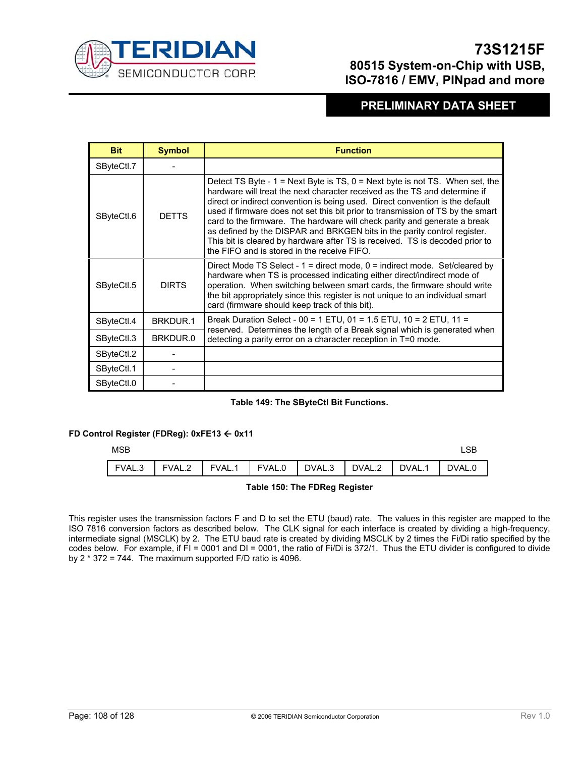| Bit | Symbol | Function |
|---|---|---|
| SByteCtl.7 | - | |
| SByteCtl.6 | DETTS | Detect TS Byte - 1 = Next Byte is TS, 0 = Next byte is not TS. When set, the hardware will treat the next character received as the TS and determine if direct or indirect convention is being used. Direct convention is the default used if firmware does not set this bit prior to transmission of TS by the smart card to the firmware. The hardware will check parity and generate a break as defined by the DISPAR and BRKGEN bits in the parity control register. This bit is cleared by hardware after TS is received. TS is decoded prior to the FIFO and is stored in the receive FIFO. |
| SByteCtl.5 | DIRTS | Direct Mode TS Select - 1 = direct mode, 0 = indirect mode. Set/cleared by hardware when TS is processed indicating either direct/indirect mode of operation. When switching between smart cards, the firmware should write the bit appropriately since this register is not unique to an individual smart card (firmware should keep track of this bit). |
| SByteCtl.4 | BRKDUR.1 | Break Duration Select - 00 = 1 ETU, 01 = 1.5 ETU, 10 = 2 ETU, 11 = reserved. Determines the length of a Break signal which is generated when detecting a parity error on a character reception in T=0 mode. |
| SByteCtl.3 | BRKDUR.0 | |
| SByteCtl.2 | - | |
| SByteCtl.1 | - | |
| SByteCtl.0 | - | |

**Table 149: The SByteCtl Bit Functions.**

**FD Control Register (FDReg): 0xFE13 ← 0x11**

| MSB | | | | | | | LSB |
|---|---|---|---|---|---|---|---|
| FVAL.3 | FVAL.2 | FVAL.1 | FVAL.0 | DVAL.3 | DVAL.2 | DVAL.1 | DVAL.0 |

**Table 150: The FDReg Register**

This register uses the transmission factors F and D to set the ETU (baud) rate. The values in this register are mapped to the ISO 7816 conversion factors as described below. The CLK signal for each interface is created by dividing a high-frequency, intermediate signal (MSCLK) by 2. The ETU baud rate is created by dividing MSCLK by 2 times the Fi/Di ratio specified by the codes below. For example, if FI = 0001 and DI = 0001, the ratio of Fi/Di is 372/1. Thus the ETU divider is configured to divide by 2 * 372 = 744. The maximum supported F/D ratio is 4096.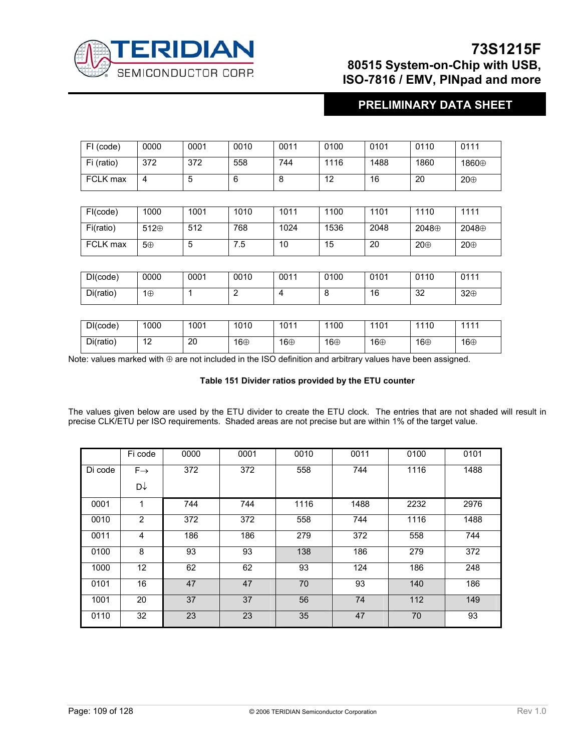| FI (code) | 0000 | 0001 | 0010 | 0011 | 0100 | 0101 | 0110 | 0111 |
|---|---|---|---|---|---|---|---|---|
| Fi (ratio) | 372 | 372 | 558 | 744 | 1116 | 1488 | 1860 | 1860⊕ |
| FCLK max | 4 | 5 | 6 | 8 | 12 | 16 | 20 | 20⊕ |

| FI(code) | 1000 | 1001 | 1010 | 1011 | 1100 | 1101 | 1110 | 1111 |
|---|---|---|---|---|---|---|---|---|
| Fi(ratio) | 512⊕ | 512 | 768 | 1024 | 1536 | 2048 | 2048⊕ | 2048⊕ |
| FCLK max | 5⊕ | 5 | 7.5 | 10 | 15 | 20 | 20⊕ | 20⊕ |

| DI(code) | 0000 | 0001 | 0010 | 0011 | 0100 | 0101 | 0110 | 0111 |
|---|---|---|---|---|---|---|---|---|
| Di(ratio) | 1⊕ | 1 | 2 | 4 | 8 | 16 | 32 | 32⊕ |

| DI(code) | 1000 | 1001 | 1010 | 1011 | 1100 | 1101 | 1110 | 1111 |
|---|---|---|---|---|---|---|---|---|
| Di(ratio) | 12 | 20 | 16⊕ | 16⊕ | 16⊕ | 16⊕ | 16⊕ | 16⊕ |

Note: values marked with ⊕ are not included in the ISO definition and arbitrary values have been assigned.

**Table 151 Divider ratios provided by the ETU counter**

The values given below are used by the ETU divider to create the ETU clock. The entries that are not shaded will result in precise CLK/ETU per ISO requirements. Shaded areas are not precise but are within 1% of the target value.

| | Fi code | 0000 | 0001 | 0010 | 0011 | 0100 | 0101 |
|---|---|---|---|---|---|---|---|
| Di code | F→ D↓ | 372 | 372 | 558 | 744 | 1116 | 1488 |
| 0001 | 1 | 744 | 744 | 1116 | 1488 | 2232 | 2976 |
| 0010 | 2 | 372 | 372 | 558 | 744 | 1116 | 1488 |
| 0011 | 4 | 186 | 186 | 279 | 372 | 558 | 744 |
| 0100 | 8 | 93 | 93 | 138 | 186 | 279 | 372 |
| 1000 | 12 | 62 | 62 | 93 | 124 | 186 | 248 |
| 0101 | 16 | 47 | 47 | 70 | 93 | 140 | 186 |
| 1001 | 20 | 37 | 37 | 56 | 74 | 112 | 149 |
| 0110 | 32 | 23 | 23 | 35 | 47 | 70 | 93 |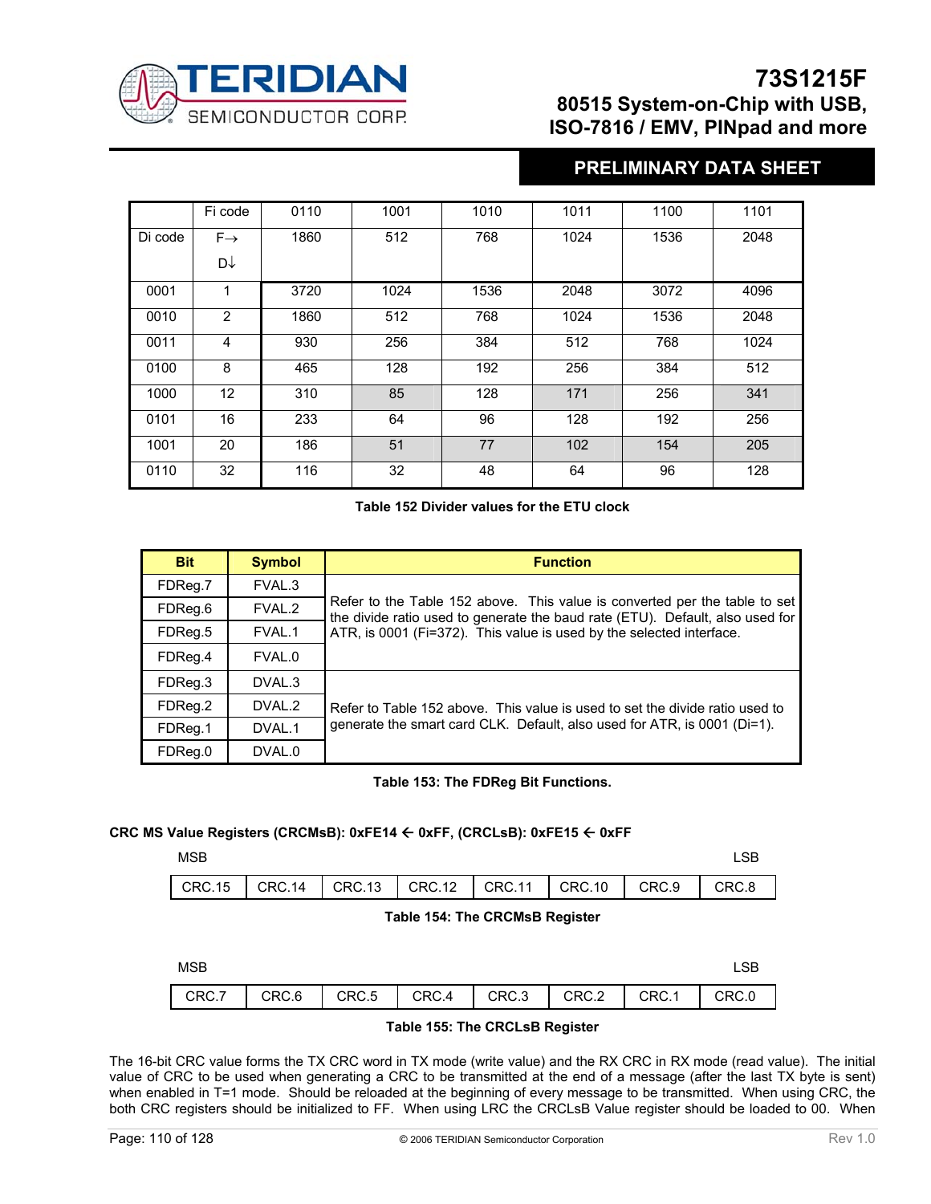| | Fi code | 0110 | 1001 | 1010 | 1011 | 1100 | 1101 |
|---|---|---|---|---|---|---|---|
| Di code | F→ D↓ | 1860 | 512 | 768 | 1024 | 1536 | 2048 |
| 0001 | 1 | 3720 | 1024 | 1536 | 2048 | 3072 | 4096 |
| 0010 | 2 | 1860 | 512 | 768 | 1024 | 1536 | 2048 |
| 0011 | 4 | 930 | 256 | 384 | 512 | 768 | 1024 |
| 0100 | 8 | 465 | 128 | 192 | 256 | 384 | 512 |
| 1000 | 12 | 310 | 85 | 128 | 171 | 256 | 341 |
| 0101 | 16 | 233 | 64 | 96 | 128 | 192 | 256 |
| 1001 | 20 | 186 | 51 | 77 | 102 | 154 | 205 |
| 0110 | 32 | 116 | 32 | 48 | 64 | 96 | 128 |

**Table 152 Divider values for the ETU clock**

| Bit | Symbol | Function |
|---|---|---|
| FDReg.7 | FVAL.3 | Refer to the Table 152 above. This value is converted per the table to set the divide ratio used to generate the baud rate (ETU). Default, also used for ATR, is 0001 (Fi=372). This value is used by the selected interface. |
| FDReg.6 | FVAL.2 | |
| FDReg.5 | FVAL.1 | |
| FDReg.4 | FVAL.0 | |
| FDReg.3 | DVAL.3 | Refer to Table 152 above. This value is used to set the divide ratio used to generate the smart card CLK. Default, also used for ATR, is 0001 (Di=1). |
| FDReg.2 | DVAL.2 | |
| FDReg.1 | DVAL.1 | |
| FDReg.0 | DVAL.0 | |

**Table 153: The FDReg Bit Functions.**

**CRC MS Value Registers (CRCMsB): 0xFE14 ← 0xFF, (CRCLsB): 0xFE15 ← 0xFF**

| MSB | | | | | | | LSB |
|---|---|---|---|---|---|---|---|
| CRC.15 | CRC.14 | CRC.13 | CRC.12 | CRC.11 | CRC.10 | CRC.9 | CRC.8 |

**Table 154: The CRCMsB Register**

| MSB | | | | | | | LSB |
|---|---|---|---|---|---|---|---|
| CRC.7 | CRC.6 | CRC.5 | CRC.4 | CRC.3 | CRC.2 | CRC.1 | CRC.0 |

**Table 155: The CRCLsB Register**

The 16-bit CRC value forms the TX CRC word in TX mode (write value) and the RX CRC in RX mode (read value). The initial value of CRC to be used when generating a CRC to be transmitted at the end of a message (after the last TX byte is sent) when enabled in T=1 mode. Should be reloaded at the beginning of every message to be transmitted. When using CRC, the both CRC registers should be initialized to FF. When using LRC the CRCLsB Value register should be loaded to 00. When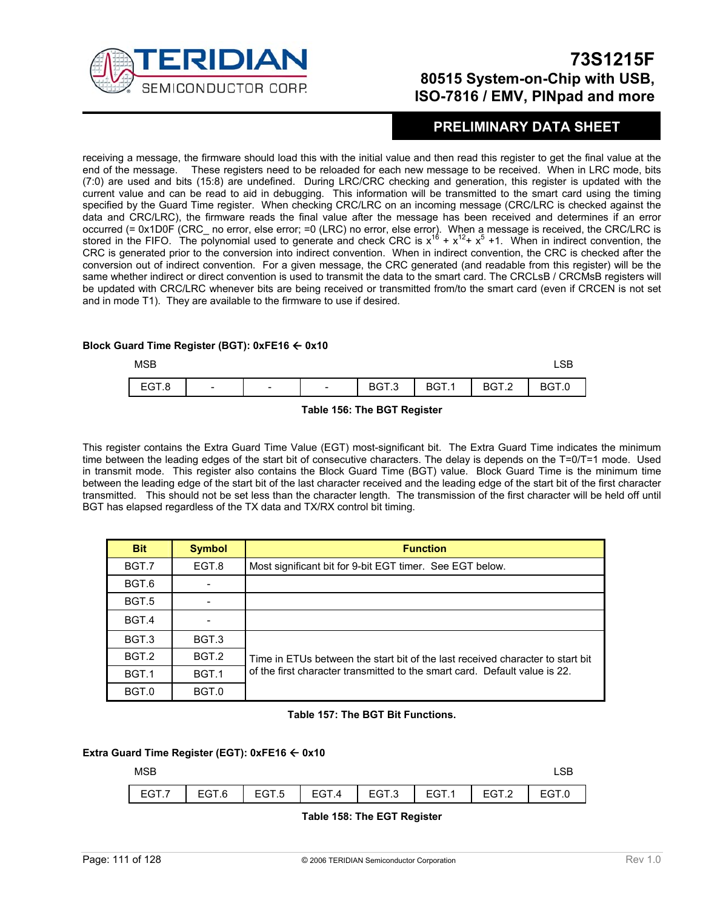receiving a message, the firmware should load this with the initial value and then read this register to get the final value at the end of the message. These registers need to be reloaded for each new message to be received. When in LRC mode, bits (7:0) are used and bits (15:8) are undefined. During LRC/CRC checking and generation, this register is updated with the current value and can be read to aid in debugging. This information will be transmitted to the smart card using the timing specified by the Guard Time register. When checking CRC/LRC on an incoming message (CRC/LRC is checked against the data and CRC/LRC), the firmware reads the final value after the message has been received and determines if an error occurred (= 0x1D0F (CRC_ no error, else error; =0 (LRC) no error, else error). When a message is received, the CRC/LRC is stored in the FIFO. The polynomial used to generate and check CRC is $x^{16} + x^{12} + x^{5} + 1$. When in indirect convention, the CRC is generated prior to the conversion into indirect convention. When in indirect convention, the CRC is checked after the conversion out of indirect convention. For a given message, the CRC generated (and readable from this register) will be the same whether indirect or direct convention is used to transmit the data to the smart card. The CRCLsB / CRCMsB registers will be updated with CRC/LRC whenever bits are being received or transmitted from/to the smart card (even if CRCEN is not set and in mode T1). They are available to the firmware to use if desired.

**Block Guard Time Register (BGT): 0xFE16 ← 0x10**

| MSB | | | | | | | LSB |
|---|---|---|---|---|---|---|---|
| EGT.8 | - | - | - | BGT.3 | BGT.1 | BGT.2 | BGT.0 |

**Table 156: The BGT Register**

This register contains the Extra Guard Time Value (EGT) most-significant bit. The Extra Guard Time indicates the minimum time between the leading edges of the start bit of consecutive characters. The delay is depends on the T=0/T=1 mode. Used in transmit mode. This register also contains the Block Guard Time (BGT) value. Block Guard Time is the minimum time between the leading edge of the start bit of the last character received and the leading edge of the start bit of the first character transmitted. This should not be set less than the character length. The transmission of the first character will be held off until BGT has elapsed regardless of the TX data and TX/RX control bit timing.

| Bit | Symbol | Function |
|---|---|---|
| BGT.7 | EGT.8 | Most significant bit for 9-bit EGT timer. See EGT below. |
| BGT.6 | - | |
| BGT.5 | - | |
| BGT.4 | - | |
| BGT.3 | BGT.3 | Time in ETUs between the start bit of the last received character to start bit of the first character transmitted to the smart card. Default value is 22. |
| BGT.2 | BGT.2 | |
| BGT.1 | BGT.1 | |
| BGT.0 | BGT.0 | |

**Table 157: The BGT Bit Functions.**

**Extra Guard Time Register (EGT): 0xFE16 ← 0x10**

| MSB | | | | | | | LSB |
|---|---|---|---|---|---|---|---|
| EGT.7 | EGT.6 | EGT.5 | EGT.4 | EGT.3 | EGT.1 | EGT.2 | EGT.0 |

**Table 158: The EGT Register**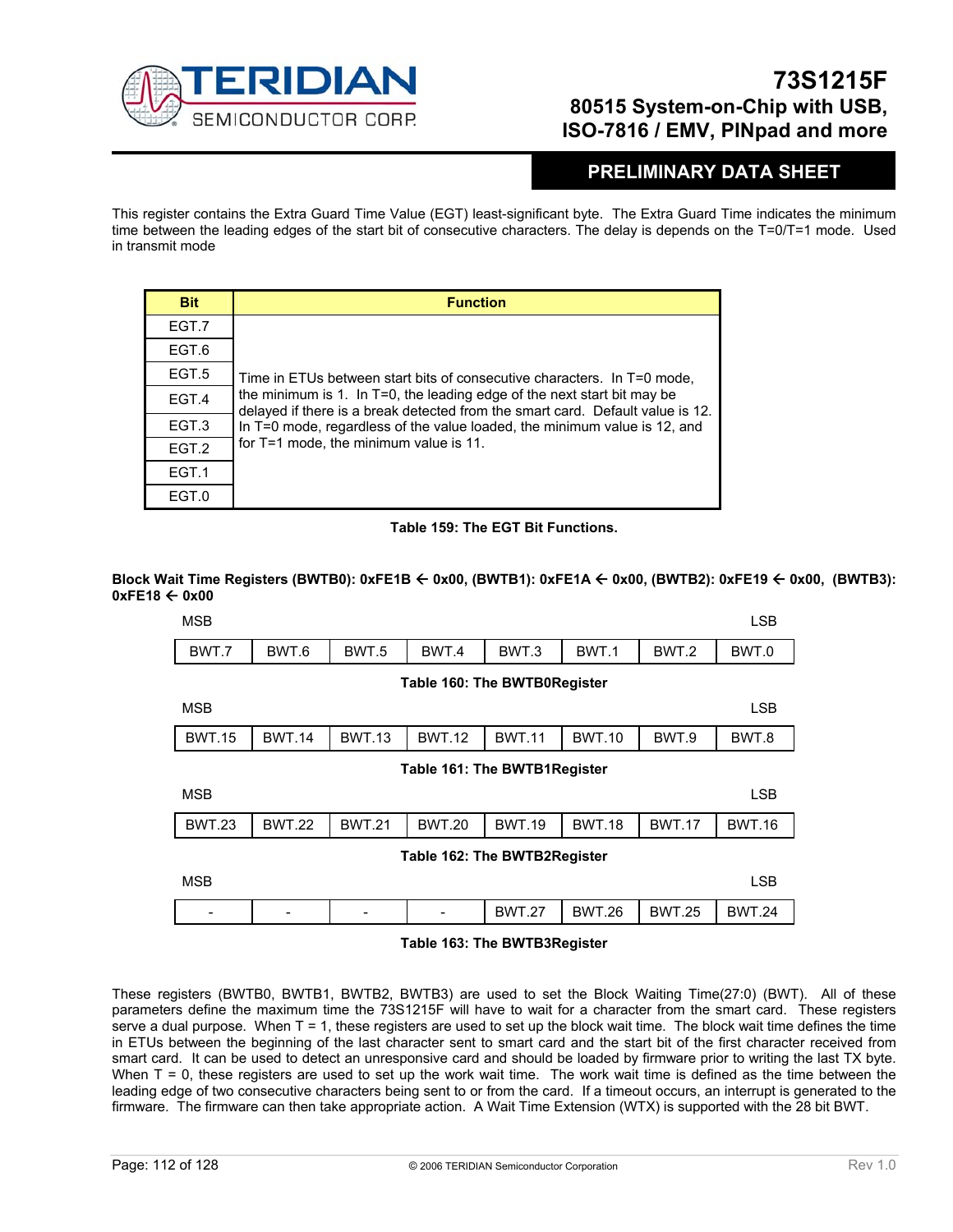This register contains the Extra Guard Time Value (EGT) least-significant byte. The Extra Guard Time indicates the minimum time between the leading edges of the start bit of consecutive characters. The delay is depends on the T=0/T=1 mode. Used in transmit mode

| Bit | Function |
|---|---|
| EGT.7 | Time in ETUs between start bits of consecutive characters. In T=0 mode, the minimum is 1. In T=0, the leading edge of the next start bit may be delayed if there is a break detected from the smart card. Default value is 12. In T=0 mode, regardless of the value loaded, the minimum value is 12, and for T=1 mode, the minimum value is 11. |
| EGT.6 | |
| EGT.5 | |
| EGT.4 | |
| EGT.3 | |
| EGT.2 | |
| EGT.1 | |
| EGT.0 | |

**Table 159: The EGT Bit Functions.**

**Block Wait Time Registers (BWTB0): 0xFE1B ← 0x00, (BWTB1): 0xFE1A ← 0x00, (BWTB2): 0xFE19 ← 0x00, (BWTB3): 0xFE18 ← 0x00**

| MSB | | | | | | | LSB |
|---|---|---|---|---|---|---|---|
| BWT.7 | BWT.6 | BWT.5 | BWT.4 | BWT.3 | BWT.1 | BWT.2 | BWT.0 |

**Table 160: The BWTB0Register**

| MSB | | | | | | | LSB |
|---|---|---|---|---|---|---|---|
| BWT.15 | BWT.14 | BWT.13 | BWT.12 | BWT.11 | BWT.10 | BWT.9 | BWT.8 |

**Table 161: The BWTB1Register**

| MSB | | | | | | | LSB |
|---|---|---|---|---|---|---|---|
| BWT.23 | BWT.22 | BWT.21 | BWT.20 | BWT.19 | BWT.18 | BWT.17 | BWT.16 |

**Table 162: The BWTB2Register**

| MSB | | | | | | | LSB |
|---|---|---|---|---|---|---|---|
| - | - | - | - | BWT.27 | BWT.26 | BWT.25 | BWT.24 |

**Table 163: The BWTB3Register**

These registers (BWTB0, BWTB1, BWTB2, BWTB3) are used to set the Block Waiting Time(27:0) (BWT). All of these parameters define the maximum time the 73S1215F will have to wait for a character from the smart card. These registers serve a dual purpose. When T = 1, these registers are used to set up the block wait time. The block wait time defines the time in ETUs between the beginning of the last character sent to smart card and the start bit of the first character received from smart card. It can be used to detect an unresponsive card and should be loaded by firmware prior to writing the last TX byte. When T = 0, these registers are used to set up the work wait time. The work wait time is defined as the time between the leading edge of two consecutive characters being sent to or from the card. If a timeout occurs, an interrupt is generated to the firmware. The firmware can then take appropriate action. A Wait Time Extension (WTX) is supported with the 28 bit BWT.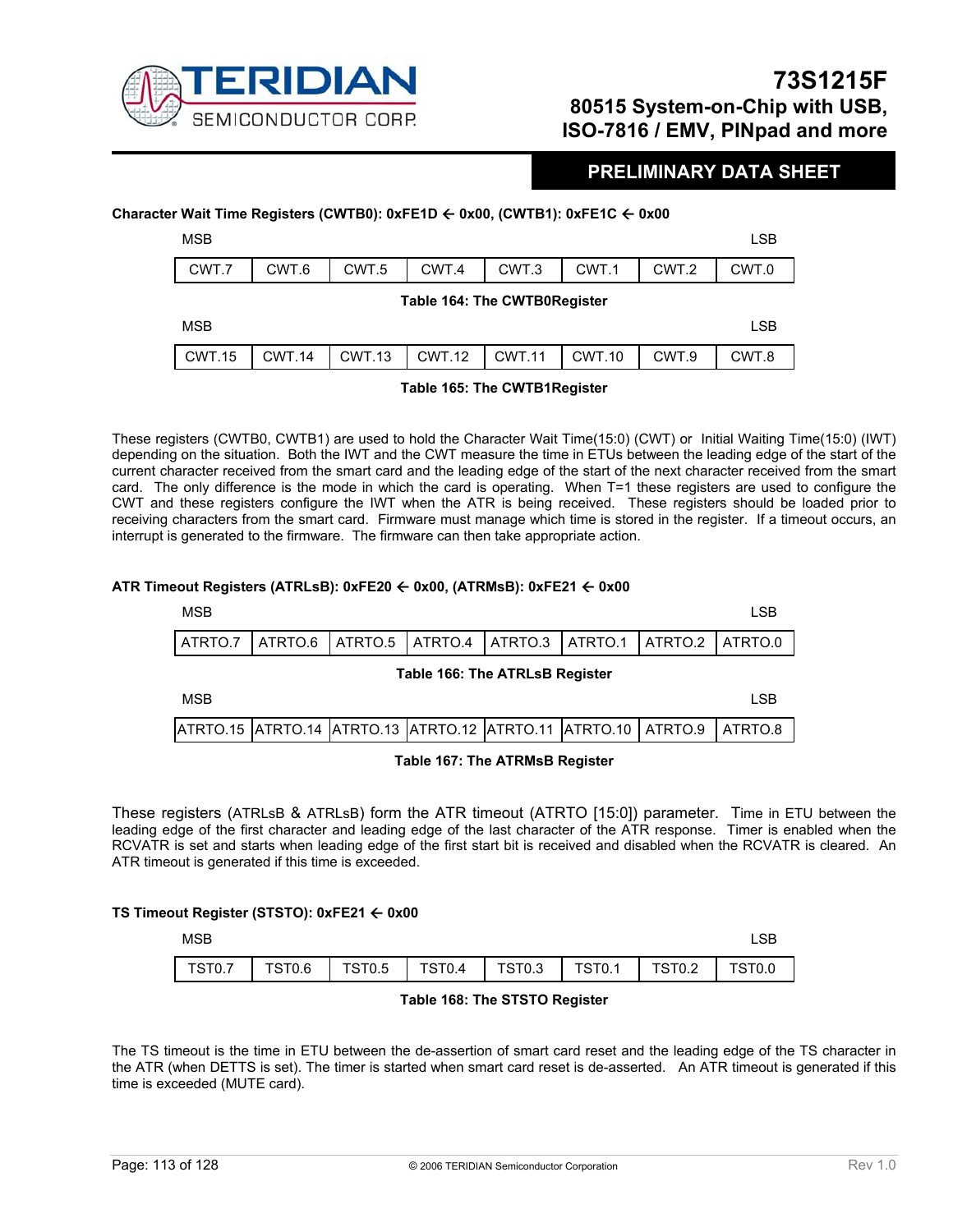**Character Wait Time Registers (CWTB0): 0xFE1D ← 0x00, (CWTB1): 0xFE1C ← 0x00**

| MSB | | | | | | | LSB |
|---|---|---|---|---|---|---|---|
| CWT.7 | CWT.6 | CWT.5 | CWT.4 | CWT.3 | CWT.1 | CWT.2 | CWT.0 |

**Table 164: The CWTB0Register**

| MSB | | | | | | | LSB |
|---|---|---|---|---|---|---|---|
| CWT.15 | CWT.14 | CWT.13 | CWT.12 | CWT.11 | CWT.10 | CWT.9 | CWT.8 |

**Table 165: The CWTB1Register**

These registers (CWTB0, CWTB1) are used to hold the Character Wait Time(15:0) (CWT) or Initial Waiting Time(15:0) (IWT) depending on the situation. Both the IWT and the CWT measure the time in ETUs between the leading edge of the start of the current character received from the smart card and the leading edge of the start of the next character received from the smart card. The only difference is the mode in which the card is operating. When T=1 these registers are used to configure the CWT and these registers configure the IWT when the ATR is being received. These registers should be loaded prior to receiving characters from the smart card. Firmware must manage which time is stored in the register. If a timeout occurs, an interrupt is generated to the firmware. The firmware can then take appropriate action.

**ATR Timeout Registers (ATRLsB): 0xFE20 ← 0x00, (ATRMsB): 0xFE21 ← 0x00**

| MSB | | | | | | | LSB |
|---|---|---|---|---|---|---|---|
| ATRTO.7 | ATRTO.6 | ATRTO.5 | ATRTO.4 | ATRTO.3 | ATRTO.1 | ATRTO.2 | ATRTO.0 |

**Table 166: The ATRLsB Register**

| MSB | | | | | | | LSB |
|---|---|---|---|---|---|---|---|
| ATRTO.15 | ATRTO.14 | ATRTO.13 | ATRTO.12 | ATRTO.11 | ATRTO.10 | ATRTO.9 | ATRTO.8 |

**Table 167: The ATRMsB Register**

These registers (ATRLsB & ATRLsB) form the ATR timeout (ATRTO [15:0]) parameter. Time in ETU between the leading edge of the first character and leading edge of the last character of the ATR response. Timer is enabled when the RCVATR is set and starts when leading edge of the first start bit is received and disabled when the RCVATR is cleared. An ATR timeout is generated if this time is exceeded.

**TS Timeout Register (STSTO): 0xFE21 ← 0x00**

| MSB | | | | | | | LSB |
|---|---|---|---|---|---|---|---|
| TST0.7 | TST0.6 | TST0.5 | TST0.4 | TST0.3 | TST0.1 | TST0.2 | TST0.0 |

**Table 168: The STSTO Register**

The TS timeout is the time in ETU between the de-assertion of smart card reset and the leading edge of the TS character in the ATR (when DETTS is set). The timer is started when smart card reset is de-asserted. An ATR timeout is generated if this time is exceeded (MUTE card).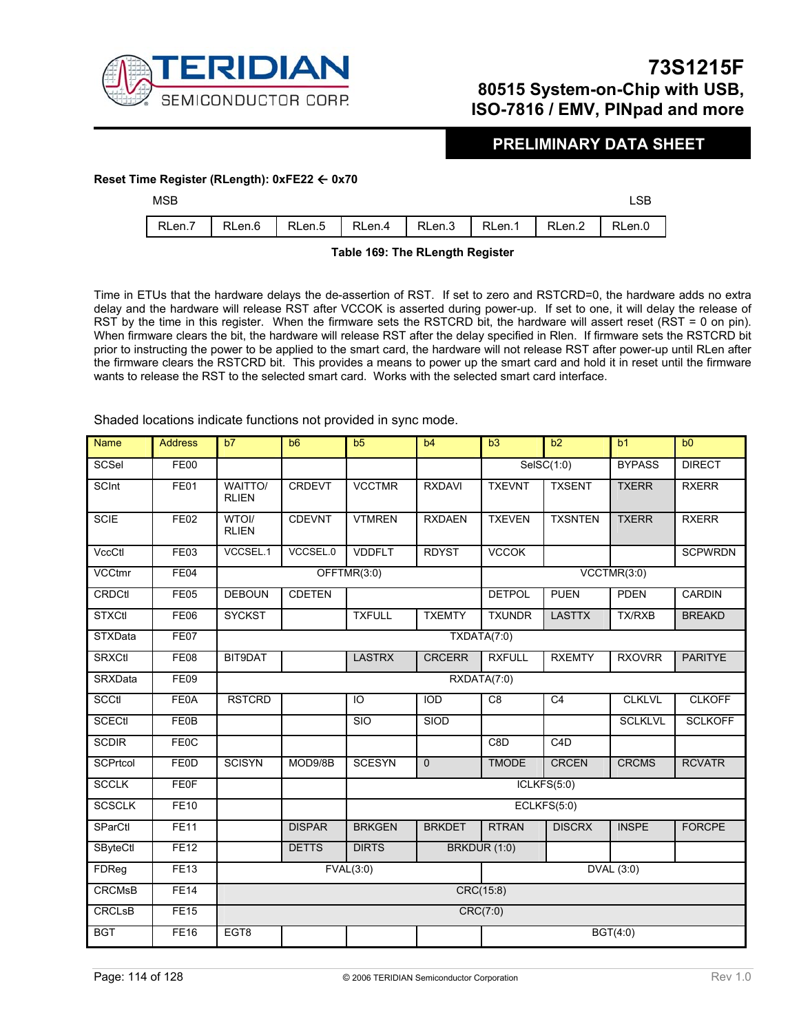**Reset Time Register (RLength): 0xFE22 ← 0x70**

| MSB | | | | | | | LSB |
|---|---|---|---|---|---|---|---|
| RLen.7 | RLen.6 | RLen.5 | RLen.4 | RLen.3 | RLen.2 | RLen.1 | RLen.0 |

**Table 169: The RLength Register**

Time in ETUs that the hardware delays the de-assertion of RST. If set to zero and RSTCRD=0, the hardware adds no extra delay and the hardware will release RST after VCCOK is asserted during power-up. If set to one, it will delay the release of RST by the time in this register. When the firmware sets the RSTCRD bit, the hardware will assert reset (RST = 0 on pin). When firmware clears the bit, the hardware will release RST after the delay specified in Rlen. If firmware sets the RSTCRD bit prior to instructing the power to be applied to the smart card, the hardware will not release RST after power-up until RLen after the firmware clears the RSTCRD bit. This provides a means to power up the smart card and hold it in reset until the firmware wants to release the RST to the selected smart card. Works with the selected smart card interface.

Shaded locations indicate functions not provided in sync mode.

| Name | Address | b7 | b6 | b5 | b4 | b3 | b2 | b1 | b0 |
|---|---|---|---|---|---|---|---|---|---|
| SCSel | FE00 | | | | | SelSC(1:0) | | BYPASS | DIRECT |
| SCInt | FE01 | WAITTO/ RLIEN | CRDEVT | VCCTMR | RXDAVI | TXEVNT | TXSENT | TXERR | RXERR |
| SCIE | FE02 | WTOI/ RLIEN | CDEVNT | VTMREN | RXDAEN | TXEVEN | TXSNTEN | TXERR | RXERR |
| VccCtl | FE03 | VCCSEL.1 | VCCSEL.0 | VDDFLT | RDYST | VCCOK | | | SCPWRDN |
| VCCtmr | FE04 | OFFTMR(3:0) | | | | VCCTMR(3:0) | | | |
| CRDCtl | FE05 | DEBOUN | CDETEN | | | DETPOL | PUEN | PDEN | CARDIN |
| STXCtl | FE06 | SYCKST | | TXFULL | TXEMTY | TXUNDR | LASTTX | TX/RXB | BREAKD |
| STXData | FE07 | TXDATA(7:0) | | | | | | | |
| SRXCtl | FE08 | BIT9DAT | | LASTRX | CRCERR | RXFULL | RXEMTY | RXOVRR | PARITYE |
| SRXData | FE09 | RXDATA(7:0) | | | | | | | |
| SCCtl | FE0A | RSTCRD | | IO | IOD | C8 | C4 | CLKLVL | CLKOFF |
| SCECtl | FE0B | | | SIO | SIOD | | | SCLKLVL | SCLKOFF |
| SCDIR | FE0C | | | | | C8D | C4D | | |
| SCPrtcol | FE0D | SCISYN | MOD9/8B | SCESYN | 0 | TMODE | CRCEN | CRCMS | RCVATR |
| SCCLK | FE0F | | | ICLKFS(5:0) | | | | | |
| SCSCLK | FE10 | | | ECLKFS(5:0) | | | | | |
| SParCtl | FE11 | | DISPAR | BRKGEN | BRKDET | RTRAN | DISCRX | INSPE | FORCPE |
| SByteCtl | FE12 | | DETTS | DIRTS | BRKDUR (1:0) | | | | |
| FDReg | FE13 | FVAL(3:0) | | | | DVAL (3:0) | | | |
| CRCMsB | FE14 | CRC(15:8) | | | | | | | |
| CRCLsB | FE15 | CRC(7:0) | | | | | | | |
| BGT | FE16 | EGT8 | | | | BGT(4:0) | | | |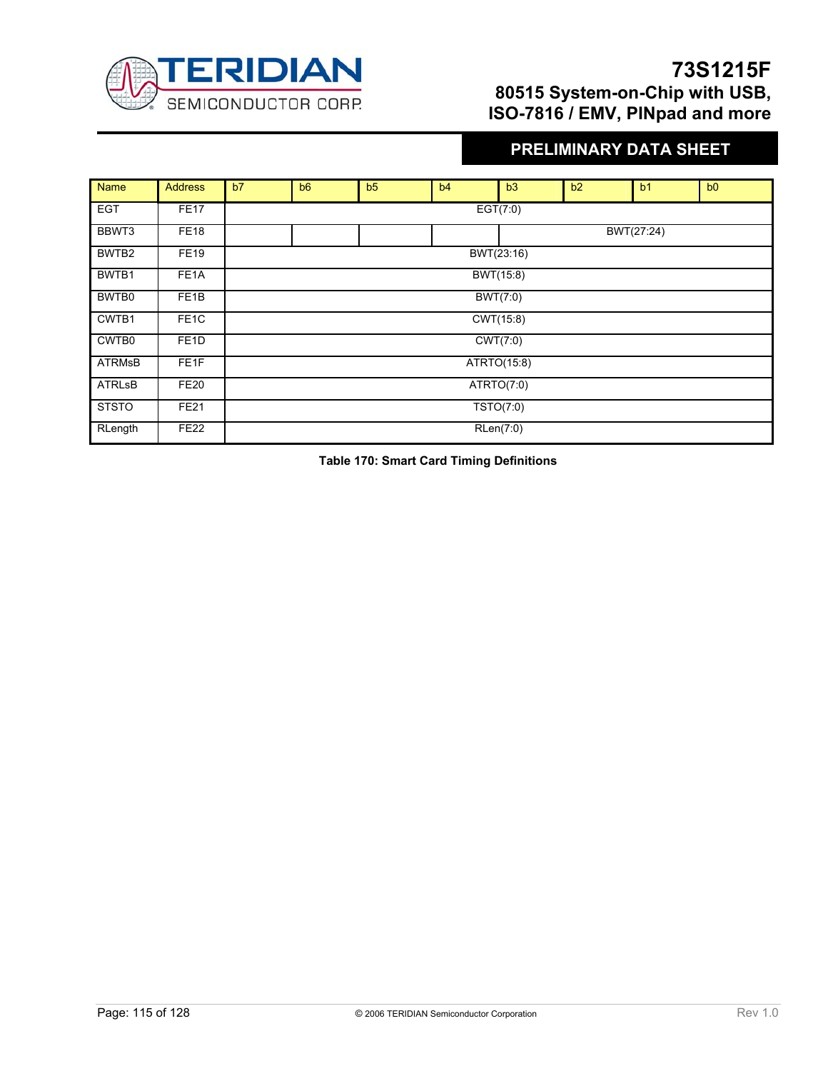| Name | Address | b7 | b6 | b5 | b4 | b3 | b2 | b1 | b0 |
|---|---|---|---|---|---|---|---|---|---|
| EGT | FE17 | EGT(7:0) | | | | | | | |
| BBWT3 | FE18 | | | | | BWT(27:24) | | | |
| BWTB2 | FE19 | BWT(23:16) | | | | | | | |
| BWTB1 | FE1A | BWT(15:8) | | | | | | | |
| BWTB0 | FE1B | BWT(7:0) | | | | | | | |
| CWTB1 | FE1C | CWT(15:8) | | | | | | | |
| CWTB0 | FE1D | CWT(7:0) | | | | | | | |
| ATRMsB | FE1F | ATRTO(15:8) | | | | | | | |
| ATRLsB | FE20 | ATRTO(7:0) | | | | | | | |
| STSTO | FE21 | TSTO(7:0) | | | | | | | |
| RLength | FE22 | RLen(7:0) | | | | | | | |

**Table 170: Smart Card Timing Definitions**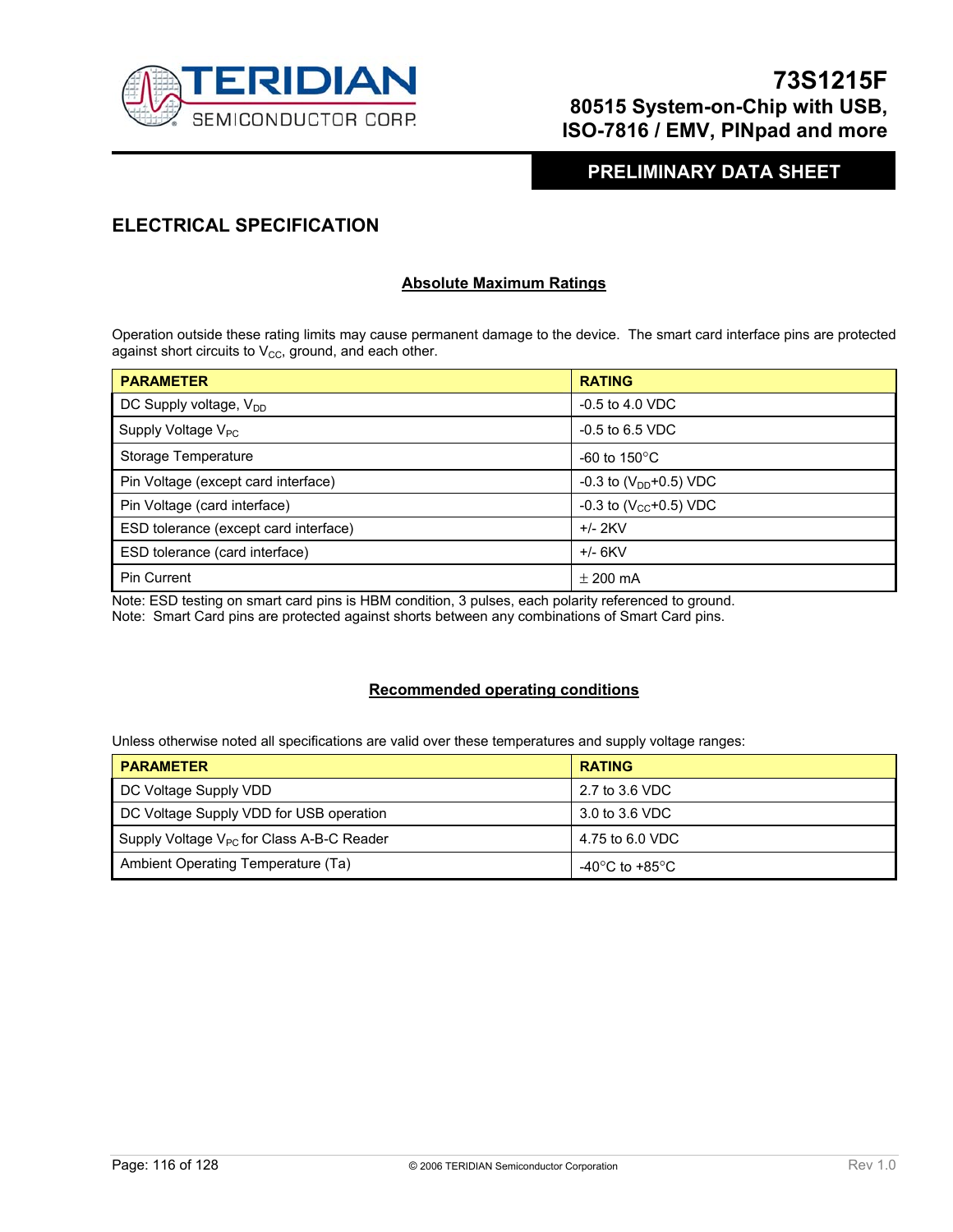## ELECTRICAL SPECIFICATION

### Absolute Maximum Ratings

Operation outside these rating limits may cause permanent damage to the device. The smart card interface pins are protected against short circuits to $V_{CC}$, ground, and each other.

| PARAMETER | RATING |
|---|---|
| DC Supply voltage, $V_{DD}$ | -0.5 to 4.0 VDC |
| Supply Voltage $V_{PC}$ | -0.5 to 6.5 VDC |
| Storage Temperature | -60 to 150°C |
| Pin Voltage (except card interface) | -0.3 to ($V_{DD}$+0.5) VDC |
| Pin Voltage (card interface) | -0.3 to ($V_{CC}$+0.5) VDC |
| ESD tolerance (except card interface) | +/- 2KV |
| ESD tolerance (card interface) | +/- 6KV |
| Pin Current | ± 200 mA |

Note: ESD testing on smart card pins is HBM condition, 3 pulses, each polarity referenced to ground.
Note: Smart Card pins are protected against shorts between any combinations of Smart Card pins.

### Recommended operating conditions

Unless otherwise noted all specifications are valid over these temperatures and supply voltage ranges:

| PARAMETER | RATING |
|---|---|
| DC Voltage Supply VDD | 2.7 to 3.6 VDC |
| DC Voltage Supply VDD for USB operation | 3.0 to 3.6 VDC |
| Supply Voltage $V_{PC}$ for Class A-B-C Reader | 4.75 to 6.0 VDC |
| Ambient Operating Temperature (Ta) | -40°C to +85°C |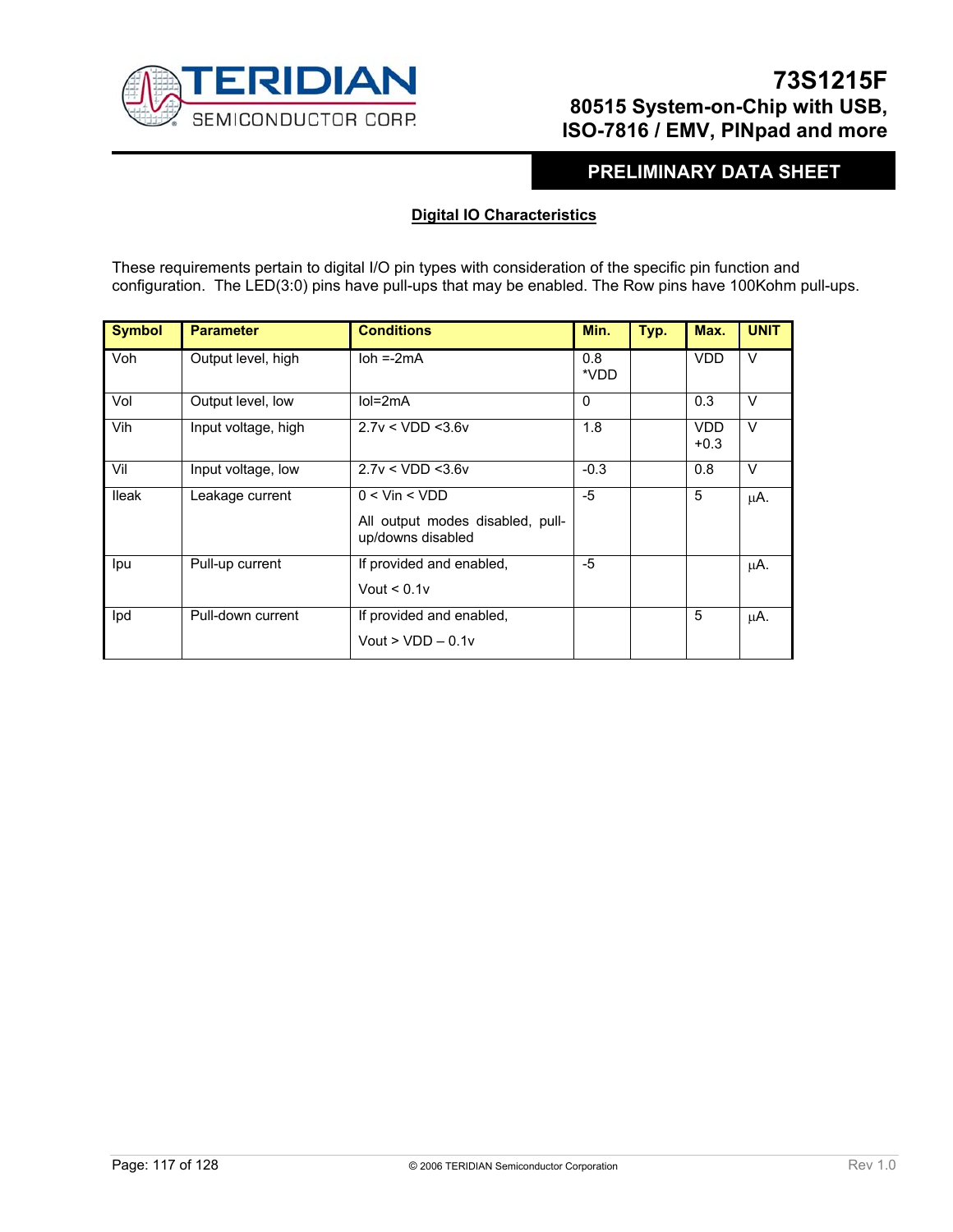## Digital IO Characteristics

These requirements pertain to digital I/O pin types with consideration of the specific pin function and configuration. The LED(3:0) pins have pull-ups that may be enabled. The Row pins have 100Kohm pull-ups.

| Symbol | Parameter | Conditions | Min. | Typ. | Max. | UNIT |
|---|---|---|---|---|---|---|
| Voh | Output level, high | Ioh =-2mA | 0.8 *VDD | | VDD | V |
| Vol | Output level, low | Iol=2mA | 0 | | 0.3 | V |
| Vih | Input voltage, high | 2.7v < VDD <3.6v | 1.8 | | VDD +0.3 | V |
| Vil | Input voltage, low | 2.7v < VDD <3.6v | -0.3 | | 0.8 | V |
| Ileak | Leakage current | 0 < Vin < VDD<br>All output modes disabled, pull-up/downs disabled | -5 | | 5 | µA. |
| Ipu | Pull-up current | If provided and enabled,<br>Vout < 0.1v | -5 | | | µA. |
| Ipd | Pull-down current | If provided and enabled,<br>Vout > VDD – 0.1v | | | 5 | µA. |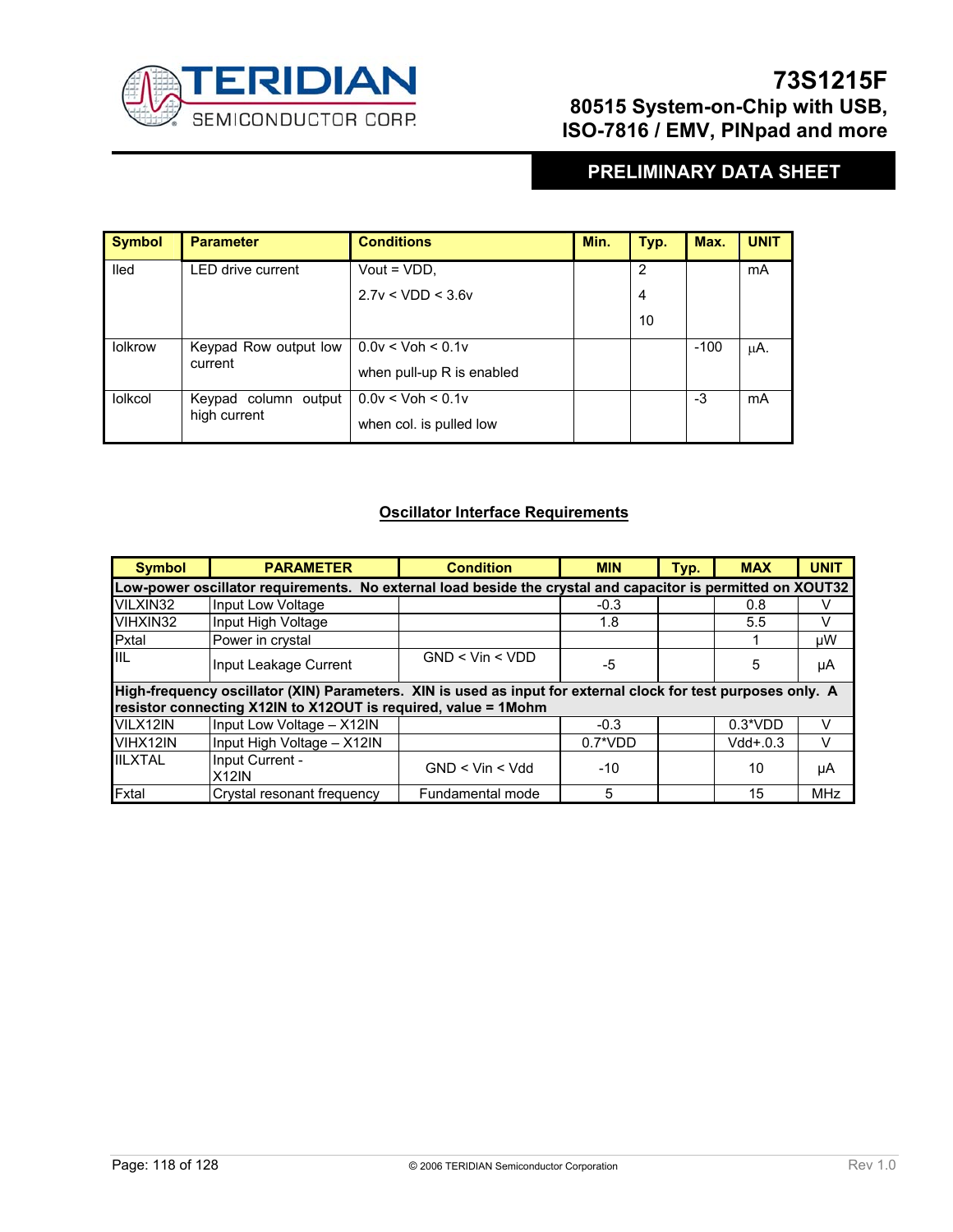| Symbol | Parameter | Conditions | Min. | Typ. | Max. | UNIT |
|---|---|---|---|---|---|---|
| Iled | LED drive current | Vout = VDD,<br>2.7v < VDD < 3.6v | | 2<br>4<br>10 | | mA |
| Iolkrow | Keypad Row output low current | 0.0v < Voh < 0.1v<br>when pull-up R is enabled | | | -100 | μA. |
| Iolkcol | Keypad column output high current | 0.0v < Voh < 0.1v<br>when col. is pulled low | | | -3 | mA |

## Oscillator Interface Requirements

| Symbol | PARAMETER | Condition | MIN | Typ. | MAX | UNIT |
|---|---|---|---|---|---|---|
| **Low-power oscillator requirements. No external load beside the crystal and capacitor is permitted on XOUT32** | | | | | | |
| VILXIN32 | Input Low Voltage | | -0.3 | | 0.8 | V |
| VIHXIN32 | Input High Voltage | | 1.8 | | 5.5 | V |
| Pxtal | Power in crystal | | | | 1 | μW |
| IIL | Input Leakage Current | GND < Vin < VDD | -5 | | 5 | μA |
| **High-frequency oscillator (XIN) Parameters. XIN is used as input for external clock for test purposes only. A resistor connecting X12IN to X12OUT is required, value = 1Mohm** | | | | | | |
| VILX12IN | Input Low Voltage – X12IN | | -0.3 | | 0.3*VDD | V |
| VIHX12IN | Input High Voltage – X12IN | | 0.7*VDD | | Vdd+.0.3 | V |
| IILXTAL | Input Current - X12IN | GND < Vin < Vdd | -10 | | 10 | μA |
| Fxtal | Crystal resonant frequency | Fundamental mode | 5 | | 15 | MHz |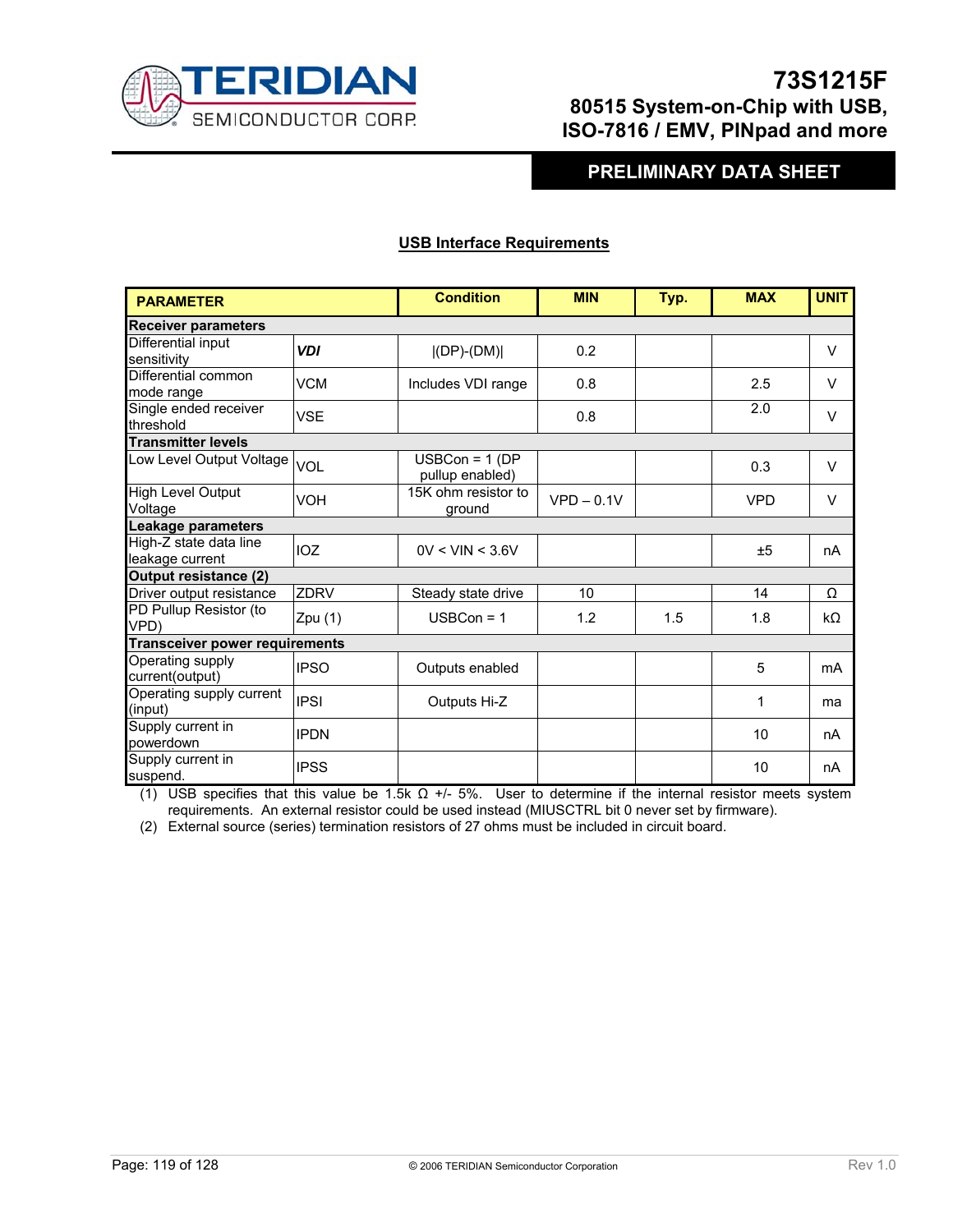### USB Interface Requirements

| PARAMETER | | Condition | MIN | Typ. | MAX | UNIT |
|---|---|---|---|---|---|---|
| **Receiver parameters** | | | | | | |
| Differential input sensitivity | ***VDI*** | \|(DP)-(DM)\| | 0.2 | | | V |
| Differential common mode range | VCM | Includes VDI range | 0.8 | | 2.5 | V |
| Single ended receiver threshold | VSE | | 0.8 | | 2.0 | V |
| **Transmitter levels** | | | | | | |
| Low Level Output Voltage | VOL | USBCon = 1 (DP pullup enabled) | | | 0.3 | V |
| High Level Output Voltage | VOH | 15K ohm resistor to ground | VPD – 0.1V | | VPD | V |
| **Leakage parameters** | | | | | | |
| High-Z state data line leakage current | IOZ | 0V < VIN < 3.6V | | | ±5 | nA |
| **Output resistance (2)** | | | | | | |
| Driver output resistance | ZDRV | Steady state drive | 10 | | 14 | Ω |
| PD Pullup Resistor (to VPD) | Zpu (1) | USBCon = 1 | 1.2 | 1.5 | 1.8 | kΩ |
| **Transceiver power requirements** | | | | | | |
| Operating supply current(output) | IPSO | Outputs enabled | | | 5 | mA |
| Operating supply current (input) | IPSI | Outputs Hi-Z | | | 1 | ma |
| Supply current in powerdown | IPDN | | | | 10 | nA |
| Supply current in suspend. | IPSS | | | | 10 | nA |

(1) USB specifies that this value be 1.5k Ω +/- 5%. User to determine if the internal resistor meets system requirements. An external resistor could be used instead (MIUSCTRL bit 0 never set by firmware).

(2) External source (series) termination resistors of 27 ohms must be included in circuit board.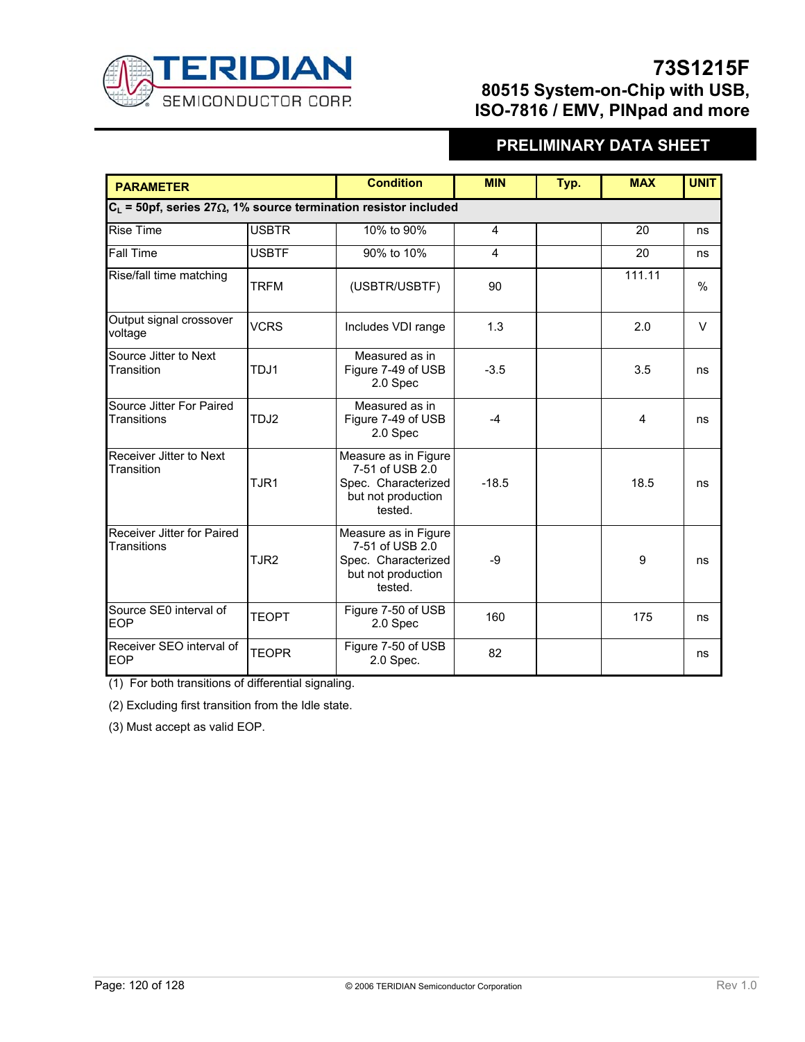| PARAMETER | | Condition | MIN | Typ. | MAX | UNIT |
|---|---|---|---|---|---|---|
| **$C_L$ = 50pf, series 27Ω, 1% source termination resistor included** | | | | | | |
| Rise Time | USBTR | 10% to 90% | 4 | | 20 | ns |
| Fall Time | USBTF | 90% to 10% | 4 | | 20 | ns |
| Rise/fall time matching | TRFM | (USBTR/USBTF) | 90 | | 111.11 | % |
| Output signal crossover voltage | VCRS | Includes VDI range | 1.3 | | 2.0 | V |
| Source Jitter to Next Transition | TDJ1 | Measured as in Figure 7-49 of USB 2.0 Spec | -3.5 | | 3.5 | ns |
| Source Jitter For Paired Transitions | TDJ2 | Measured as in Figure 7-49 of USB 2.0 Spec | -4 | | 4 | ns |
| Receiver Jitter to Next Transition | TJR1 | Measure as in Figure 7-51 of USB 2.0 Spec. Characterized but not production tested. | -18.5 | | 18.5 | ns |
| Receiver Jitter for Paired Transitions | TJR2 | Measure as in Figure 7-51 of USB 2.0 Spec. Characterized but not production tested. | -9 | | 9 | ns |
| Source SE0 interval of EOP | TEOPT | Figure 7-50 of USB 2.0 Spec | 160 | | 175 | ns |
| Receiver SEO interval of EOP | TEOPR | Figure 7-50 of USB 2.0 Spec. | 82 | | | ns |

(1) For both transitions of differential signaling.

(2) Excluding first transition from the Idle state.

(3) Must accept as valid EOP.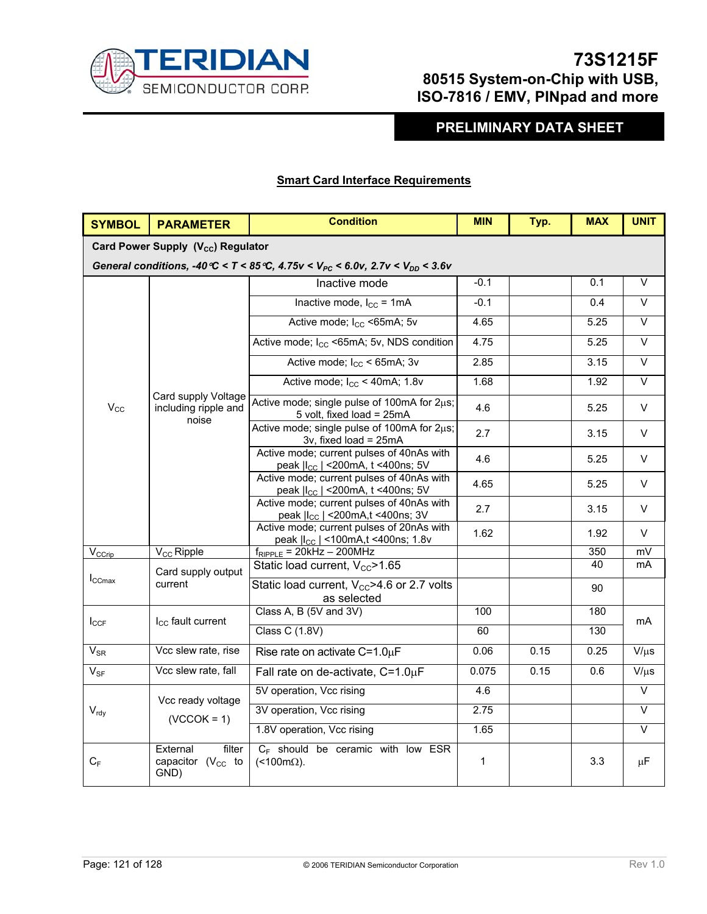## Smart Card Interface Requirements

| SYMBOL | PARAMETER | Condition | MIN | Typ. | MAX | UNIT |
|---|---|---|---|---|---|---|
| **Card Power Supply ($V_{CC}$) Regulator** | | | | | | |
| ***General conditions, -40°C < T < 85°C, 4.75v < $V_{PC}$ < 6.0v, 2.7v < $V_{DD}$ < 3.6v*** | | | | | | |
| $V_{CC}$ | Card supply Voltage including ripple and noise | Inactive mode | -0.1 | | 0.1 | V |
| | | Inactive mode, $I_{CC}$ = 1mA | -0.1 | | 0.4 | V |
| | | Active mode; $I_{CC}$ <65mA; 5v | 4.65 | | 5.25 | V |
| | | Active mode; $I_{CC}$ <65mA; 5v, NDS condition | 4.75 | | 5.25 | V |
| | | Active mode; $I_{CC}$ < 65mA; 3v | 2.85 | | 3.15 | V |
| | | Active mode; $I_{CC}$ < 40mA; 1.8v | 1.68 | | 1.92 | V |
| | | Active mode; single pulse of 100mA for 2µs; 5 volt, fixed load = 25mA | 4.6 | | 5.25 | V |
| | | Active mode; single pulse of 100mA for 2µs; 3v, fixed load = 25mA | 2.7 | | 3.15 | V |
| | | Active mode; current pulses of 40nAs with peak $\|I_{CC}\|$ <200mA, t <400ns; 5V | 4.6 | | 5.25 | V |
| | | Active mode; current pulses of 40nAs with peak $\|I_{CC}\|$ <200mA, t <400ns; 5V | 4.65 | | 5.25 | V |
| | | Active mode; current pulses of 40nAs with peak $\|I_{CC}\|$ <200mA,t <400ns; 3V | 2.7 | | 3.15 | V |
| | | Active mode; current pulses of 20nAs with peak $\|I_{CC}\|$ <100mA,t <400ns; 1.8v | 1.62 | | 1.92 | V |
| $V_{CCrip}$ | $V_{CC}$ Ripple | $f_{RIPPLE}$ = 20kHz – 200MHz | | | 350 | mV |
| $I_{CCmax}$ | Card supply output current | Static load current, $V_{CC}$>1.65 | | | 40 | mA |
| | | Static load current, $V_{CC}$>4.6 or 2.7 volts as selected | | | 90 | |
| $I_{CCF}$ | $I_{CC}$ fault current | Class A, B (5V and 3V) | 100 | | 180 | mA |
| | | Class C (1.8V) | 60 | | 130 | |
| $V_{SR}$ | Vcc slew rate, rise | Rise rate on activate C=1.0µF | 0.06 | 0.15 | 0.25 | V/µs |
| $V_{SF}$ | Vcc slew rate, fall | Fall rate on de-activate, C=1.0µF | 0.075 | 0.15 | 0.6 | V/µs |
| $V_{rdy}$ | Vcc ready voltage (VCCOK = 1) | 5V operation, Vcc rising | 4.6 | | | V |
| | | 3V operation, Vcc rising | 2.75 | | | V |
| | | 1.8V operation, Vcc rising | 1.65 | | | V |
| $C_F$ | External filter capacitor ($V_{CC}$ to GND) | $C_F$ should be ceramic with low ESR (<100mΩ). | 1 | | 3.3 | µF |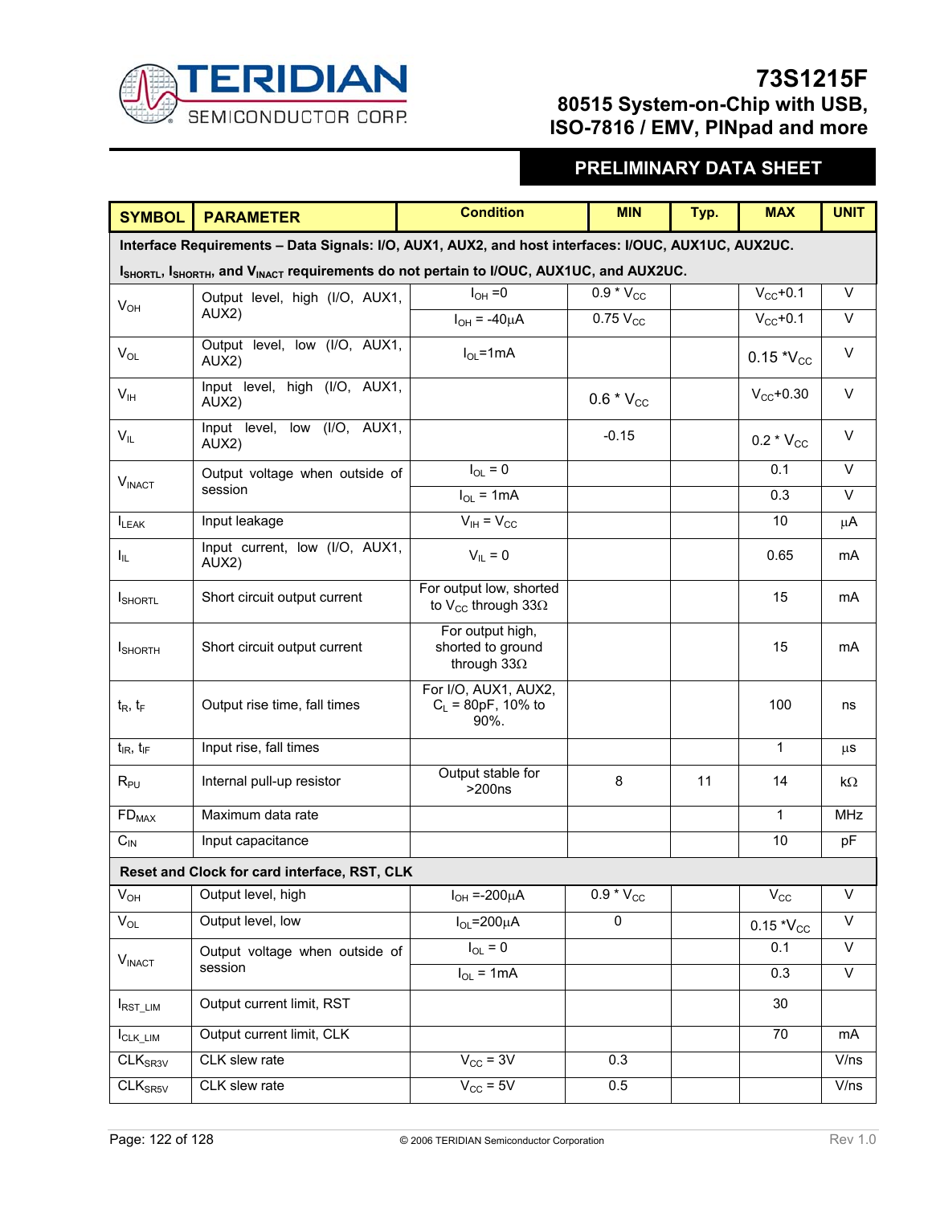| SYMBOL | PARAMETER | Condition | MIN | Typ. | MAX | UNIT |
|---|---|---|---|---|---|---|
| **Interface Requirements – Data Signals: I/O, AUX1, AUX2, and host interfaces: I/OUC, AUX1UC, AUX2UC. $I_{SHORTL}$, $I_{SHORTH}$, and $V_{INACT}$ requirements do not pertain to I/OUC, AUX1UC, and AUX2UC.** | | | | | | |
| $V_{OH}$ | Output level, high (I/O, AUX1, AUX2) | $I_{OH}$ =0 | 0.9 * $V_{CC}$ | | $V_{CC}$+0.1 | V |
| | | $I_{OH}$ = -40µA | 0.75 $V_{CC}$ | | $V_{CC}$+0.1 | V |
| $V_{OL}$ | Output level, low (I/O, AUX1, AUX2) | $I_{OL}$=1mA | | | 0.15 *$V_{CC}$ | V |
| $V_{IH}$ | Input level, high (I/O, AUX1, AUX2) | | 0.6 * $V_{CC}$ | | $V_{CC}$+0.30 | V |
| $V_{IL}$ | Input level, low (I/O, AUX1, AUX2) | | -0.15 | | 0.2 * $V_{CC}$ | V |
| $V_{INACT}$ | Output voltage when outside of session | $I_{OL}$ = 0 | | | 0.1 | V |
| | | $I_{OL}$ = 1mA | | | 0.3 | V |
| $I_{LEAK}$ | Input leakage | $V_{IH}$ = $V_{CC}$ | | | 10 | µA |
| $I_{IL}$ | Input current, low (I/O, AUX1, AUX2) | $V_{IL}$ = 0 | | | 0.65 | mA |
| $I_{SHORTL}$ | Short circuit output current | For output low, shorted to $V_{CC}$ through 33Ω | | | 15 | mA |
| $I_{SHORTH}$ | Short circuit output current | For output high, shorted to ground through 33Ω | | | 15 | mA |
| $t_R$, $t_F$ | Output rise time, fall times | For I/O, AUX1, AUX2, $C_L$ = 80pF, 10% to 90%. | | | 100 | ns |
| $t_{IR}$, $t_{IF}$ | Input rise, fall times | | | | 1 | µs |
| $R_{PU}$ | Internal pull-up resistor | Output stable for >200ns | 8 | 11 | 14 | kΩ |
| $FD_{MAX}$ | Maximum data rate | | | | 1 | MHz |
| $C_{IN}$ | Input capacitance | | | | 10 | pF |
| **Reset and Clock for card interface, RST, CLK** | | | | | | |
| $V_{OH}$ | Output level, high | $I_{OH}$ =-200µA | 0.9 * $V_{CC}$ | | $V_{CC}$ | V |
| $V_{OL}$ | Output level, low | $I_{OL}$=200µA | 0 | | 0.15 *$V_{CC}$ | V |
| $V_{INACT}$ | Output voltage when outside of session | $I_{OL}$ = 0 | | | 0.1 | V |
| | | $I_{OL}$ = 1mA | | | 0.3 | V |
| $I_{RST\_LIM}$ | Output current limit, RST | | | | 30 | |
| $I_{CLK\_LIM}$ | Output current limit, CLK | | | | 70 | mA |
| $CLK_{SR3V}$ | CLK slew rate | $V_{CC}$ = 3V | 0.3 | | | V/ns |
| $CLK_{SR5V}$ | CLK slew rate | $V_{CC}$ = 5V | 0.5 | | | V/ns |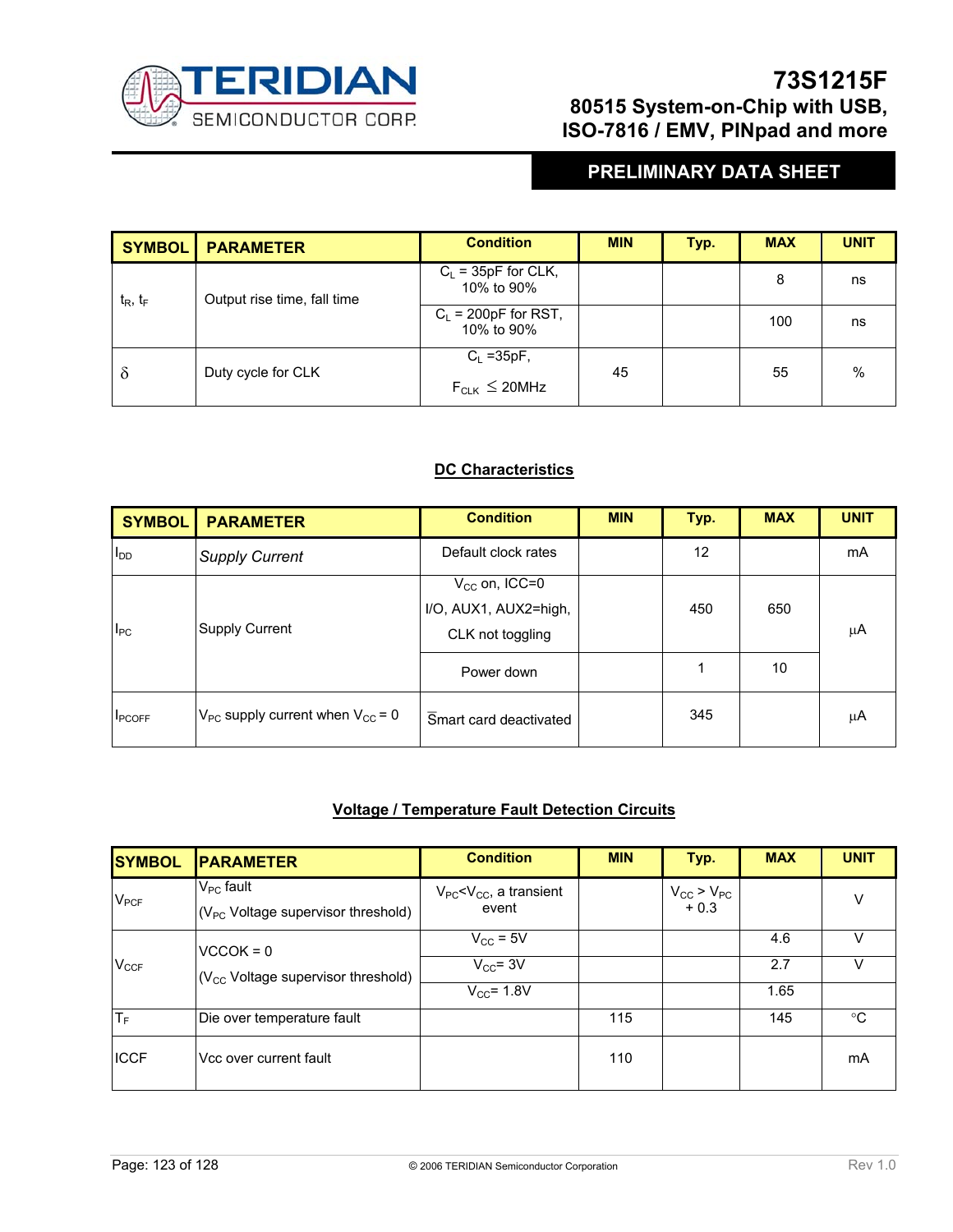| SYMBOL | PARAMETER | Condition | MIN | Typ. | MAX | UNIT |
|---|---|---|---|---|---|---|
| $t_R$, $t_F$ | Output rise time, fall time | $C_L$ = 35pF for CLK, 10% to 90% | | | 8 | ns |
| | | $C_L$ = 200pF for RST, 10% to 90% | | | 100 | ns |
| $\delta$ | Duty cycle for CLK | $C_L$ =35pF, $F_{CLK} \leq$ 20MHz | 45 | | 55 | % |

## DC Characteristics

| SYMBOL | PARAMETER | Condition | MIN | Typ. | MAX | UNIT |
|---|---|---|---|---|---|---|
| $I_{DD}$ | *Supply Current* | Default clock rates | | 12 | | mA |
| $I_{PC}$ | Supply Current | $V_{CC}$ on, ICC=0 I/O, AUX1, AUX2=high, CLK not toggling | | 450 | 650 | µA |
| | | Power down | | 1 | 10 | µA |
| $I_{PCOFF}$ | $V_{PC}$ supply current when $V_{CC}$ = 0 | Smart card deactivated | | 345 | | µA |

## Voltage / Temperature Fault Detection Circuits

| SYMBOL | PARAMETER | Condition | MIN | Typ. | MAX | UNIT |
|---|---|---|---|---|---|---|
| $V_{PCF}$ | $V_{PC}$ fault ($V_{PC}$ Voltage supervisor threshold) | $V_{PC}$<$V_{CC}$, a transient event | | $V_{CC}$ > $V_{PC}$ + 0.3 | | V |
| $V_{CCF}$ | VCCOK = 0 ($V_{CC}$ Voltage supervisor threshold) | $V_{CC}$ = 5V | | | 4.6 | V |
| | | $V_{CC}$= 3V | | | 2.7 | V |
| | | $V_{CC}$= 1.8V | | | 1.65 | |
| $T_F$ | Die over temperature fault | | 115 | | 145 | °C |
| ICCF | Vcc over current fault | | 110 | | | mA |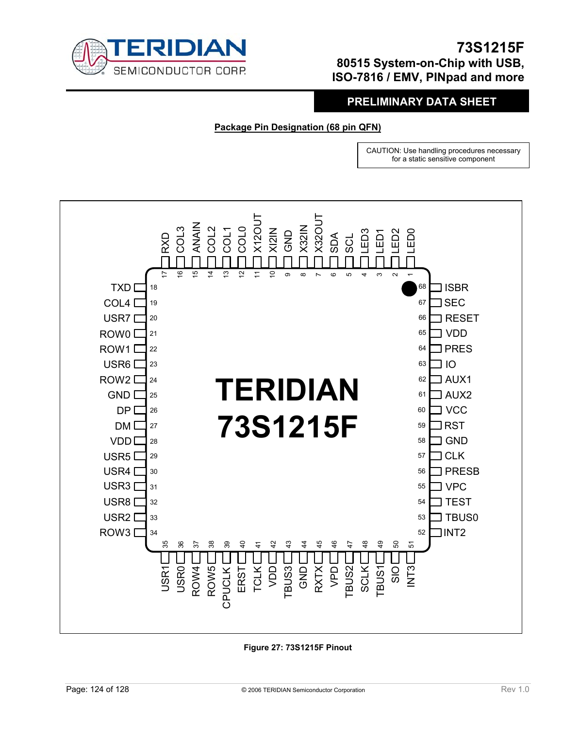## Package Pin Designation (68 pin QFN)

CAUTION: Use handling procedures necessary for a static sensitive component

**TERIDIAN 73S1215F**

| Pin | Name | Pin | Name | Pin | Name | Pin | Name |
|---|---|---|---|---|---|---|---|
| 1 | LED0 | 18 | TXD | 35 | USR1 | 52 | INT2 |
| 2 | LED2 | 19 | COL4 | 36 | USR0 | 53 | TBUS0 |
| 3 | LED1 | 20 | USR7 | 37 | ROW4 | 54 | TEST |
| 4 | LED3 | 21 | ROW0 | 38 | ROW5 | 55 | VPC |
| 5 | SCL | 22 | ROW1 | 39 | CPUCLK | 56 | PRESB |
| 6 | SDA | 23 | USR6 | 40 | ERST | 57 | CLK |
| 7 | X32OUT | 24 | ROW2 | 41 | TCLK | 58 | GND |
| 8 | X32IN | 25 | GND | 42 | VDD | 59 | RST |
| 9 | GND | 26 | DP | 43 | TBUS3 | 60 | VCC |
| 10 | XI2IN | 27 | DM | 44 | GND | 61 | AUX2 |
| 11 | X12OUT | 28 | VDD | 45 | RXTX | 62 | AUX1 |
| 12 | COL0 | 29 | USR5 | 46 | VPD | 63 | IO |
| 13 | COL1 | 30 | USR4 | 47 | TBUS2 | 64 | PRES |
| 14 | COL2 | 31 | USR3 | 48 | SCLK | 65 | VDD |
| 15 | ANAIN | 32 | USR8 | 49 | TBUS1 | 66 | RESET |
| 16 | COL3 | 33 | USR2 | 50 | SIO | 67 | SEC |
| 17 | RXD | 34 | ROW3 | 51 | INT3 | 68 | ISBR |

**Figure 27: 73S1215F Pinout**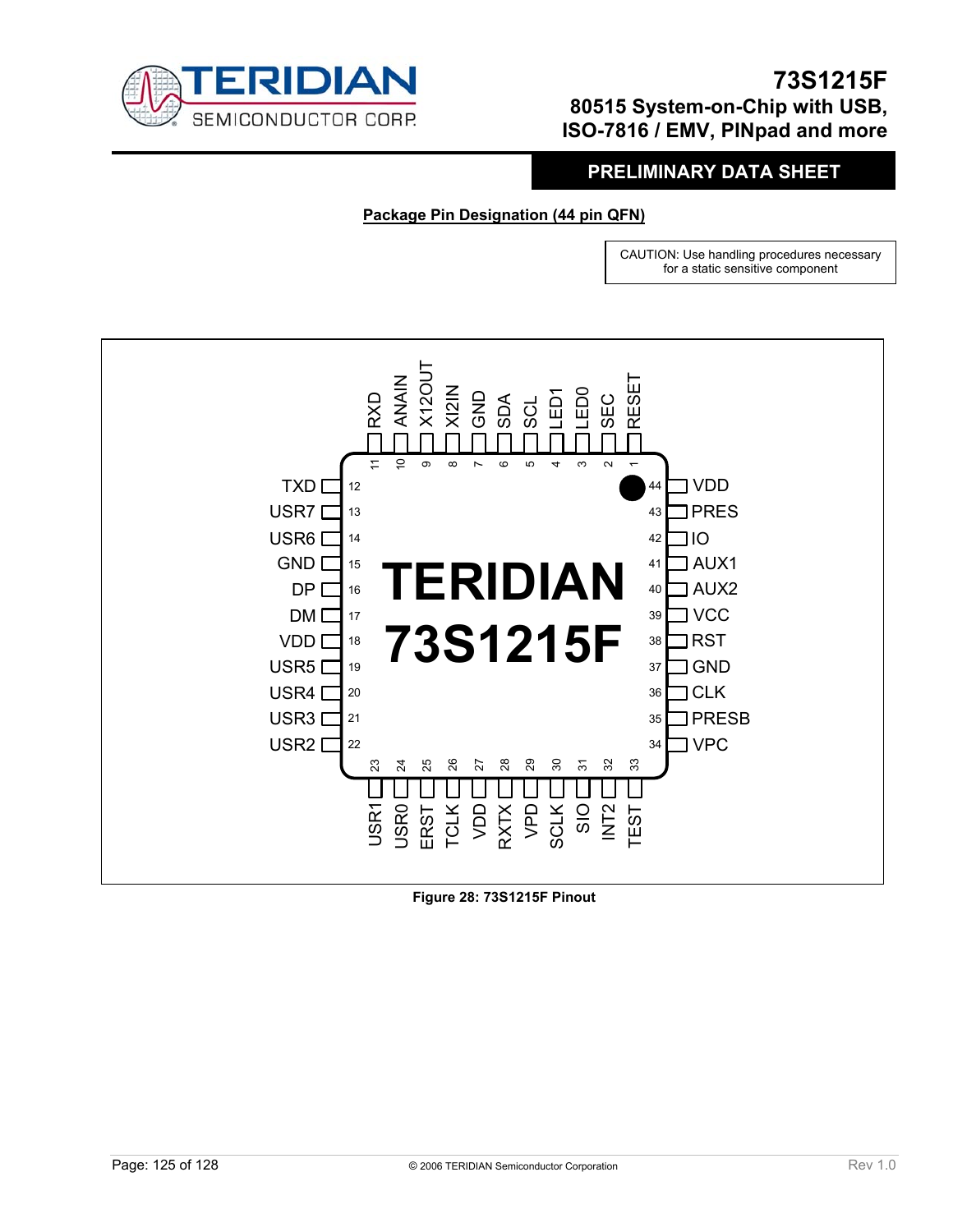## Package Pin Designation (44 pin QFN)

CAUTION: Use handling procedures necessary for a static sensitive component

| Pin | Name | Pin | Name |
|---|---|---|---|
| 1 | RESET | 23 | USR1 |
| 2 | SEC | 24 | USR0 |
| 3 | LED0 | 25 | ERST |
| 4 | LED1 | 26 | TCLK |
| 5 | SCL | 27 | VDD |
| 6 | SDA | 28 | RXTX |
| 7 | GND | 29 | VPD |
| 8 | XI2IN | 30 | SCLK |
| 9 | X12OUT | 31 | SIO |
| 10 | ANAIN | 32 | INT2 |
| 11 | RXD | 33 | TEST |
| 12 | TXD | 34 | VPC |
| 13 | USR7 | 35 | PRESB |
| 14 | USR6 | 36 | CLK |
| 15 | GND | 37 | GND |
| 16 | DP | 38 | RST |
| 17 | DM | 39 | VCC |
| 18 | VDD | 40 | AUX2 |
| 19 | USR5 | 41 | AUX1 |
| 20 | USR4 | 42 | IO |
| 21 | USR3 | 43 | PRES |
| 22 | USR2 | 44 | VDD |

TERIDIAN 73S1215F

**Figure 28: 73S1215F Pinout**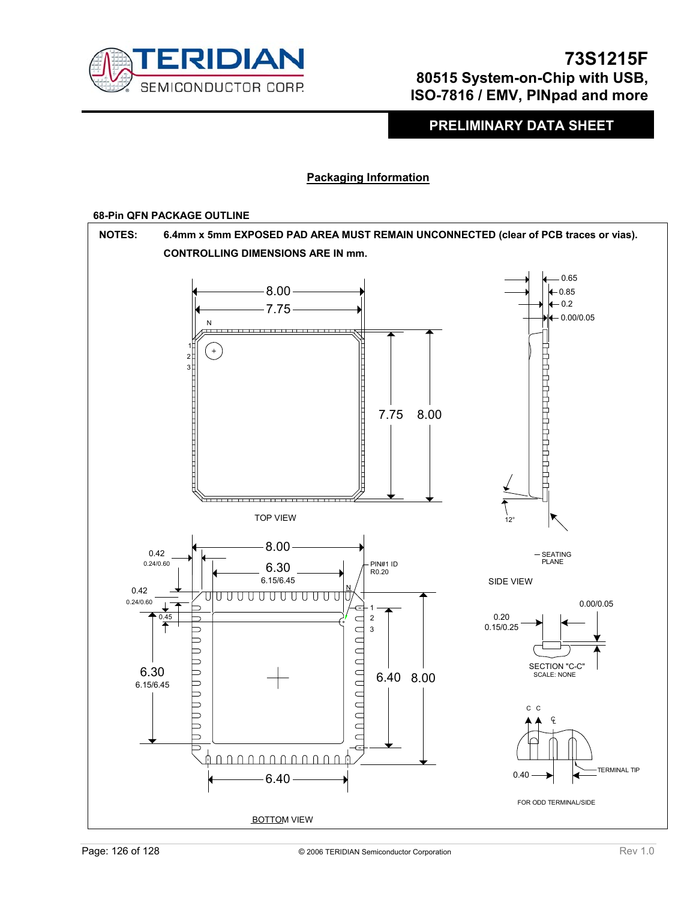## Packaging Information

**68-Pin QFN PACKAGE OUTLINE**

**NOTES:** **6.4mm x 5mm EXPOSED PAD AREA MUST REMAIN UNCONNECTED (clear of PCB traces or vias).**

**CONTROLLING DIMENSIONS ARE IN mm.**

TOP VIEW

SIDE VIEW

SECTION "C-C"
SCALE: NONE

FOR ODD TERMINAL/SIDE

BOTTOM VIEW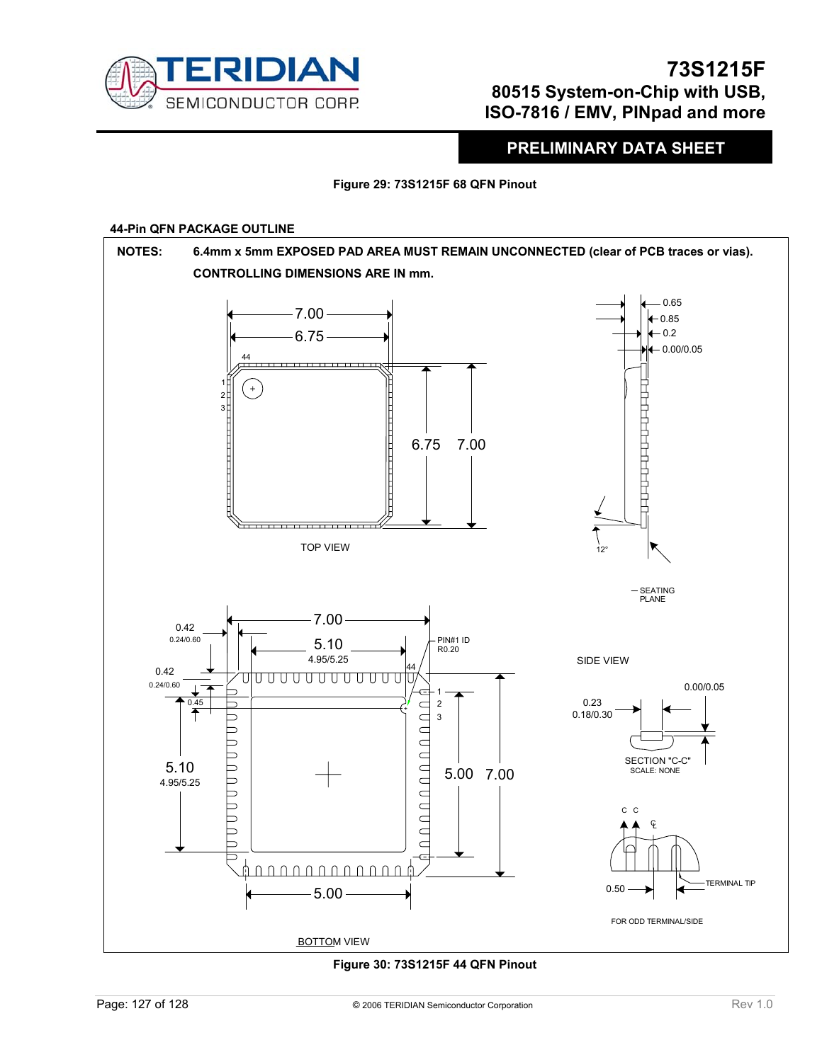Figure 29: 73S1215F 68 QFN Pinout

**44-Pin QFN PACKAGE OUTLINE**

**NOTES:** **6.4mm x 5mm EXPOSED PAD AREA MUST REMAIN UNCONNECTED (clear of PCB traces or vias).**

**CONTROLLING DIMENSIONS ARE IN mm.**

TOP VIEW

SIDE VIEW

SECTION "C-C"
SCALE: NONE

FOR ODD TERMINAL/SIDE

BOTTOM VIEW

**Figure 30: 73S1215F 44 QFN Pinout**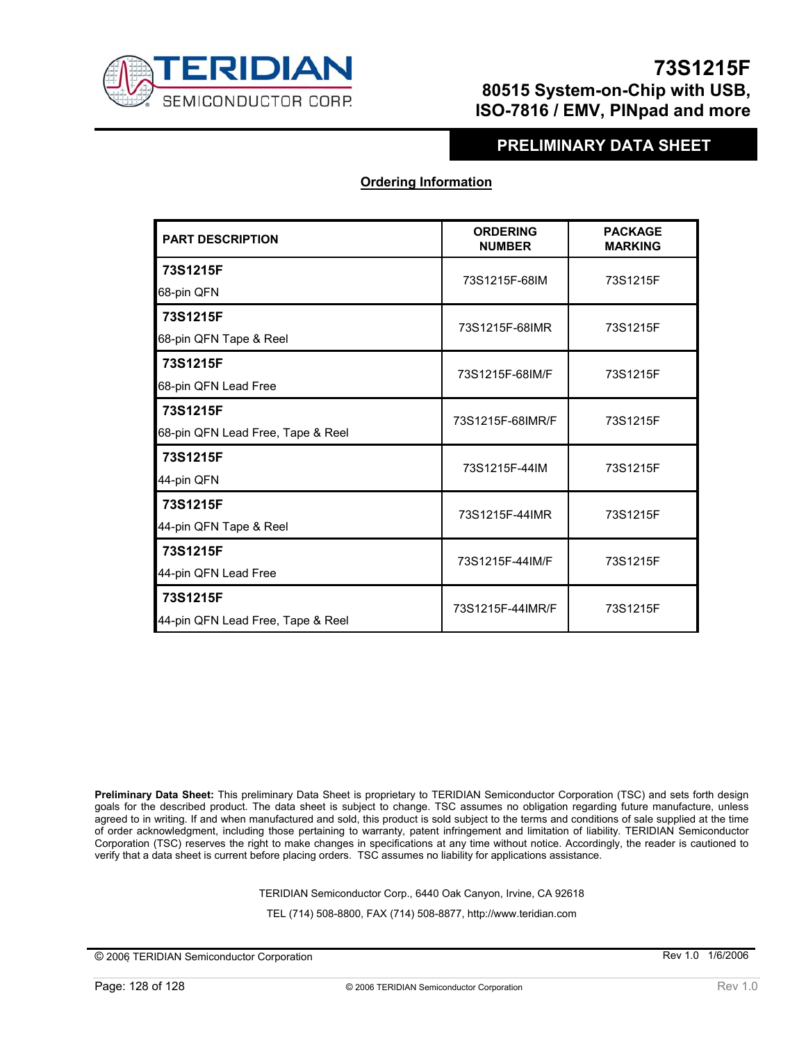## Ordering Information

| PART DESCRIPTION | ORDERING NUMBER | PACKAGE MARKING |
|---|---|---|
| **73S1215F** 68-pin QFN | 73S1215F-68IM | 73S1215F |
| **73S1215F** 68-pin QFN Tape & Reel | 73S1215F-68IMR | 73S1215F |
| **73S1215F** 68-pin QFN Lead Free | 73S1215F-68IM/F | 73S1215F |
| **73S1215F** 68-pin QFN Lead Free, Tape & Reel | 73S1215F-68IMR/F | 73S1215F |
| **73S1215F** 44-pin QFN | 73S1215F-44IM | 73S1215F |
| **73S1215F** 44-pin QFN Tape & Reel | 73S1215F-44IMR | 73S1215F |
| **73S1215F** 44-pin QFN Lead Free | 73S1215F-44IM/F | 73S1215F |
| **73S1215F** 44-pin QFN Lead Free, Tape & Reel | 73S1215F-44IMR/F | 73S1215F |

**Preliminary Data Sheet:** This preliminary Data Sheet is proprietary to TERIDIAN Semiconductor Corporation (TSC) and sets forth design goals for the described product. The data sheet is subject to change. TSC assumes no obligation regarding future manufacture, unless agreed to in writing. If and when manufactured and sold, this product is sold subject to the terms and conditions of sale supplied at the time of order acknowledgment, including those pertaining to warranty, patent infringement and limitation of liability. TERIDIAN Semiconductor Corporation (TSC) reserves the right to make changes in specifications at any time without notice. Accordingly, the reader is cautioned to verify that a data sheet is current before placing orders. TSC assumes no liability for applications assistance.

TERIDIAN Semiconductor Corp., 6440 Oak Canyon, Irvine, CA 92618

TEL (714) 508-8800, FAX (714) 508-8877, http://www.teridian.com

© 2006 TERIDIAN Semiconductor Corporation Rev 1.0 1/6/2006